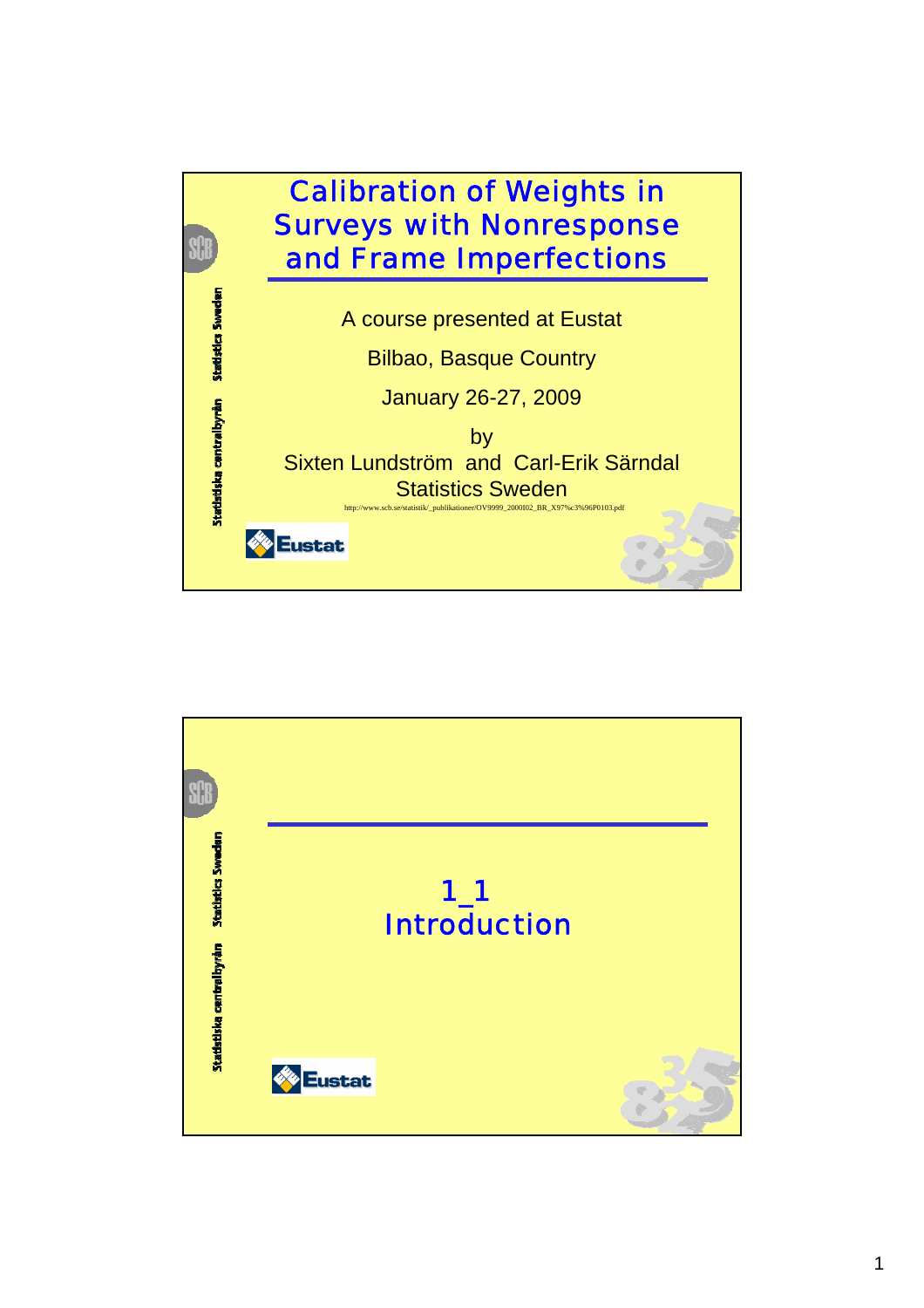# Calibration of Weights in Surveys with Nonresponse and Frame Imperfections

A course presented at Eustat

Bilbao, Basque Country

January 26-27, 2009

by

Sixten Lundström and Carl-Erik Särndal

Statistics Sweden

http://www.scb.se/statistik/_publikationer/OV9999_2000I02_BR_X97%c3%96P0103.pdf

Eustat

---

## 1_1 Introduction

Eustat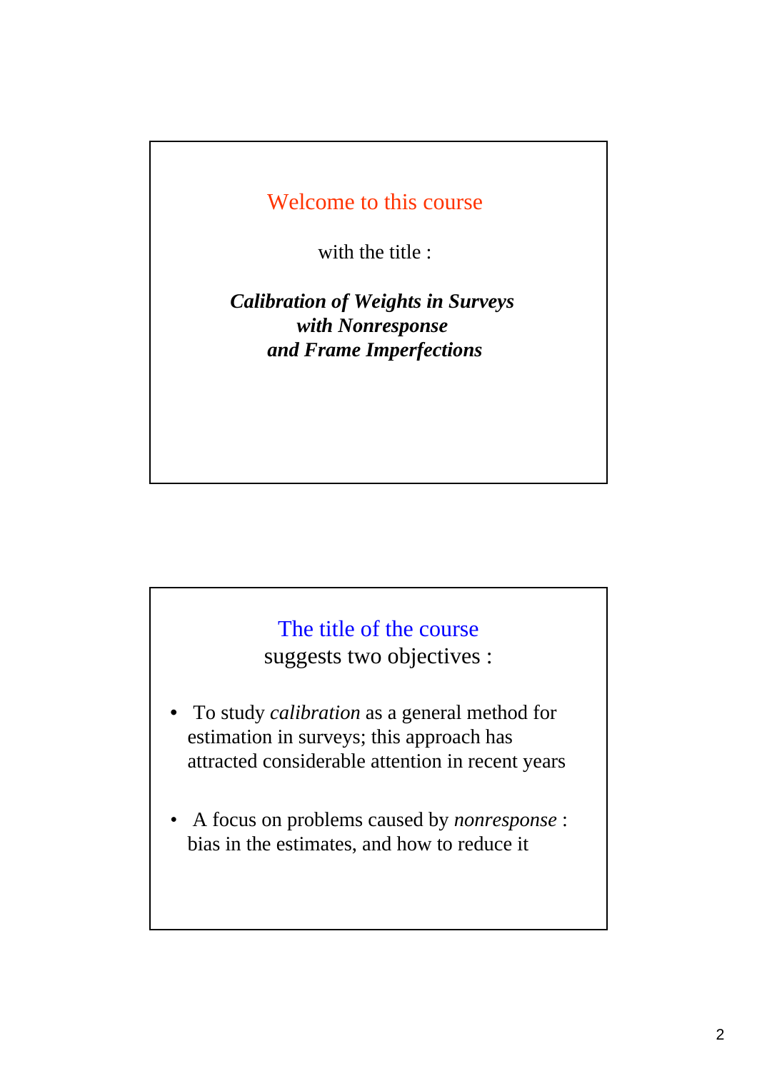Welcome to this course

with the title :

***Calibration of Weights in Surveys with Nonresponse and Frame Imperfections***

The title of the course suggests two objectives :

- To study *calibration* as a general method for estimation in surveys; this approach has attracted considerable attention in recent years
- A focus on problems caused by *nonresponse* : bias in the estimates, and how to reduce it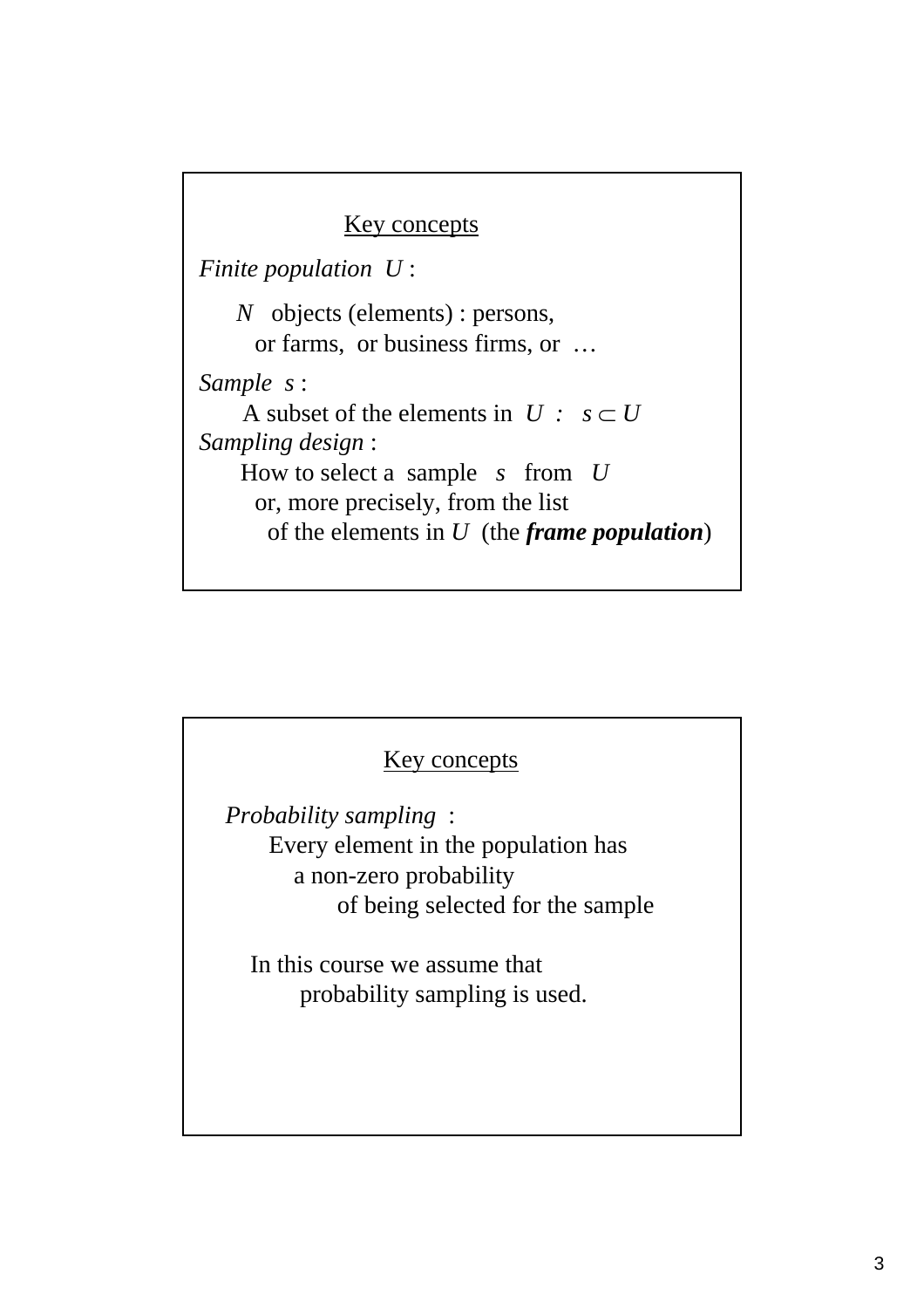## Key concepts

*Finite population* $U$ :

$N$ objects (elements) : persons, or farms, or business firms, or …

*Sample* $s$ :

A subset of the elements in $U$ : $s \subset U$

*Sampling design* :

How to select a sample $s$ from $U$ or, more precisely, from the list of the elements in $U$ (the ***frame population***)

## Key concepts

*Probability sampling* :

Every element in the population has a non-zero probability of being selected for the sample

In this course we assume that probability sampling is used.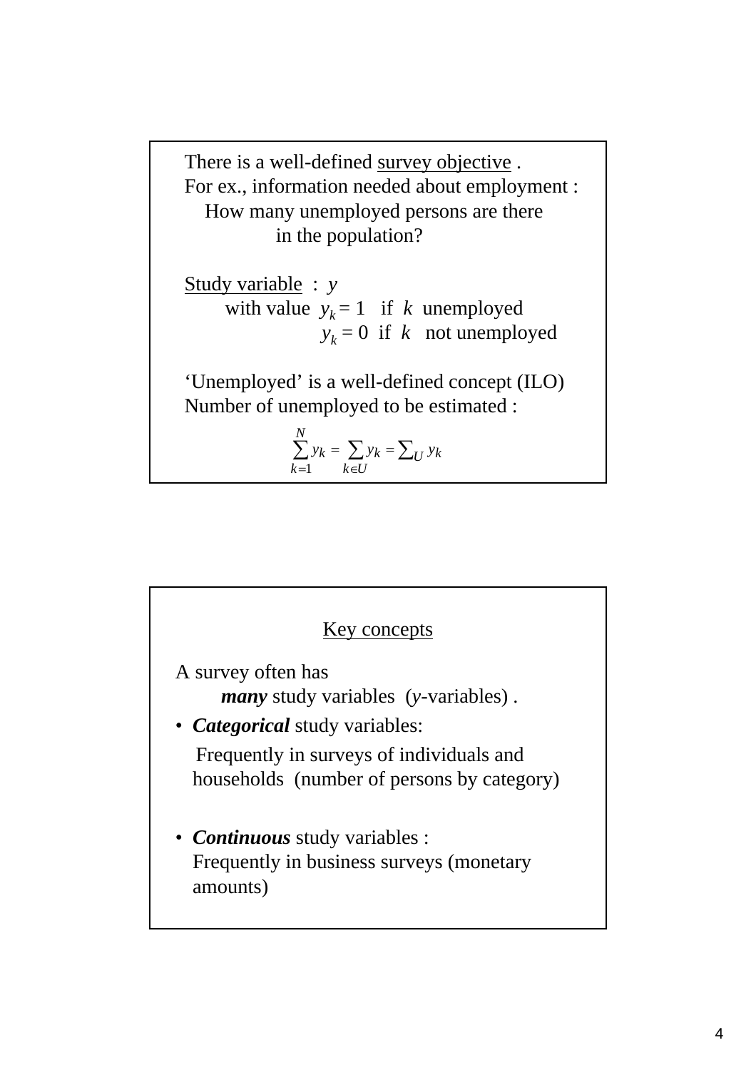There is a well-defined <u>survey objective</u> .
For ex., information needed about employment :
How many unemployed persons are there in the population?

<u>Study variable</u> : $y$
with value $y_k = 1$ if $k$ unemployed
$y_k = 0$ if $k$ not unemployed

'Unemployed' is a well-defined concept (ILO)
Number of unemployed to be estimated :

$$\sum_{k=1}^{N} y_k = \sum_{k \in U} y_k = \sum_U y_k$$

---

## Key concepts

A survey often has
***many*** study variables ($y$-variables) .

- ***Categorical*** study variables:
  Frequently in surveys of individuals and households (number of persons by category)

- ***Continuous*** study variables :
  Frequently in business surveys (monetary amounts)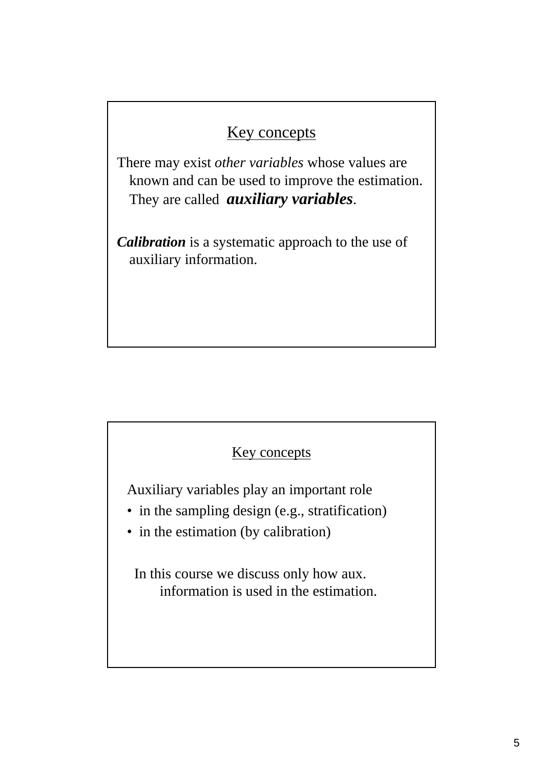## Key concepts

There may exist *other variables* whose values are known and can be used to improve the estimation. They are called ***auxiliary variables***.

***Calibration*** is a systematic approach to the use of auxiliary information.

## Key concepts

Auxiliary variables play an important role

- in the sampling design (e.g., stratification)
- in the estimation (by calibration)

In this course we discuss only how aux. information is used in the estimation.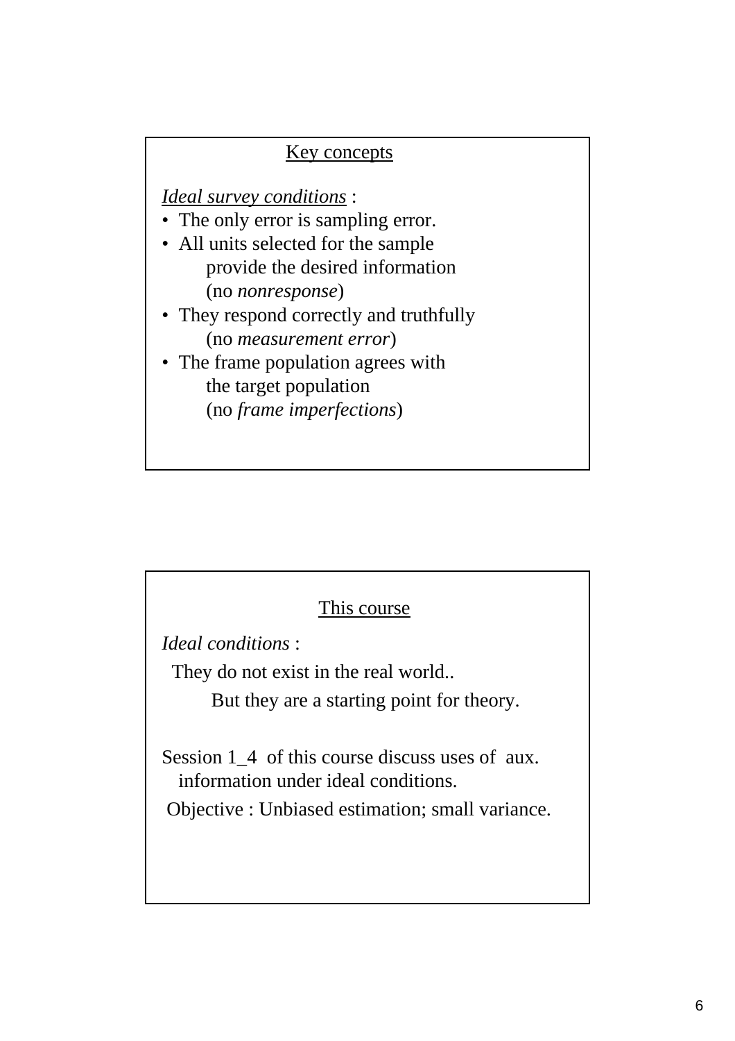## Key concepts

*Ideal survey conditions* :

- The only error is sampling error.
- All units selected for the sample provide the desired information (no *nonresponse*)
- They respond correctly and truthfully (no *measurement error*)
- The frame population agrees with the target population (no *frame imperfections*)

## This course

*Ideal conditions* :

They do not exist in the real world..

But they are a starting point for theory.

Session 1_4 of this course discuss uses of aux. information under ideal conditions.

Objective : Unbiased estimation; small variance.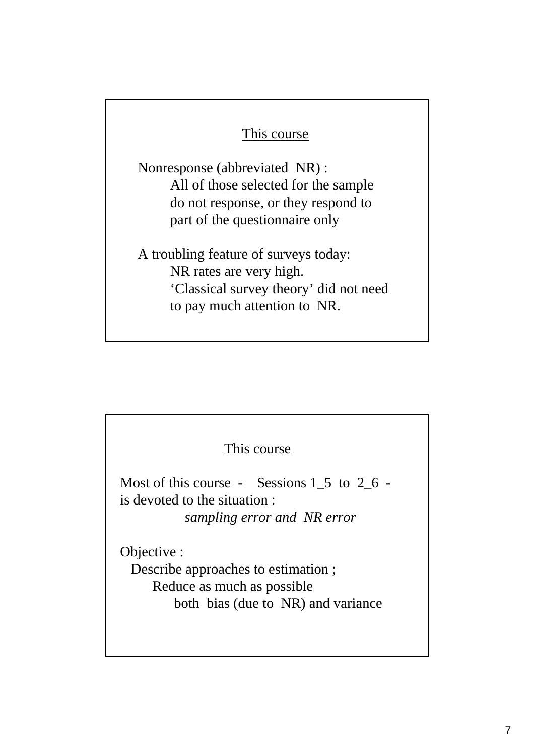## This course

Nonresponse (abbreviated NR) :

All of those selected for the sample do not response, or they respond to part of the questionnaire only

A troubling feature of surveys today:

NR rates are very high.

'Classical survey theory' did not need to pay much attention to NR.

## This course

Most of this course - Sessions 1_5 to 2_6 - is devoted to the situation :

*sampling error and NR error*

Objective :

Describe approaches to estimation ;

Reduce as much as possible

both bias (due to NR) and variance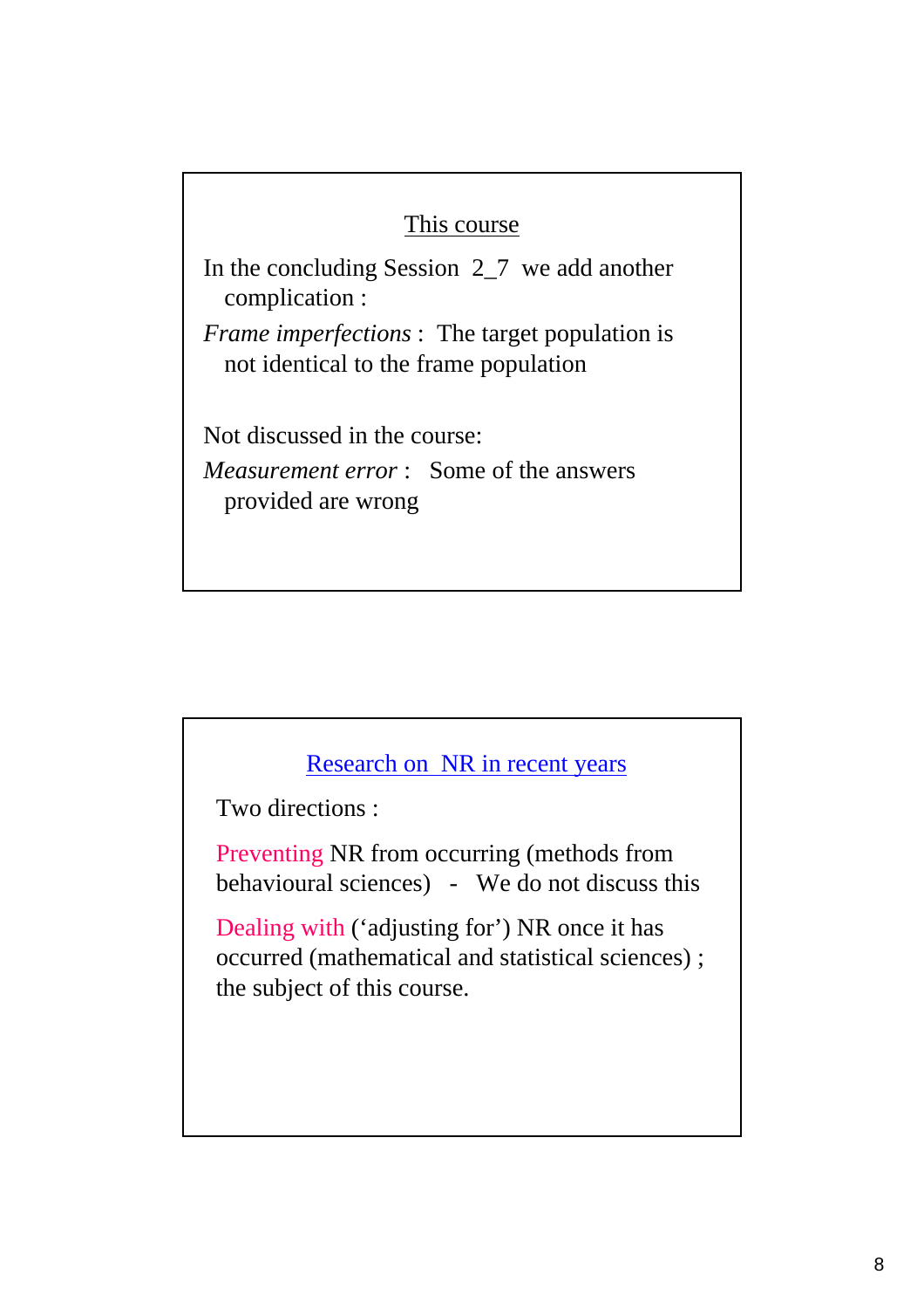## This course

In the concluding Session 2_7 we add another complication :

*Frame imperfections* : The target population is not identical to the frame population

Not discussed in the course:

*Measurement error* : Some of the answers provided are wrong

## Research on NR in recent years

Two directions :

Preventing NR from occurring (methods from behavioural sciences) - We do not discuss this

Dealing with ('adjusting for') NR once it has occurred (mathematical and statistical sciences) ; the subject of this course.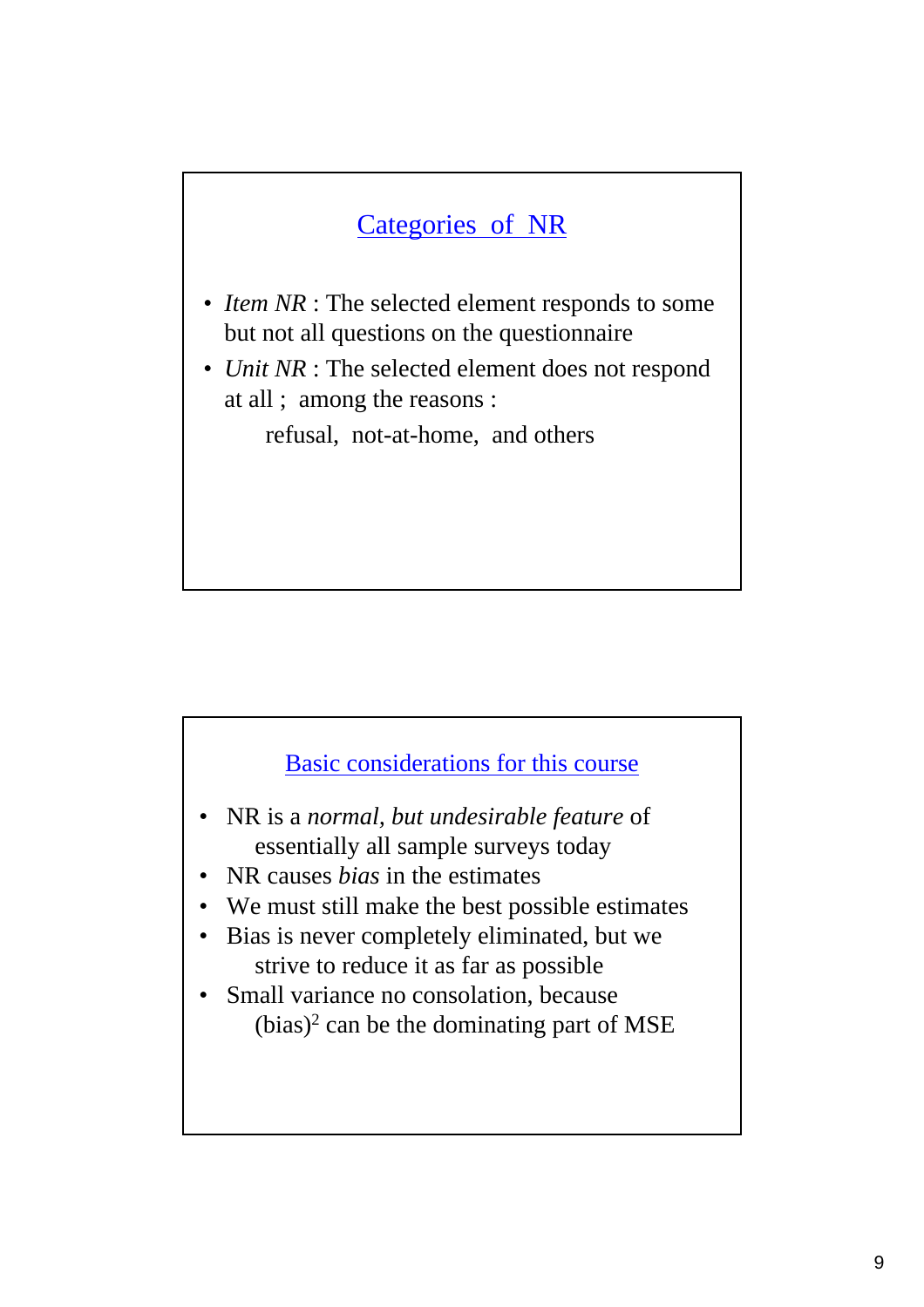## Categories of NR

- *Item NR* : The selected element responds to some but not all questions on the questionnaire
- *Unit NR* : The selected element does not respond at all ; among the reasons :

  refusal, not-at-home, and others

## Basic considerations for this course

- NR is a *normal, but undesirable feature* of essentially all sample surveys today
- NR causes *bias* in the estimates
- We must still make the best possible estimates
- Bias is never completely eliminated, but we strive to reduce it as far as possible
- Small variance no consolation, because $(\text{bias})^2$ can be the dominating part of MSE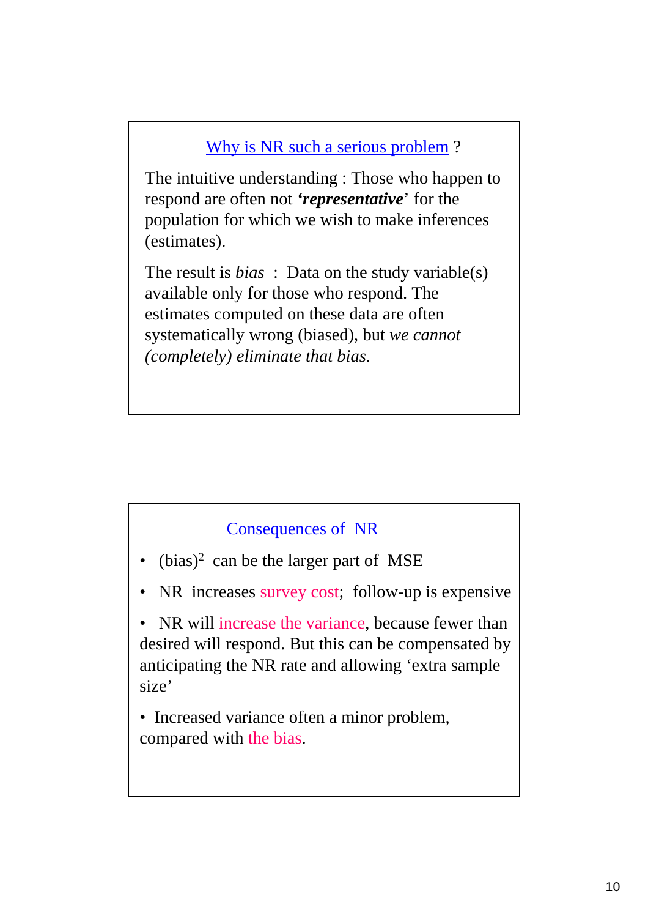## Why is NR such a serious problem ?

The intuitive understanding : Those who happen to respond are often not ***'representative'*** for the population for which we wish to make inferences (estimates).

The result is *bias* : Data on the study variable(s) available only for those who respond. The estimates computed on these data are often systematically wrong (biased), but *we cannot (completely) eliminate that bias*.

## Consequences of NR

- $(\text{bias})^2$ can be the larger part of MSE
- NR increases survey cost; follow-up is expensive
- NR will increase the variance, because fewer than desired will respond. But this can be compensated by anticipating the NR rate and allowing 'extra sample size'
- Increased variance often a minor problem, compared with the bias.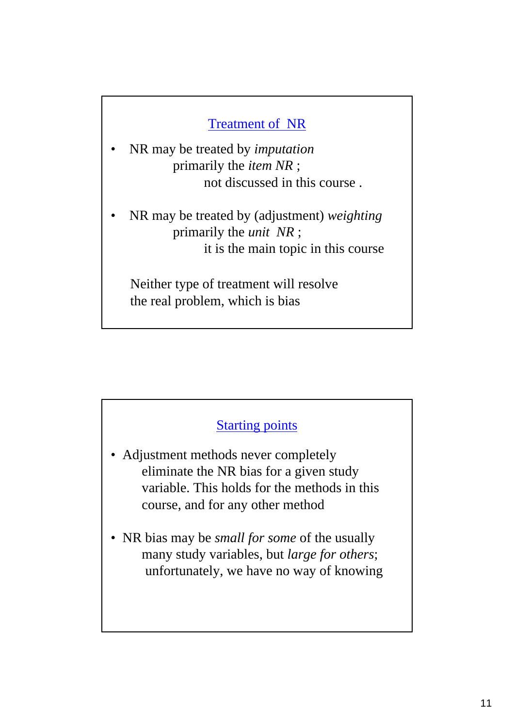## Treatment of NR

- NR may be treated by *imputation*
  primarily the *item NR* ;
  not discussed in this course .

- NR may be treated by (adjustment) *weighting*
  primarily the *unit NR* ;
  it is the main topic in this course

Neither type of treatment will resolve the real problem, which is bias

## Starting points

- Adjustment methods never completely eliminate the NR bias for a given study variable. This holds for the methods in this course, and for any other method

- NR bias may be *small for some* of the usually many study variables, but *large for others*; unfortunately, we have no way of knowing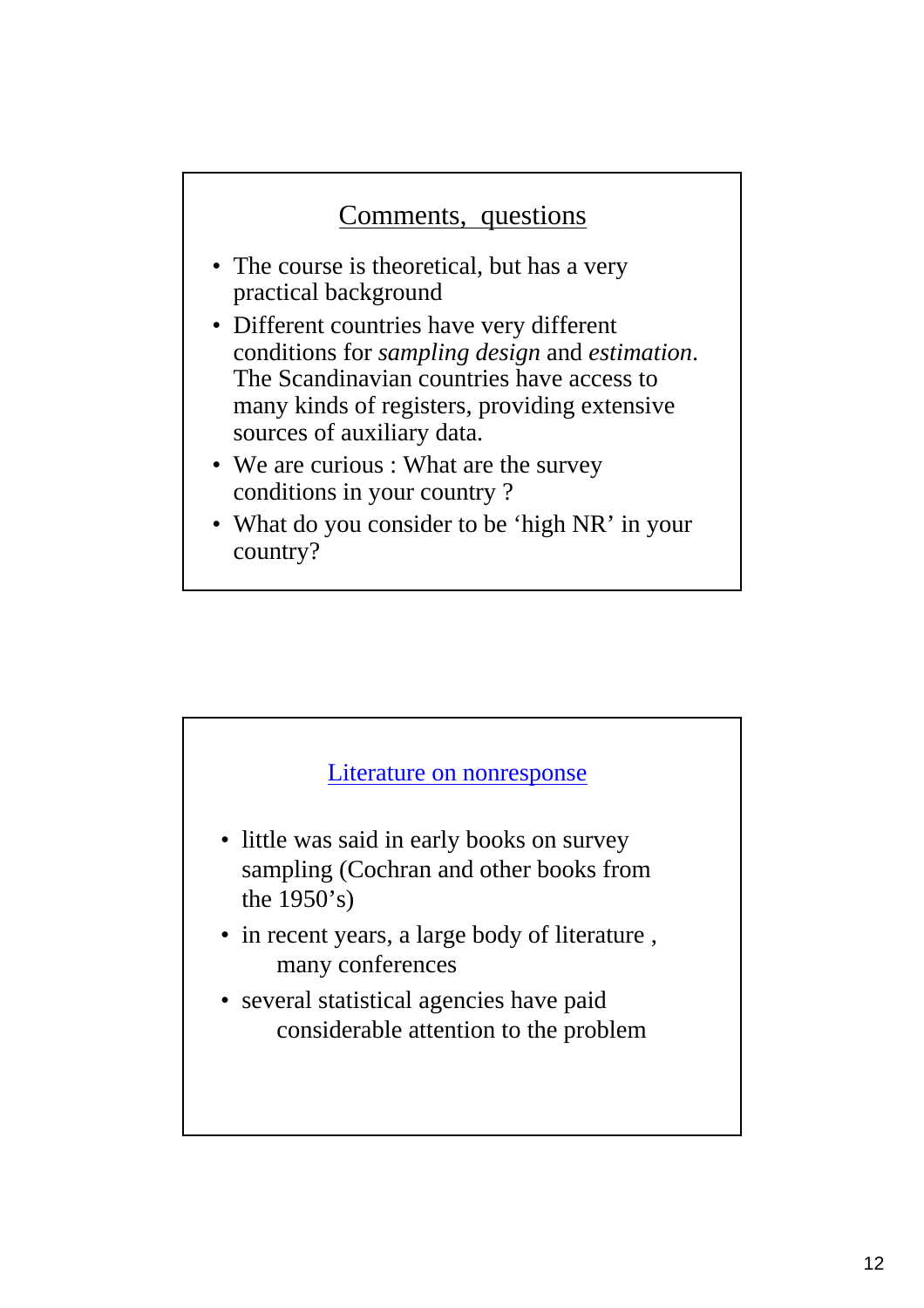## Comments, questions

- The course is theoretical, but has a very practical background
- Different countries have very different conditions for *sampling design* and *estimation*. The Scandinavian countries have access to many kinds of registers, providing extensive sources of auxiliary data.
- We are curious : What are the survey conditions in your country ?
- What do you consider to be 'high NR' in your country?

## Literature on nonresponse

- little was said in early books on survey sampling (Cochran and other books from the 1950's)
- in recent years, a large body of literature , many conferences
- several statistical agencies have paid considerable attention to the problem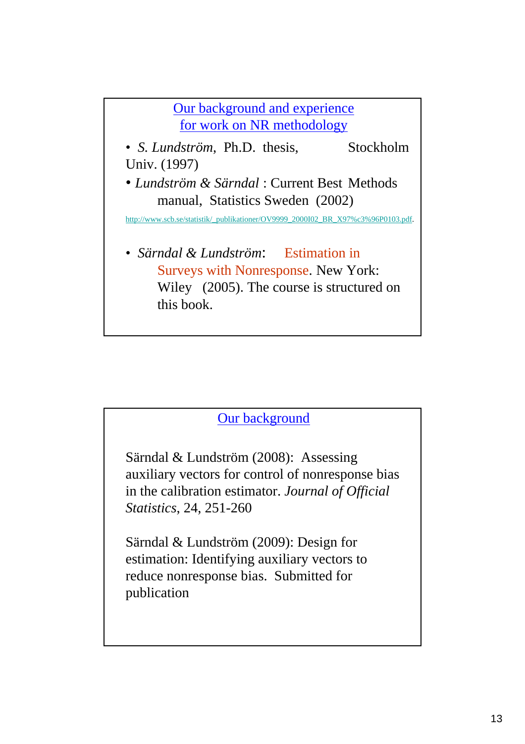## Our background and experience for work on NR methodology

- *S. Lundström*, Ph.D. thesis, Stockholm Univ. (1997)
- *Lundström & Särndal* : Current Best Methods manual, Statistics Sweden (2002)

http://www.scb.se/statistik/_publikationer/OV9999_2000I02_BR_X97%c3%96P0103.pdf.

- *Särndal & Lundström*: Estimation in Surveys with Nonresponse. New York: Wiley (2005). The course is structured on this book.

## Our background

Särndal & Lundström (2008): Assessing auxiliary vectors for control of nonresponse bias in the calibration estimator. *Journal of Official Statistics*, 24, 251-260

Särndal & Lundström (2009): Design for estimation: Identifying auxiliary vectors to reduce nonresponse bias. Submitted for publication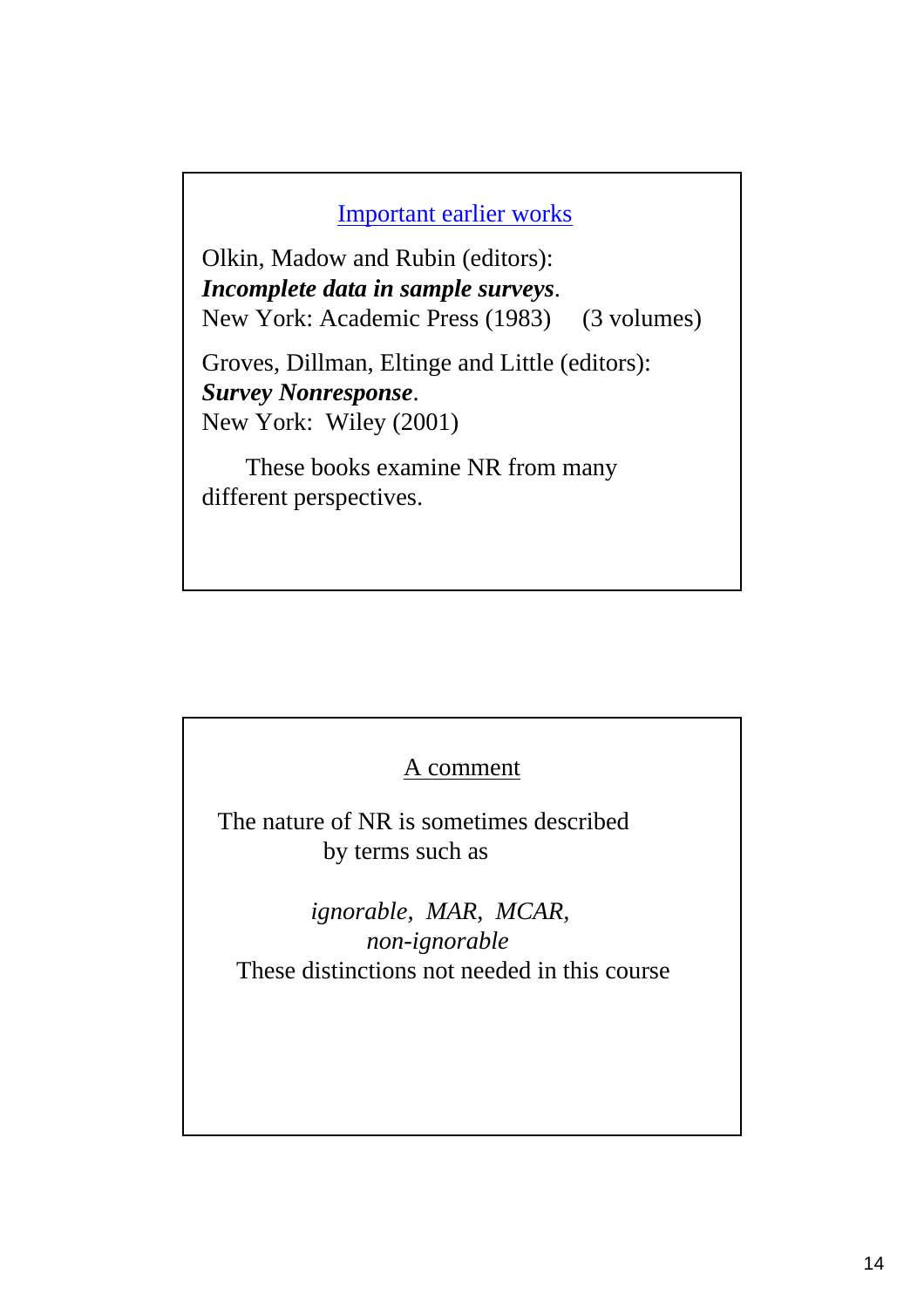## Important earlier works

Olkin, Madow and Rubin (editors):
***Incomplete data in sample surveys***.
New York: Academic Press (1983) (3 volumes)

Groves, Dillman, Eltinge and Little (editors):
***Survey Nonresponse***.
New York: Wiley (2001)

These books examine NR from many different perspectives.

## A comment

The nature of NR is sometimes described by terms such as

*ignorable, MAR, MCAR, non-ignorable*

These distinctions not needed in this course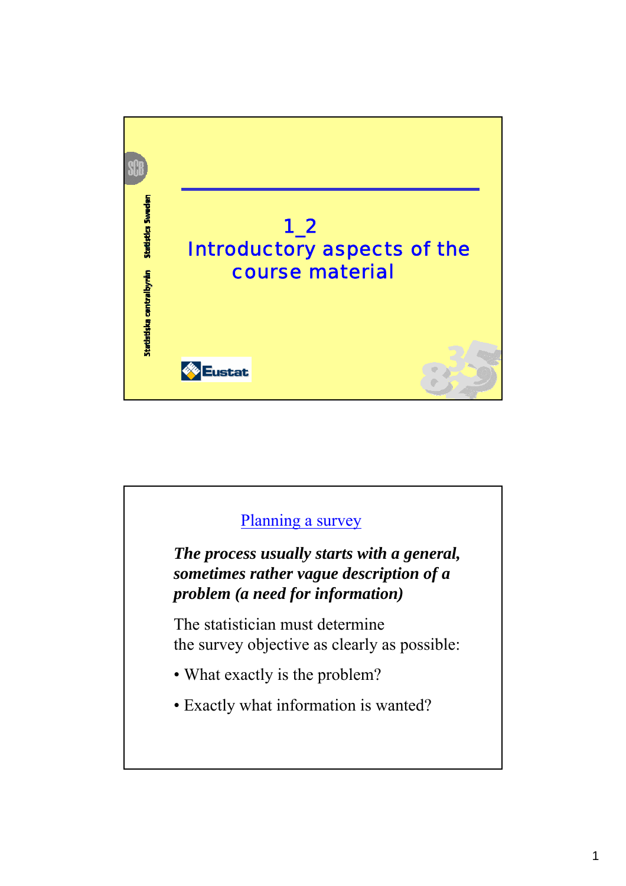# 1_2 Introductory aspects of the course material

Statistiska centralbyrån Statistics Sweden

Eustat

## Planning a survey

***The process usually starts with a general, sometimes rather vague description of a problem (a need for information)***

The statistician must determine
the survey objective as clearly as possible:

- What exactly is the problem?
- Exactly what information is wanted?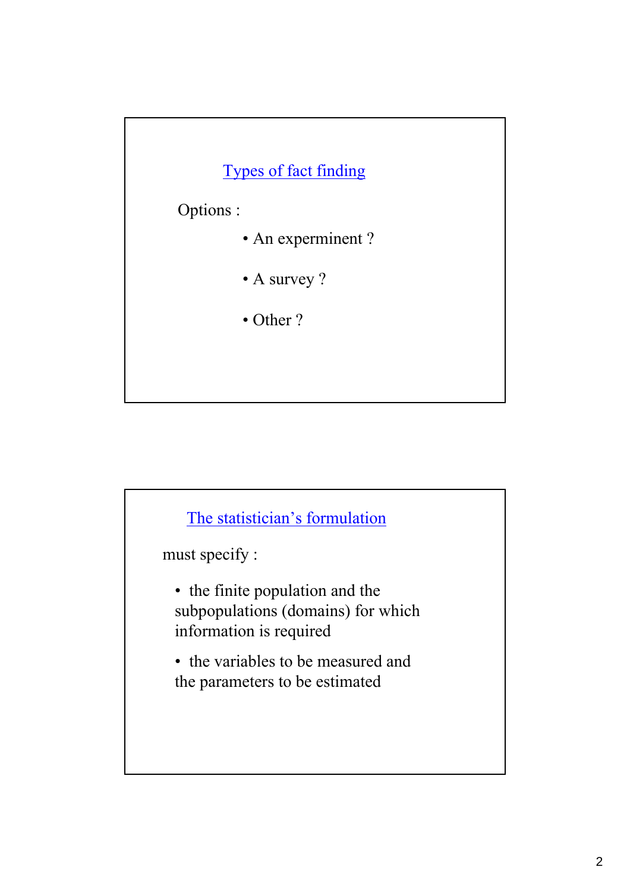## Types of fact finding

Options :

- An experminent ?
- A survey ?
- Other ?

## The statistician's formulation

must specify :

- the finite population and the subpopulations (domains) for which information is required
- the variables to be measured and the parameters to be estimated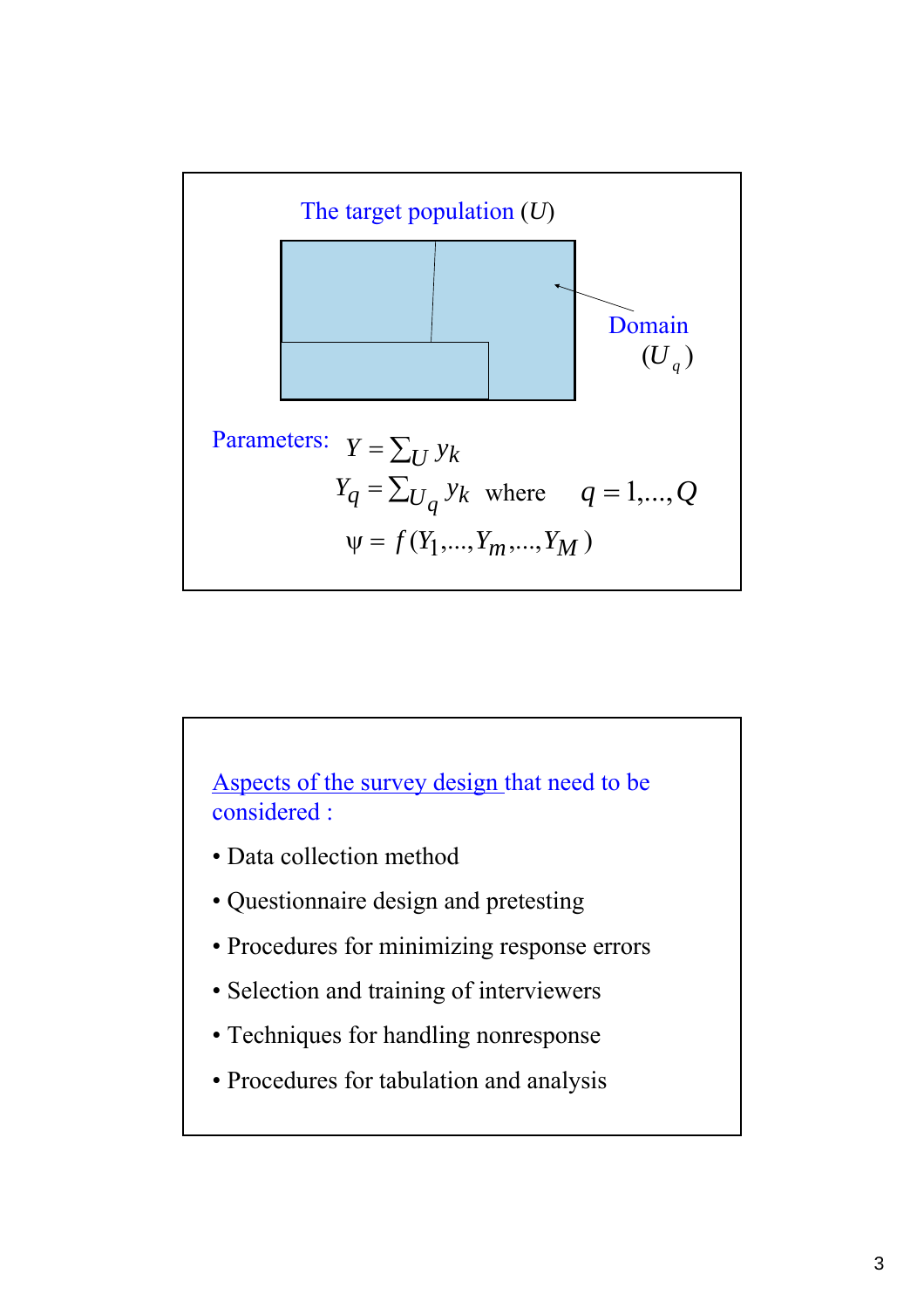The target population ($U$)

Domain ($U_q$)

Parameters:

$$Y = \sum_U y_k$$

$$Y_q = \sum_{U_q} y_k \quad \text{where} \quad q = 1,\ldots,Q$$

$$\psi = f(Y_1,\ldots,Y_m,\ldots,Y_M)$$

Aspects of the survey design that need to be considered :

- Data collection method
- Questionnaire design and pretesting
- Procedures for minimizing response errors
- Selection and training of interviewers
- Techniques for handling nonresponse
- Procedures for tabulation and analysis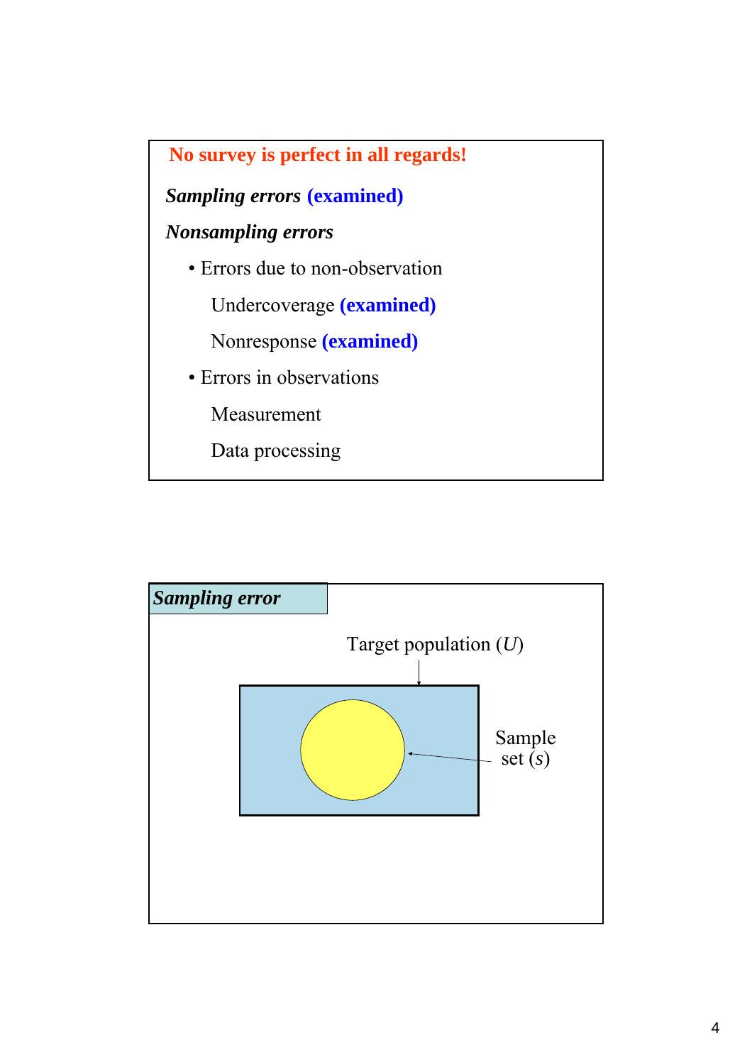**No survey is perfect in all regards!**

***Sampling errors*** **(examined)**

***Nonsampling errors***

- Errors due to non-observation
  - Undercoverage **(examined)**
  - Nonresponse **(examined)**
- Errors in observations
  - Measurement
  - Data processing

***Sampling error***

Target population ($U$)

Sample set ($s$)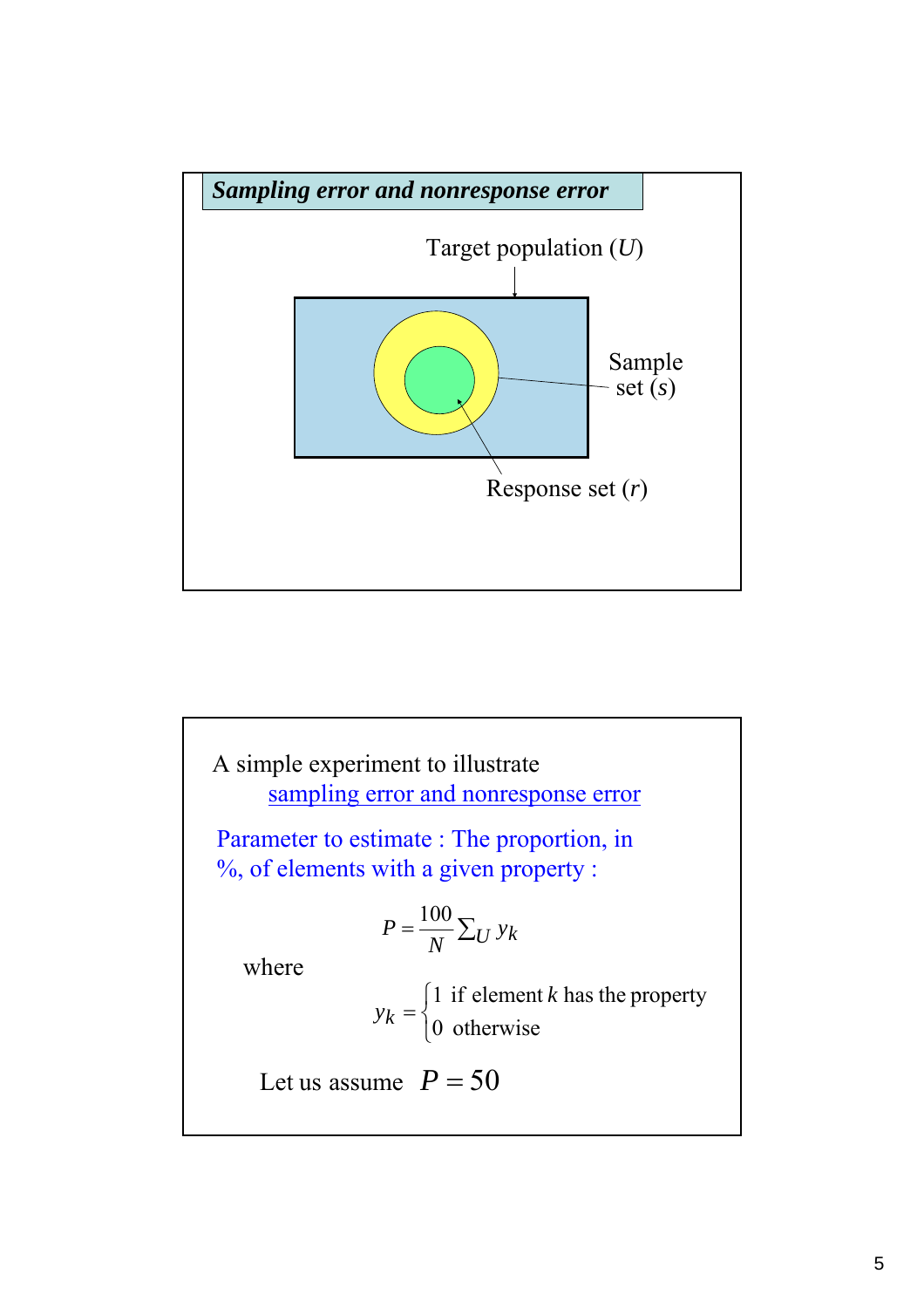## *Sampling error and nonresponse error*

Target population ($U$)

Sample set ($s$)

Response set ($r$)

A simple experiment to illustrate
sampling error and nonresponse error

Parameter to estimate : The proportion, in %, of elements with a given property :

$$P = \frac{100}{N} \sum_U y_k$$

where

$$y_k = \begin{cases} 1 & \text{if element } k \text{ has the property} \\ 0 & \text{otherwise} \end{cases}$$

Let us assume $P = 50$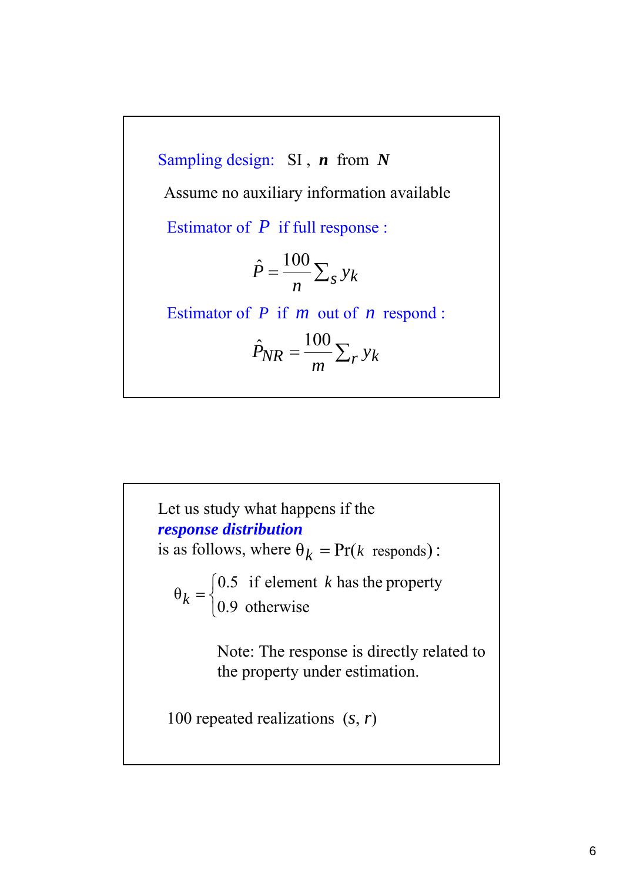Sampling design: SI , $n$ from $N$

Assume no auxiliary information available

Estimator of $P$ if full response :

$$\hat{P} = \frac{100}{n} \sum_s y_k$$

Estimator of $P$ if $m$ out of $n$ respond :

$$\hat{P}_{NR} = \frac{100}{m} \sum_r y_k$$

Let us study what happens if the ***response distribution*** is as follows, where $\theta_k = \Pr(k \text{ responds})$ :

$$\theta_k = \begin{cases} 0.5 & \text{if element } k \text{ has the property} \\ 0.9 & \text{otherwise} \end{cases}$$

Note: The response is directly related to the property under estimation.

100 repeated realizations $(s, r)$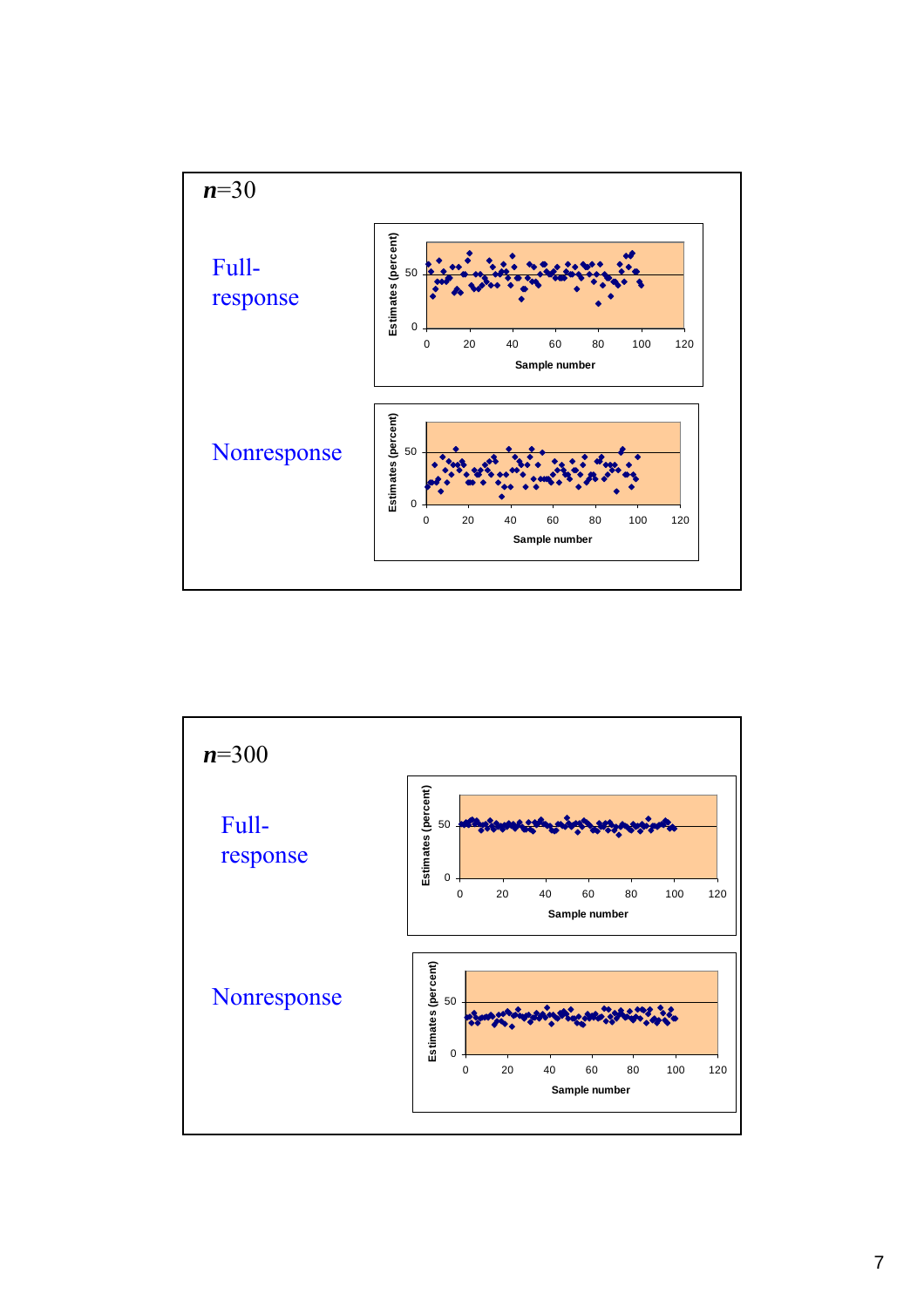## $n$=30

**Full-response**

**Nonresponse**

## $n$=300

**Full-response**

**Nonresponse**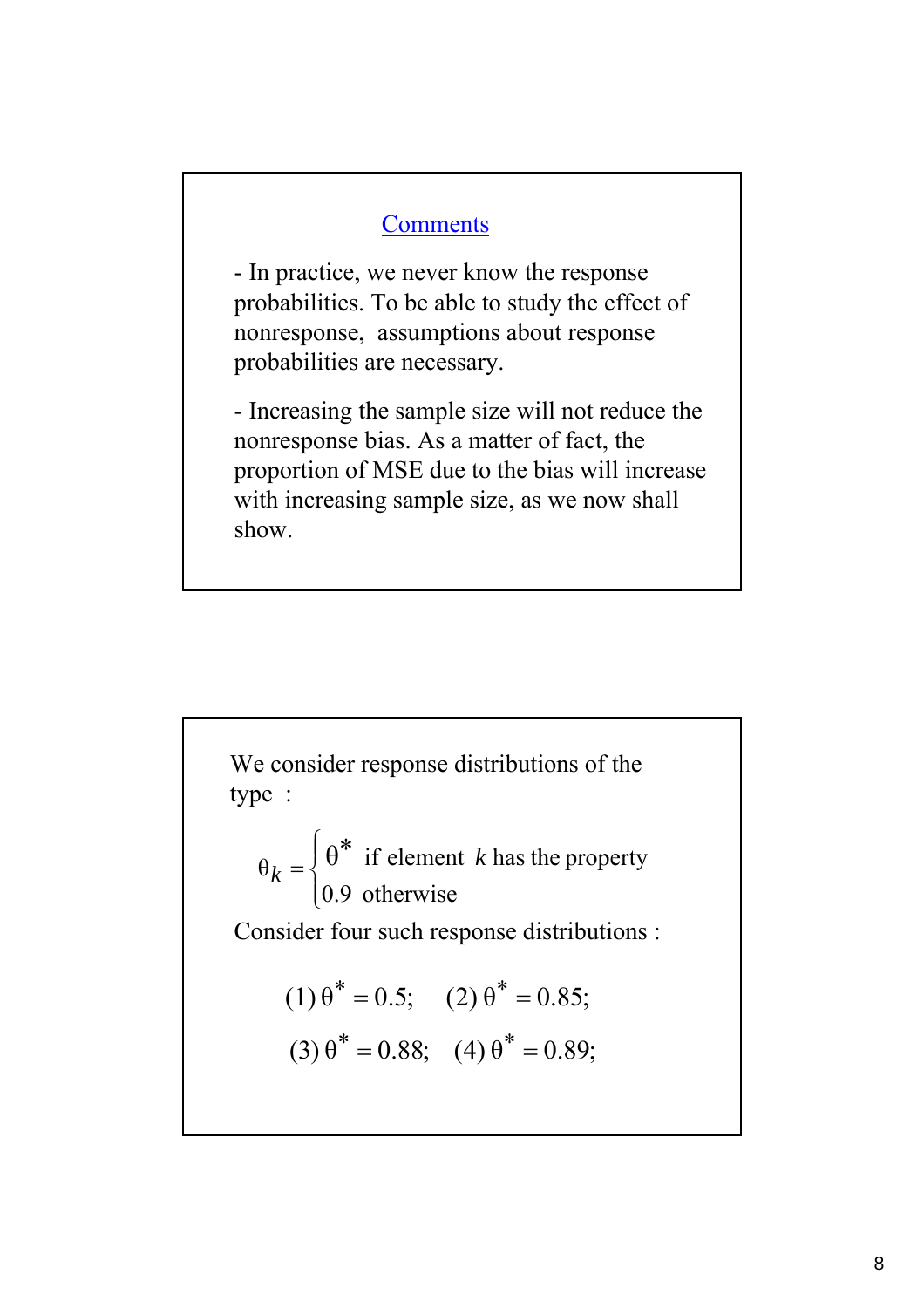## Comments

- In practice, we never know the response probabilities. To be able to study the effect of nonresponse, assumptions about response probabilities are necessary.

- Increasing the sample size will not reduce the nonresponse bias. As a matter of fact, the proportion of MSE due to the bias will increase with increasing sample size, as we now shall show.

We consider response distributions of the type :

$$\theta_k = \begin{cases} \theta^* & \text{if element } k \text{ has the property} \\ 0.9 & \text{otherwise} \end{cases}$$

Consider four such response distributions :

$$(1)\ \theta^* = 0.5; \quad (2)\ \theta^* = 0.85;$$

$$(3)\ \theta^* = 0.88; \quad (4)\ \theta^* = 0.89;$$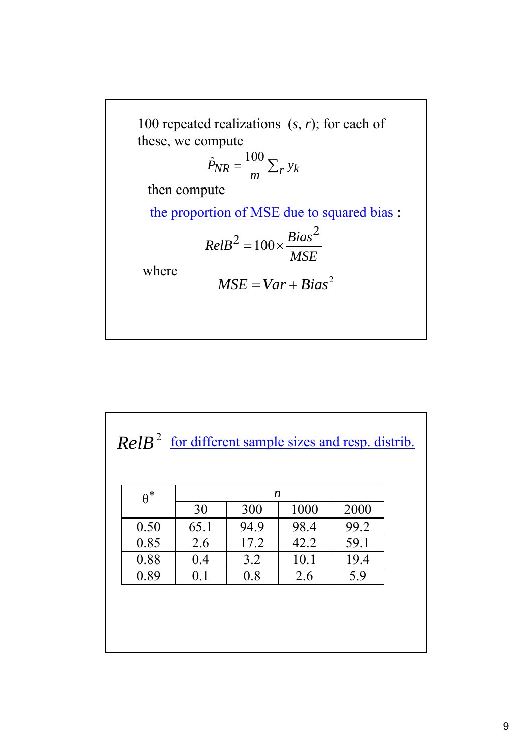100 repeated realizations $(s, r)$; for each of these, we compute

$$\hat{P}_{NR} = \frac{100}{m} \sum_r y_k$$

then compute

the proportion of MSE due to squared bias :

$$RelB^2 = 100 \times \frac{Bias^2}{MSE}$$

where

$$MSE = Var + Bias^2$$

$RelB^2$ for different sample sizes and resp. distrib.

| $\theta^*$ | $n$ | | | |
|---|---|---|---|---|
| | 30 | 300 | 1000 | 2000 |
| 0.50 | 65.1 | 94.9 | 98.4 | 99.2 |
| 0.85 | 2.6 | 17.2 | 42.2 | 59.1 |
| 0.88 | 0.4 | 3.2 | 10.1 | 19.4 |
| 0.89 | 0.1 | 0.8 | 2.6 | 5.9 |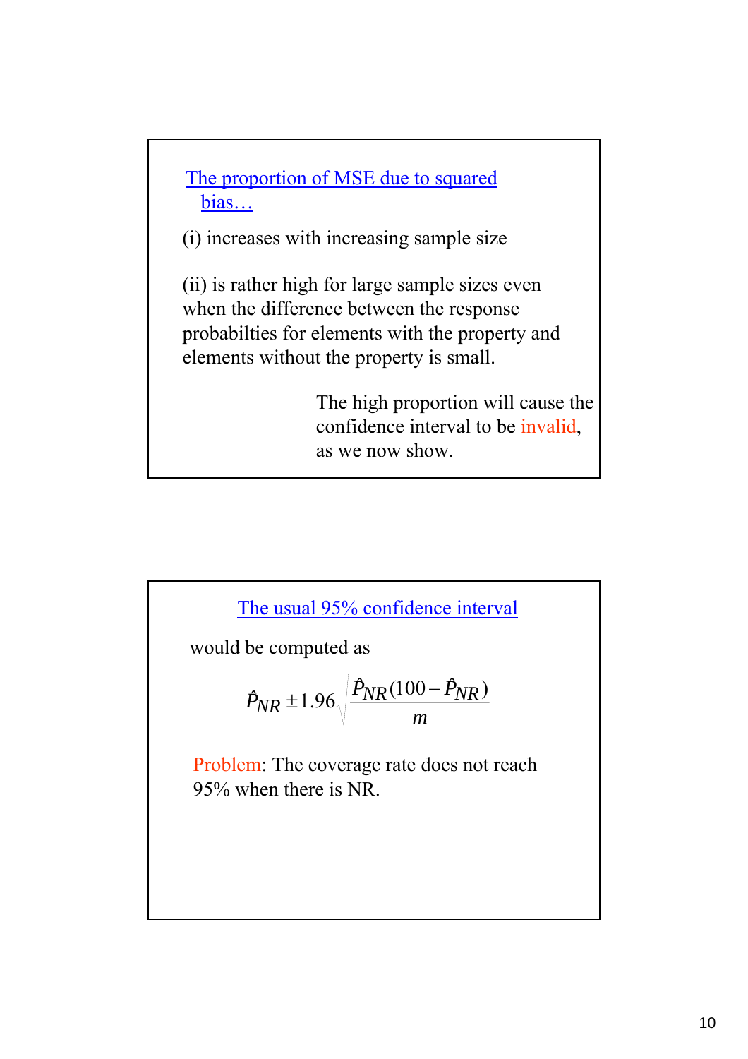## The proportion of MSE due to squared bias…

(i) increases with increasing sample size

(ii) is rather high for large sample sizes even when the difference between the response probabilties for elements with the property and elements without the property is small.

The high proportion will cause the confidence interval to be invalid, as we now show.

## The usual 95% confidence interval

would be computed as

$$\hat{P}_{NR} \pm 1.96 \sqrt{\frac{\hat{P}_{NR}(100 - \hat{P}_{NR})}{m}}$$

Problem: The coverage rate does not reach 95% when there is NR.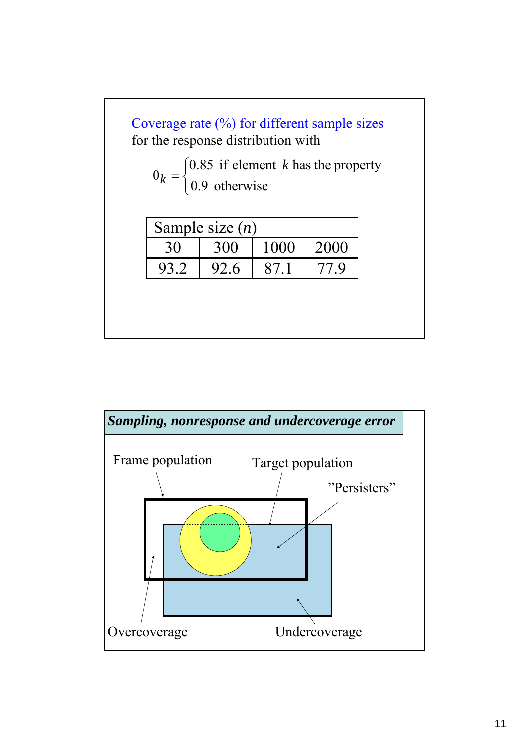Coverage rate (%) for different sample sizes for the response distribution with

$$\theta_k = \begin{cases} 0.85 & \text{if element } k \text{ has the property} \\ 0.9 & \text{otherwise} \end{cases}$$

| Sample size ($n$) | | | |
|---|---|---|---|
| 30 | 300 | 1000 | 2000 |
| 93.2 | 92.6 | 87.1 | 77.9 |

## *Sampling, nonresponse and undercoverage error*

Frame population

Target population

”Persisters”

Overcoverage

Undercoverage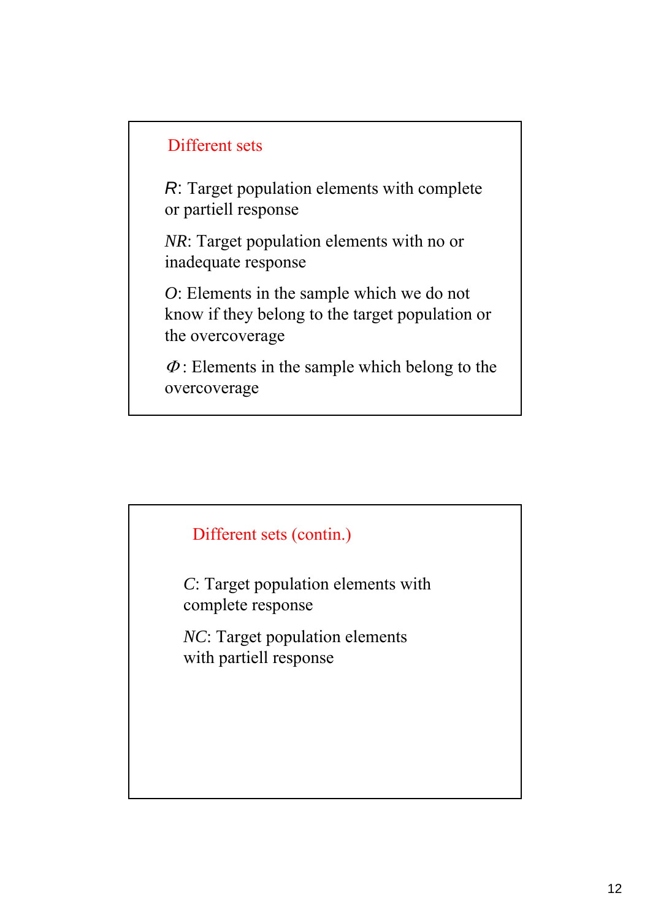## Different sets

$R$: Target population elements with complete or partiell response

$NR$: Target population elements with no or inadequate response

$O$: Elements in the sample which we do not know if they belong to the target population or the overcoverage

$\Phi$: Elements in the sample which belong to the overcoverage

## Different sets (contin.)

$C$: Target population elements with complete response

$NC$: Target population elements with partiell response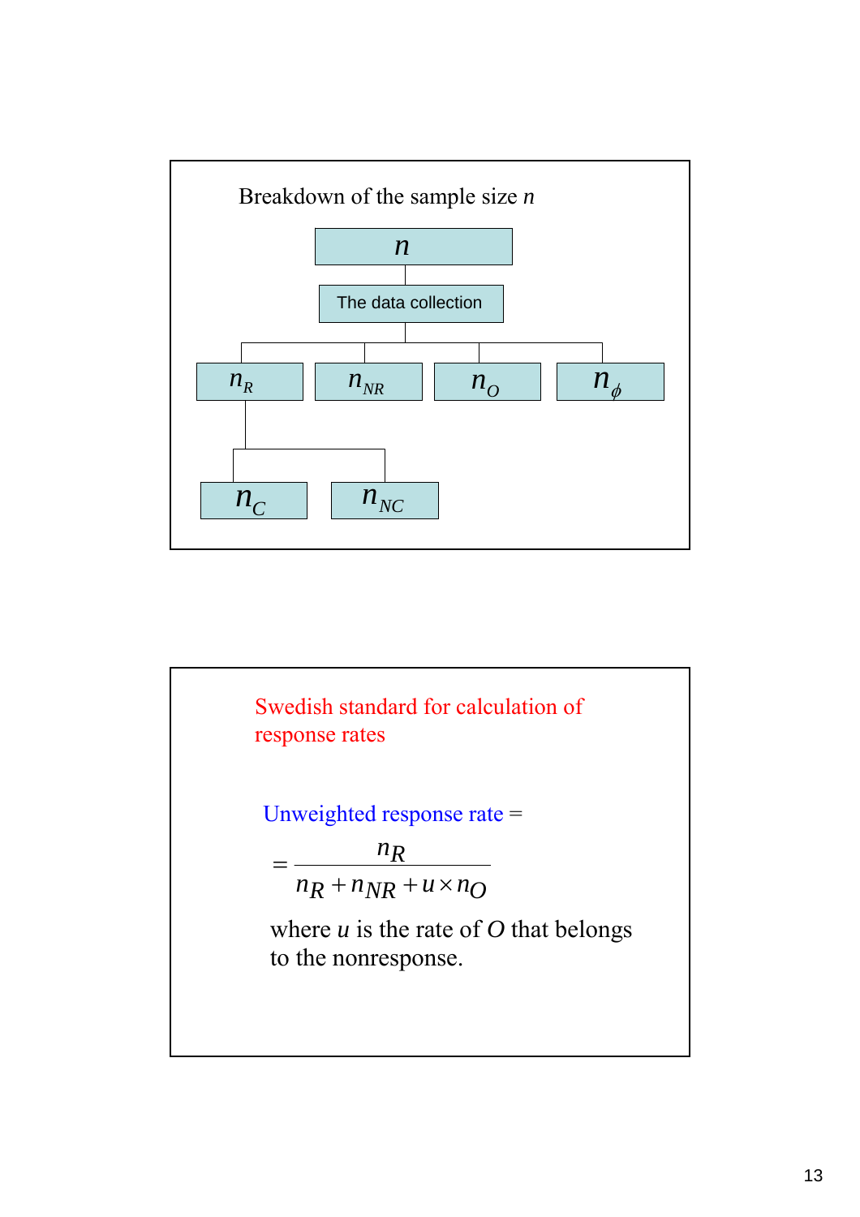Breakdown of the sample size $n$

- $n$
  - The data collection
    - $n_R$
      - $n_C$
      - $n_{NC}$
    - $n_{NR}$
    - $n_O$
    - $n_\phi$

---

Swedish standard for calculation of response rates

Unweighted response rate =

$$= \frac{n_R}{n_R + n_{NR} + u \times n_O}$$

where $u$ is the rate of $O$ that belongs to the nonresponse.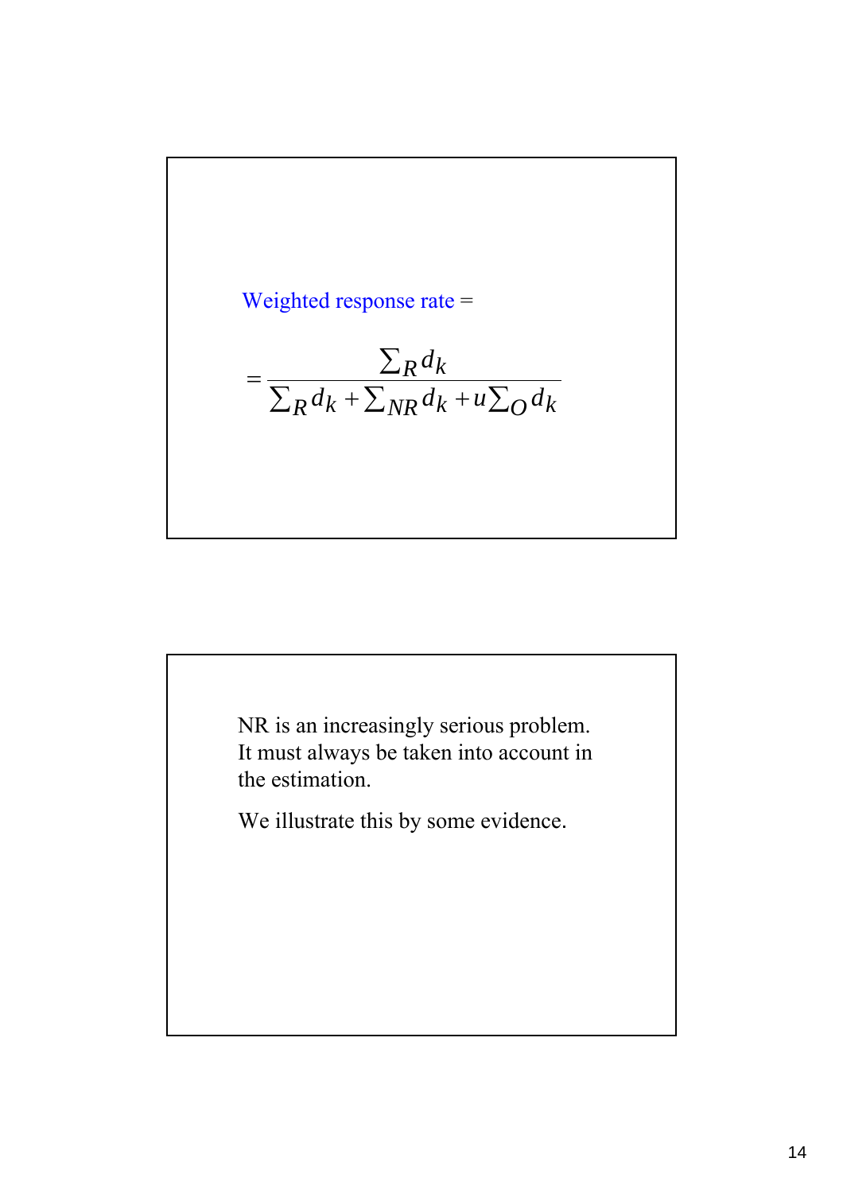Weighted response rate =

$$= \frac{\sum_R d_k}{\sum_R d_k + \sum_{NR} d_k + u \sum_O d_k}$$

NR is an increasingly serious problem. It must always be taken into account in the estimation.

We illustrate this by some evidence.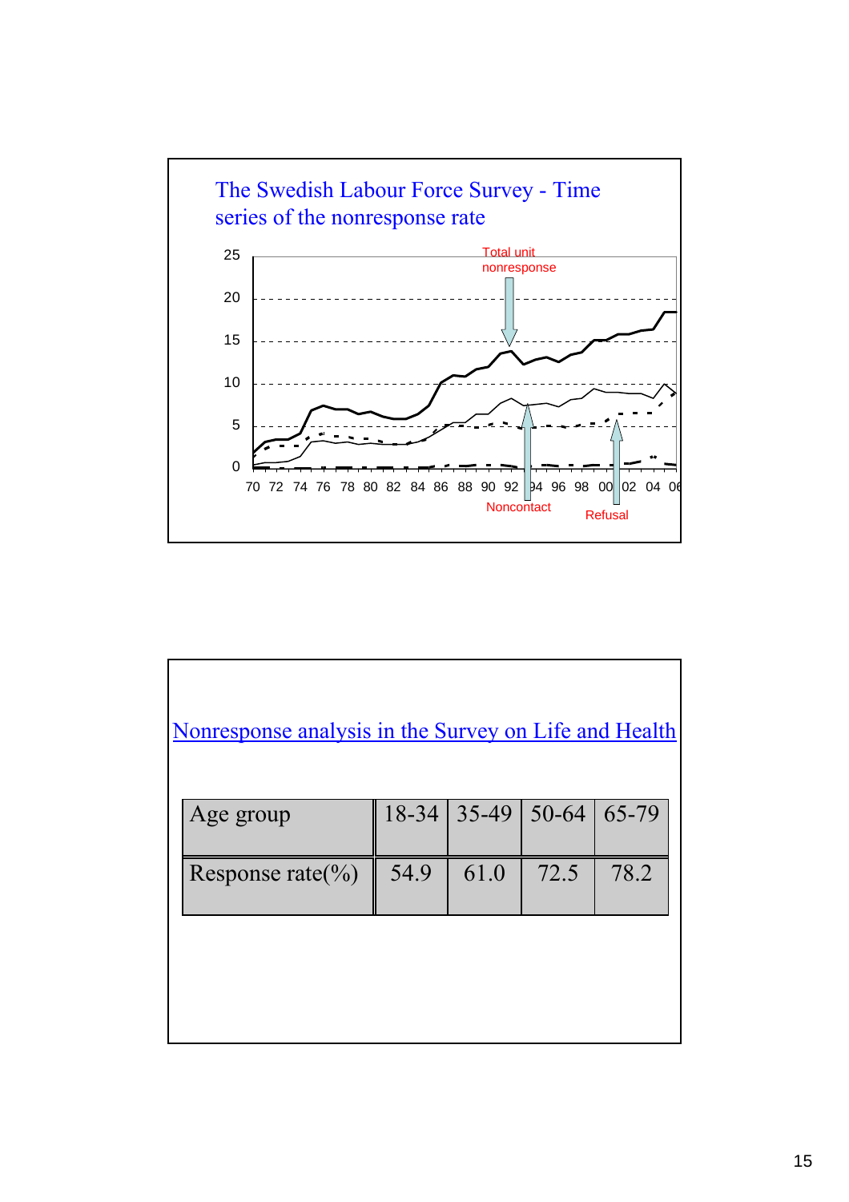## The Swedish Labour Force Survey - Time series of the nonresponse rate

Total unit nonresponse

25
20
15
10
5
0

70 72 74 76 78 80 82 84 86 88 90 92 94 96 98 00 02 04 06

Noncontact

Refusal

## Nonresponse analysis in the Survey on Life and Health

| Age group | 18-34 | 35-49 | 50-64 | 65-79 |
|---|---|---|---|---|
| Response rate(%) | 54.9 | 61.0 | 72.5 | 78.2 |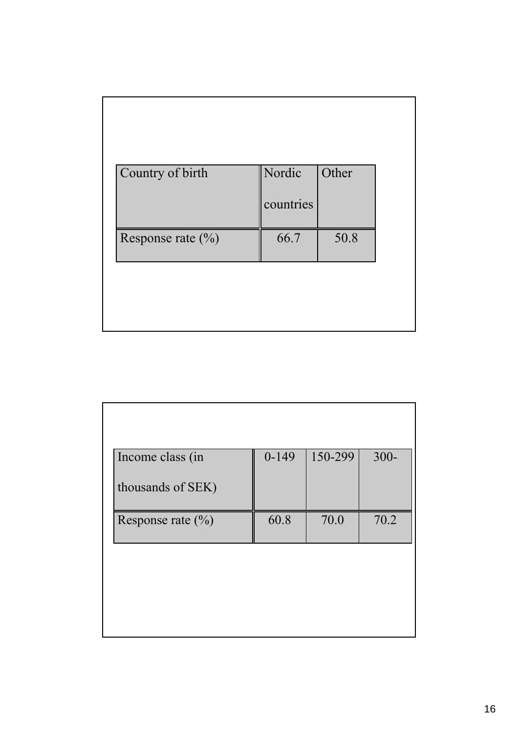| Country of birth | Nordic countries | Other |
| --- | --- | --- |
| Response rate (%) | 66.7 | 50.8 |

| Income class (in thousands of SEK) | 0-149 | 150-299 | 300- |
| --- | --- | --- | --- |
| Response rate (%) | 60.8 | 70.0 | 70.2 |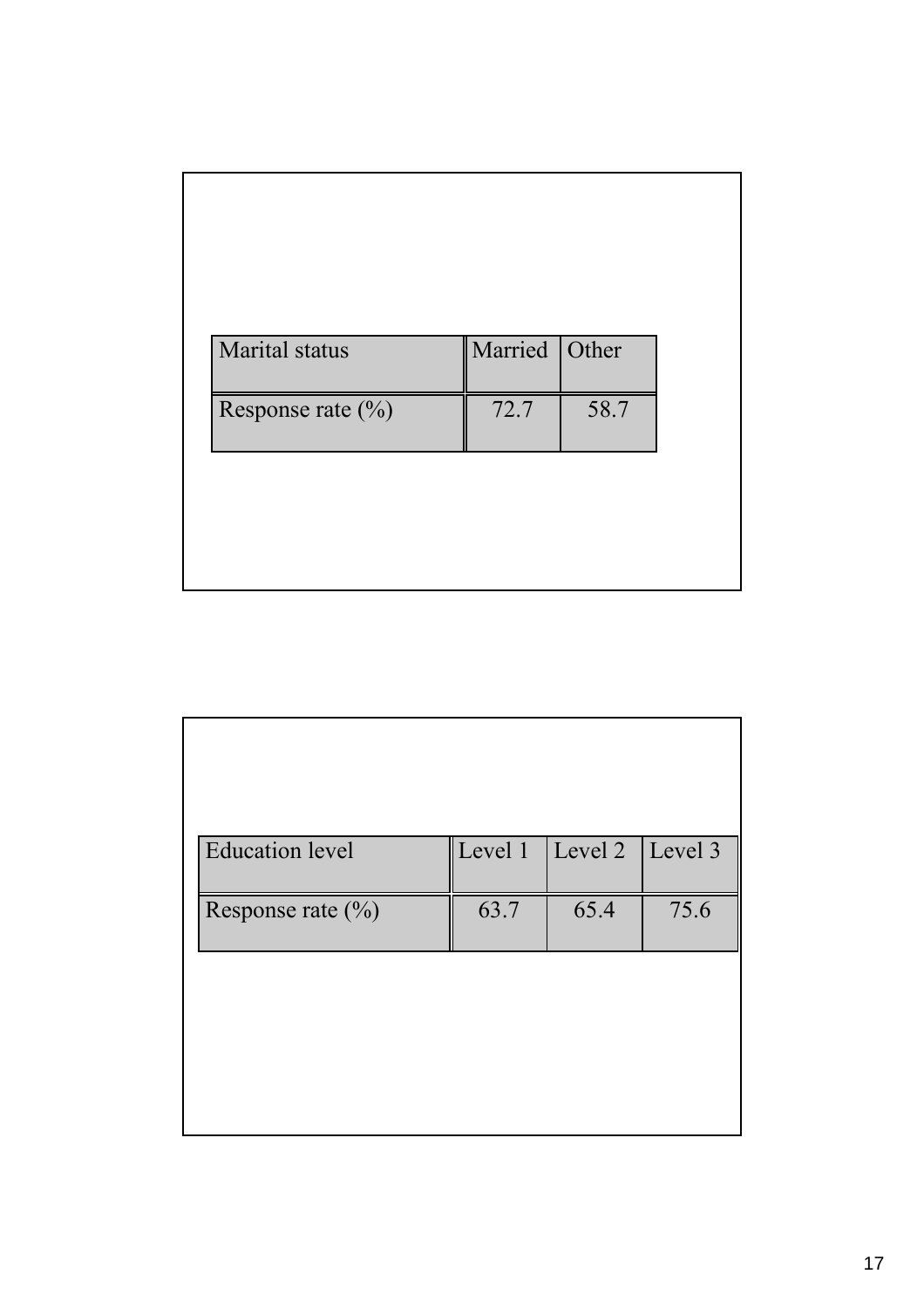| Marital status | Married | Other |
|---|---|---|
| Response rate (%) | 72.7 | 58.7 |

| Education level | Level 1 | Level 2 | Level 3 |
|---|---|---|---|
| Response rate (%) | 63.7 | 65.4 | 75.6 |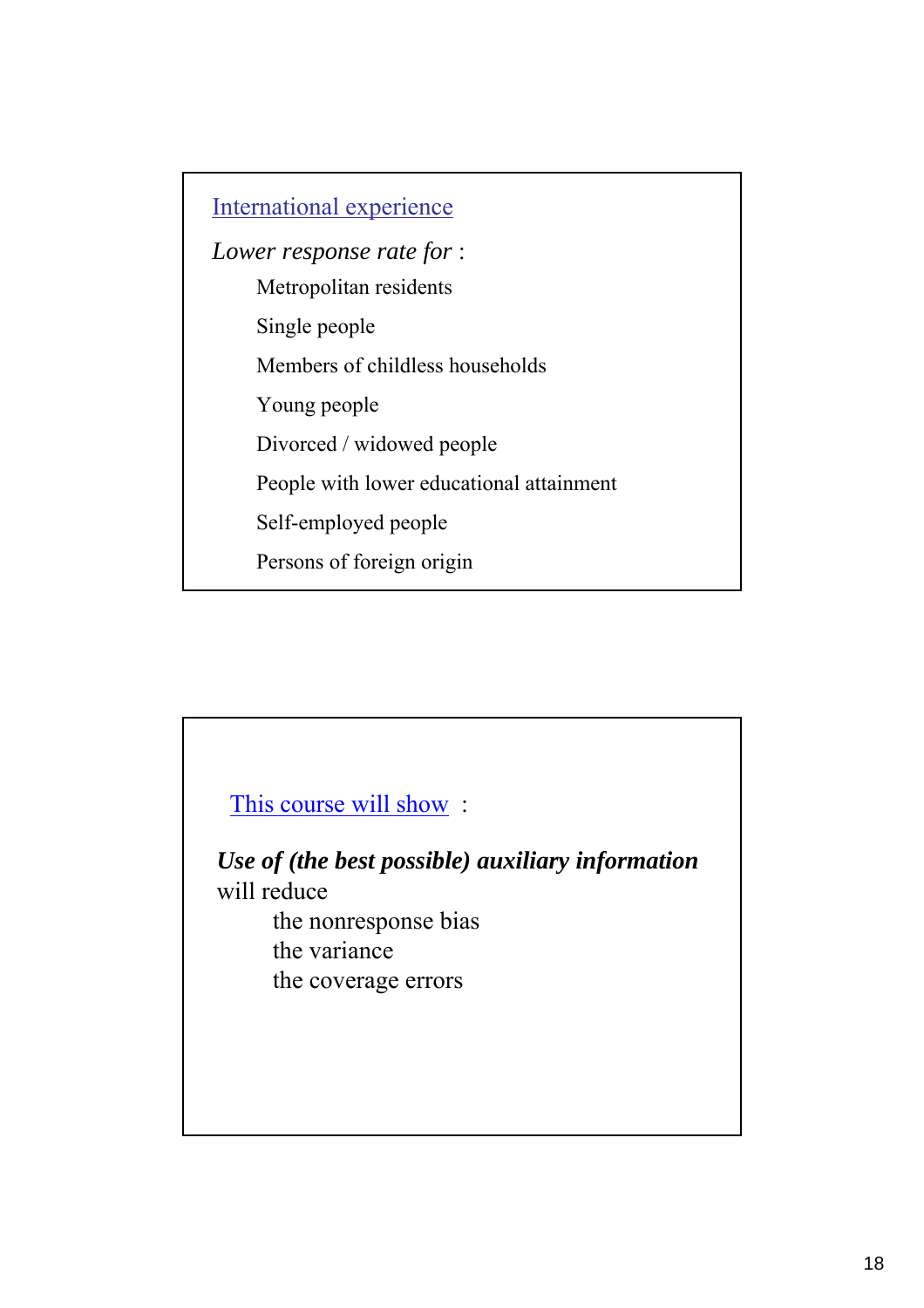## International experience

*Lower response rate for* :

- Metropolitan residents
- Single people
- Members of childless households
- Young people
- Divorced / widowed people
- People with lower educational attainment
- Self-employed people
- Persons of foreign origin

## This course will show :

***Use of (the best possible) auxiliary information*** will reduce

- the nonresponse bias
- the variance
- the coverage errors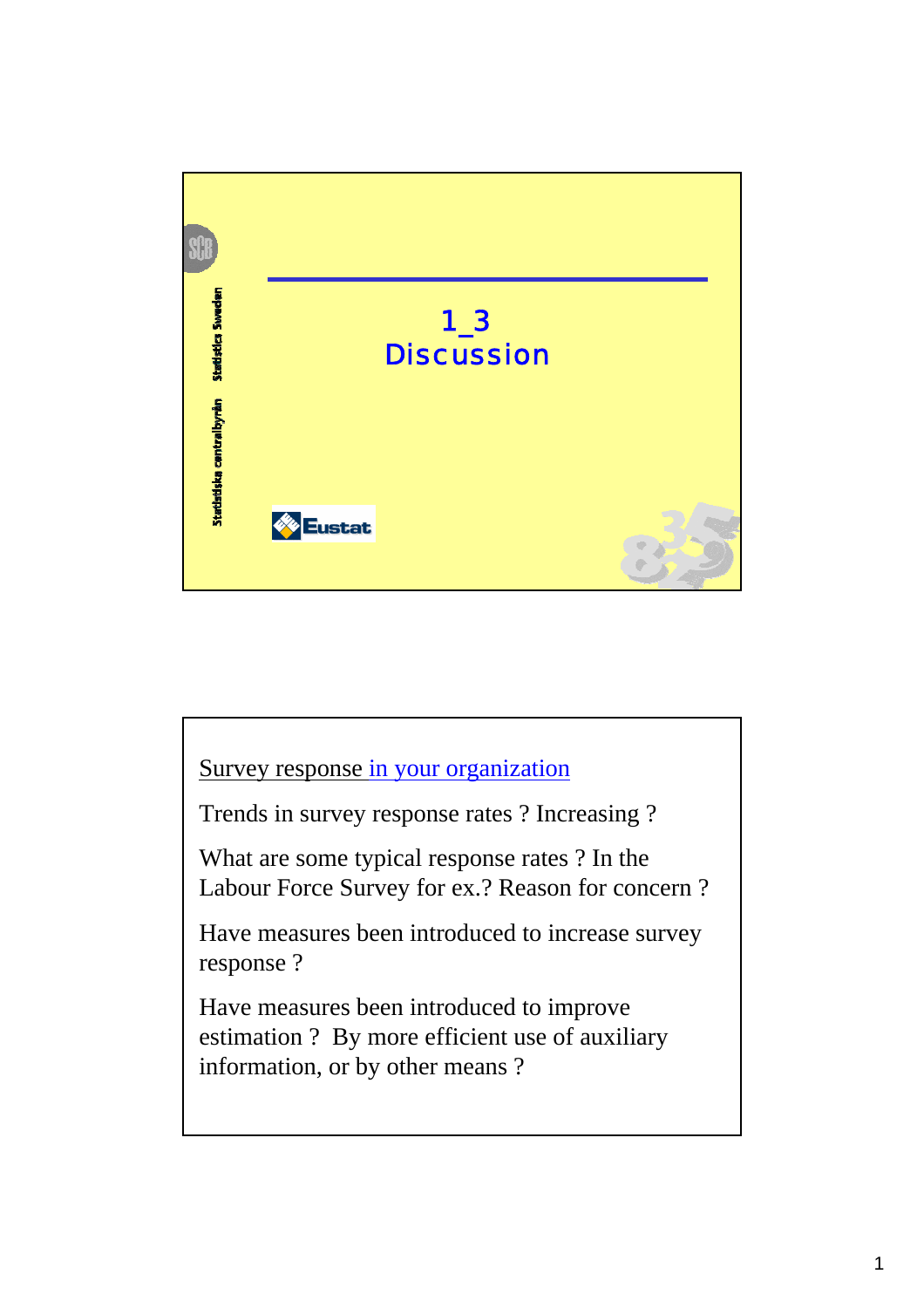# 1_3 Discussion

Statistiska centralbyrån Statistics Sweden

Eustat

---

Survey response in your organization

Trends in survey response rates ? Increasing ?

What are some typical response rates ? In the Labour Force Survey for ex.? Reason for concern ?

Have measures been introduced to increase survey response ?

Have measures been introduced to improve estimation ? By more efficient use of auxiliary information, or by other means ?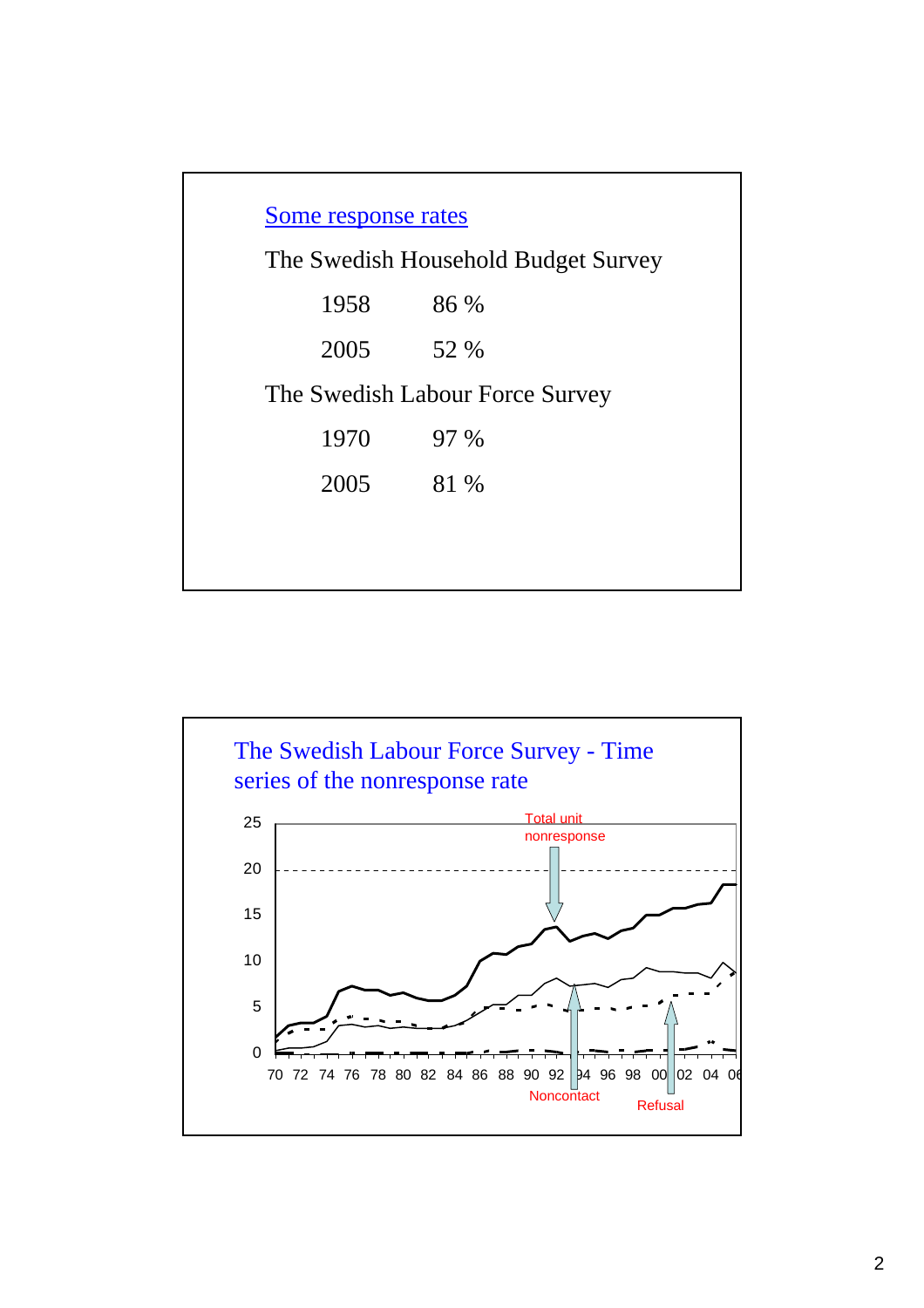## Some response rates

The Swedish Household Budget Survey

| | |
|---|---|
| 1958 | 86 % |
| 2005 | 52 % |

The Swedish Labour Force Survey

| | |
|---|---|
| 1970 | 97 % |
| 2005 | 81 % |

## The Swedish Labour Force Survey - Time series of the nonresponse rate

Total unit nonresponse

Noncontact

Refusal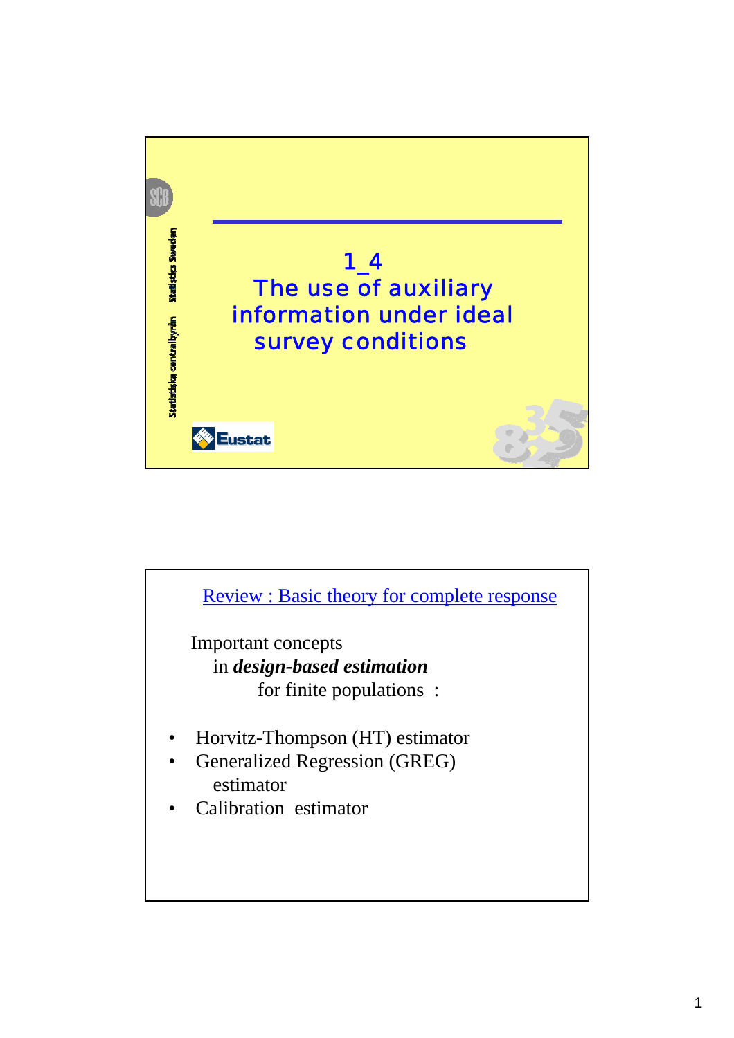# 1_4 The use of auxiliary information under ideal survey conditions

Statistiska centralbyrån Statistics Sweden

Eustat

## Review : Basic theory for complete response

Important concepts in ***design-based estimation*** for finite populations :

- Horvitz-Thompson (HT) estimator
- Generalized Regression (GREG) estimator
- Calibration estimator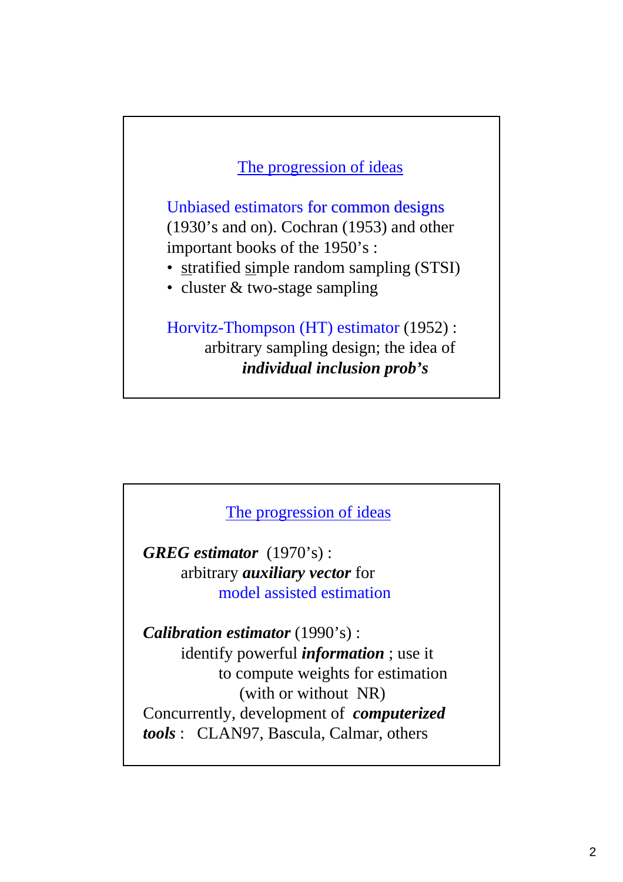## The progression of ideas

Unbiased estimators for common designs (1930's and on). Cochran (1953) and other important books of the 1950's :

- stratified simple random sampling (STSI)
- cluster & two-stage sampling

Horvitz-Thompson (HT) estimator (1952) :
arbitrary sampling design; the idea of
***individual inclusion prob's***

## The progression of ideas

***GREG estimator*** (1970's) :
arbitrary ***auxiliary vector*** for
model assisted estimation

***Calibration estimator*** (1990's) :
identify powerful ***information*** ; use it
to compute weights for estimation
(with or without NR)

Concurrently, development of ***computerized tools*** : CLAN97, Bascula, Calmar, others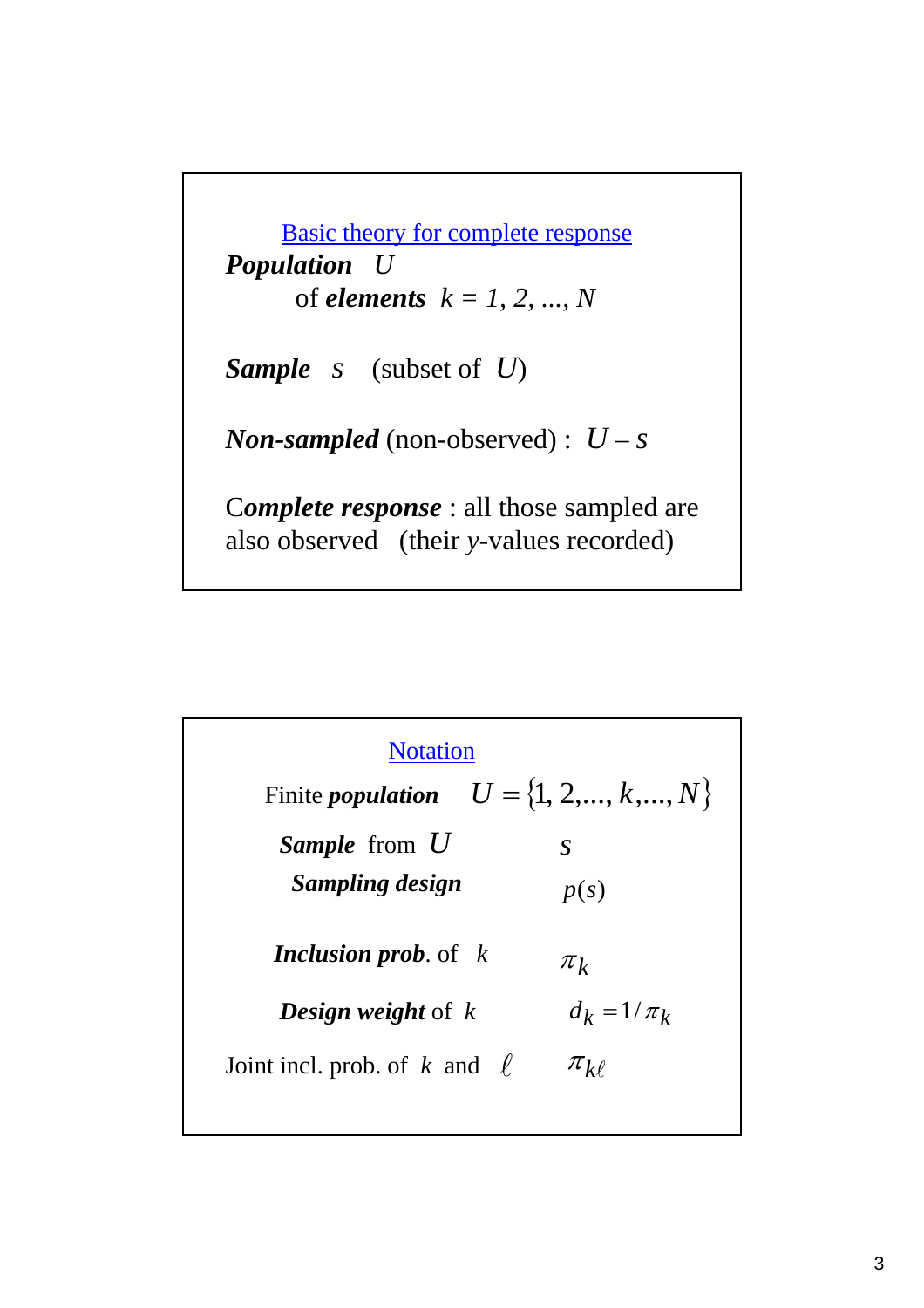## Basic theory for complete response

***Population*** $U$

of ***elements*** $k = 1, 2, ..., N$

***Sample*** $s$ (subset of $U$)

***Non-sampled*** (non-observed) : $U - s$

C***omplete response*** : all those sampled are also observed (their *y*-values recorded)

## Notation

| | |
|---|---|
| Finite ***population*** | $U = \{1, 2, ..., k, ..., N\}$ |
| ***Sample*** from $U$ | $s$ |
| ***Sampling design*** | $p(s)$ |
| ***Inclusion prob***. of $k$ | $\pi_k$ |
| ***Design weight*** of $k$ | $d_k = 1/\pi_k$ |
| Joint incl. prob. of $k$ and $\ell$ | $\pi_{k\ell}$ |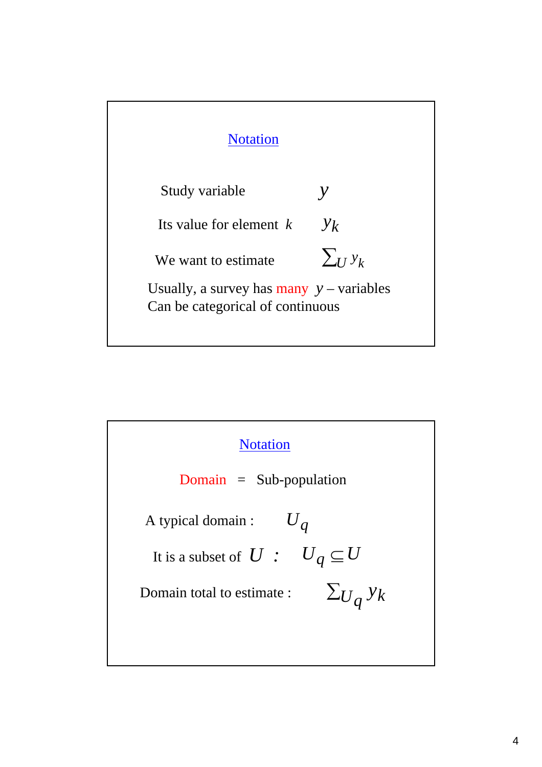## Notation

Study variable $y$

Its value for element $k$ $y_k$

We want to estimate $\sum_U y_k$

Usually, a survey has many $y$ – variables
Can be categorical of continuous

## Notation

Domain = Sub-population

A typical domain : $U_q$

It is a subset of $U$ : $U_q \subseteq U$

Domain total to estimate : $\sum_{U_q} y_k$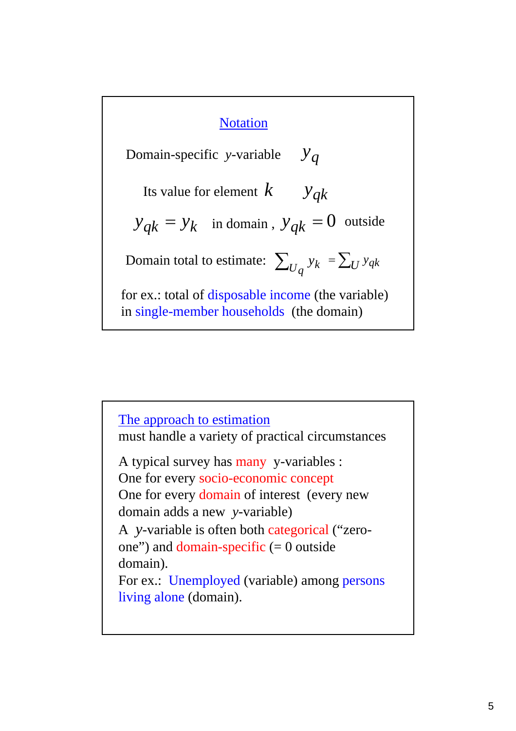## Notation

Domain-specific $y$-variable $y_q$

Its value for element $k$ $y_{qk}$

$y_{qk} = y_k$ in domain , $y_{qk} = 0$ outside

Domain total to estimate: $\sum_{U_q} y_k = \sum_U y_{qk}$

for ex.: total of disposable income (the variable) in single-member households (the domain)

## The approach to estimation

must handle a variety of practical circumstances

A typical survey has many y-variables :
One for every socio-economic concept
One for every domain of interest (every new domain adds a new $y$-variable)
A $y$-variable is often both categorical ("zero-one") and domain-specific (= 0 outside domain).
For ex.: Unemployed (variable) among persons living alone (domain).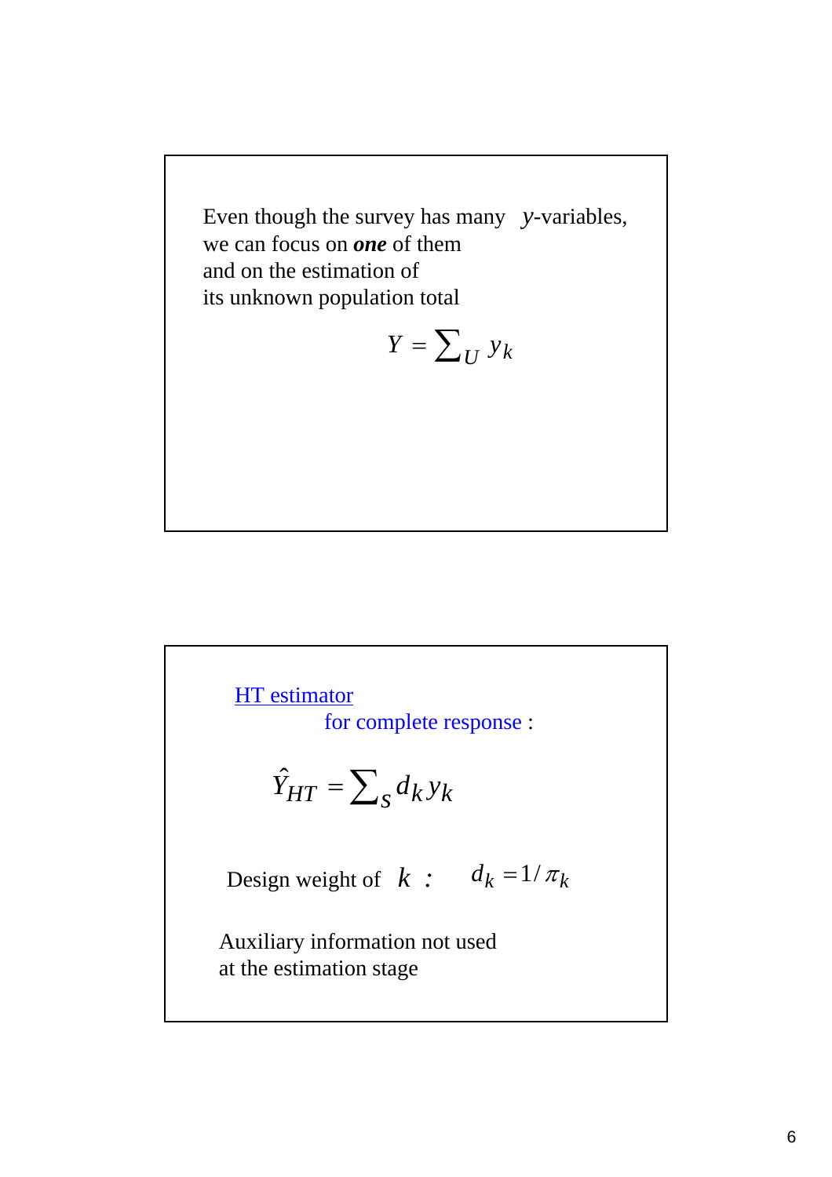Even though the survey has many $y$-variables,
we can focus on ***one*** of them
and on the estimation of
its unknown population total

$$Y = \sum_U y_k$$

HT estimator
for complete response :

$$\hat{Y}_{HT} = \sum_s d_k y_k$$

Design weight of $k$ : $d_k = 1/\pi_k$

Auxiliary information not used
at the estimation stage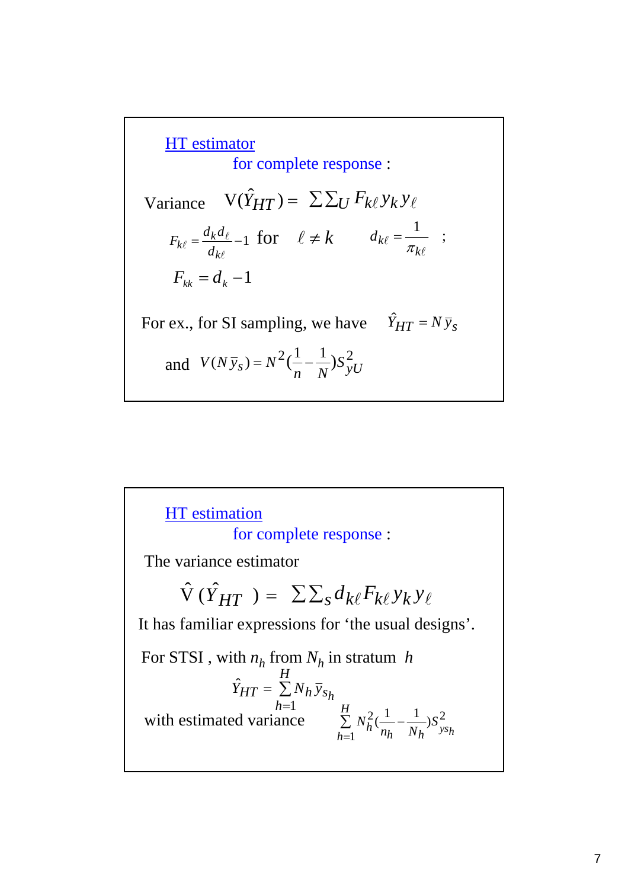HT estimator

for complete response :

Variance $V(\hat{Y}_{HT}) = \sum\sum_U F_{k\ell} y_k y_\ell$

$F_{k\ell} = \frac{d_k d_\ell}{d_{k\ell}} - 1$ for $\ell \neq k$ $\quad d_{k\ell} = \frac{1}{\pi_{k\ell}}$ ;

$F_{kk} = d_k - 1$

For ex., for SI sampling, we have $\hat{Y}_{HT} = N\bar{y}_s$

and $V(N\bar{y}_s) = N^2(\frac{1}{n} - \frac{1}{N})S_{yU}^2$

HT estimation

for complete response :

The variance estimator

$$\hat{V}(\hat{Y}_{HT}) = \sum\sum_s d_{k\ell} F_{k\ell} y_k y_\ell$$

It has familiar expressions for 'the usual designs'.

For STSI , with $n_h$ from $N_h$ in stratum $h$

$$\hat{Y}_{HT} = \sum_{h=1}^{H} N_h \bar{y}_{s_h}$$

with estimated variance $\sum_{h=1}^{H} N_h^2(\frac{1}{n_h} - \frac{1}{N_h})S_{ys_h}^2$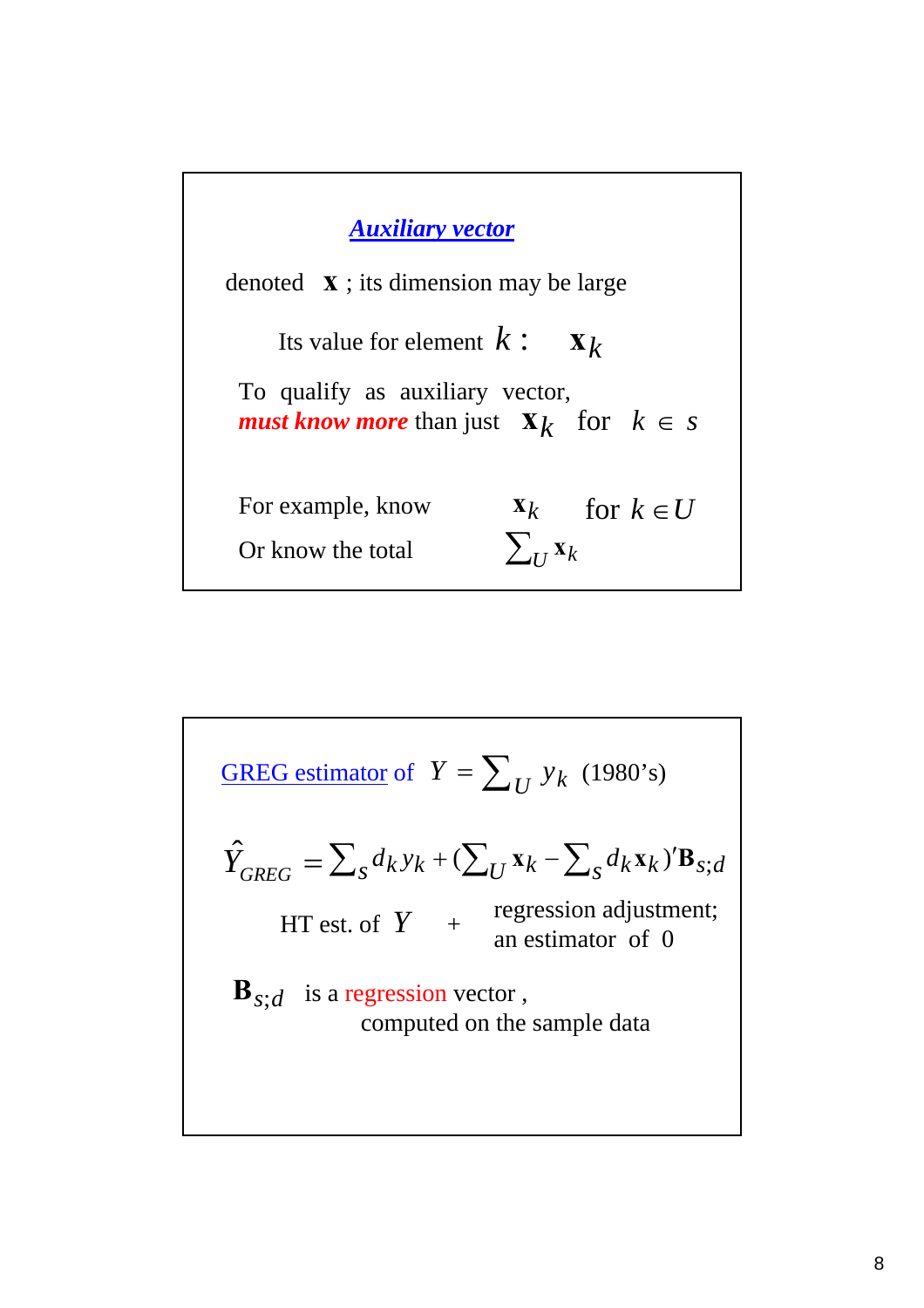## *Auxiliary vector*

denoted $\mathbf{x}$ ; its dimension may be large

Its value for element $k$ : $\mathbf{x}_k$

To qualify as auxiliary vector, ***must know more*** than just $\mathbf{x}_k$ for $k \in s$

For example, know $\mathbf{x}_k$ for $k \in U$

Or know the total $\sum_U \mathbf{x}_k$

---

GREG estimator of $Y = \sum_U y_k$ (1980's)

$$\hat{Y}_{GREG} = \sum_s d_k y_k + (\sum_U \mathbf{x}_k - \sum_s d_k \mathbf{x}_k)' \mathbf{B}_{s;d}$$

HT est. of $Y$ + regression adjustment; an estimator of 0

$\mathbf{B}_{s;d}$ is a regression vector , computed on the sample data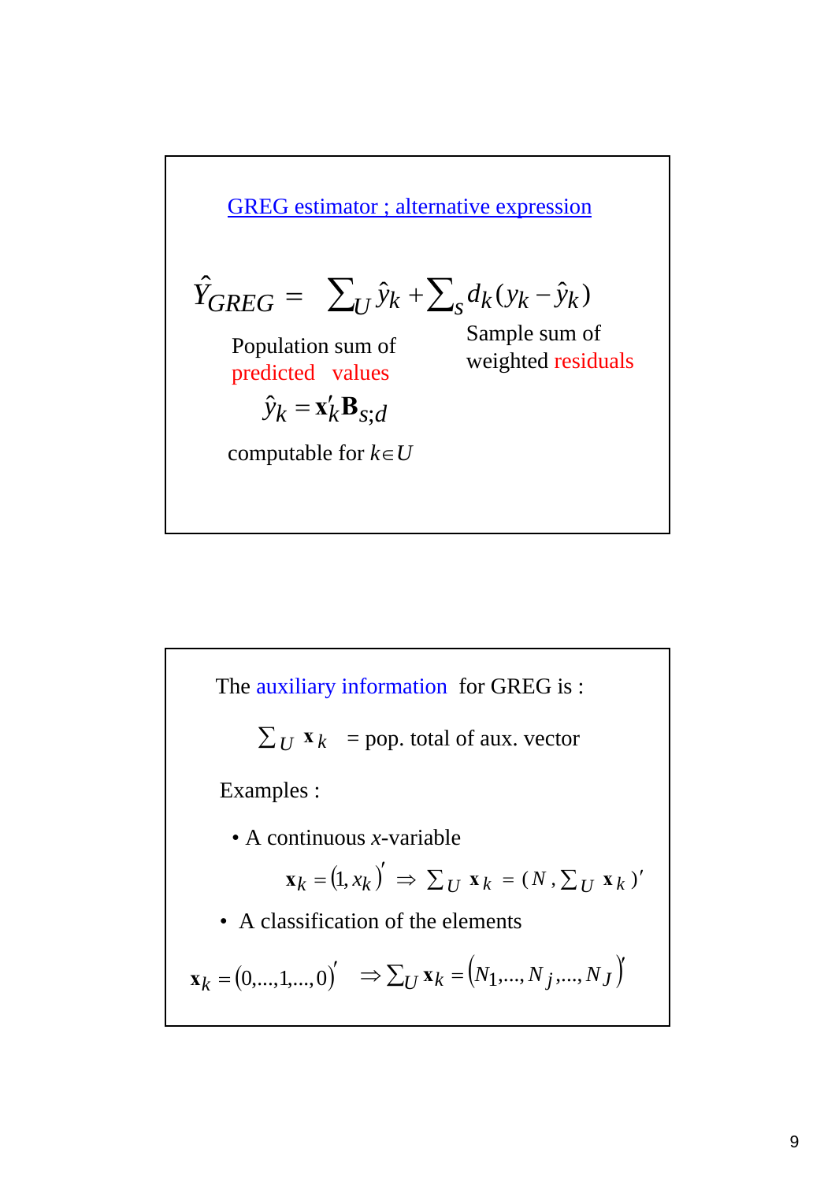## GREG estimator ; alternative expression

$$\hat{Y}_{GREG} = \sum_U \hat{y}_k + \sum_s d_k (y_k - \hat{y}_k)$$

Population sum of predicted values

Sample sum of weighted residuals

$$\hat{y}_k = \mathbf{x}_k' \mathbf{B}_{s;d}$$

computable for $k \in U$

The auxiliary information for GREG is :

$\sum_U \mathbf{x}_k$ = pop. total of aux. vector

Examples :

- A continuous $x$-variable

$$\mathbf{x}_k = (1, x_k)' \Rightarrow \sum_U \mathbf{x}_k = (N, \sum_U \mathbf{x}_k)'$$

- A classification of the elements

$$\mathbf{x}_k = (0,...,1,...,0)' \quad \Rightarrow \sum_U \mathbf{x}_k = (N_1,..., N_j,..., N_J)'$$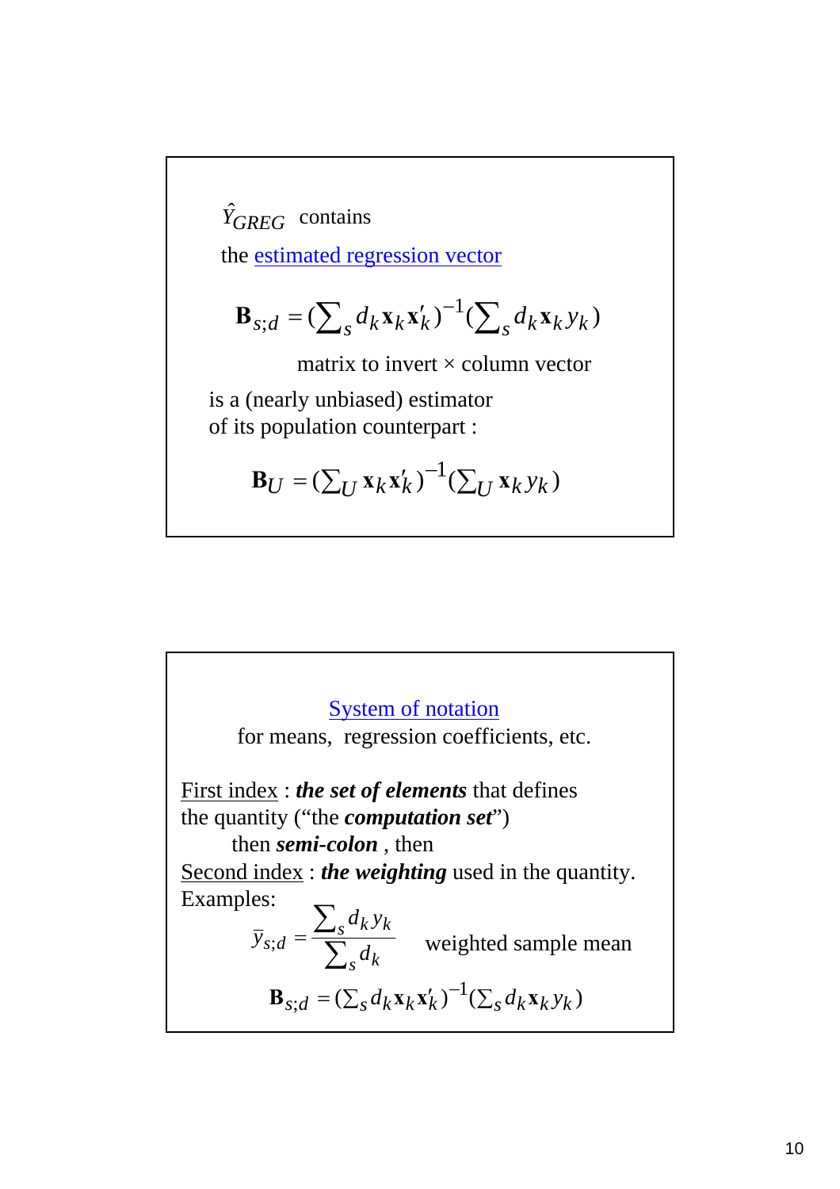$\hat{Y}_{GREG}$ contains

the estimated regression vector

$$\mathbf{B}_{s;d} = (\sum_s d_k \mathbf{x}_k \mathbf{x}'_k)^{-1} (\sum_s d_k \mathbf{x}_k y_k)$$

matrix to invert × column vector

is a (nearly unbiased) estimator
of its population counterpart :

$$\mathbf{B}_U = (\sum_U \mathbf{x}_k \mathbf{x}'_k)^{-1} (\sum_U \mathbf{x}_k y_k)$$

---

System of notation
for means, regression coefficients, etc.

First index : ***the set of elements*** that defines the quantity ("the ***computation set***")
then ***semi-colon*** , then
Second index : ***the weighting*** used in the quantity.

Examples:

$$\bar{y}_{s;d} = \frac{\sum_s d_k y_k}{\sum_s d_k} \quad \text{weighted sample mean}$$

$$\mathbf{B}_{s;d} = (\sum_s d_k \mathbf{x}_k \mathbf{x}'_k)^{-1} (\sum_s d_k \mathbf{x}_k y_k)$$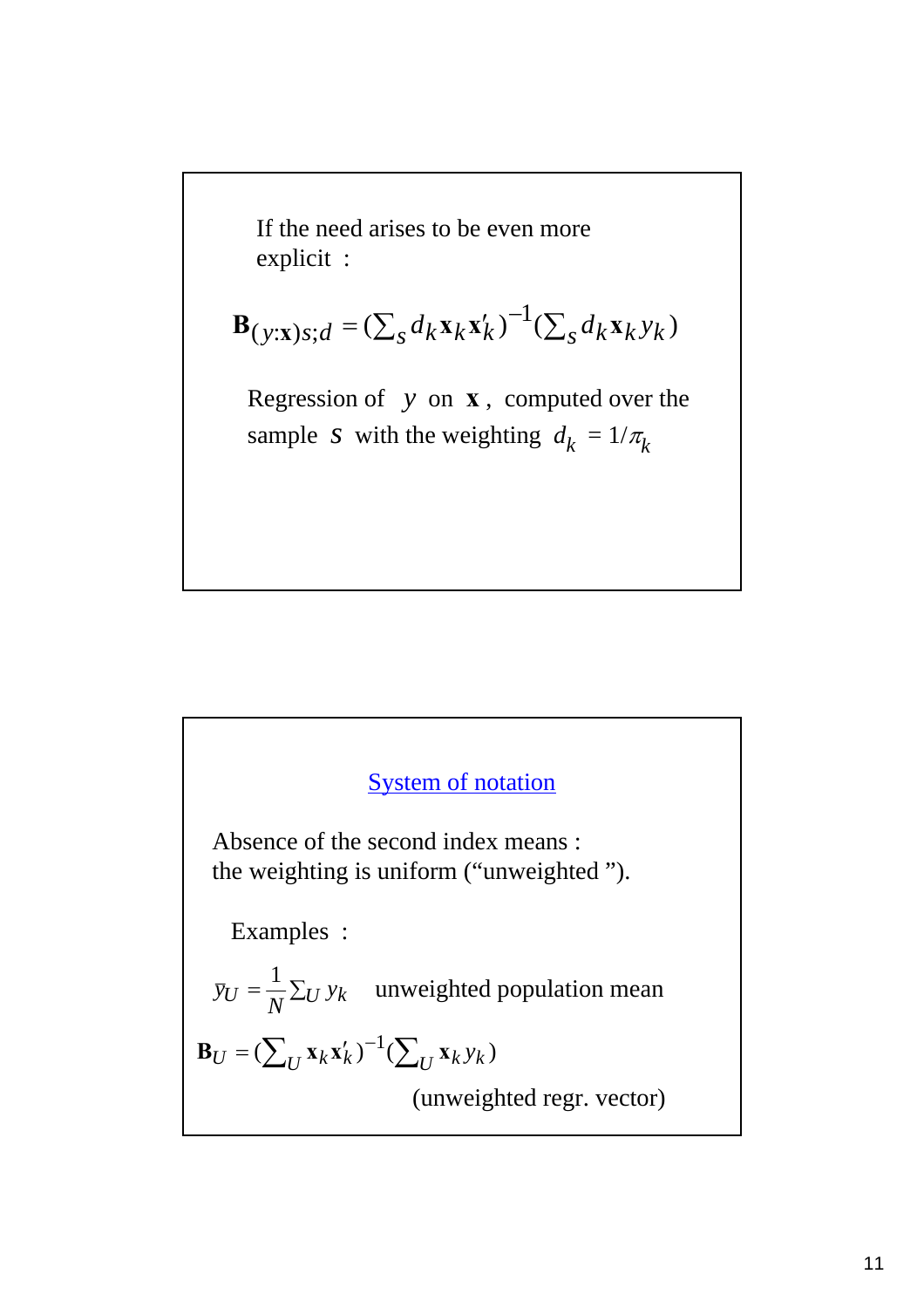If the need arises to be even more explicit :

$$\mathbf{B}_{(y:\mathbf{x})s;d} = (\textstyle\sum_s d_k \mathbf{x}_k \mathbf{x}'_k)^{-1} (\textstyle\sum_s d_k \mathbf{x}_k y_k)$$

Regression of $y$ on $\mathbf{x}$, computed over the sample $s$ with the weighting $d_k = 1/\pi_k$

---

System of notation

Absence of the second index means :
the weighting is uniform ("unweighted ").

Examples :

$\bar{y}_U = \frac{1}{N} \sum_U y_k$ unweighted population mean

$$\mathbf{B}_U = (\textstyle\sum_U \mathbf{x}_k \mathbf{x}'_k)^{-1} (\textstyle\sum_U \mathbf{x}_k y_k)$$

(unweighted regr. vector)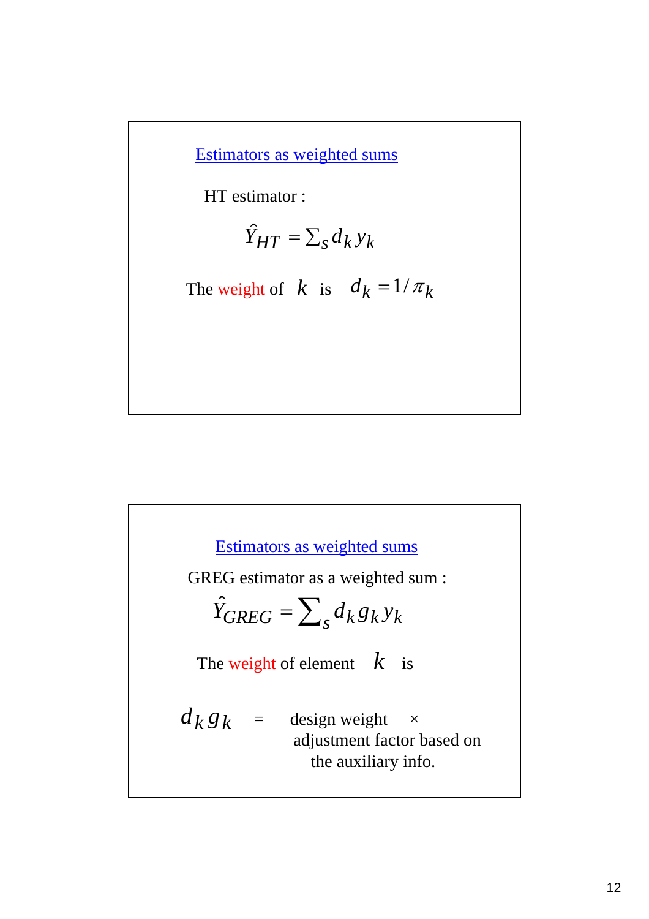## Estimators as weighted sums

HT estimator :

$$\hat{Y}_{HT} = \sum_s d_k y_k$$

The weight of $k$ is $d_k = 1/\pi_k$

## Estimators as weighted sums

GREG estimator as a weighted sum :

$$\hat{Y}_{GREG} = \sum_s d_k g_k y_k$$

The weight of element $k$ is

$d_k g_k$ = design weight × adjustment factor based on the auxiliary info.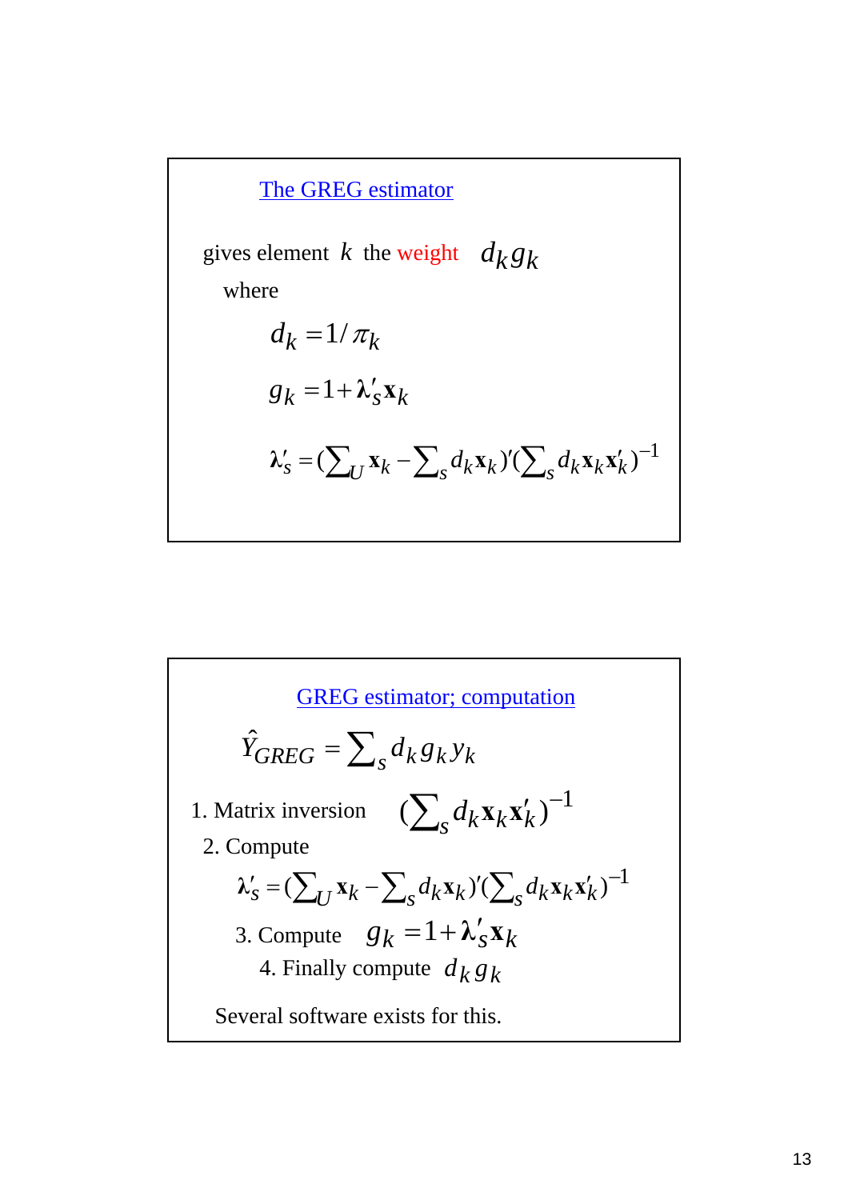## The GREG estimator

gives element $k$ the weight $d_k g_k$

where

$$d_k = 1/\pi_k$$

$$g_k = 1 + \boldsymbol{\lambda}'_s \mathbf{x}_k$$

$$\boldsymbol{\lambda}'_s = (\sum_U \mathbf{x}_k - \sum_s d_k \mathbf{x}_k)'(\sum_s d_k \mathbf{x}_k \mathbf{x}'_k)^{-1}$$

## GREG estimator; computation

$$\hat{Y}_{GREG} = \sum_s d_k g_k y_k$$

1. Matrix inversion $(\sum_s d_k \mathbf{x}_k \mathbf{x}'_k)^{-1}$
2. Compute

$$\boldsymbol{\lambda}'_s = (\sum_U \mathbf{x}_k - \sum_s d_k \mathbf{x}_k)'(\sum_s d_k \mathbf{x}_k \mathbf{x}'_k)^{-1}$$

3. Compute $g_k = 1 + \boldsymbol{\lambda}'_s \mathbf{x}_k$
4. Finally compute $d_k g_k$

Several software exists for this.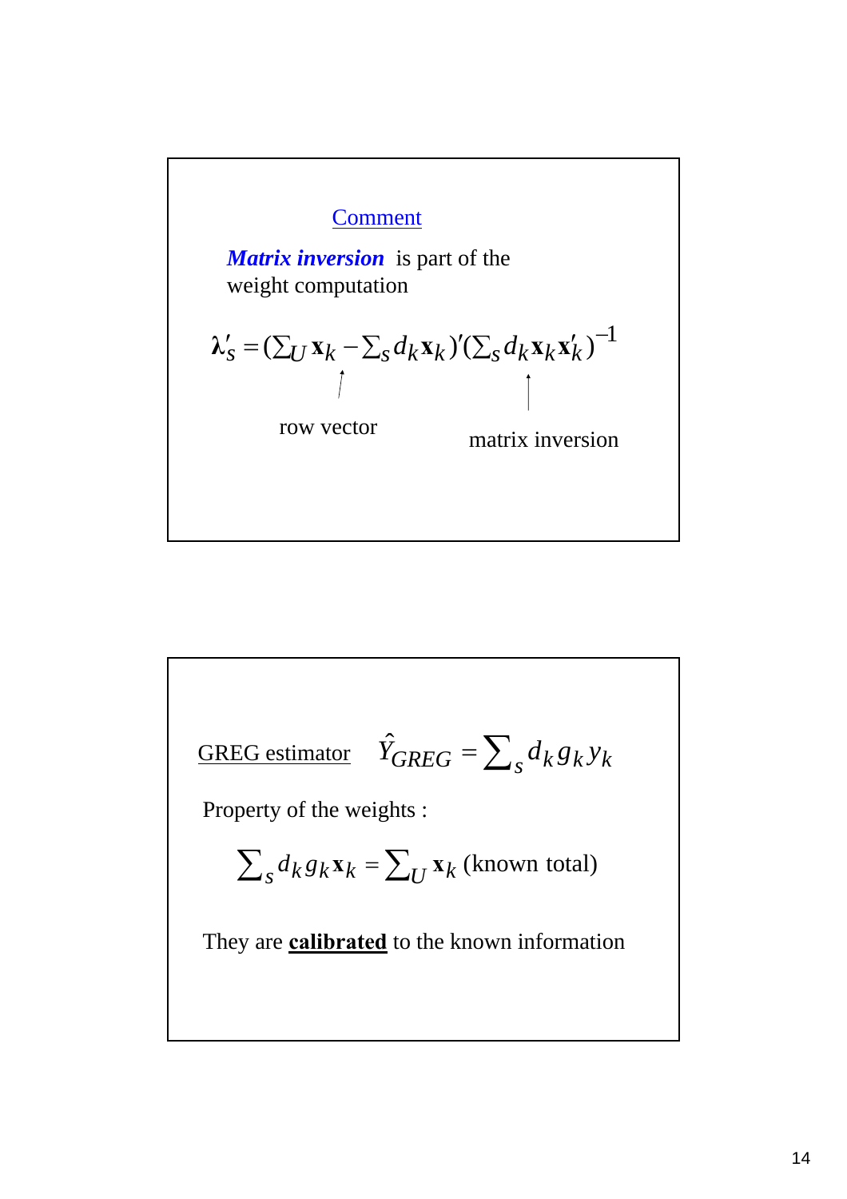Comment

***Matrix inversion*** is part of the weight computation

$$\boldsymbol{\lambda}_s' = (\textstyle\sum_U \mathbf{x}_k - \sum_s d_k \mathbf{x}_k)'(\sum_s d_k \mathbf{x}_k \mathbf{x}_k')^{-1}$$

row vector (pointing to $(\sum_U \mathbf{x}_k - \sum_s d_k \mathbf{x}_k)'$)

matrix inversion (pointing to $(\sum_s d_k \mathbf{x}_k \mathbf{x}_k')^{-1}$)

---

GREG estimator $\hat{Y}_{GREG} = \sum_s d_k g_k y_k$

Property of the weights :

$$\textstyle\sum_s d_k g_k \mathbf{x}_k = \sum_U \mathbf{x}_k \text{ (known total)}$$

They are **calibrated** to the known information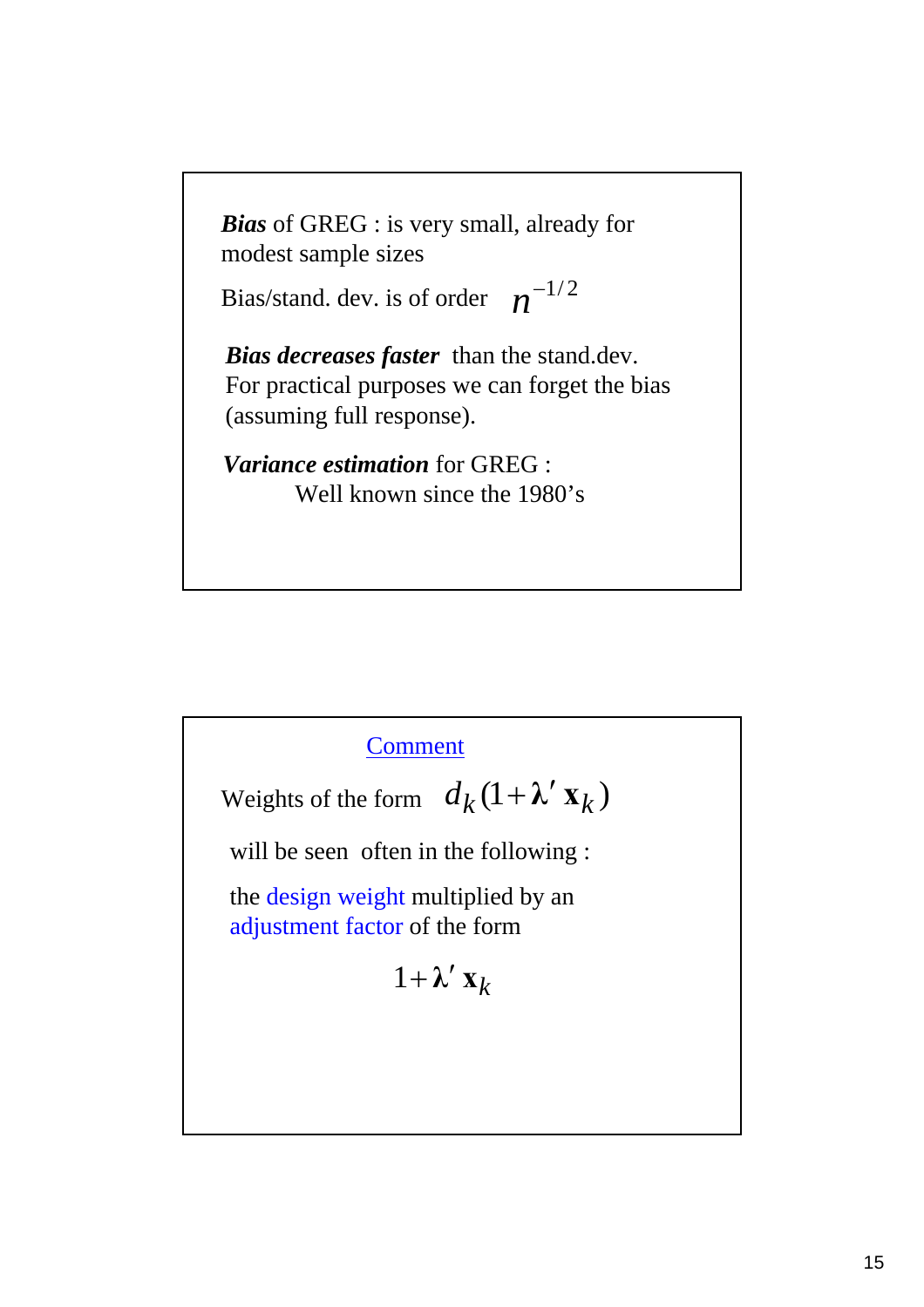***Bias*** of GREG : is very small, already for modest sample sizes

Bias/stand. dev. is of order $n^{-1/2}$

***Bias decreases faster*** than the stand.dev. For practical purposes we can forget the bias (assuming full response).

***Variance estimation*** for GREG :
Well known since the 1980's

Comment

Weights of the form $d_k(1+\boldsymbol{\lambda}'\mathbf{x}_k)$

will be seen often in the following :

the design weight multiplied by an adjustment factor of the form

$$1+\boldsymbol{\lambda}'\mathbf{x}_k$$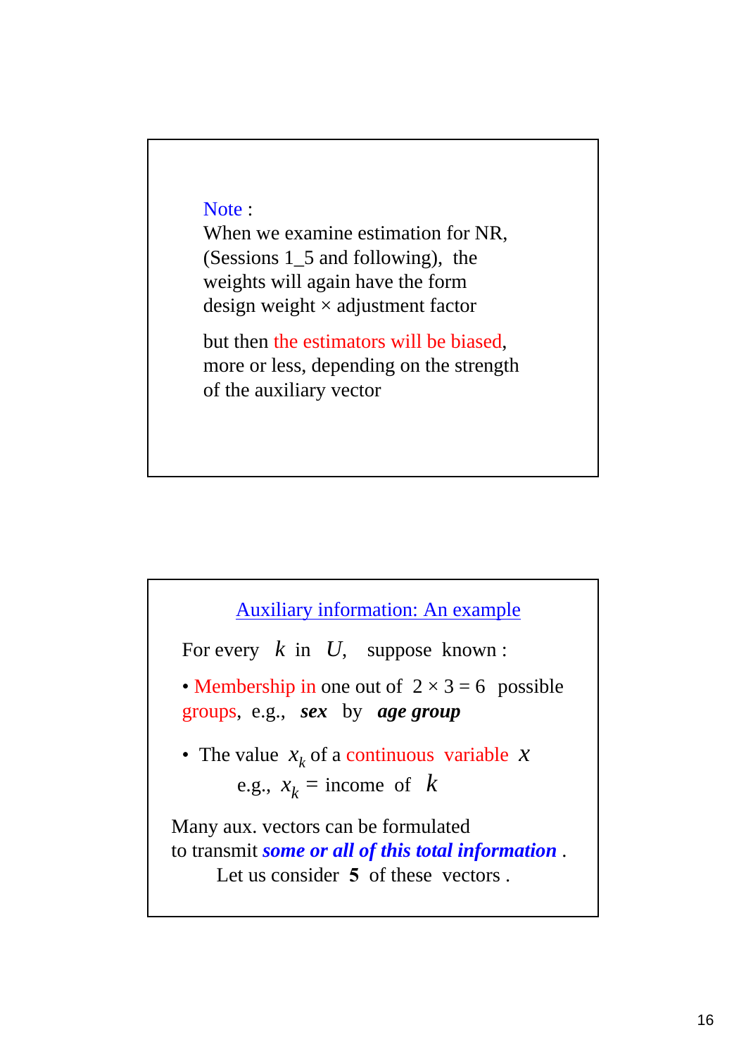Note :
When we examine estimation for NR, (Sessions 1_5 and following), the weights will again have the form design weight × adjustment factor

but then the estimators will be biased, more or less, depending on the strength of the auxiliary vector

## Auxiliary information: An example

For every $k$ in $U$, suppose known :

- Membership in one out of $2 \times 3 = 6$ possible groups, e.g., ***sex*** by ***age group***

- The value $x_k$ of a continuous variable $x$
  
  e.g., $x_k$ = income of $k$

Many aux. vectors can be formulated to transmit ***some or all of this total information*** .

Let us consider **5** of these vectors .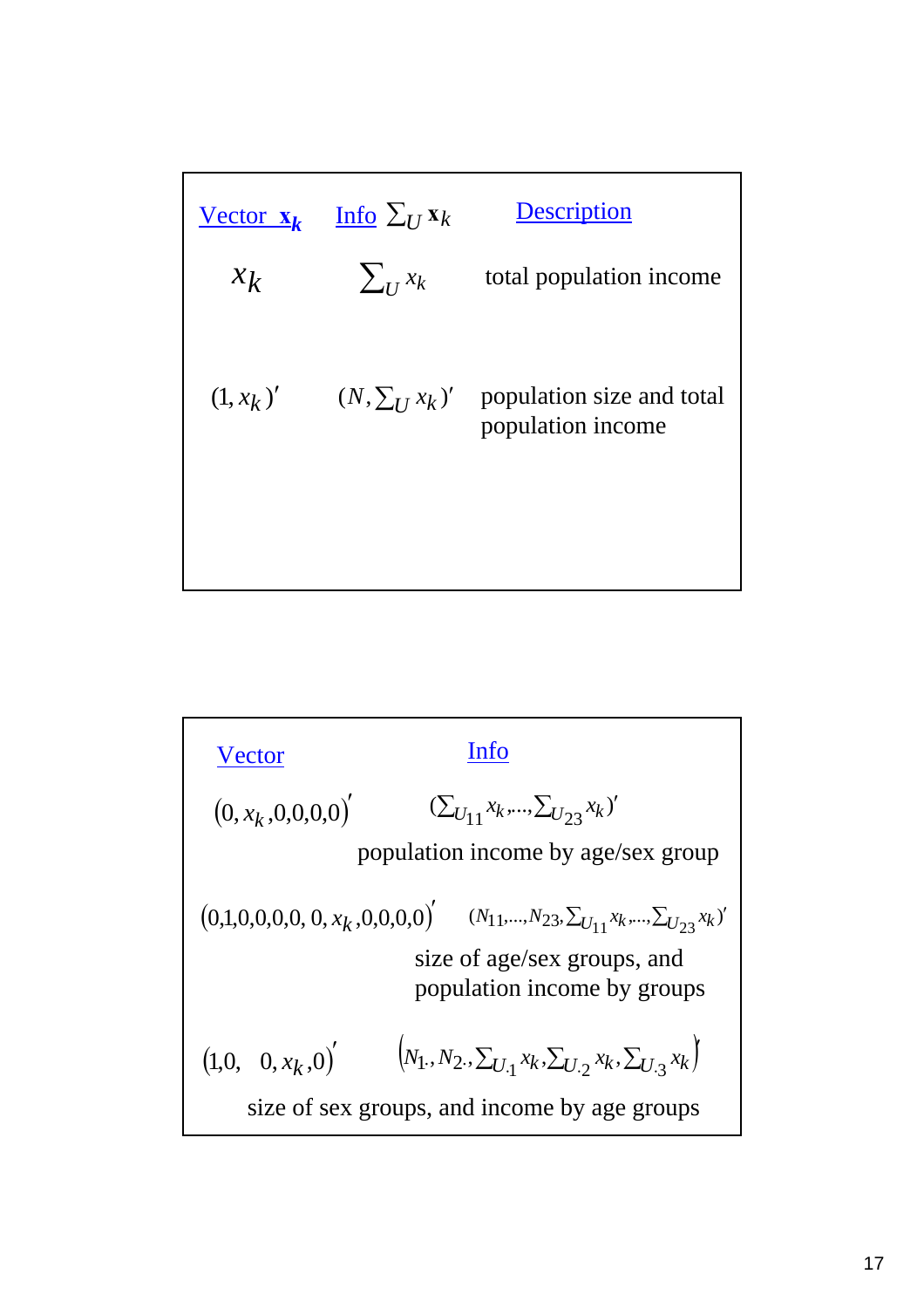| Vector $\mathbf{x}_k$ | Info $\sum_U \mathbf{x}_k$ | Description |
| --- | --- | --- |
| $x_k$ | $\sum_U x_k$ | total population income |
| $(1, x_k)'$ | $(N, \sum_U x_k)'$ | population size and total population income |

| Vector | Info |
| --- | --- |
| $(0, x_k, 0,0,0,0)'$ | $(\sum_{U_{11}} x_k, \ldots, \sum_{U_{23}} x_k)'$ |
| | population income by age/sex group |
| $(0,1,0,0,0,0,\ 0, x_k, 0,0,0,0)'$ | $(N_{11}, \ldots, N_{23}, \sum_{U_{11}} x_k, \ldots, \sum_{U_{23}} x_k)'$ |
| | size of age/sex groups, and population income by groups |
| $(1,0,\quad 0, x_k, 0)'$ | $(N_{1\cdot}, N_{2\cdot}, \sum_{U_{\cdot 1}} x_k, \sum_{U_{\cdot 2}} x_k, \sum_{U_{\cdot 3}} x_k)'$ |
| | size of sex groups, and income by age groups |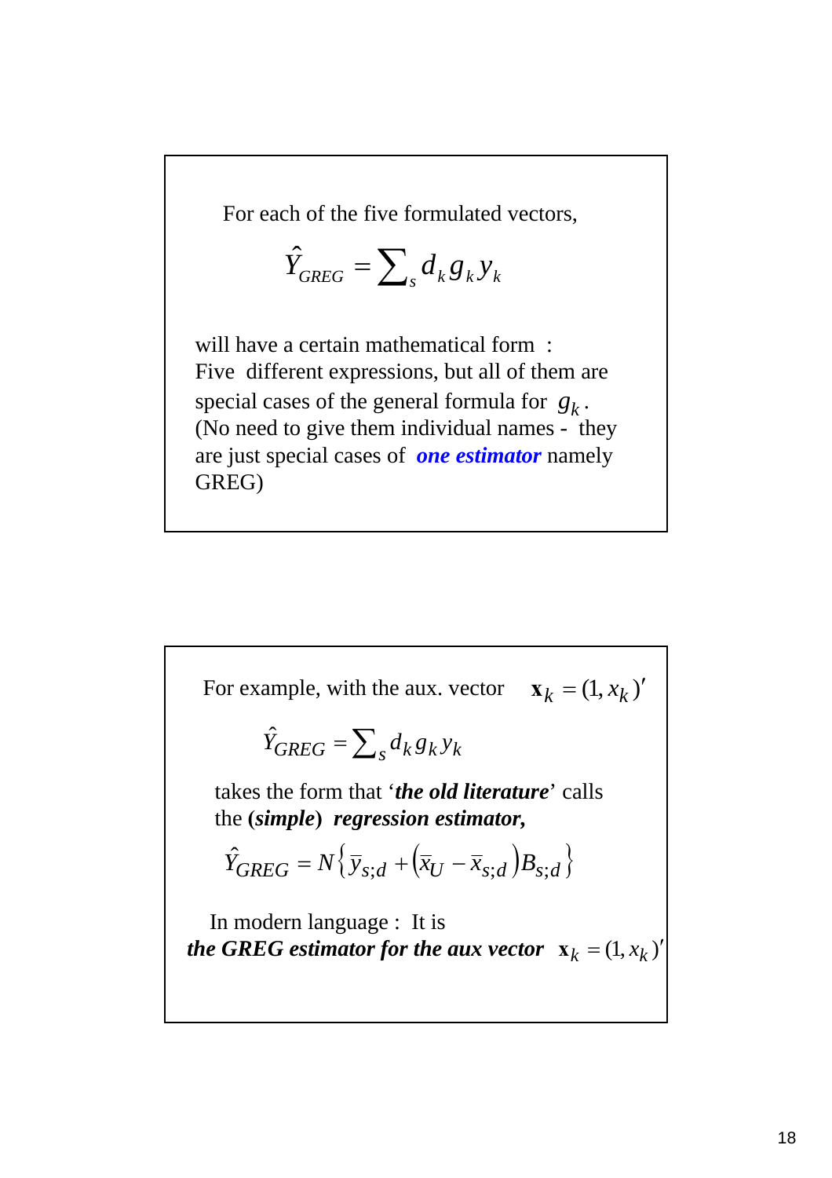For each of the five formulated vectors,

$$\hat{Y}_{GREG} = \sum_s d_k g_k y_k$$

will have a certain mathematical form :
Five different expressions, but all of them are special cases of the general formula for $g_k$.
(No need to give them individual names - they are just special cases of ***one estimator*** namely GREG)

---

For example, with the aux. vector $\mathbf{x}_k = (1, x_k)'$

$$\hat{Y}_{GREG} = \sum_s d_k g_k y_k$$

takes the form that '***the old literature***' calls the **(*simple*)** ***regression estimator,***

$$\hat{Y}_{GREG} = N\left\{\bar{y}_{s;d} + \left(\bar{x}_U - \bar{x}_{s;d}\right)B_{s;d}\right\}$$

In modern language : It is
***the GREG estimator for the aux vector*** $\mathbf{x}_k = (1, x_k)'$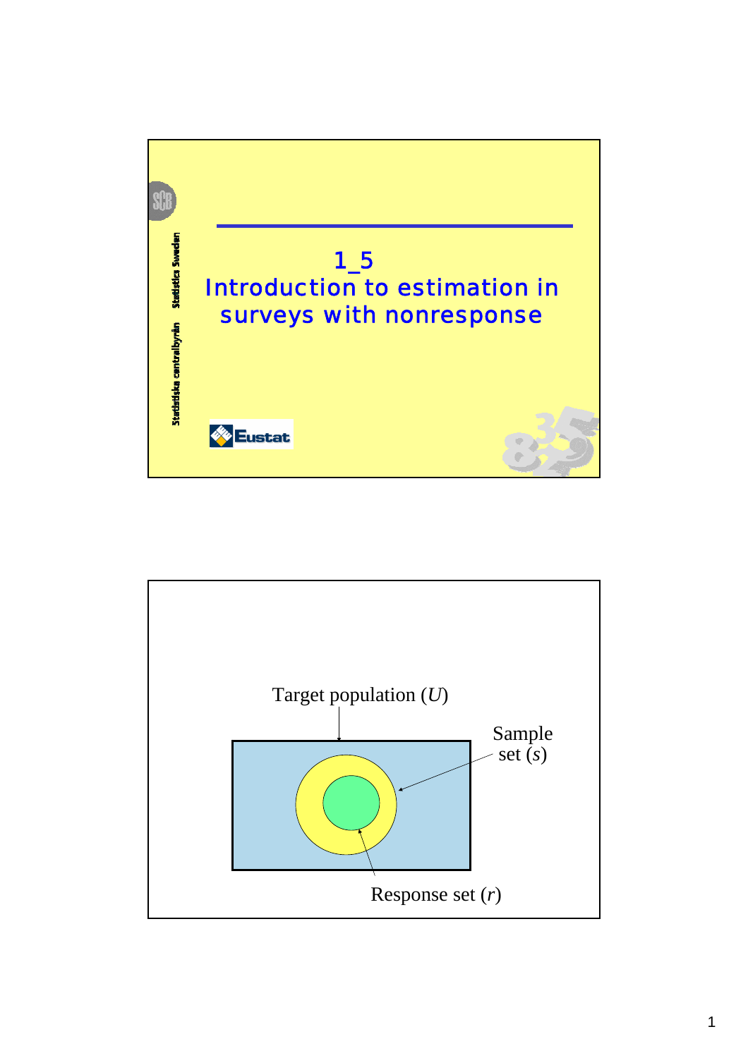# 1_5 Introduction to estimation in surveys with nonresponse

Statistiska centralbyrån Statistics Sweden

Eustat

Target population ($U$)

Sample set ($s$)

Response set ($r$)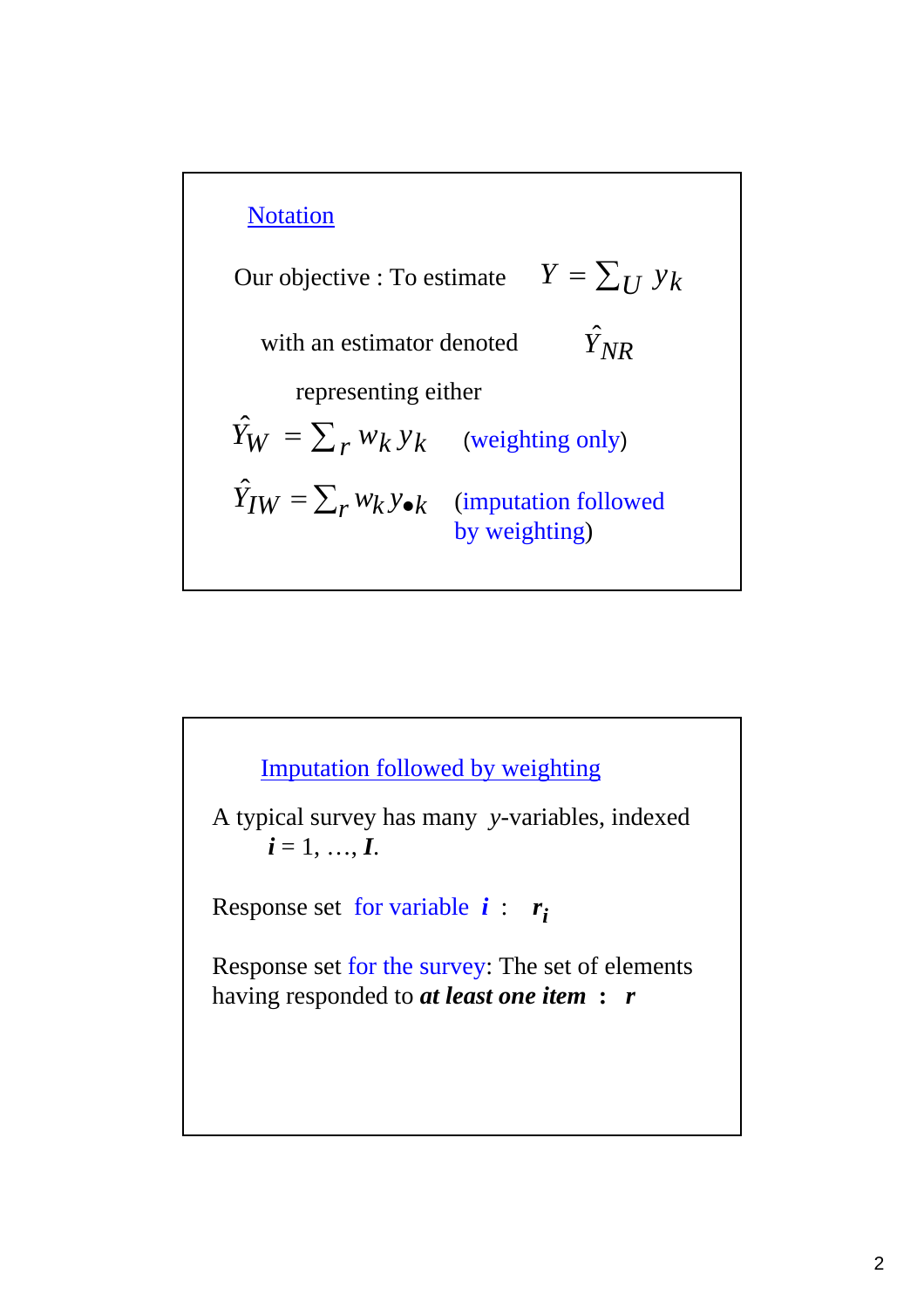## Notation

Our objective : To estimate $Y = \sum_U y_k$

with an estimator denoted $\hat{Y}_{NR}$

representing either

$\hat{Y}_W = \sum_r w_k y_k$ (weighting only)

$\hat{Y}_{IW} = \sum_r w_k y_{\bullet k}$ (imputation followed by weighting)

## Imputation followed by weighting

A typical survey has many $y$-variables, indexed $\boldsymbol{i} = 1, \ldots, \boldsymbol{I}$.

Response set for variable $\boldsymbol{i}$ : $\boldsymbol{r_i}$

Response set for the survey: The set of elements having responded to ***at least one item*** **:** $\boldsymbol{r}$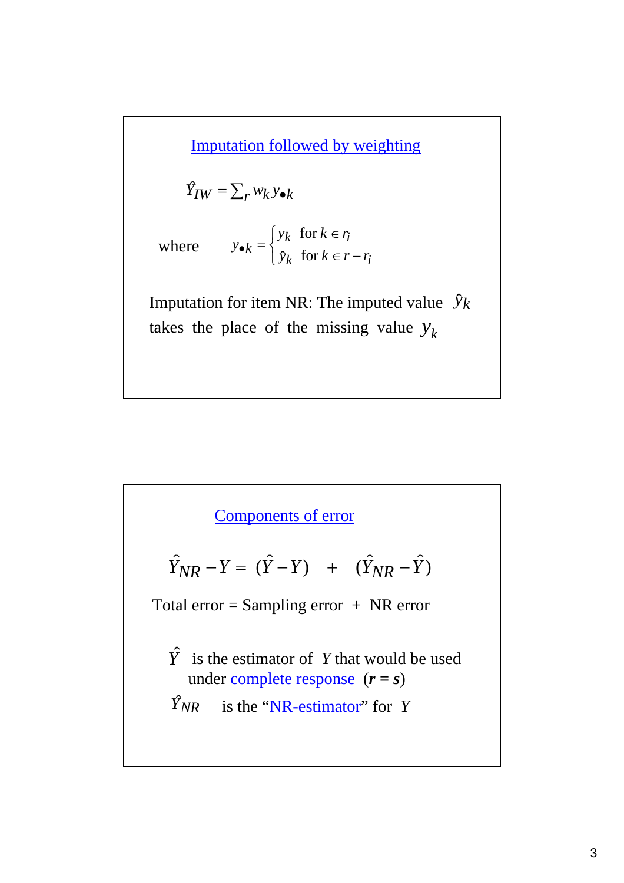## Imputation followed by weighting

$$\hat{Y}_{IW} = \sum_r w_k y_{\bullet k}$$

where $$y_{\bullet k} = \begin{cases} y_k & \text{for } k \in r_i \\ \hat{y}_k & \text{for } k \in r - r_i \end{cases}$$

Imputation for item NR: The imputed value $\hat{y}_k$ takes the place of the missing value $y_k$

## Components of error

$$\hat{Y}_{NR} - Y = (\hat{Y} - Y) \quad + \quad (\hat{Y}_{NR} - \hat{Y})$$

Total error = Sampling error + NR error

$\hat{Y}$ is the estimator of $Y$ that would be used under complete response (***r*** = ***s***)

$\hat{Y}_{NR}$ is the "NR-estimator" for $Y$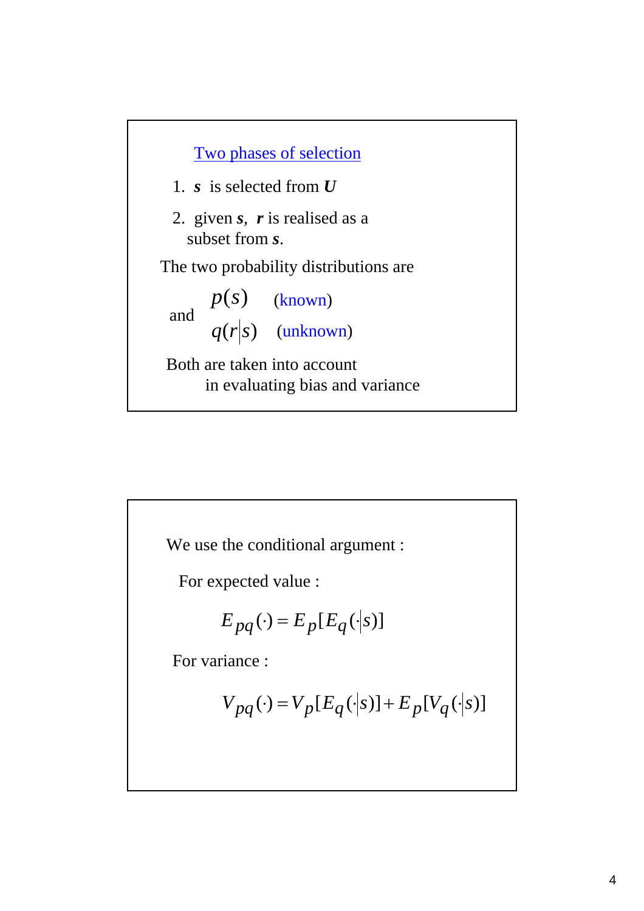## Two phases of selection

1. ***s*** is selected from ***U***
2. given ***s***, ***r*** is realised as a subset from ***s***.

The two probability distributions are

$p(s)$ (known)

and

$q(r|s)$ (unknown)

Both are taken into account in evaluating bias and variance

---

We use the conditional argument :

For expected value :

$$E_{pq}(\cdot) = E_p[E_q(\cdot|s)]$$

For variance :

$$V_{pq}(\cdot) = V_p[E_q(\cdot|s)] + E_p[V_q(\cdot|s)]$$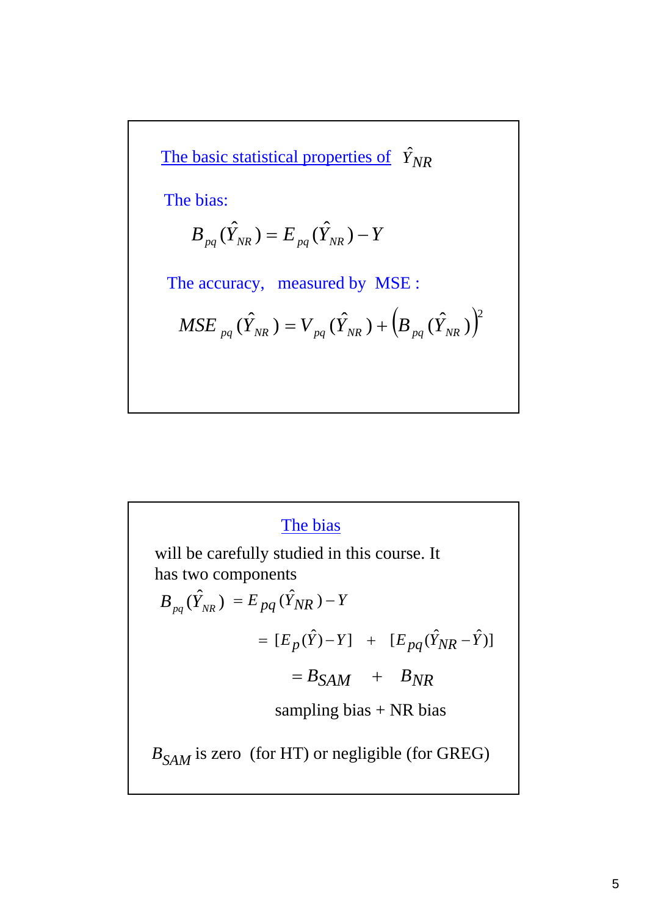## The basic statistical properties of $\hat{Y}_{NR}$

The bias:

$$B_{pq}(\hat{Y}_{NR}) = E_{pq}(\hat{Y}_{NR}) - Y$$

The accuracy, measured by MSE :

$$MSE_{pq}(\hat{Y}_{NR}) = V_{pq}(\hat{Y}_{NR}) + \left(B_{pq}(\hat{Y}_{NR})\right)^2$$

## The bias

will be carefully studied in this course. It has two components

$$
\begin{aligned}
B_{pq}(\hat{Y}_{NR}) &= E_{pq}(\hat{Y}_{NR}) - Y \\
&= [E_p(\hat{Y}) - Y] \quad + \quad [E_{pq}(\hat{Y}_{NR} - \hat{Y})] \\
&= B_{SAM} \quad + \quad B_{NR}
\end{aligned}
$$

sampling bias + NR bias

$B_{SAM}$ is zero (for HT) or negligible (for GREG)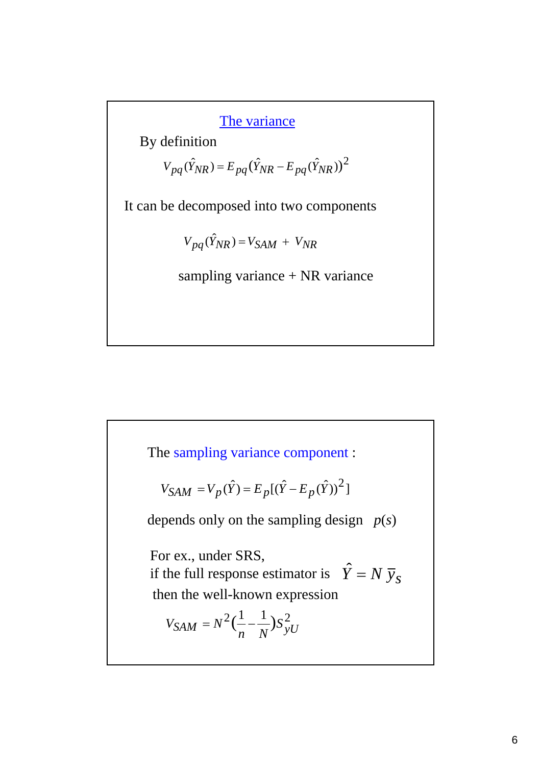## The variance

By definition

$$V_{pq}(\hat{Y}_{NR}) = E_{pq}(\hat{Y}_{NR} - E_{pq}(\hat{Y}_{NR}))^2$$

It can be decomposed into two components

$$V_{pq}(\hat{Y}_{NR}) = V_{SAM} + V_{NR}$$

sampling variance + NR variance

---

The sampling variance component :

$$V_{SAM} = V_p(\hat{Y}) = E_p[(\hat{Y} - E_p(\hat{Y}))^2]$$

depends only on the sampling design $p(s)$

For ex., under SRS,
if the full response estimator is $\hat{Y} = N\,\bar{y}_s$
then the well-known expression

$$V_{SAM} = N^2\left(\frac{1}{n} - \frac{1}{N}\right)S_{yU}^2$$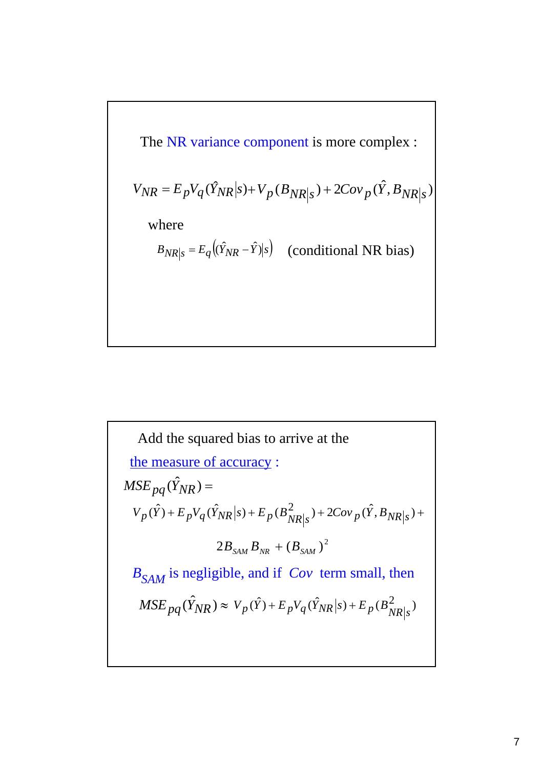The NR variance component is more complex :

$$V_{NR} = E_p V_q(\hat{Y}_{NR}|s) + V_p(B_{NR|s}) + 2Cov_p(\hat{Y}, B_{NR|s})$$

where

$$B_{NR|s} = E_q\left((\hat{Y}_{NR} - \hat{Y})|s\right) \quad \text{(conditional NR bias)}$$

Add the squared bias to arrive at the

the measure of accuracy :

$$MSE_{pq}(\hat{Y}_{NR}) =$$

$$V_p(\hat{Y}) + E_p V_q(\hat{Y}_{NR}|s) + E_p(B^2_{NR|s}) + 2Cov_p(\hat{Y}, B_{NR|s}) +$$

$$2B_{SAM} B_{NR} + (B_{SAM})^2$$

$B_{SAM}$ is negligible, and if $Cov$ term small, then

$$MSE_{pq}(\hat{Y}_{NR}) \approx V_p(\hat{Y}) + E_p V_q(\hat{Y}_{NR}|s) + E_p(B^2_{NR|s})$$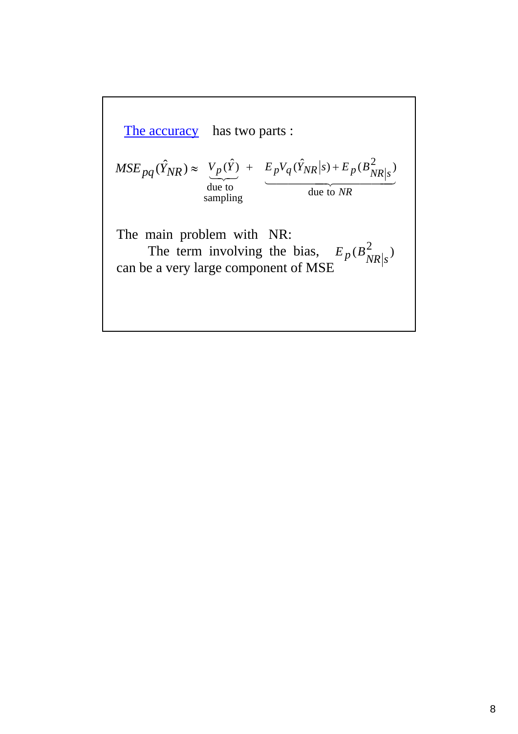The accuracy has two parts :

$$MSE_{pq}(\hat{Y}_{NR}) \approx \underbrace{V_p(\hat{Y})}_{\text{due to sampling}} + \underbrace{E_p V_q(\hat{Y}_{NR}|s) + E_p(B^2_{NR|s})}_{\text{due to } NR}$$

The main problem with NR:

The term involving the bias, $E_p(B^2_{NR|s})$ can be a very large component of MSE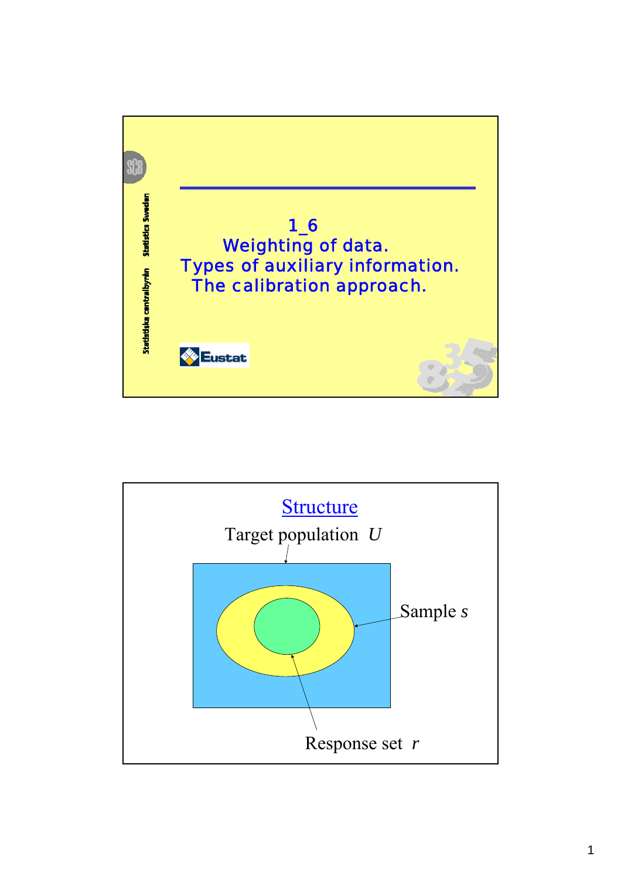# 1_6
## Weighting of data.
## Types of auxiliary information.
## The calibration approach.

Statistiska centralbyrån Statistics Sweden

Eustat

---

## Structure

Target population $U$

Sample $s$

Response set $r$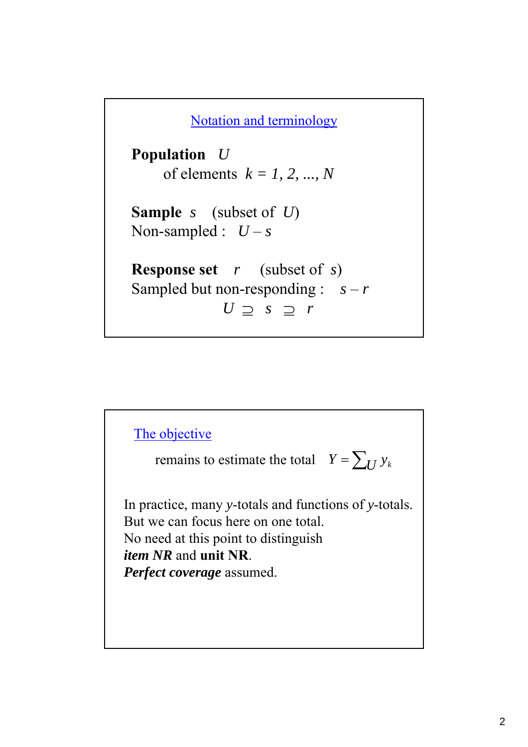## Notation and terminology

**Population** $U$

of elements $k = 1, 2, ..., N$

**Sample** $s$ (subset of $U$)

Non-sampled : $U - s$

**Response set** $r$ (subset of $s$)

Sampled but non-responding : $s - r$

$$U \supseteq s \supseteq r$$

## The objective

remains to estimate the total $Y = \sum_U y_k$

In practice, many $y$-totals and functions of $y$-totals.
But we can focus here on one total.
No need at this point to distinguish
***item NR*** and **unit NR**.
***Perfect coverage*** assumed.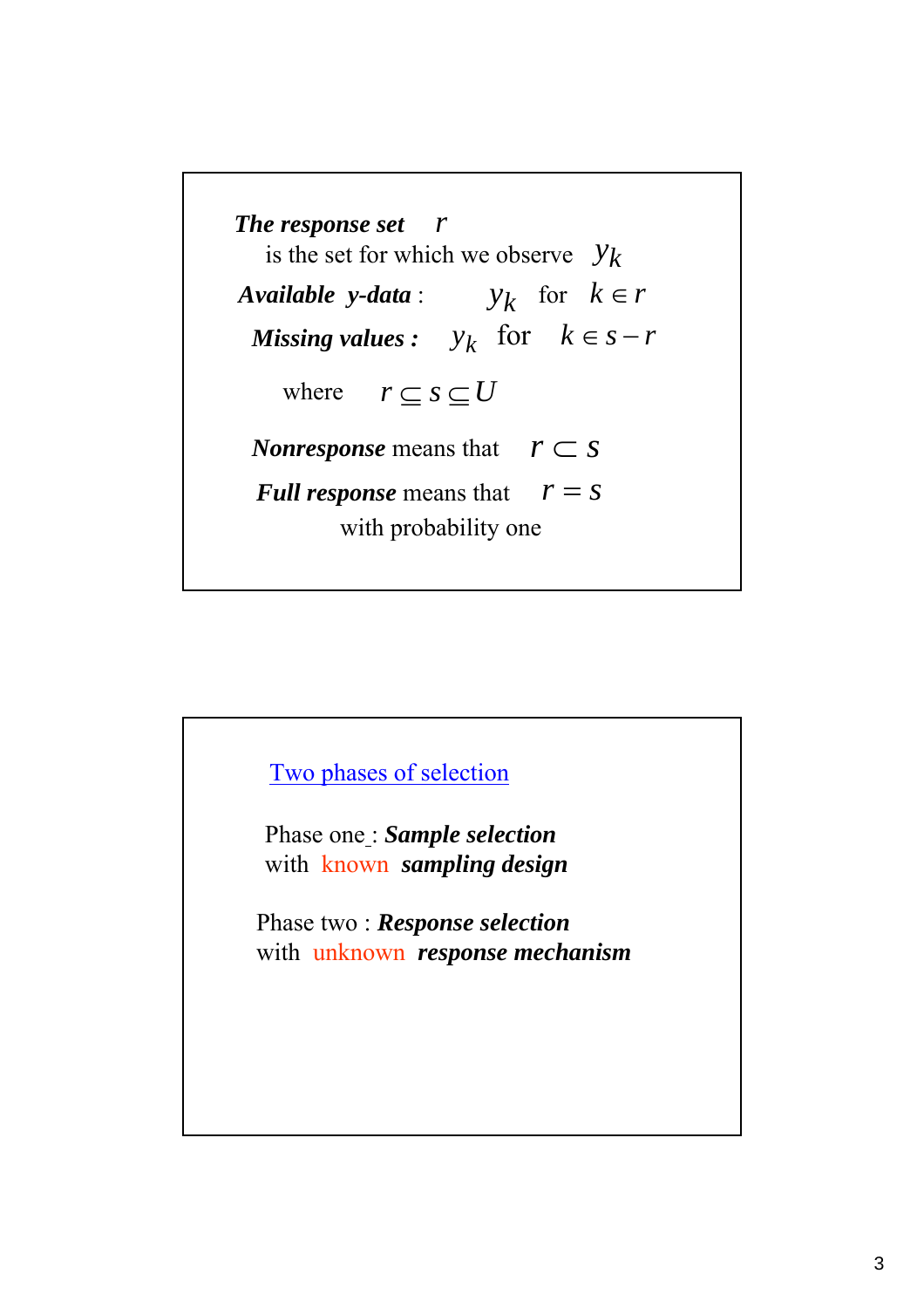***The response set*** $r$

is the set for which we observe $y_k$

***Available y-data*** : $y_k$ for $k \in r$

***Missing values :*** $y_k$ for $k \in s - r$

where $r \subseteq s \subseteq U$

***Nonresponse*** means that $r \subset s$

***Full response*** means that $r = s$ with probability one

---

Two phases of selection

Phase one : ***Sample selection***
with known ***sampling design***

Phase two : ***Response selection***
with unknown ***response mechanism***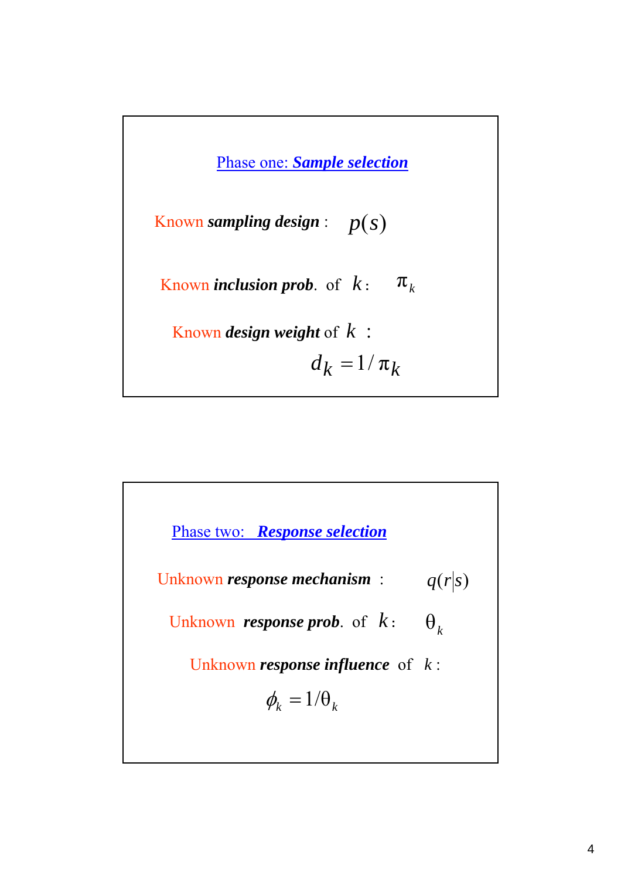## Phase one: ***Sample selection***

Known ***sampling design*** : $p(s)$

Known ***inclusion prob***. of $k$: $\pi_k$

Known ***design weight*** of $k$ :

$$d_k = 1/\pi_k$$

## Phase two: ***Response selection***

Unknown ***response mechanism*** : $q(r|s)$

Unknown ***response prob***. of $k$: $\theta_k$

Unknown ***response influence*** of $k$:

$$\phi_k = 1/\theta_k$$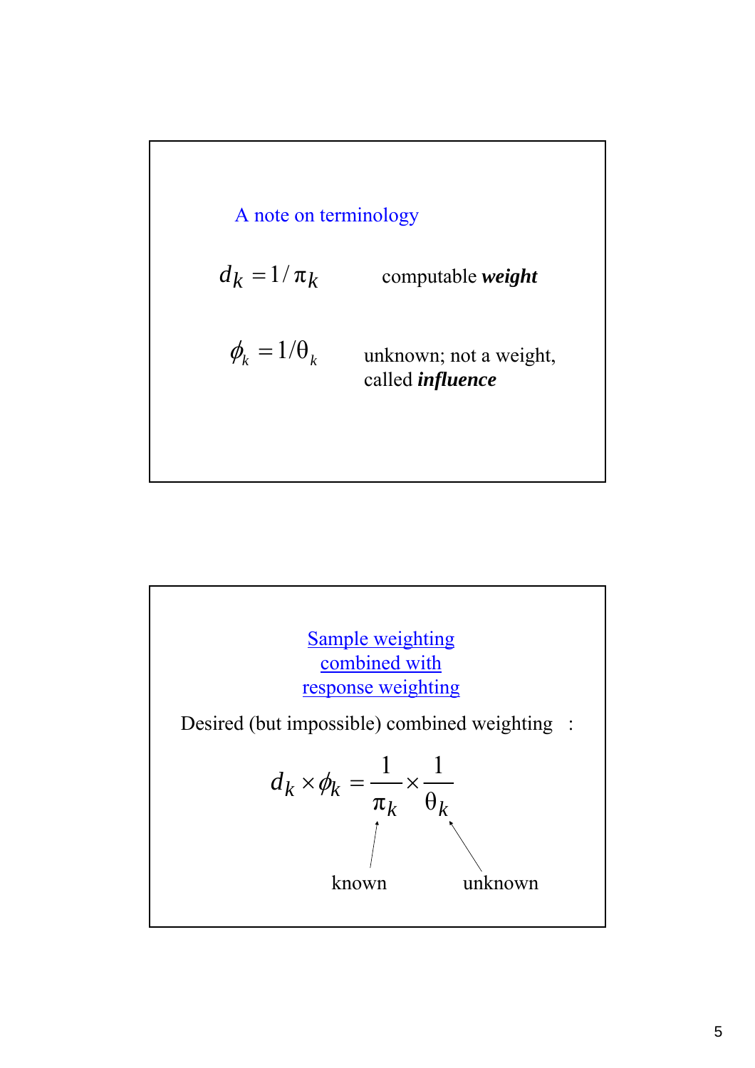## A note on terminology

$d_k = 1/\pi_k$ computable ***weight***

$\phi_k = 1/\theta_k$ unknown; not a weight, called ***influence***

## Sample weighting combined with response weighting

Desired (but impossible) combined weighting :

$$d_k \times \phi_k = \frac{1}{\pi_k} \times \frac{1}{\theta_k}$$

known (for $\pi_k$) unknown (for $\theta_k$)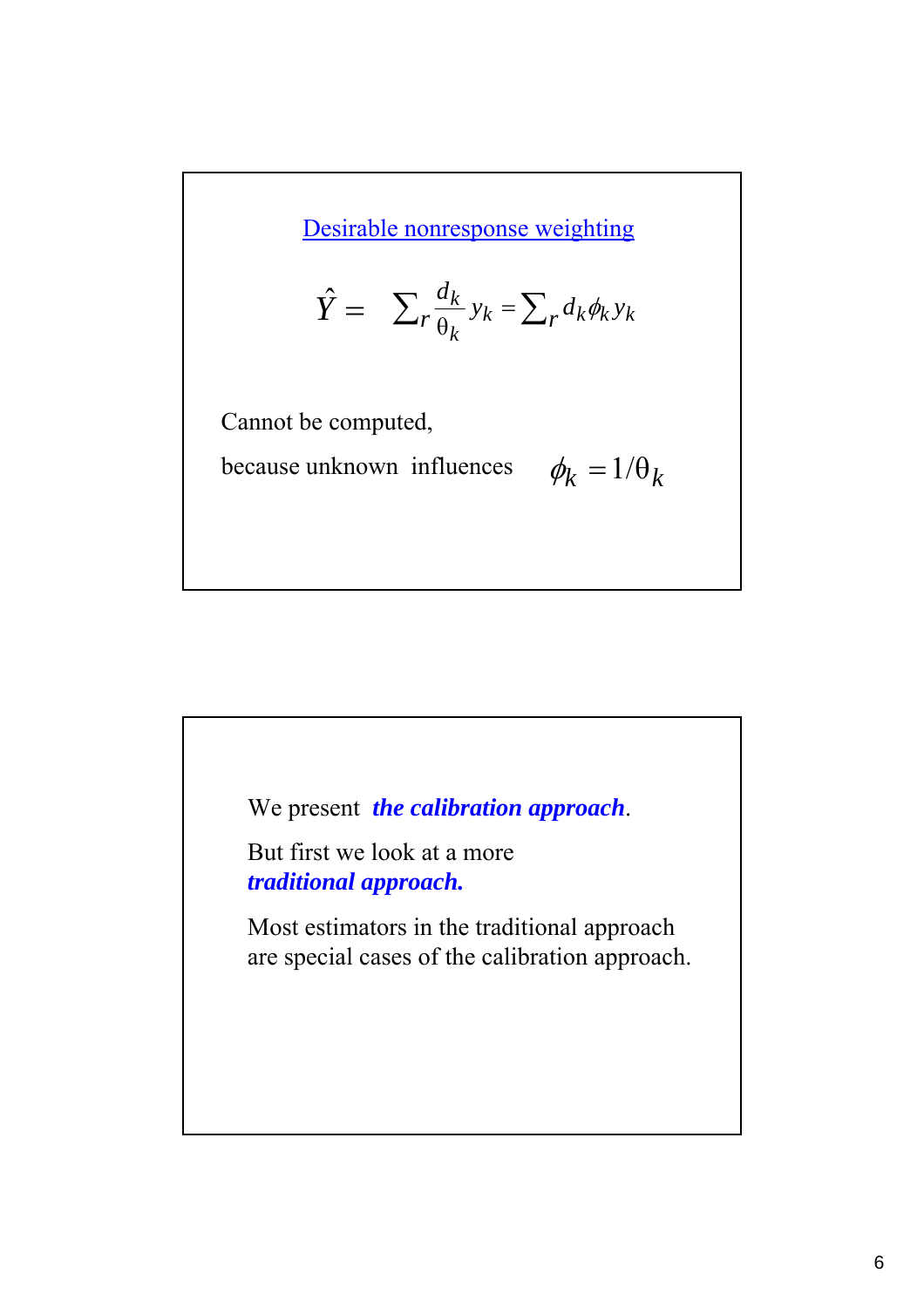## Desirable nonresponse weighting

$$\hat{Y} = \sum_r \frac{d_k}{\theta_k} y_k = \sum_r d_k \phi_k y_k$$

Cannot be computed,

because unknown influences $\phi_k = 1/\theta_k$

We present ***the calibration approach***.

But first we look at a more ***traditional approach.***

Most estimators in the traditional approach are special cases of the calibration approach.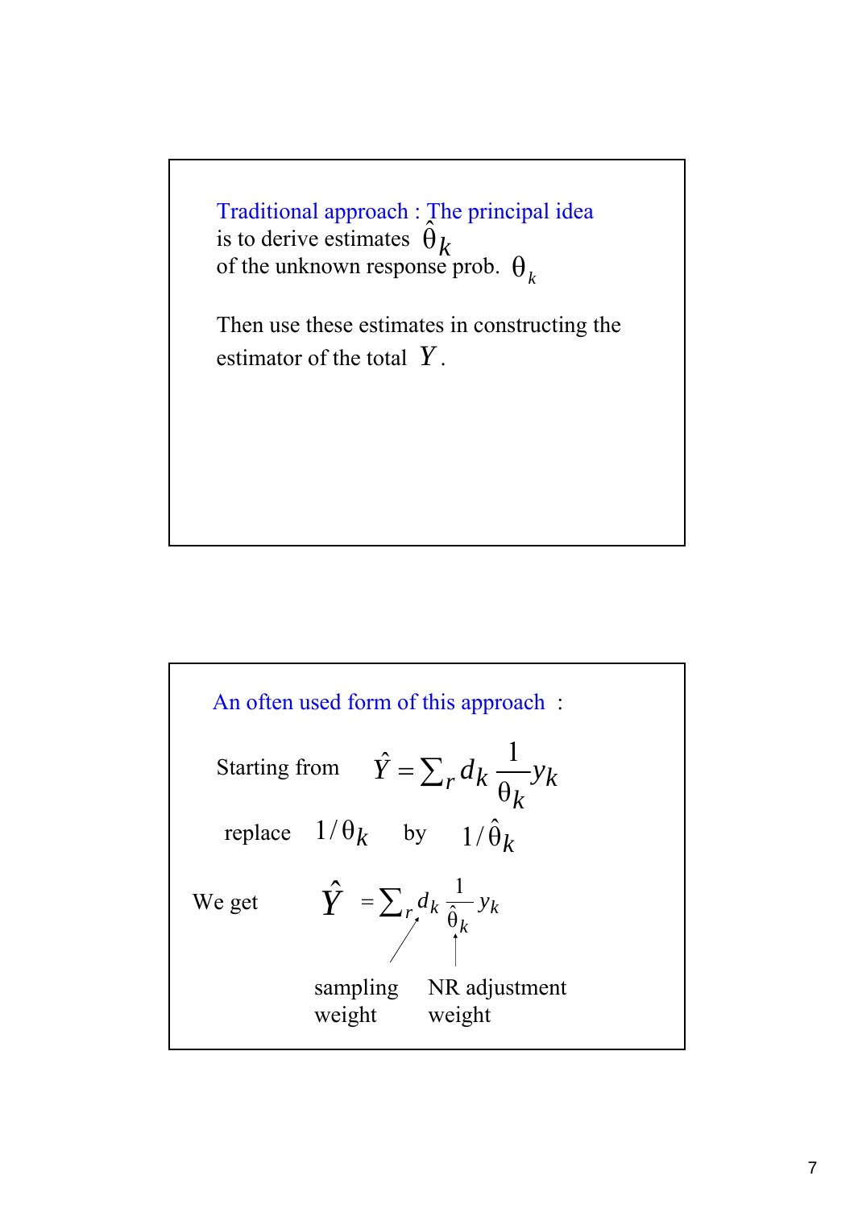**Traditional approach : The principal idea** is to derive estimates $\hat{\theta}_k$ of the unknown response prob. $\theta_k$

Then use these estimates in constructing the estimator of the total $Y$.

---

**An often used form of this approach :**

Starting from $\hat{Y} = \sum_r d_k \dfrac{1}{\theta_k} y_k$

replace $1/\theta_k$ by $1/\hat{\theta}_k$

We get

$$\hat{Y} = \sum_r d_k \frac{1}{\hat{\theta}_k} y_k$$

where $d_k$ is the sampling weight and $\dfrac{1}{\hat{\theta}_k}$ is the NR adjustment weight.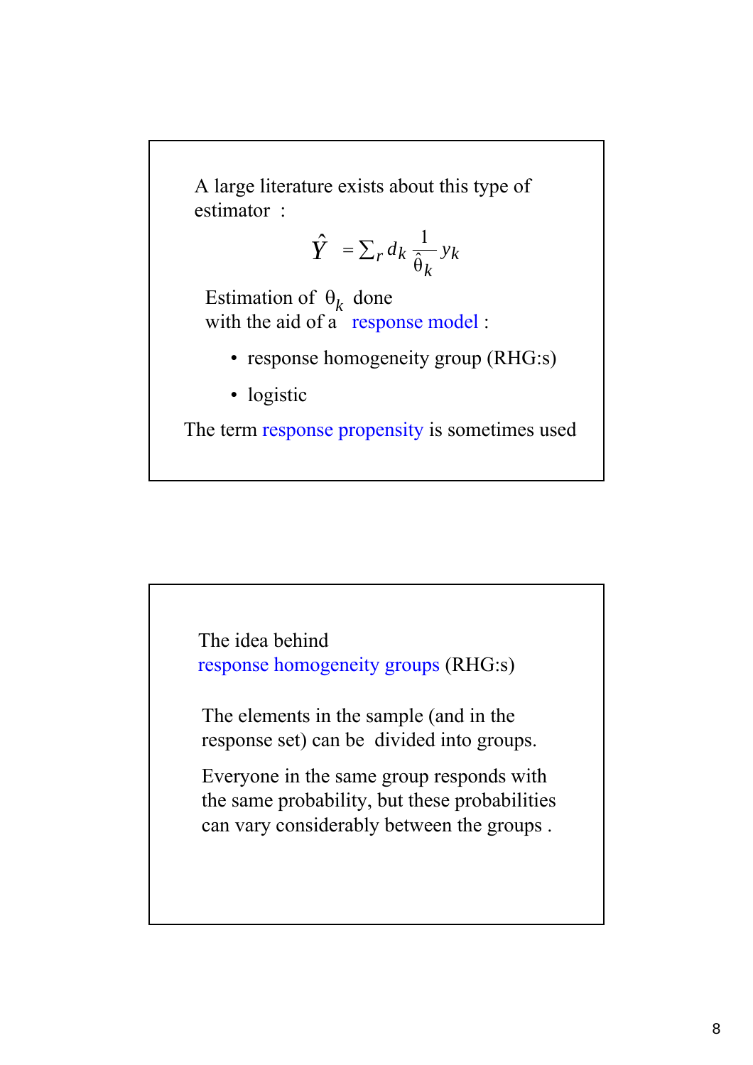A large literature exists about this type of estimator :

$$\hat{Y} = \sum_r d_k \frac{1}{\hat{\theta}_k} y_k$$

Estimation of $\theta_k$ done with the aid of a response model :

- response homogeneity group (RHG:s)
- logistic

The term response propensity is sometimes used

---

The idea behind response homogeneity groups (RHG:s)

The elements in the sample (and in the response set) can be divided into groups.

Everyone in the same group responds with the same probability, but these probabilities can vary considerably between the groups .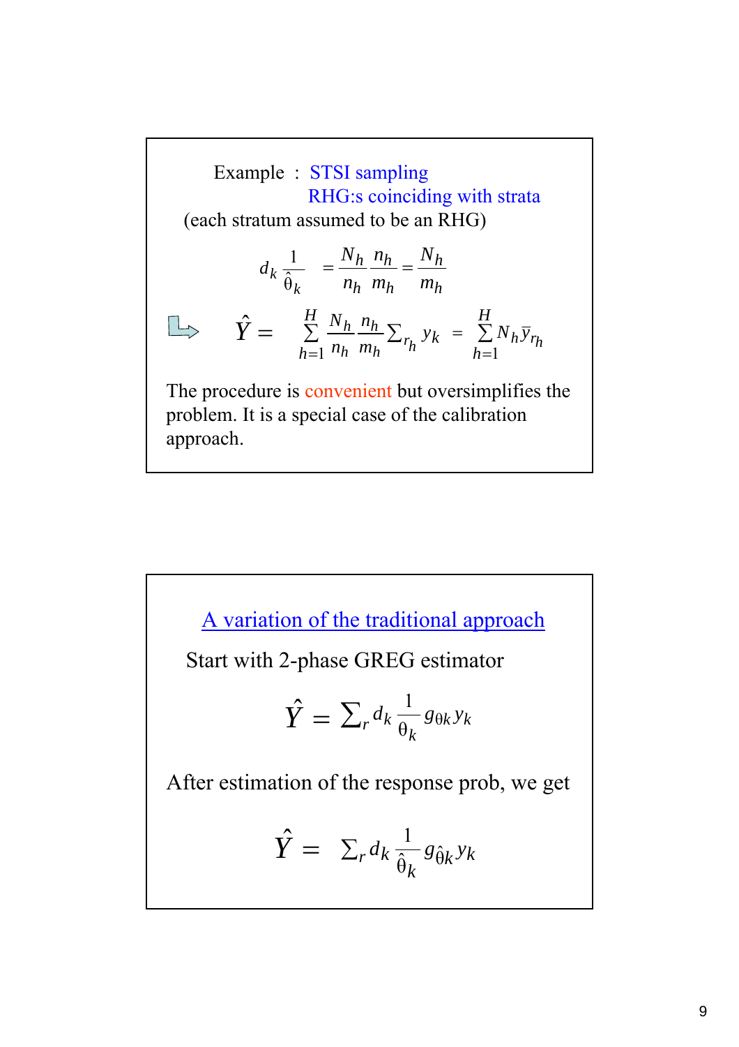Example : STSI sampling
RHG:s coinciding with strata
(each stratum assumed to be an RHG)

$$d_k \frac{1}{\hat{\theta}_k} = \frac{N_h}{n_h}\frac{n_h}{m_h} = \frac{N_h}{m_h}$$

$$\Rightarrow \quad \hat{Y} = \sum_{h=1}^{H} \frac{N_h}{n_h}\frac{n_h}{m_h} \sum\nolimits_{r_h} y_k = \sum_{h=1}^{H} N_h \bar{y}_{r_h}$$

The procedure is convenient but oversimplifies the problem. It is a special case of the calibration approach.

## A variation of the traditional approach

Start with 2-phase GREG estimator

$$\hat{Y} = \sum\nolimits_r d_k \frac{1}{\theta_k} g_{\theta k} y_k$$

After estimation of the response prob, we get

$$\hat{Y} = \sum\nolimits_r d_k \frac{1}{\hat{\theta}_k} g_{\hat{\theta} k} y_k$$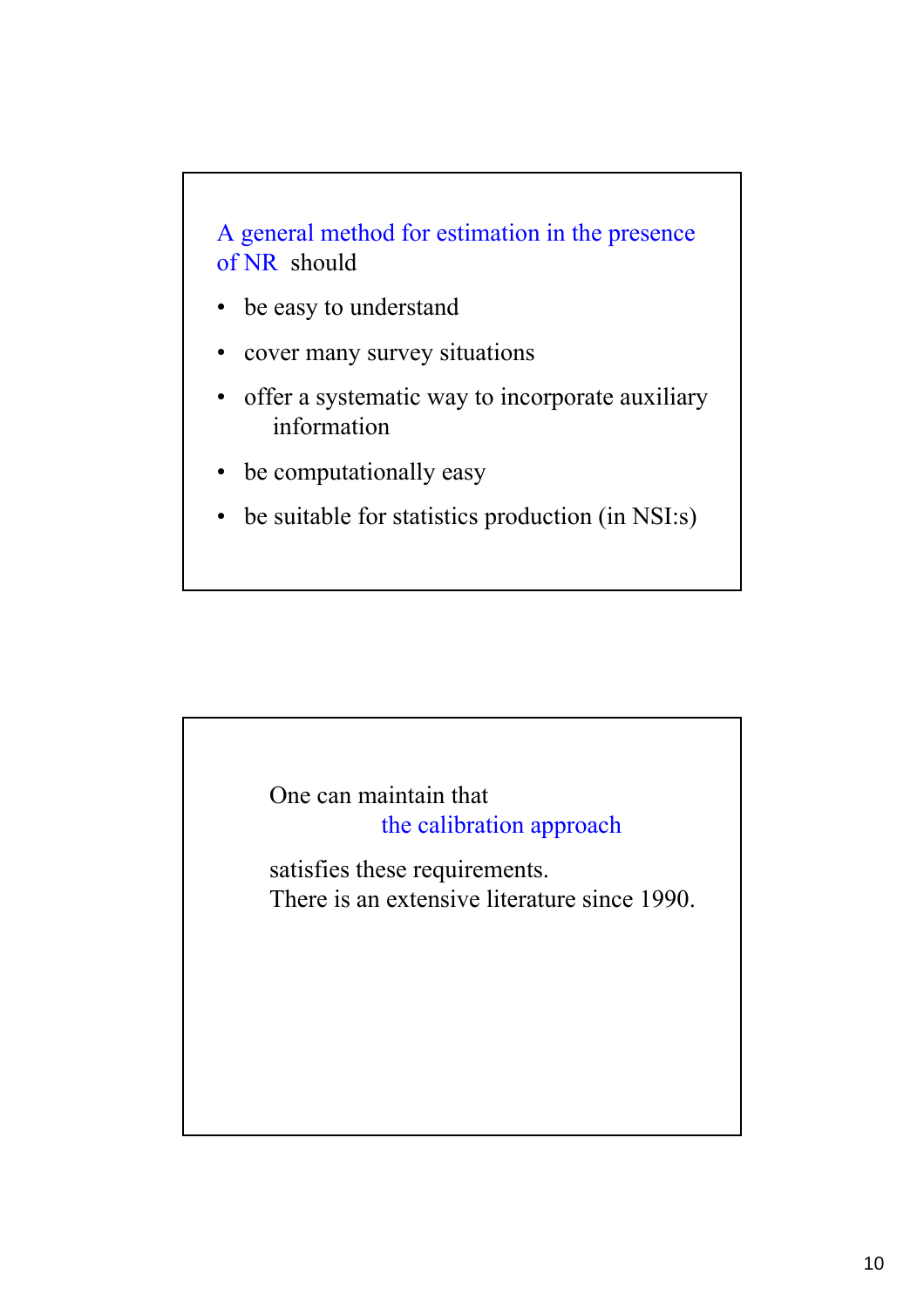A general method for estimation in the presence of NR should

- be easy to understand
- cover many survey situations
- offer a systematic way to incorporate auxiliary information
- be computationally easy
- be suitable for statistics production (in NSI:s)

One can maintain that the calibration approach satisfies these requirements.
There is an extensive literature since 1990.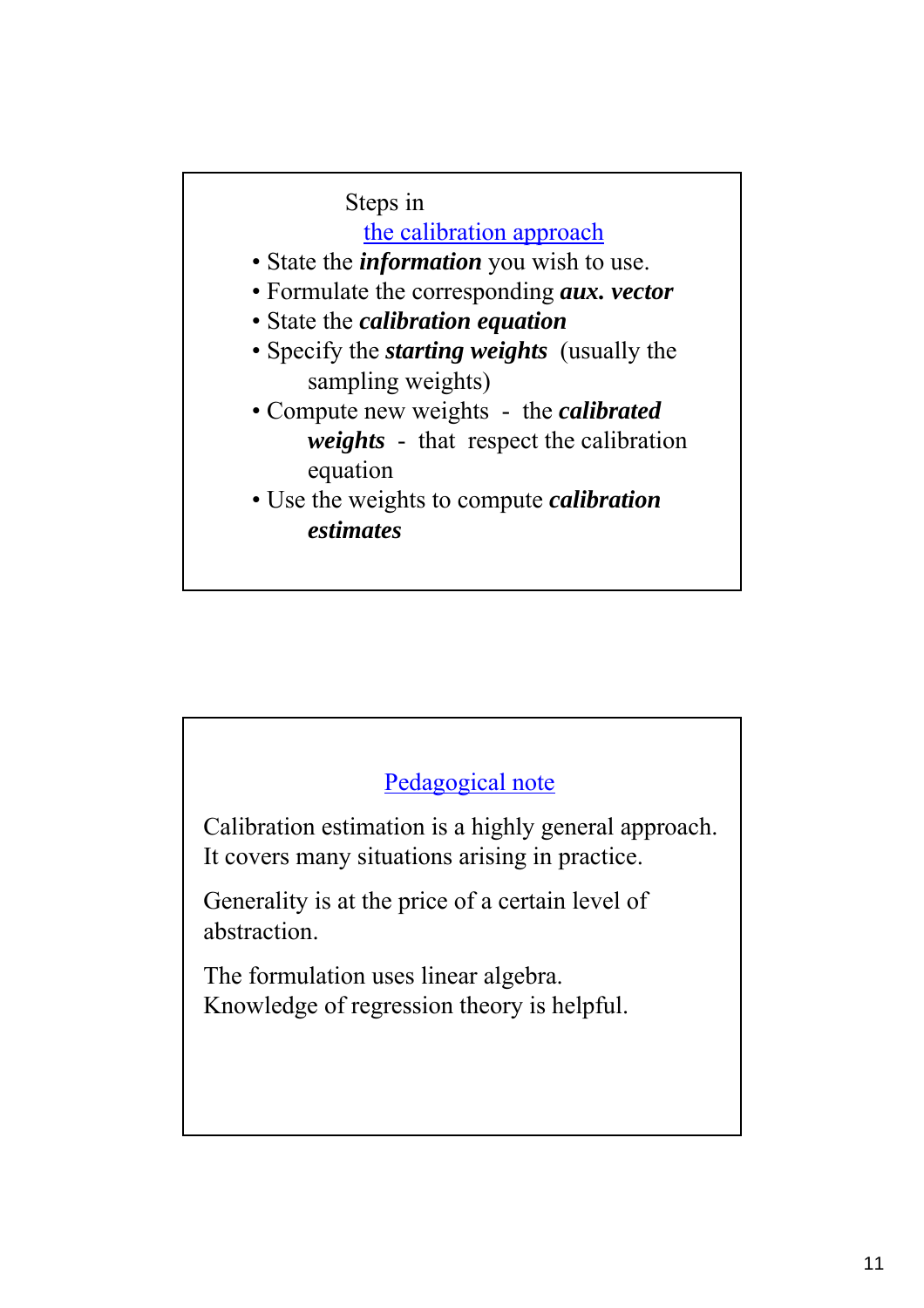## Steps in the calibration approach

- State the ***information*** you wish to use.
- Formulate the corresponding ***aux. vector***
- State the ***calibration equation***
- Specify the ***starting weights*** (usually the sampling weights)
- Compute new weights - the ***calibrated weights*** - that respect the calibration equation
- Use the weights to compute ***calibration estimates***

## Pedagogical note

Calibration estimation is a highly general approach. It covers many situations arising in practice.

Generality is at the price of a certain level of abstraction.

The formulation uses linear algebra.
Knowledge of regression theory is helpful.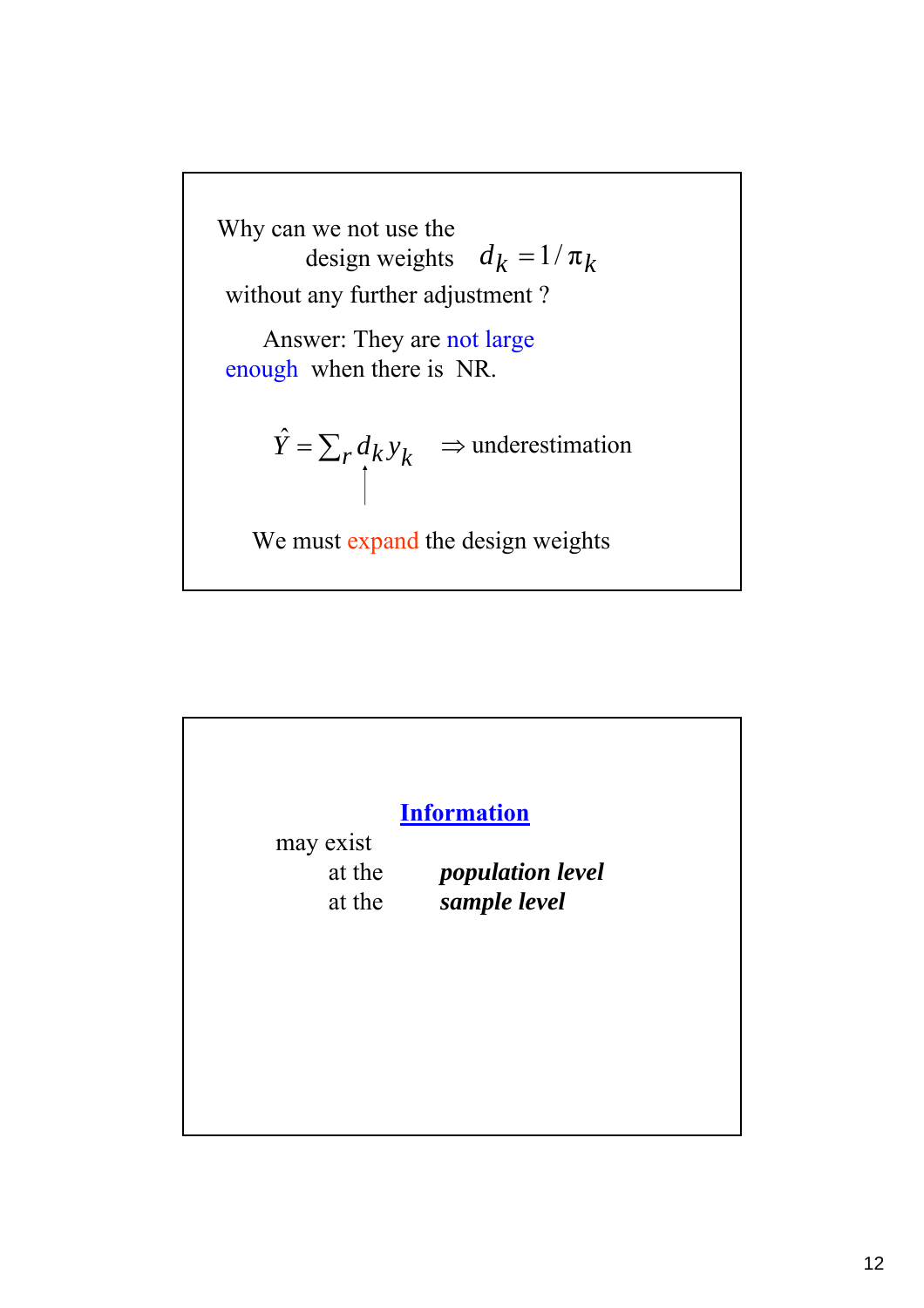Why can we not use the design weights $d_k = 1/\pi_k$ without any further adjustment ?

Answer: They are not large enough when there is NR.

$$\hat{Y} = \sum_r d_k y_k \quad \Rightarrow \text{underestimation}$$

We must expand the design weights

**Information**

may exist

at the ***population level***

at the ***sample level***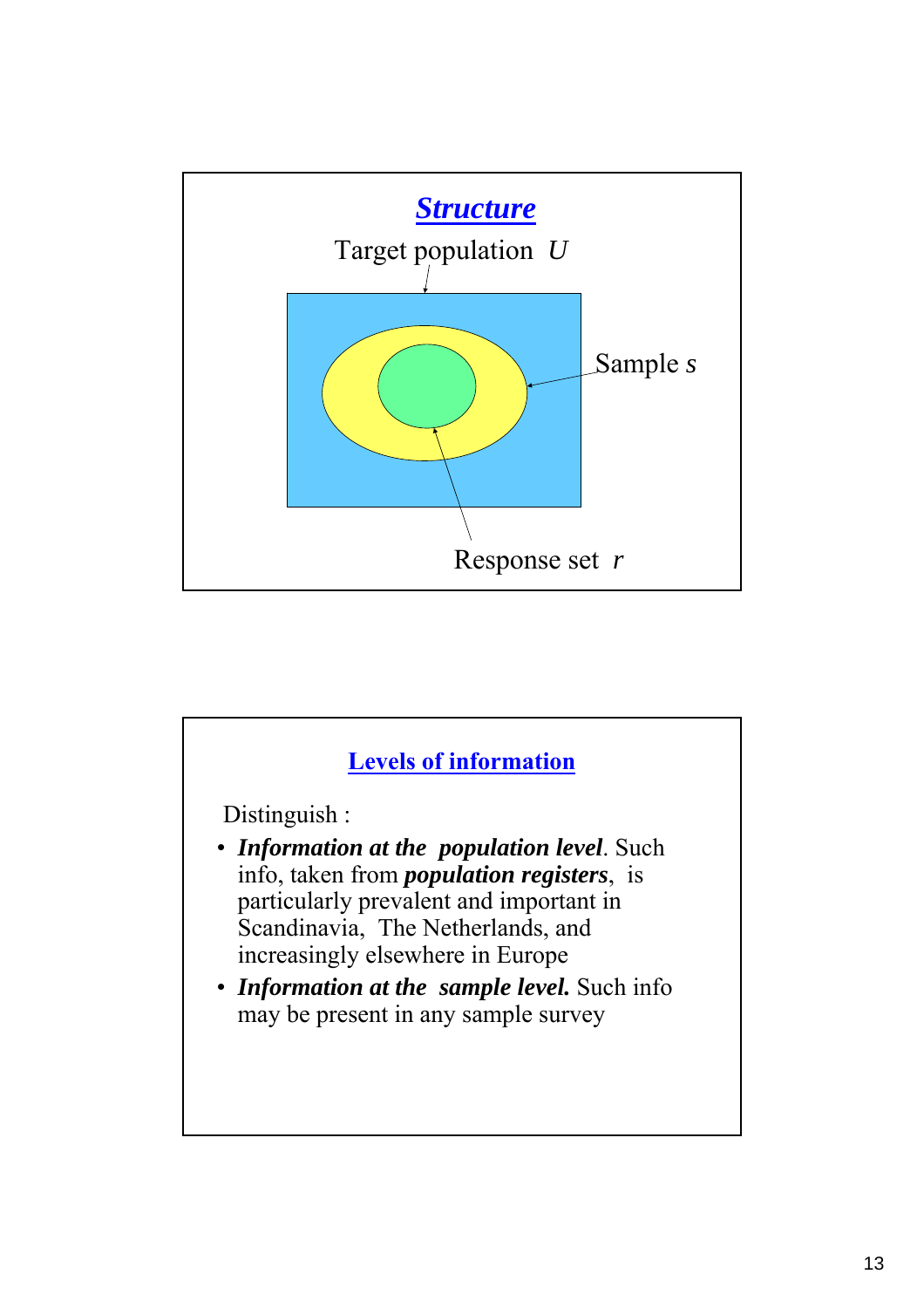## *Structure*

Target population $U$

Sample $s$

Response set $r$

## Levels of information

Distinguish :

- ***Information at the population level***. Such info, taken from ***population registers***, is particularly prevalent and important in Scandinavia, The Netherlands, and increasingly elsewhere in Europe
- ***Information at the sample level.*** Such info may be present in any sample survey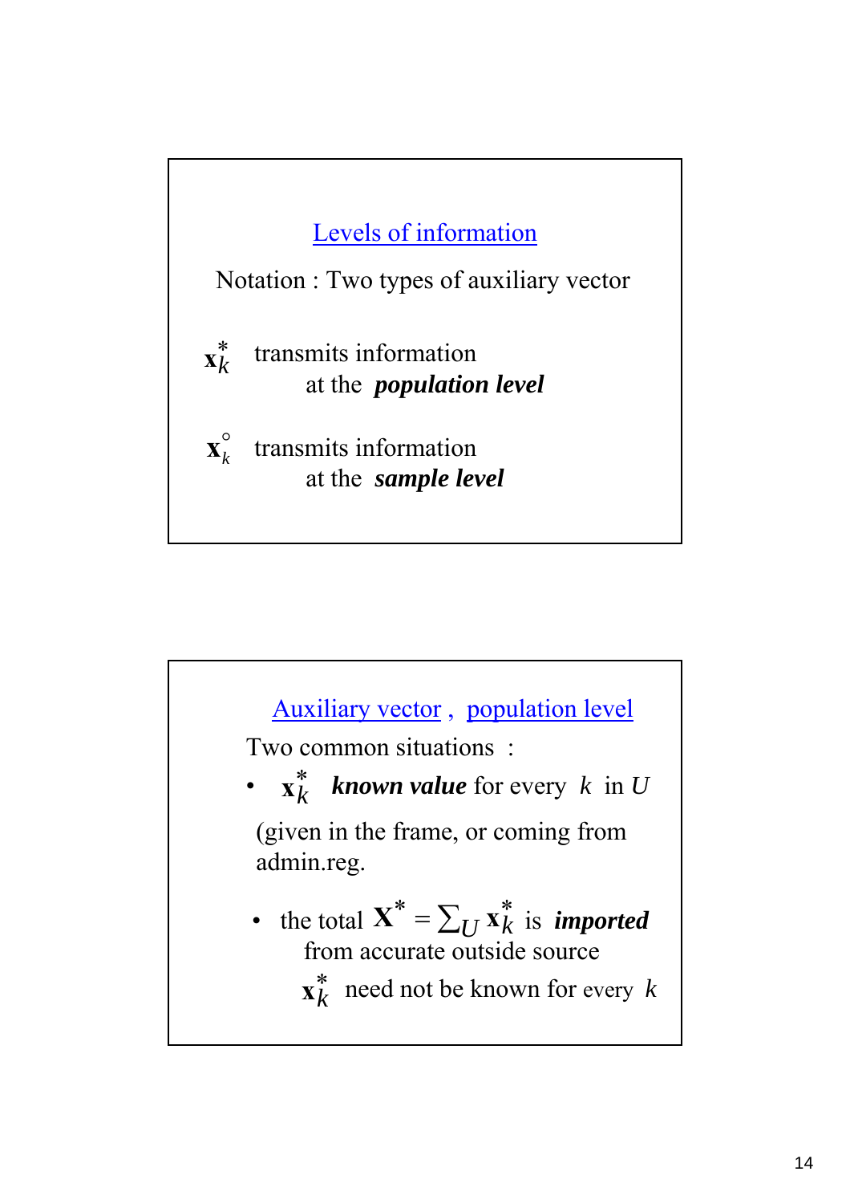## Levels of information

Notation : Two types of auxiliary vector

$\mathbf{x}_k^*$ transmits information at the ***population level***

$\mathbf{x}_k^\circ$ transmits information at the ***sample level***

## Auxiliary vector , population level

Two common situations :

- $\mathbf{x}_k^*$ ***known value*** for every $k$ in $U$

  (given in the frame, or coming from admin.reg.

- the total $\mathbf{X}^* = \sum_U \mathbf{x}_k^*$ is ***imported*** from accurate outside source

  $\mathbf{x}_k^*$ need not be known for every $k$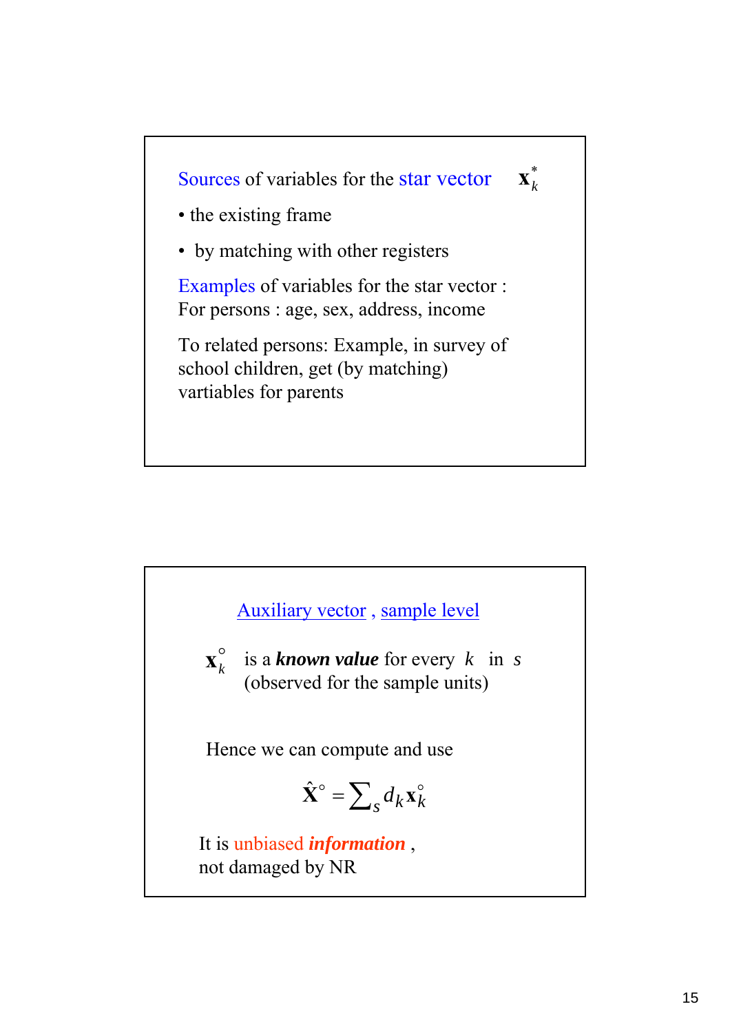Sources of variables for the star vector $\mathbf{x}_k^*$

- the existing frame
- by matching with other registers

Examples of variables for the star vector :
For persons : age, sex, address, income

To related persons: Example, in survey of school children, get (by matching) vartiables for parents

---

Auxiliary vector , sample level

$\mathbf{x}_k^\circ$ is a ***known value*** for every $k$ in $s$ (observed for the sample units)

Hence we can compute and use

$$\hat{\mathbf{X}}^\circ = \sum_s d_k \mathbf{x}_k^\circ$$

It is unbiased ***information*** , not damaged by NR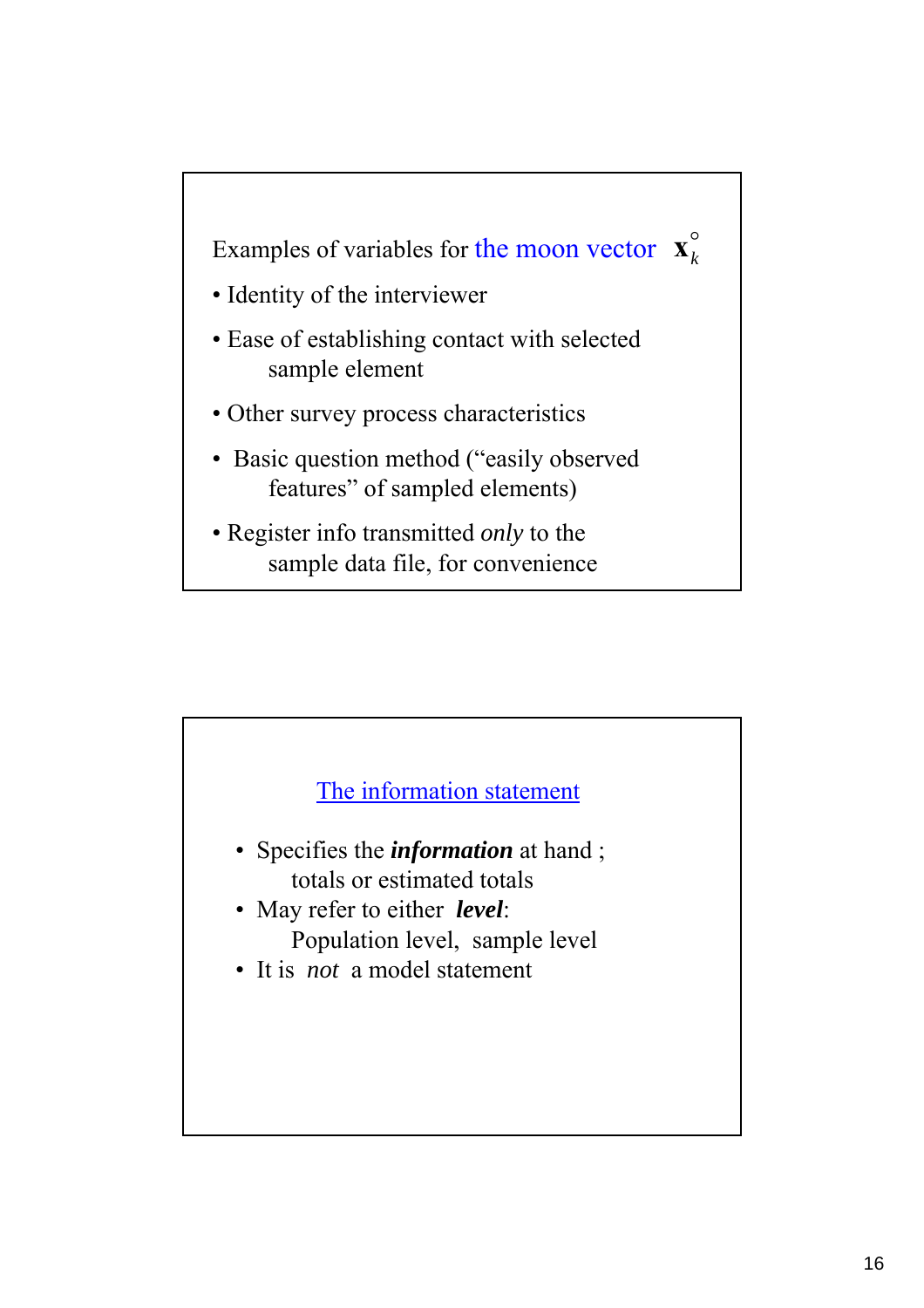Examples of variables for the moon vector $\mathbf{x}_k^{\circ}$

- Identity of the interviewer
- Ease of establishing contact with selected sample element
- Other survey process characteristics
- Basic question method (“easily observed features” of sampled elements)
- Register info transmitted *only* to the sample data file, for convenience

## The information statement

- Specifies the ***information*** at hand ; totals or estimated totals
- May refer to either ***level***: Population level, sample level
- It is *not* a model statement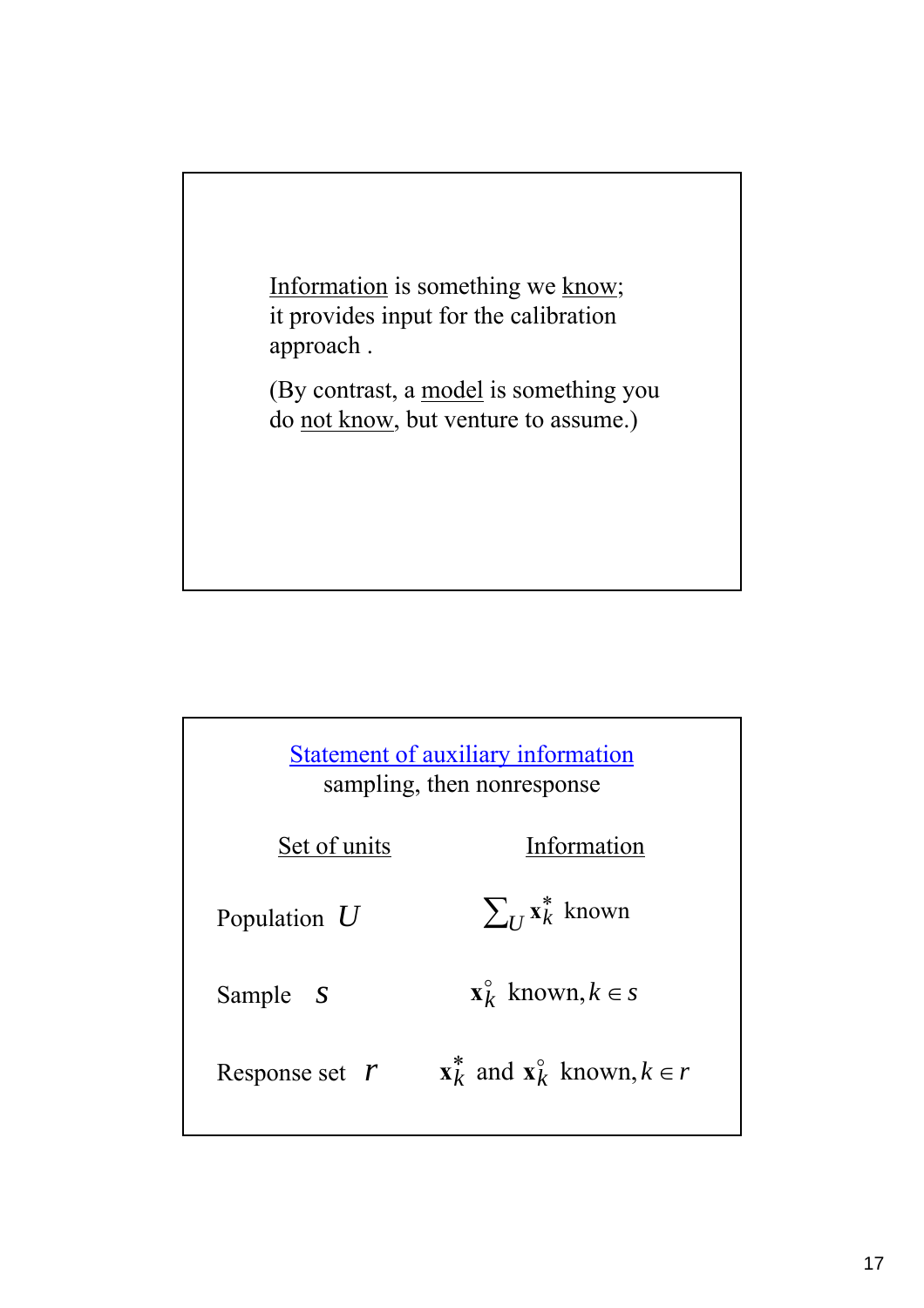Information is something we know; it provides input for the calibration approach .

(By contrast, a model is something you do not know, but venture to assume.)

## Statement of auxiliary information

sampling, then nonresponse

| Set of units | Information |
|---|---|
| Population $U$ | $\sum_U \mathbf{x}_k^*$ known |
| Sample $s$ | $\mathbf{x}_k^\circ$ known, $k \in s$ |
| Response set $r$ | $\mathbf{x}_k^*$ and $\mathbf{x}_k^\circ$ known, $k \in r$ |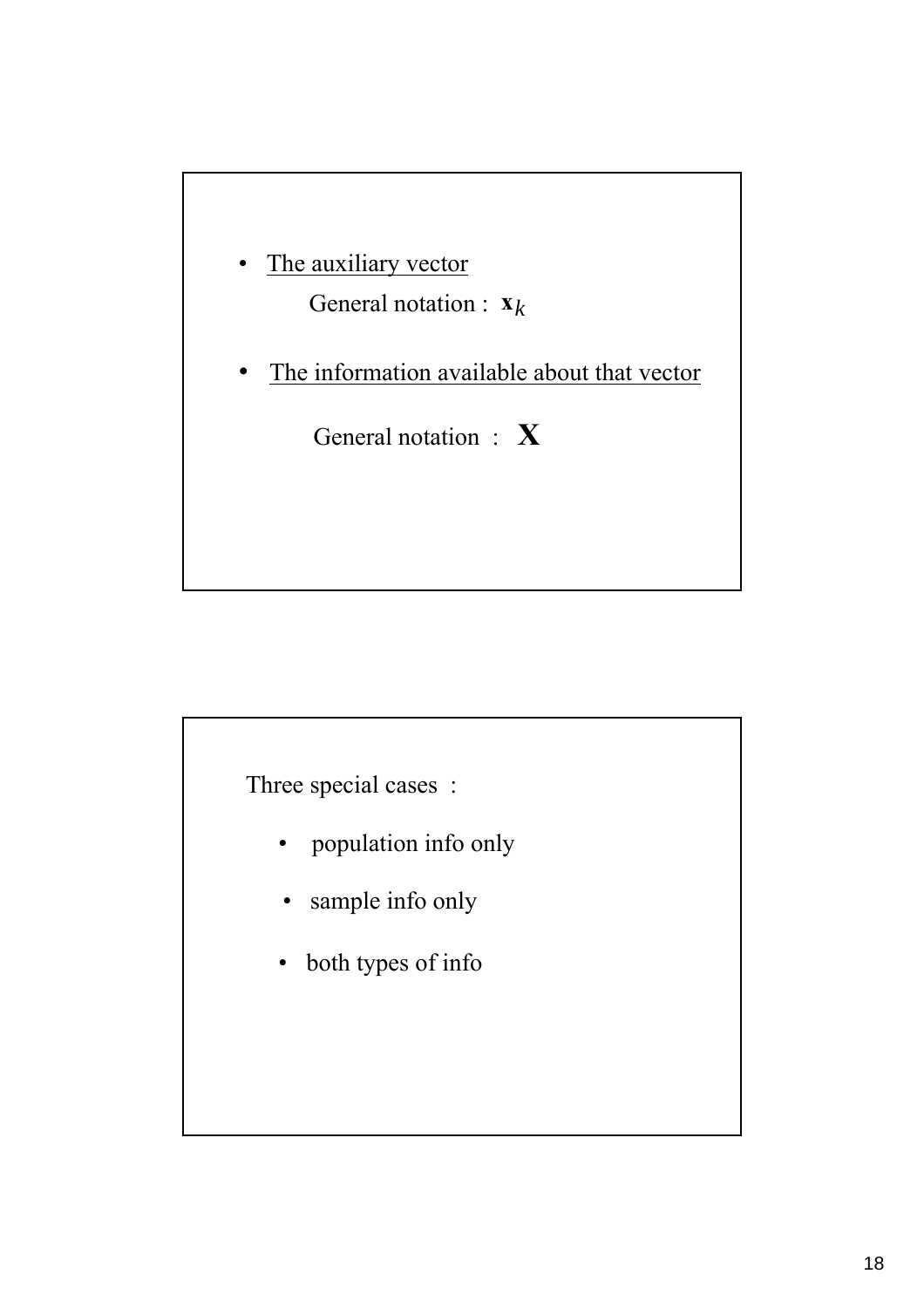- <u>The auxiliary vector</u>

  General notation : $\mathbf{x}_k$

- <u>The information available about that vector</u>

  General notation : $\mathbf{X}$

Three special cases :

- population info only
- sample info only
- both types of info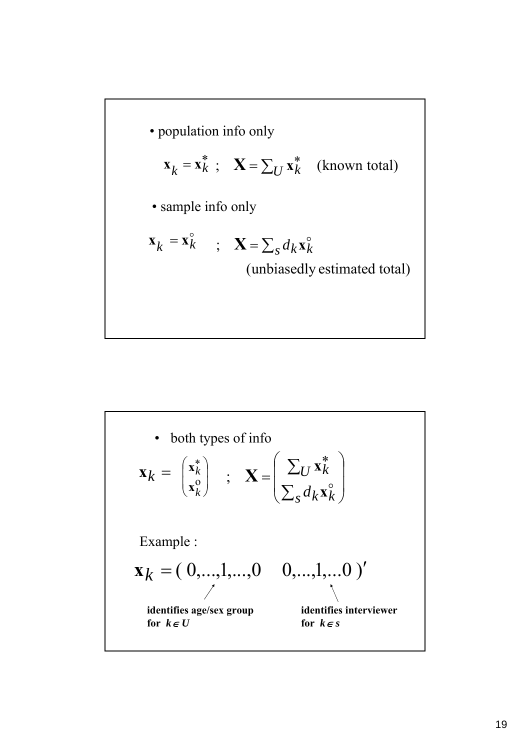- population info only

$$\mathbf{x}_k = \mathbf{x}_k^* \; ; \quad \mathbf{X} = \sum_U \mathbf{x}_k^* \quad \text{(known total)}$$

- sample info only

$$\mathbf{x}_k = \mathbf{x}_k^\circ \quad ; \quad \mathbf{X} = \sum_s d_k \mathbf{x}_k^\circ$$

(unbiasedly estimated total)

- both types of info

$$\mathbf{x}_k = \begin{pmatrix} \mathbf{x}_k^* \\ \mathbf{x}_k^\circ \end{pmatrix} \quad ; \quad \mathbf{X} = \begin{pmatrix} \sum_U \mathbf{x}_k^* \\ \sum_s d_k \mathbf{x}_k^\circ \end{pmatrix}$$

Example :

$$\mathbf{x}_k = (\, 0,...,1,...,0 \quad 0,...,1,...0 \,)'$$

**identifies age/sex group for $k \in U$**

**identifies interviewer for $k \in s$**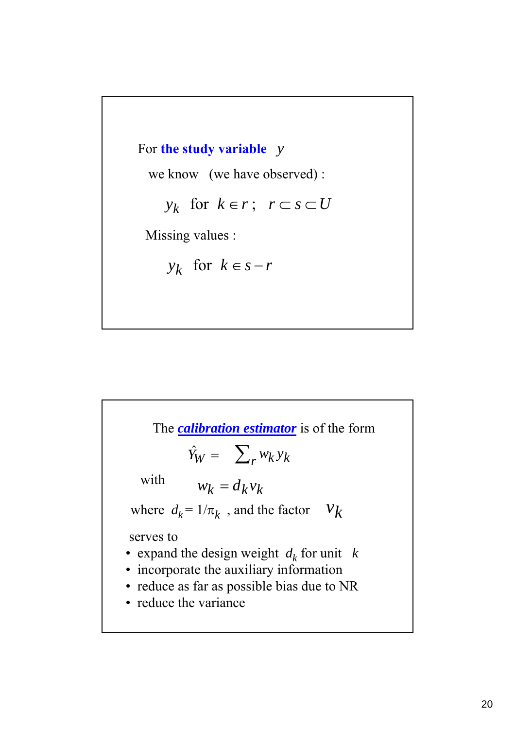For **the study variable** $y$

we know (we have observed) :

$$y_k \text{ for } k \in r\,; \quad r \subset s \subset U$$

Missing values :

$$y_k \text{ for } k \in s - r$$

---

The ***calibration estimator*** is of the form

$$\hat{Y}_W = \sum\nolimits_r w_k y_k$$

with

$$w_k = d_k v_k$$

where $d_k = 1/\pi_k$ , and the factor $v_k$

serves to

- expand the design weight $d_k$ for unit $k$
- incorporate the auxiliary information
- reduce as far as possible bias due to NR
- reduce the variance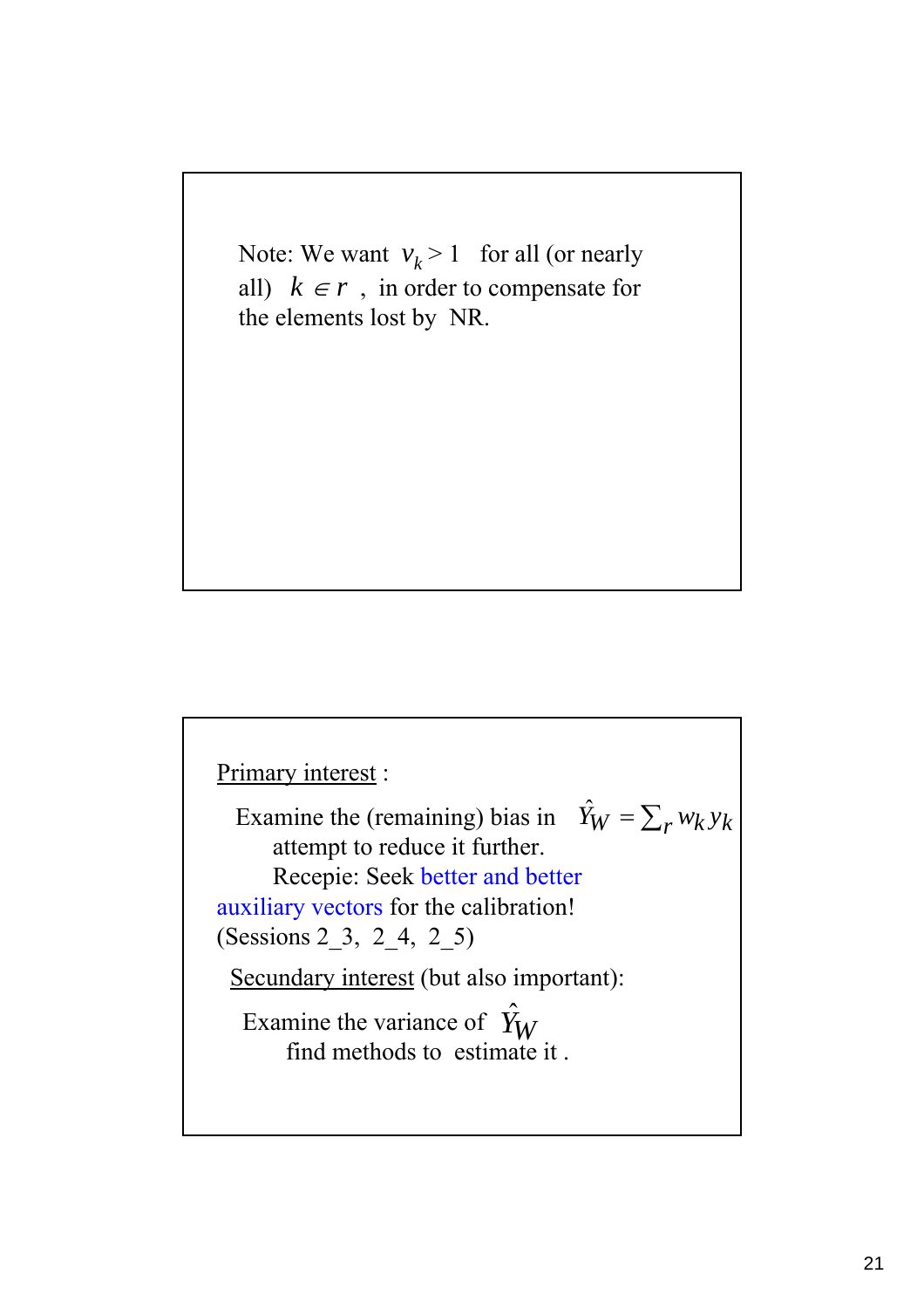Note: We want $v_k > 1$ for all (or nearly all) $k \in r$ , in order to compensate for the elements lost by NR.

Primary interest :

Examine the (remaining) bias in $\hat{Y}_W = \sum_r w_k y_k$ attempt to reduce it further.

Recepie: Seek better and better auxiliary vectors for the calibration! (Sessions 2_3, 2_4, 2_5)

Secundary interest (but also important):

Examine the variance of $\hat{Y}_W$ find methods to estimate it .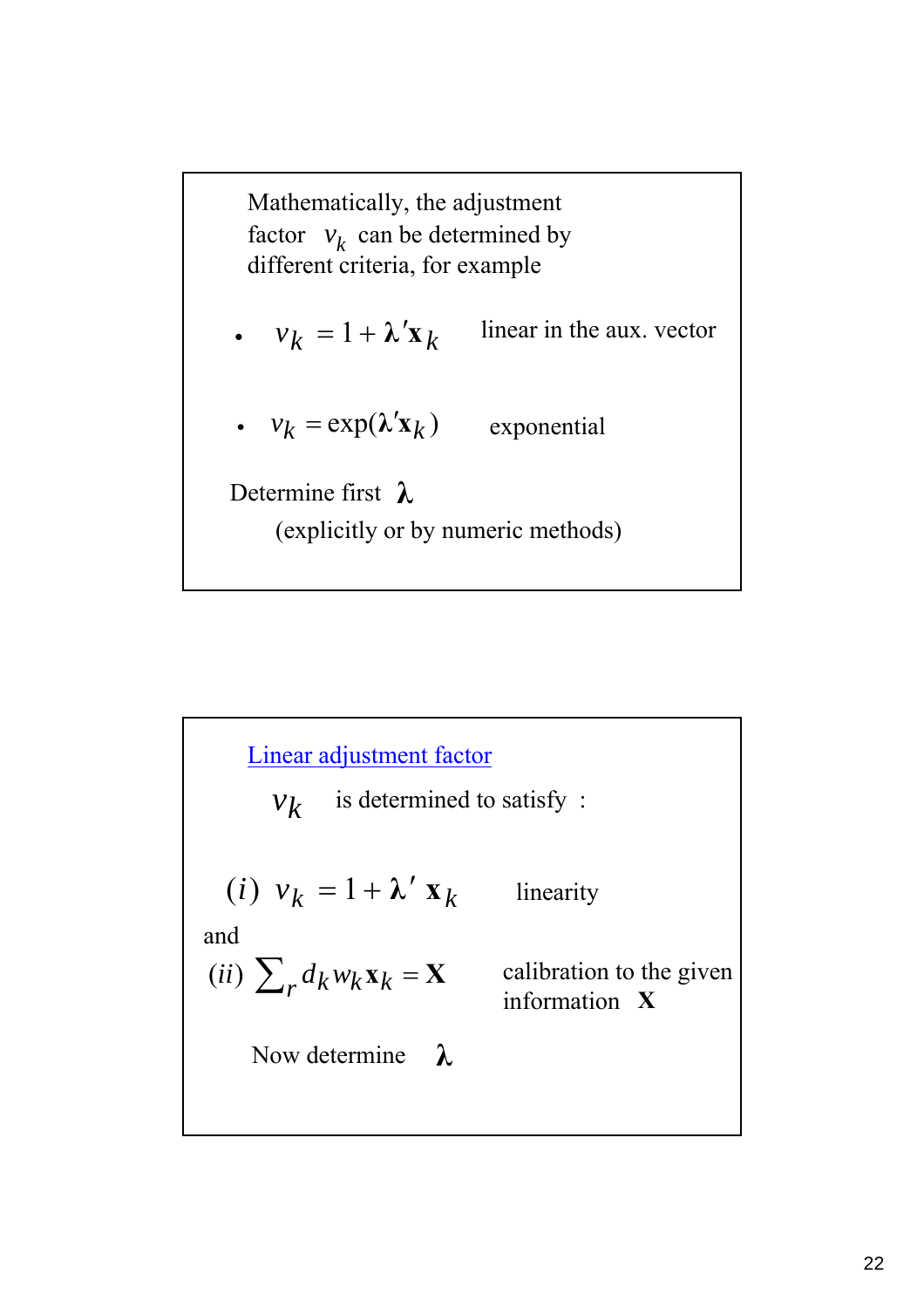Mathematically, the adjustment factor $v_k$ can be determined by different criteria, for example

- $v_k = 1 + \boldsymbol{\lambda}'\mathbf{x}_k$ linear in the aux. vector
- $v_k = \exp(\boldsymbol{\lambda}'\mathbf{x}_k)$ exponential

Determine first $\boldsymbol{\lambda}$

(explicitly or by numeric methods)

Linear adjustment factor

$v_k$ is determined to satisfy :

$(i)$ $v_k = 1 + \boldsymbol{\lambda}' \mathbf{x}_k$ linearity

and

$(ii)$ $\sum_r d_k w_k \mathbf{x}_k = \mathbf{X}$ calibration to the given information $\mathbf{X}$

Now determine $\boldsymbol{\lambda}$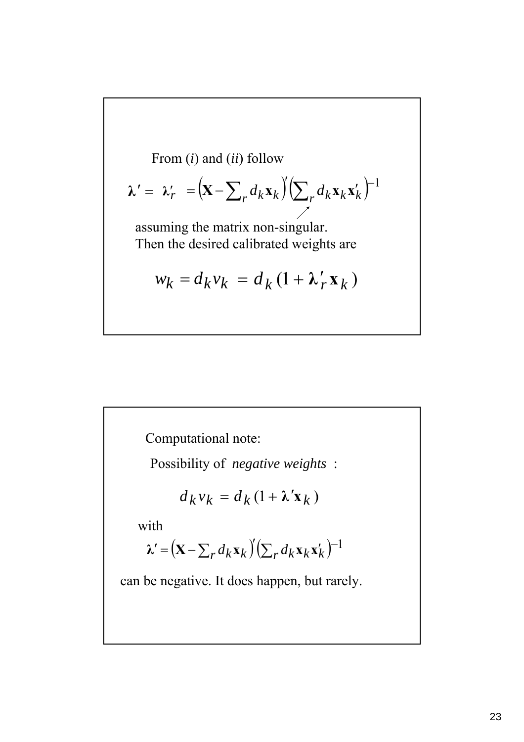From (*i*) and (*ii*) follow

$$\boldsymbol{\lambda}' = \boldsymbol{\lambda}'_r = \left(\mathbf{X} - \sum_r d_k \mathbf{x}_k\right)' \left(\sum_r d_k \mathbf{x}_k \mathbf{x}'_k\right)^{-1}$$

assuming the matrix non-singular.
Then the desired calibrated weights are

$$w_k = d_k v_k = d_k (1 + \boldsymbol{\lambda}'_r \mathbf{x}_k)$$

Computational note:

Possibility of *negative weights* :

$$d_k v_k = d_k (1 + \boldsymbol{\lambda}' \mathbf{x}_k)$$

with

$$\boldsymbol{\lambda}' = \left(\mathbf{X} - \sum_r d_k \mathbf{x}_k\right)' \left(\sum_r d_k \mathbf{x}_k \mathbf{x}'_k\right)^{-1}$$

can be negative. It does happen, but rarely.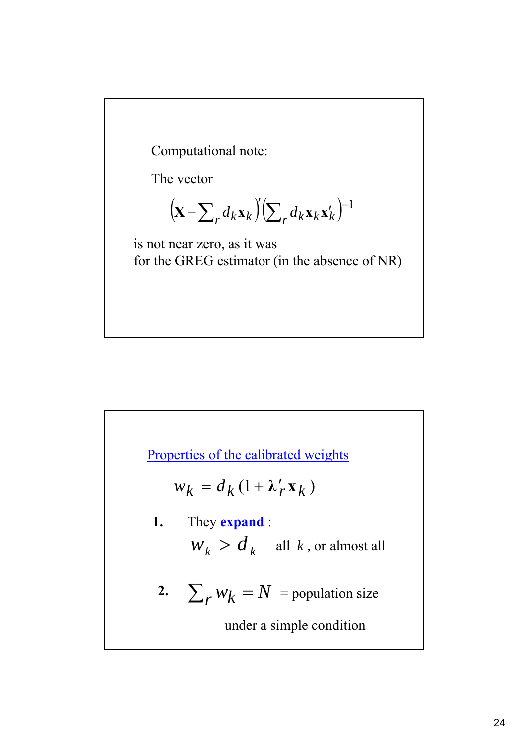Computational note:

The vector

$$\left(\mathbf{X} - \sum_r d_k \mathbf{x}_k\right)' \left(\sum_r d_k \mathbf{x}_k \mathbf{x}_k'\right)^{-1}$$

is not near zero, as it was for the GREG estimator (in the absence of NR)

Properties of the calibrated weights

$$w_k = d_k (1 + \boldsymbol{\lambda}_r' \mathbf{x}_k)$$

**1.** They **expand** :

$$w_k > d_k \quad \text{all } k\text{, or almost all}$$

**2.** $\sum_r w_k = N$ = population size

under a simple condition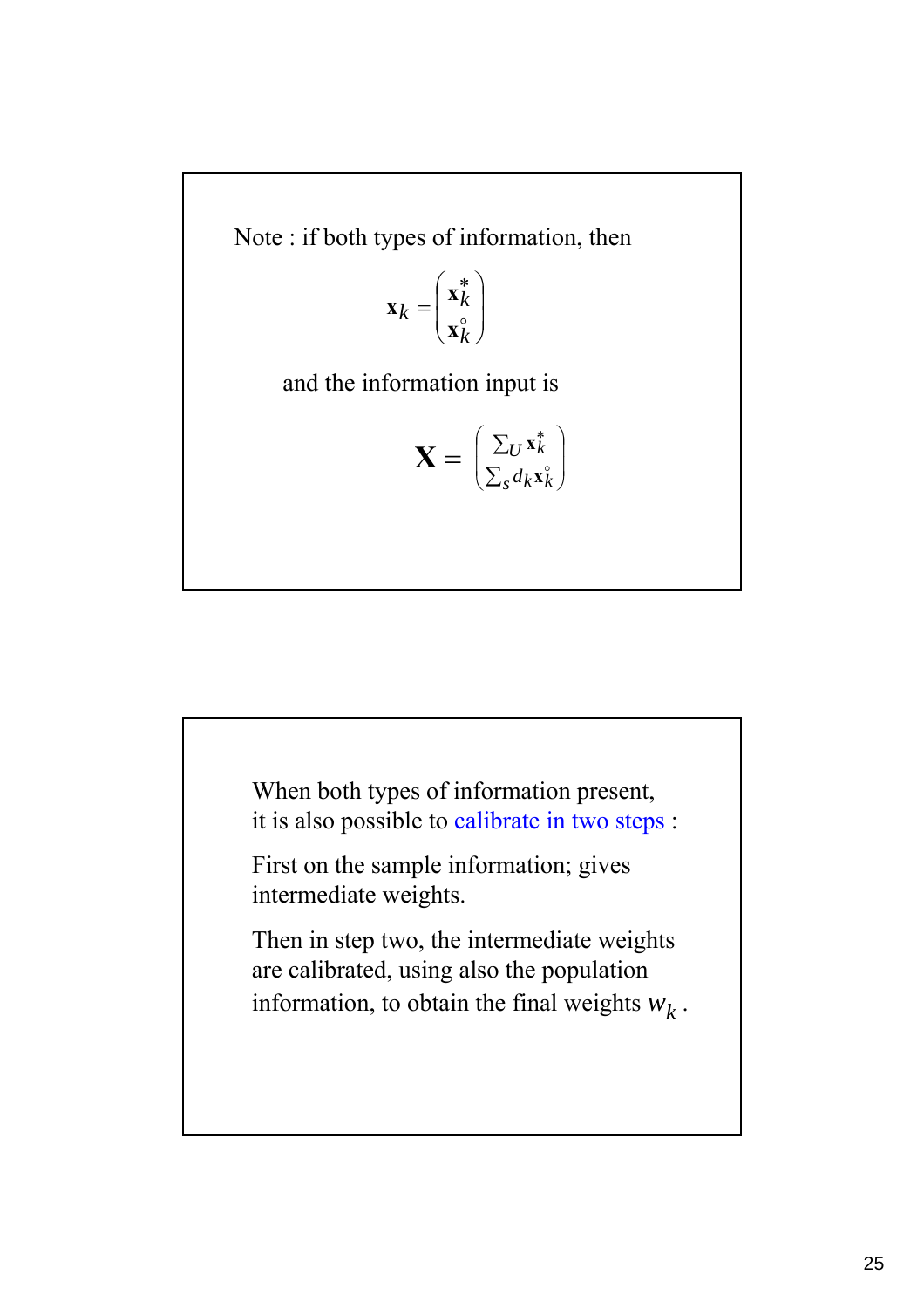Note : if both types of information, then

$$\mathbf{x}_k = \begin{pmatrix} \mathbf{x}_k^* \\ \mathbf{x}_k^\circ \end{pmatrix}$$

and the information input is

$$\mathbf{X} = \begin{pmatrix} \sum_U \mathbf{x}_k^* \\ \sum_s d_k \mathbf{x}_k^\circ \end{pmatrix}$$

When both types of information present, it is also possible to calibrate in two steps :

First on the sample information; gives intermediate weights.

Then in step two, the intermediate weights are calibrated, using also the population information, to obtain the final weights $w_k$ .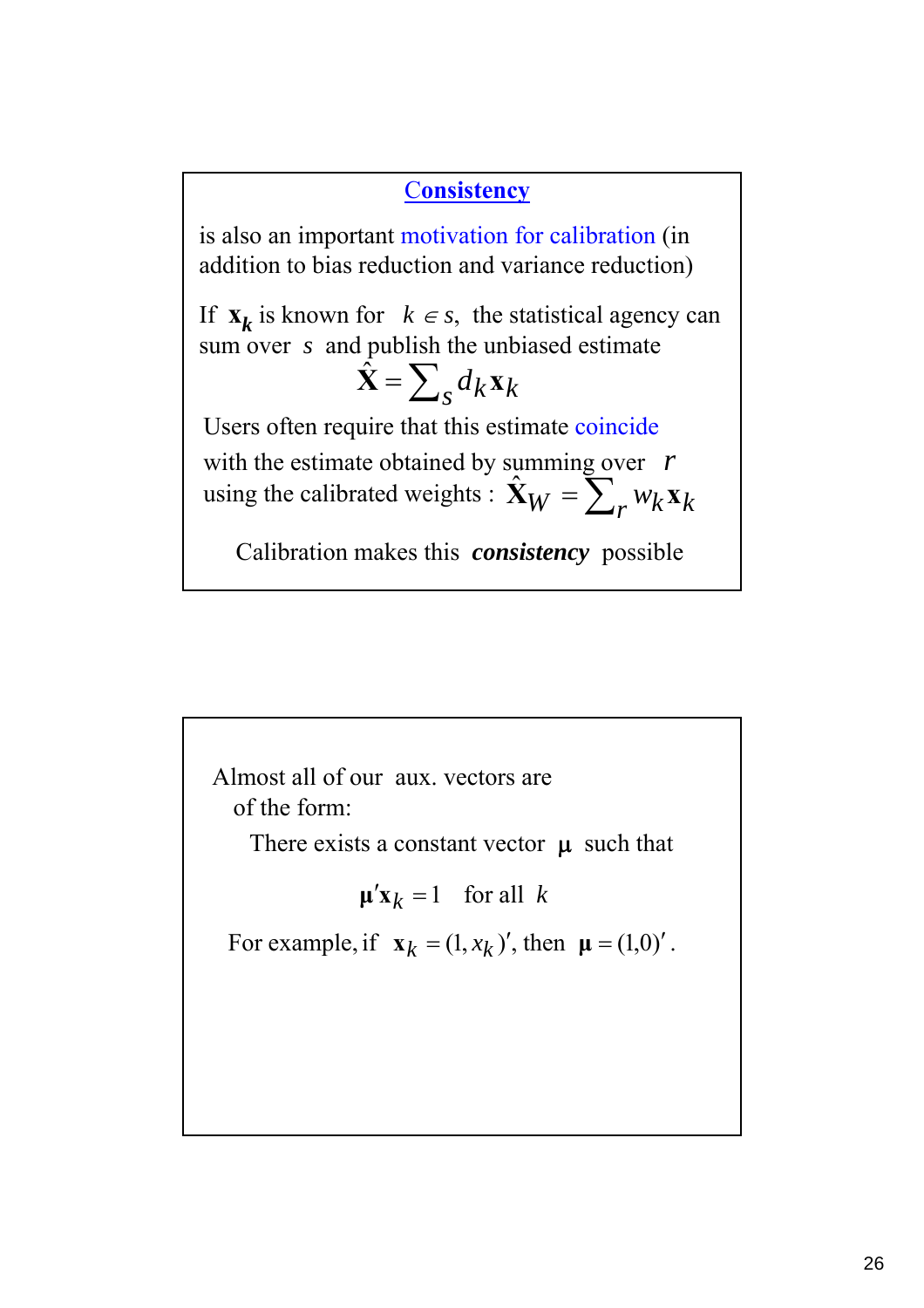## Consistency

is also an important motivation for calibration (in addition to bias reduction and variance reduction)

If $\mathbf{x}_k$ is known for $k \in s$, the statistical agency can sum over $s$ and publish the unbiased estimate

$$\hat{\mathbf{X}} = \sum_s d_k \mathbf{x}_k$$

Users often require that this estimate coincide with the estimate obtained by summing over $r$ using the calibrated weights : $\hat{\mathbf{X}}_W = \sum_r w_k \mathbf{x}_k$

Calibration makes this ***consistency*** possible

Almost all of our aux. vectors are of the form:

There exists a constant vector $\boldsymbol{\mu}$ such that

$$\boldsymbol{\mu}' \mathbf{x}_k = 1 \quad \text{for all } k$$

For example, if $\mathbf{x}_k = (1, x_k)'$, then $\boldsymbol{\mu} = (1, 0)'$.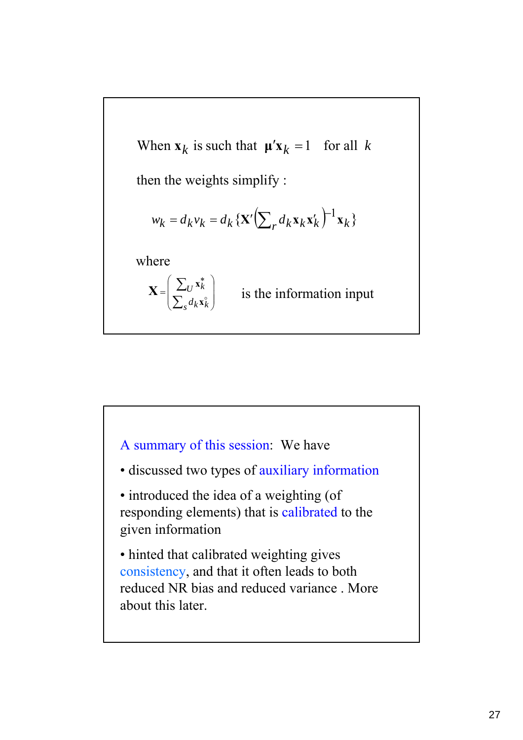When $\mathbf{x}_k$ is such that $\boldsymbol{\mu}'\mathbf{x}_k = 1$ for all $k$

then the weights simplify :

$$w_k = d_k v_k = d_k \{\mathbf{X}' \left(\sum_r d_k \mathbf{x}_k \mathbf{x}_k'\right)^{-1} \mathbf{x}_k\}$$

where

$$\mathbf{X} = \begin{pmatrix} \sum_U \mathbf{x}_k^* \\ \sum_s d_k \mathbf{x}_k^\circ \end{pmatrix}$$

is the information input

---

A summary of this session: We have

- discussed two types of auxiliary information
- introduced the idea of a weighting (of responding elements) that is calibrated to the given information
- hinted that calibrated weighting gives consistency, and that it often leads to both reduced NR bias and reduced variance . More about this later.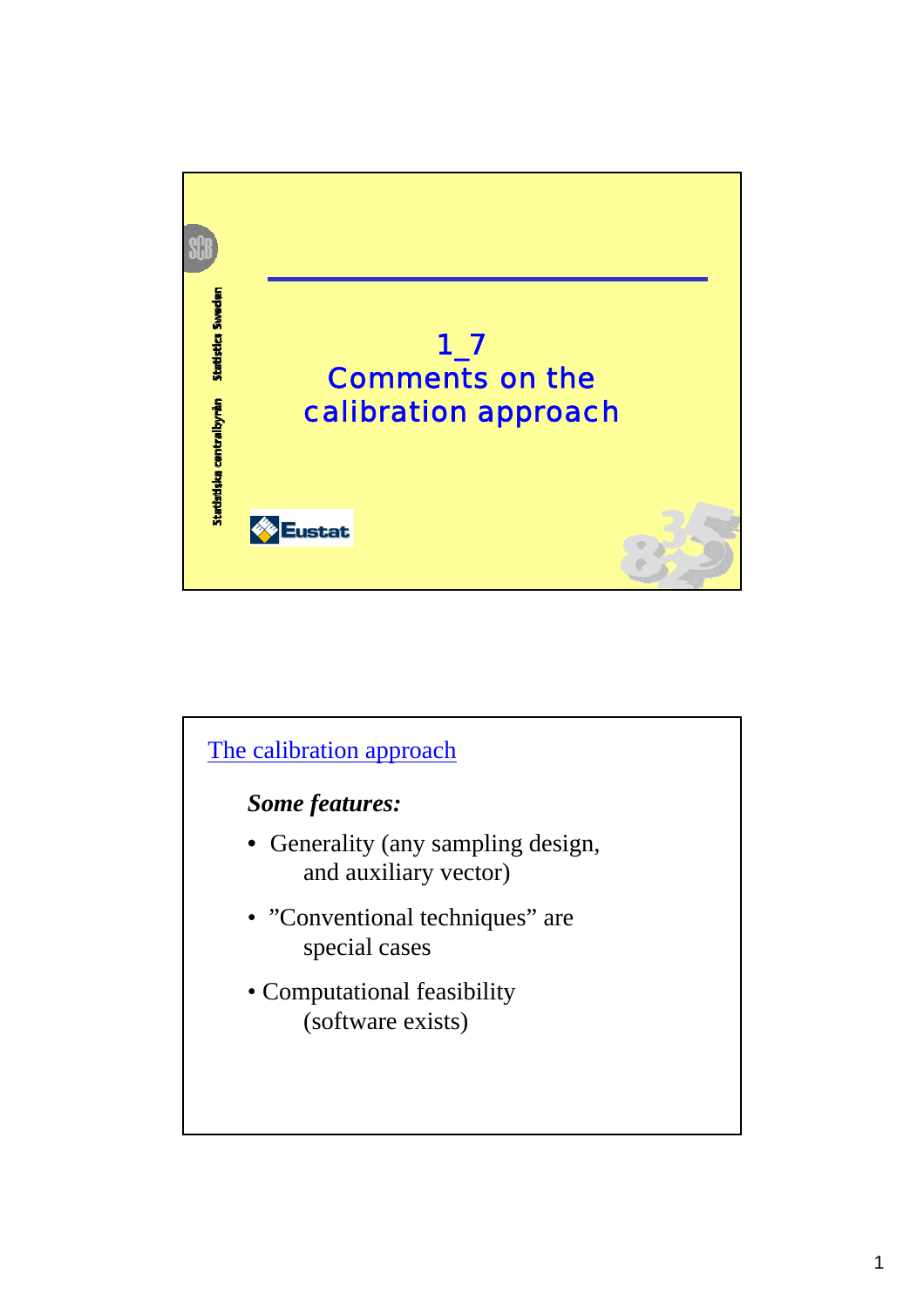# 1_7 Comments on the calibration approach

Statistiska centralbyrån Statistics Sweden

Eustat

## The calibration approach

***Some features:***

- Generality (any sampling design, and auxiliary vector)
- ”Conventional techniques” are special cases
- Computational feasibility (software exists)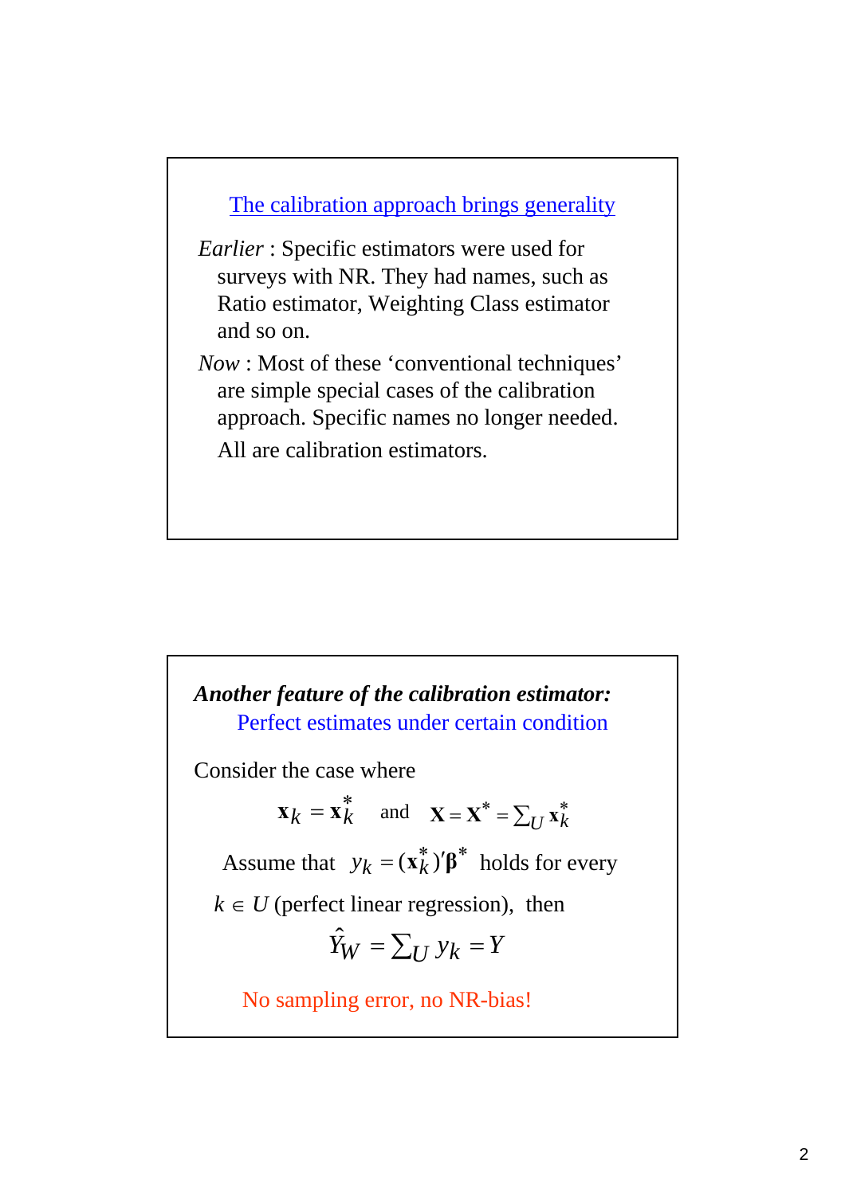## The calibration approach brings generality

*Earlier* : Specific estimators were used for surveys with NR. They had names, such as Ratio estimator, Weighting Class estimator and so on.

*Now* : Most of these 'conventional techniques' are simple special cases of the calibration approach. Specific names no longer needed.

All are calibration estimators.

---

### ***Another feature of the calibration estimator:***

Perfect estimates under certain condition

Consider the case where

$$\mathbf{x}_k = \mathbf{x}_k^* \quad \text{and} \quad \mathbf{X} = \mathbf{X}^* = \sum_U \mathbf{x}_k^*$$

Assume that $y_k = (\mathbf{x}_k^*)'\boldsymbol{\beta}^*$ holds for every $k \in U$ (perfect linear regression), then

$$\hat{Y}_W = \sum_U y_k = Y$$

No sampling error, no NR-bias!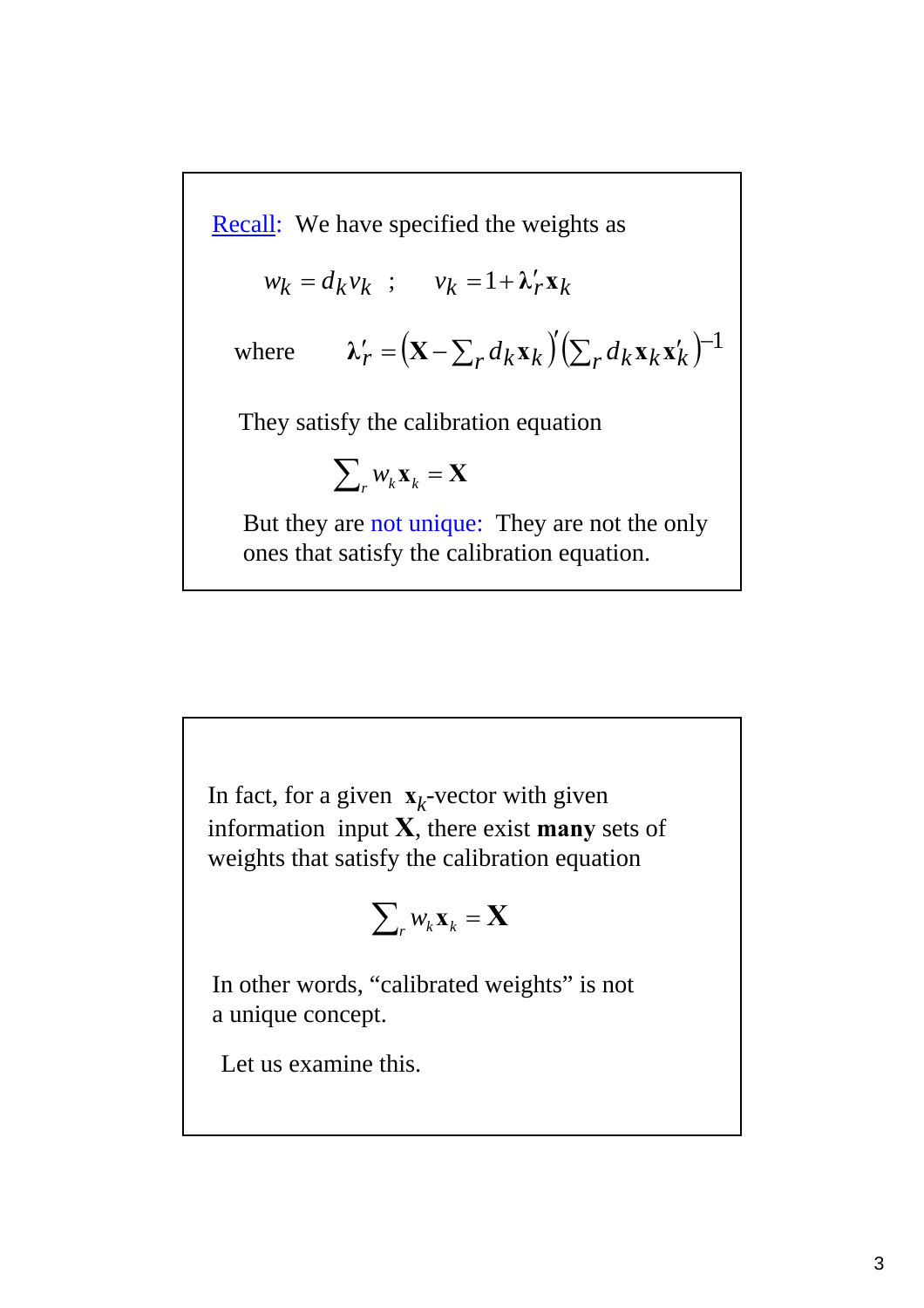Recall: We have specified the weights as

$$w_k = d_k v_k \;\; ; \quad v_k = 1 + \boldsymbol{\lambda}'_r \mathbf{x}_k$$

where $\quad \boldsymbol{\lambda}'_r = \left(\mathbf{X} - \sum_r d_k \mathbf{x}_k\right)' \left(\sum_r d_k \mathbf{x}_k \mathbf{x}'_k\right)^{-1}$

They satisfy the calibration equation

$$\sum_r w_k \mathbf{x}_k = \mathbf{X}$$

But they are not unique: They are not the only ones that satisfy the calibration equation.

In fact, for a given $\mathbf{x}_k$-vector with given information input $\mathbf{X}$, there exist **many** sets of weights that satisfy the calibration equation

$$\sum_r w_k \mathbf{x}_k = \mathbf{X}$$

In other words, "calibrated weights" is not a unique concept.

Let us examine this.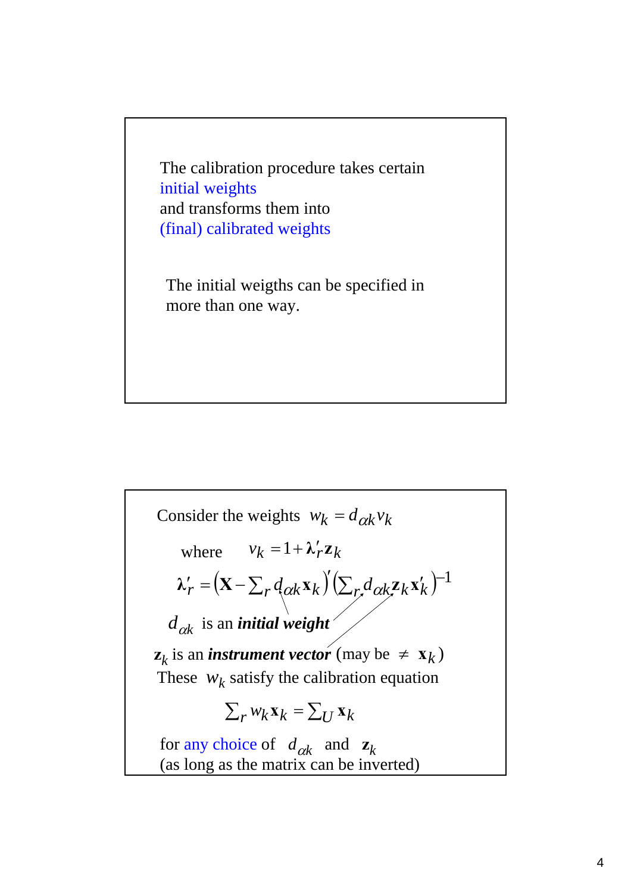The calibration procedure takes certain initial weights and transforms them into (final) calibrated weights

The initial weigths can be specified in more than one way.

Consider the weights $w_k = d_{\alpha k} v_k$

where $v_k = 1 + \boldsymbol{\lambda}'_r \mathbf{z}_k$

$$\boldsymbol{\lambda}'_r = \left(\mathbf{X} - \sum_r d_{\alpha k} \mathbf{x}_k\right)' \left(\sum_r d_{\alpha k} \mathbf{z}_k \mathbf{x}'_k\right)^{-1}$$

$d_{\alpha k}$ is an ***initial weight***

$\mathbf{z}_k$ is an ***instrument vector*** (may be $\neq \mathbf{x}_k$)

These $w_k$ satisfy the calibration equation

$$\sum_r w_k \mathbf{x}_k = \sum_U \mathbf{x}_k$$

for any choice of $d_{\alpha k}$ and $\mathbf{z}_k$
(as long as the matrix can be inverted)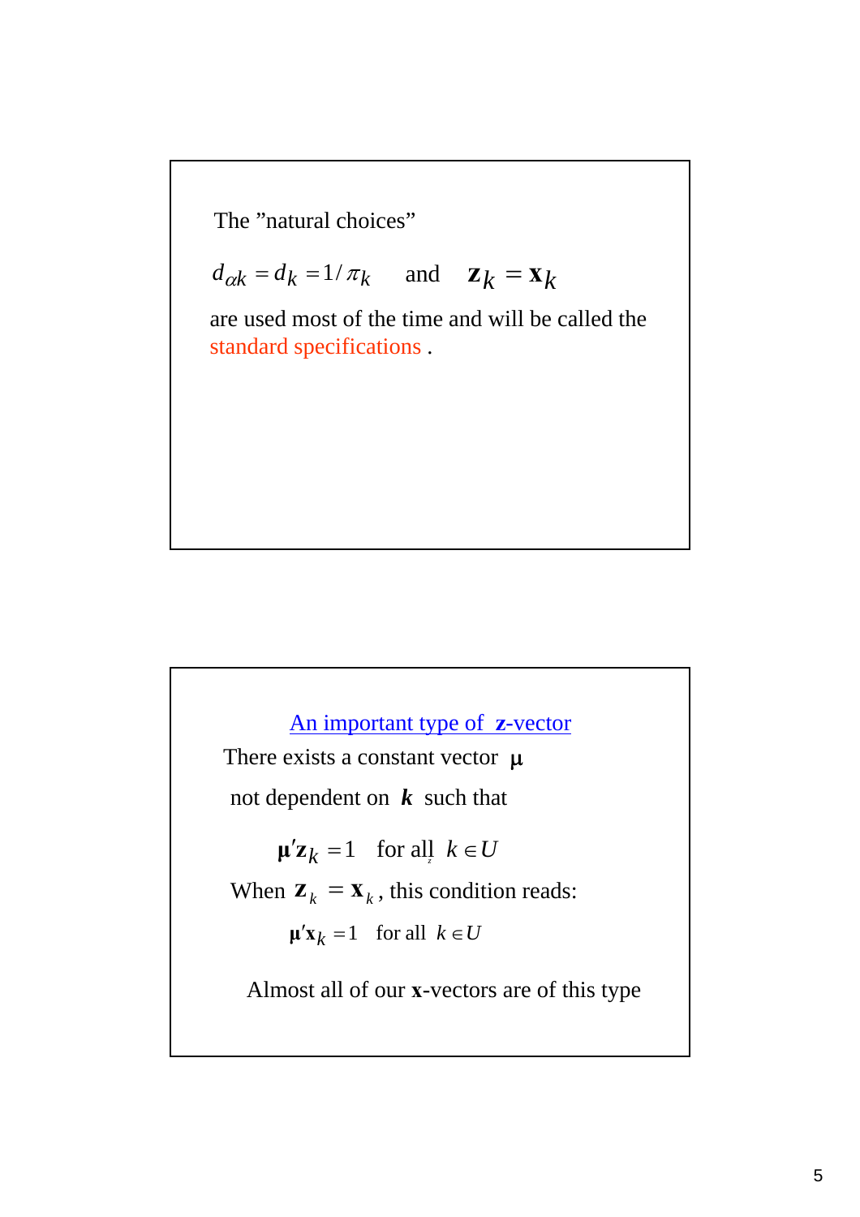The "natural choices"

$$d_{\alpha k} = d_k = 1/\pi_k \quad \text{and} \quad \mathbf{z}_k = \mathbf{x}_k$$

are used most of the time and will be called the standard specifications .

## An important type of **z**-vector

There exists a constant vector $\boldsymbol{\mu}$

not dependent on $\boldsymbol{k}$ such that

$$\boldsymbol{\mu}'\mathbf{z}_k = 1 \quad \text{for all } k \in U$$

When $\mathbf{z}_k = \mathbf{x}_k$, this condition reads:

$$\boldsymbol{\mu}'\mathbf{x}_k = 1 \quad \text{for all } k \in U$$

Almost all of our **x**-vectors are of this type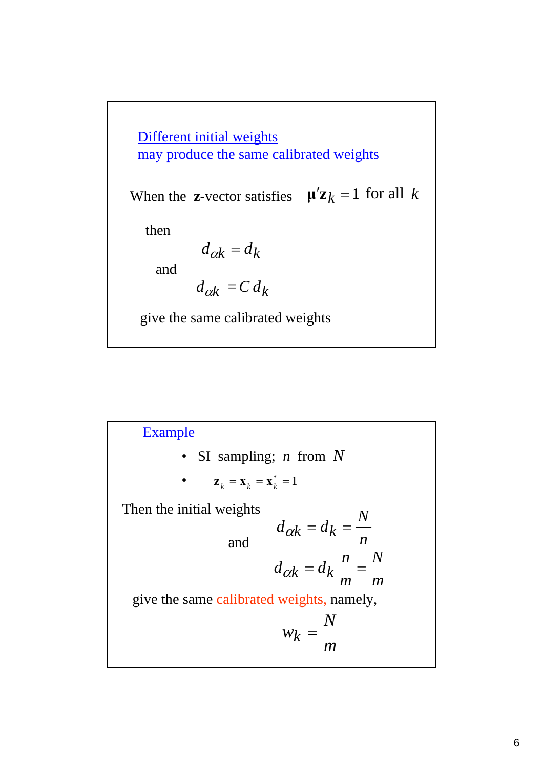## Different initial weights may produce the same calibrated weights

When the **z**-vector satisfies $\boldsymbol{\mu}'\mathbf{z}_k = 1$ for all $k$

then

$$d_{\alpha k} = d_k$$

and

$$d_{\alpha k} = C\, d_k$$

give the same calibrated weights

## Example

- SI sampling; $n$ from $N$
- $\mathbf{z}_k = \mathbf{x}_k = \mathbf{x}_k^* = 1$

Then the initial weights

$$d_{\alpha k} = d_k = \frac{N}{n}$$

and

$$d_{\alpha k} = d_k \frac{n}{m} = \frac{N}{m}$$

give the same calibrated weights, namely,

$$w_k = \frac{N}{m}$$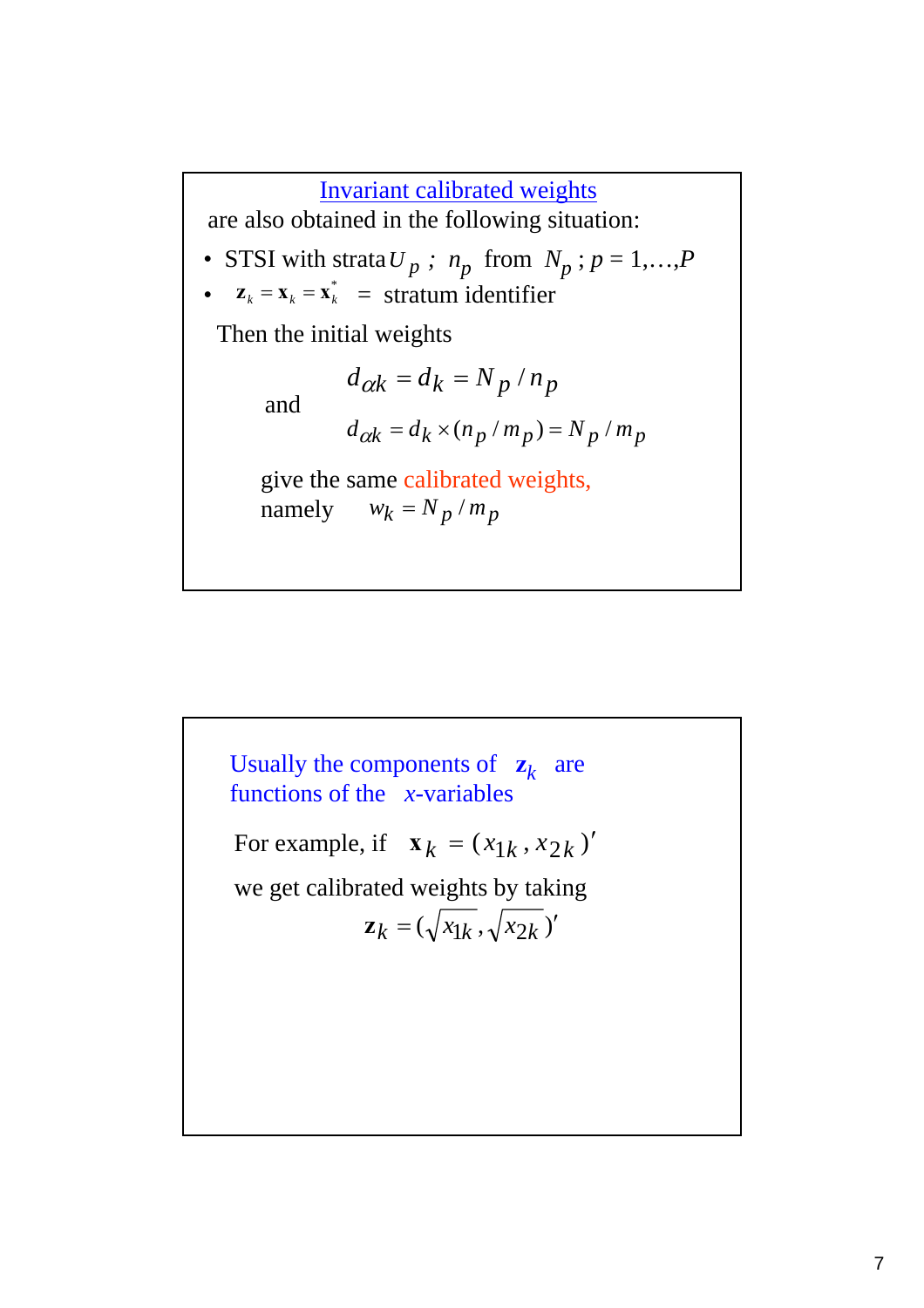## Invariant calibrated weights

are also obtained in the following situation:

- STSI with strata $U_p$ ; $n_p$ from $N_p$ ; $p = 1,\ldots,P$
- $\mathbf{z}_k = \mathbf{x}_k = \mathbf{x}_k^*$ = stratum identifier

Then the initial weights

$$d_{\alpha k} = d_k = N_p / n_p$$

and

$$d_{\alpha k} = d_k \times (n_p / m_p) = N_p / m_p$$

give the same calibrated weights, namely $w_k = N_p / m_p$

---

Usually the components of $\mathbf{z}_k$ are functions of the $x$-variables

For example, if $\mathbf{x}_k = (x_{1k}, x_{2k})'$

we get calibrated weights by taking

$$\mathbf{z}_k = (\sqrt{x_{1k}}, \sqrt{x_{2k}})'$$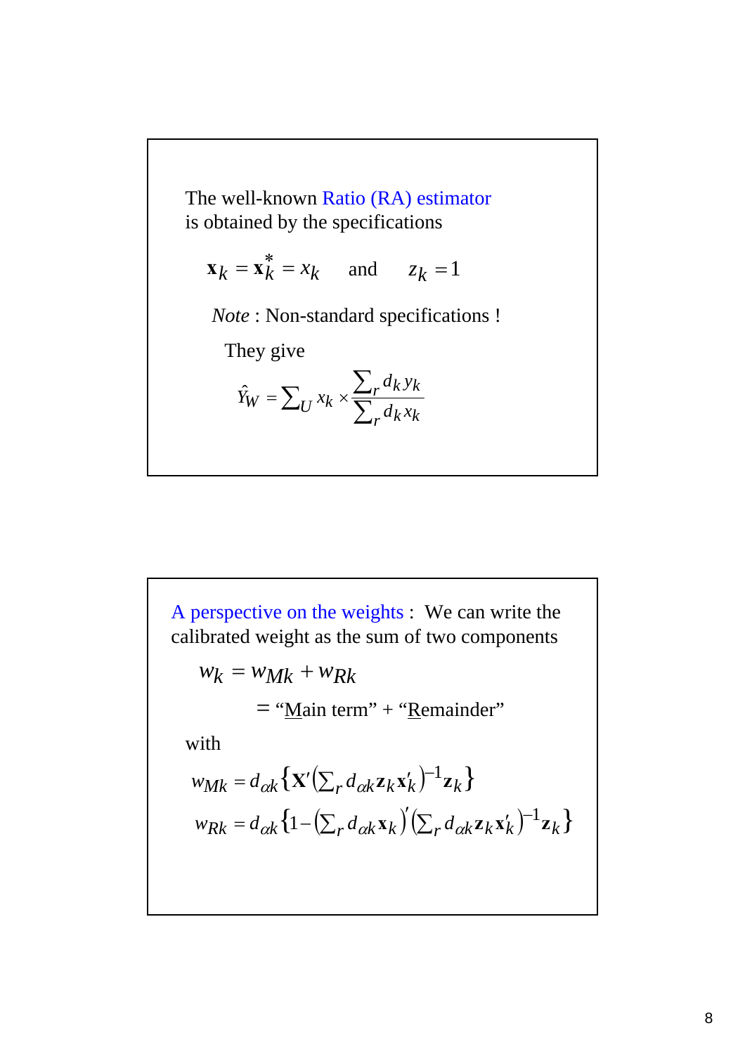The well-known Ratio (RA) estimator is obtained by the specifications

$$\mathbf{x}_k = \mathbf{x}_k^* = x_k \quad \text{and} \quad z_k = 1$$

*Note* : Non-standard specifications !

They give

$$\hat{Y}_W = \sum_U x_k \times \frac{\sum_r d_k y_k}{\sum_r d_k x_k}$$

A perspective on the weights : We can write the calibrated weight as the sum of two components

$$w_k = w_{Mk} + w_{Rk}$$

$$= \text{“}\underline{\text{M}}\text{ain term”} + \text{“}\underline{\text{R}}\text{emainder”}$$

with

$$w_{Mk} = d_{\alpha k}\left\{\mathbf{X}'\left(\sum_r d_{\alpha k}\mathbf{z}_k\mathbf{x}_k'\right)^{-1}\mathbf{z}_k\right\}$$

$$w_{Rk} = d_{\alpha k}\left\{1-\left(\sum_r d_{\alpha k}\mathbf{x}_k\right)'\left(\sum_r d_{\alpha k}\mathbf{z}_k\mathbf{x}_k'\right)^{-1}\mathbf{z}_k\right\}$$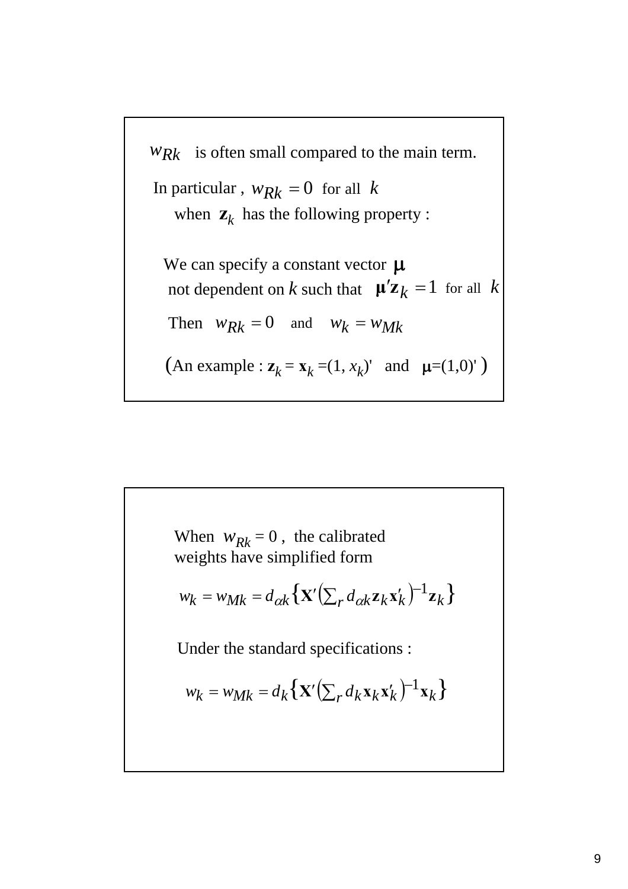$w_{Rk}$ is often small compared to the main term.

In particular , $w_{Rk} = 0$ for all $k$
when $\mathbf{z}_k$ has the following property :

We can specify a constant vector $\boldsymbol{\mu}$
not dependent on $k$ such that $\boldsymbol{\mu}'\mathbf{z}_k = 1$ for all $k$

Then $w_{Rk} = 0$ and $w_k = w_{Mk}$

(An example : $\mathbf{z}_k = \mathbf{x}_k = (1, x_k)'$ and $\boldsymbol{\mu} = (1,0)'$ )

---

When $w_{Rk} = 0$ , the calibrated weights have simplified form

$$w_k = w_{Mk} = d_{\alpha k}\left\{\mathbf{X}'\left(\sum_r d_{\alpha k}\mathbf{z}_k\mathbf{x}_k'\right)^{-1}\mathbf{z}_k\right\}$$

Under the standard specifications :

$$w_k = w_{Mk} = d_k\left\{\mathbf{X}'\left(\sum_r d_k\mathbf{x}_k\mathbf{x}_k'\right)^{-1}\mathbf{x}_k\right\}$$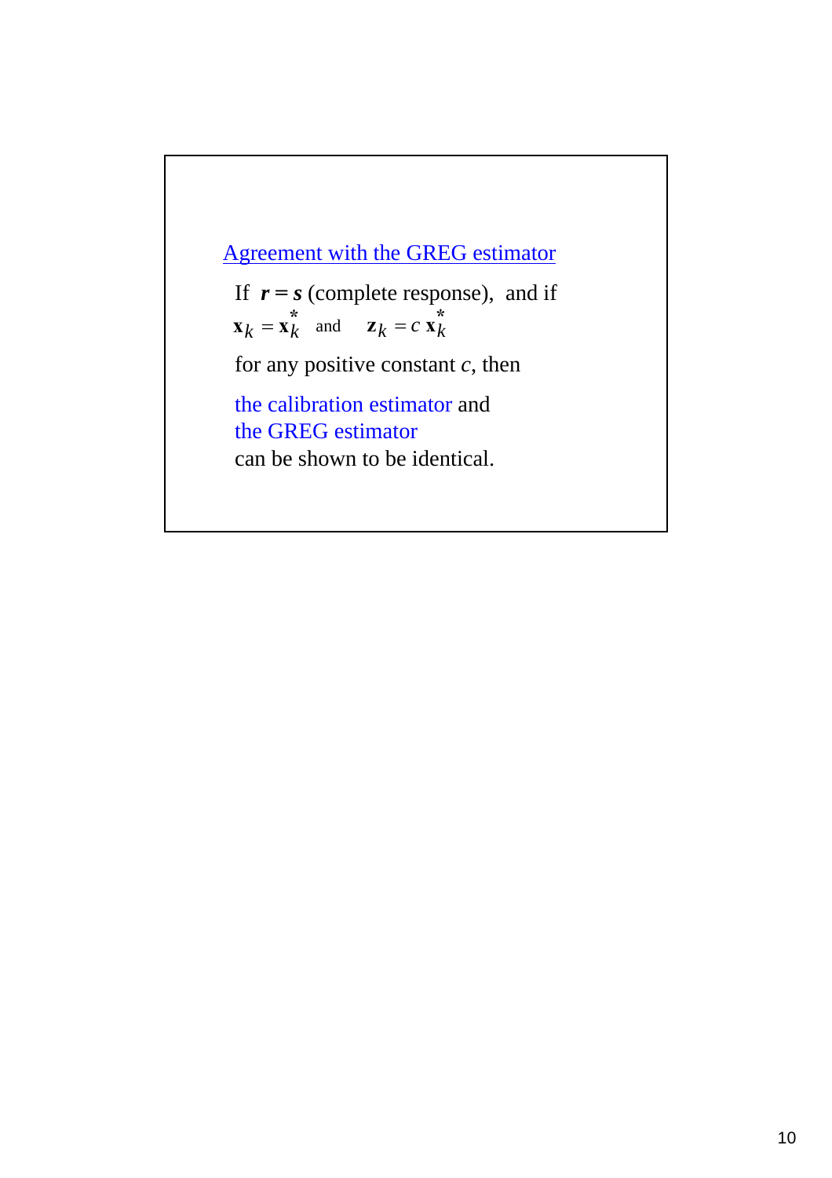## Agreement with the GREG estimator

If $\boldsymbol{r} = \boldsymbol{s}$ (complete response), and if
$\mathbf{x}_k = \mathbf{x}_k^*$ and $\mathbf{z}_k = c\,\mathbf{x}_k^*$

for any positive constant $c$, then

the calibration estimator and
the GREG estimator
can be shown to be identical.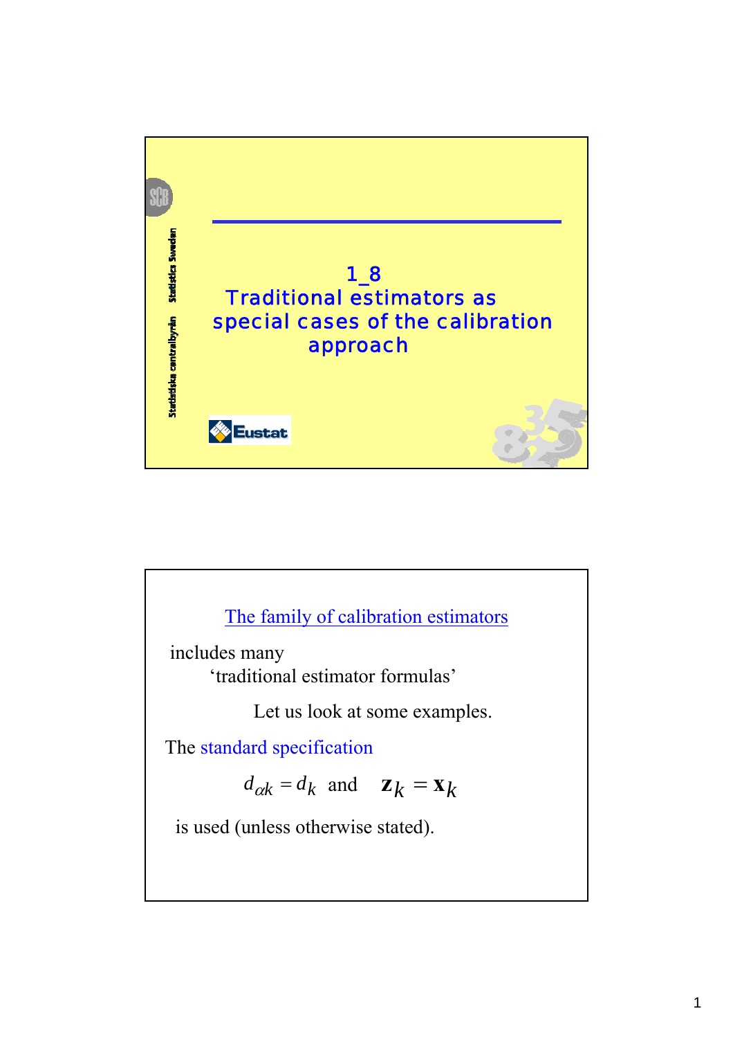# 1_8 Traditional estimators as special cases of the calibration approach

Statistiska centralbyrån Statistics Sweden

Eustat

---

## The family of calibration estimators

includes many

‘traditional estimator formulas’

Let us look at some examples.

The standard specification

$$d_{\alpha k} = d_k \quad \text{and} \quad \mathbf{z}_k = \mathbf{x}_k$$

is used (unless otherwise stated).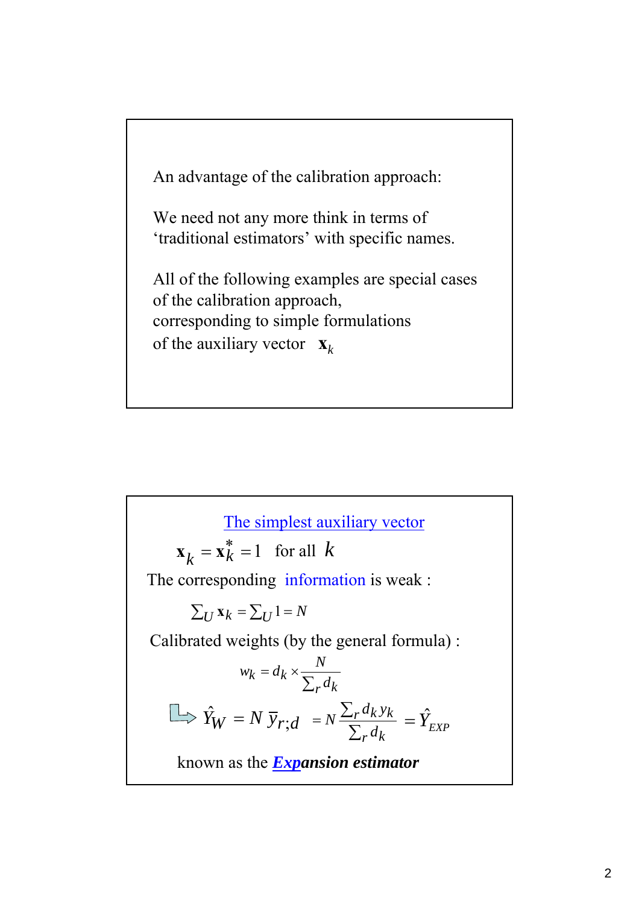An advantage of the calibration approach:

We need not any more think in terms of 'traditional estimators' with specific names.

All of the following examples are special cases of the calibration approach, corresponding to simple formulations of the auxiliary vector $\mathbf{x}_k$

---

## The simplest auxiliary vector

$$\mathbf{x}_k = \mathbf{x}_k^* = 1 \quad \text{for all } k$$

The corresponding information is weak :

$$\sum_U \mathbf{x}_k = \sum_U 1 = N$$

Calibrated weights (by the general formula) :

$$w_k = d_k \times \frac{N}{\sum_r d_k}$$

$$\hat{Y}_W = N\,\bar{y}_{r;d} = N \frac{\sum_r d_k y_k}{\sum_r d_k} = \hat{Y}_{EXP}$$

known as the ***Expansion estimator***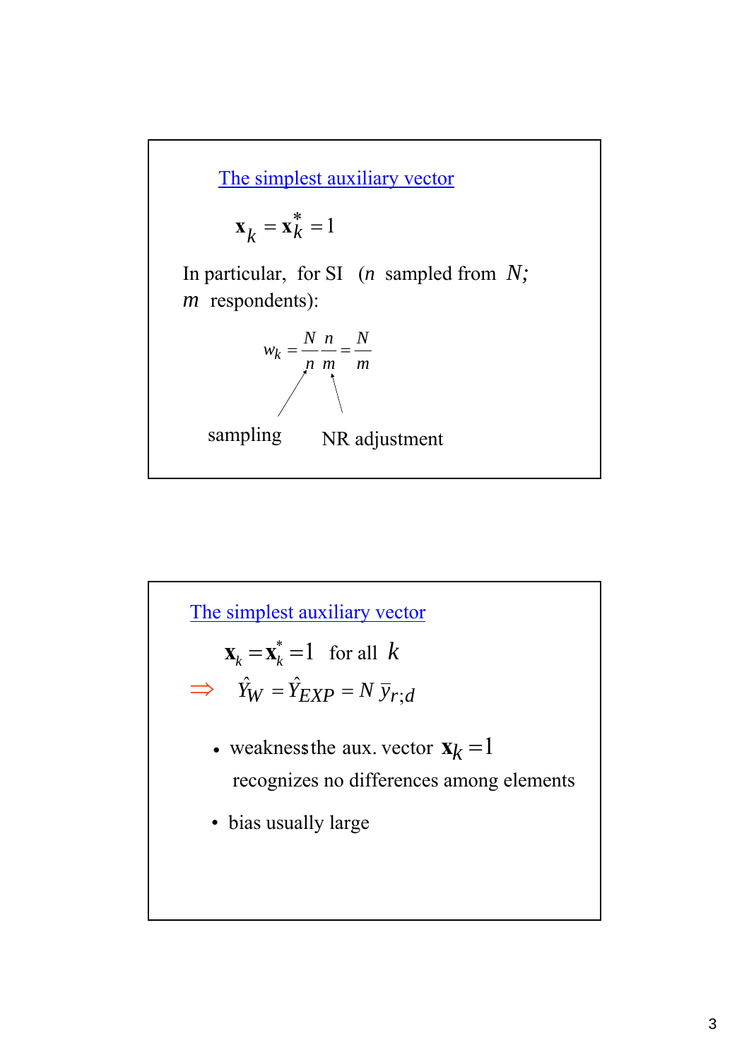## The simplest auxiliary vector

$$\mathbf{x}_k = \mathbf{x}_k^* = 1$$

In particular, for SI ($n$ sampled from $N$; $m$ respondents):

$$w_k = \frac{N}{n}\frac{n}{m} = \frac{N}{m}$$

sampling NR adjustment

## The simplest auxiliary vector

$\mathbf{x}_k = \mathbf{x}_k^* = 1$ for all $k$

$\Rightarrow \quad \hat{Y}_W = \hat{Y}_{EXP} = N\,\bar{y}_{r;d}$

- weakness: the aux. vector $\mathbf{x}_k = 1$ recognizes no differences among elements
- bias usually large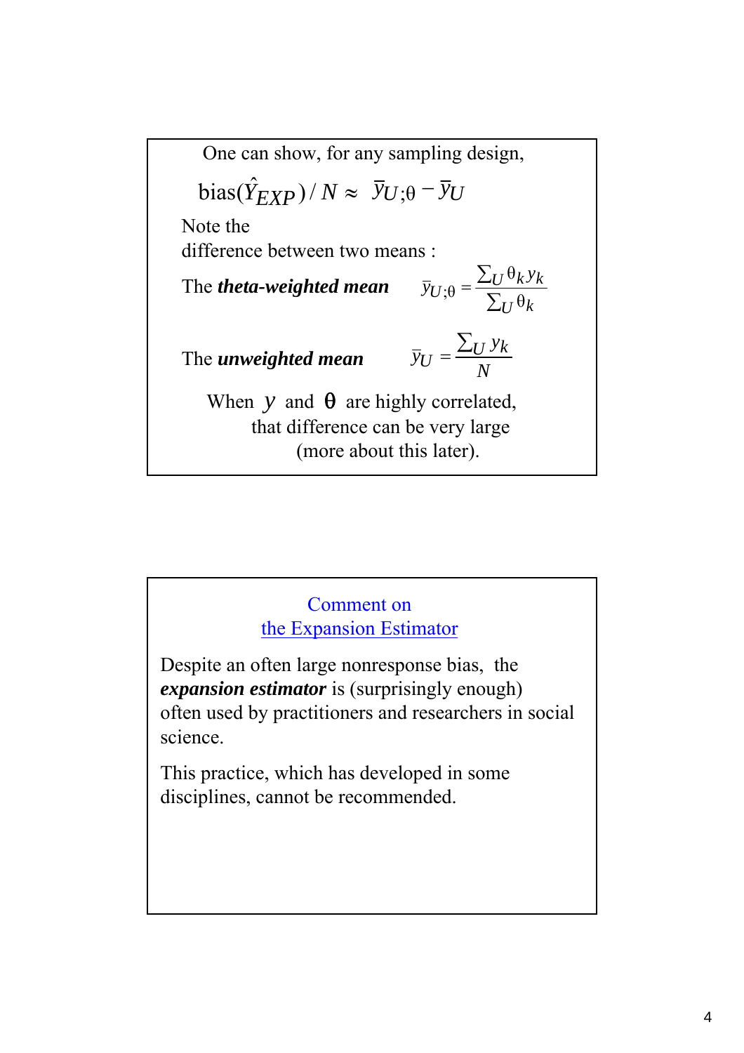One can show, for any sampling design,

$$\text{bias}(\hat{Y}_{EXP})/N \approx \bar{y}_{U;\theta} - \bar{y}_U$$

Note the
difference between two means :

The ***theta-weighted mean*** $\bar{y}_{U;\theta} = \dfrac{\sum_U \theta_k y_k}{\sum_U \theta_k}$

The ***unweighted mean*** $\bar{y}_U = \dfrac{\sum_U y_k}{N}$

When $y$ and $\theta$ are highly correlated,
that difference can be very large
(more about this later).

## Comment on the Expansion Estimator

Despite an often large nonresponse bias, the ***expansion estimator*** is (surprisingly enough) often used by practitioners and researchers in social science.

This practice, which has developed in some disciplines, cannot be recommended.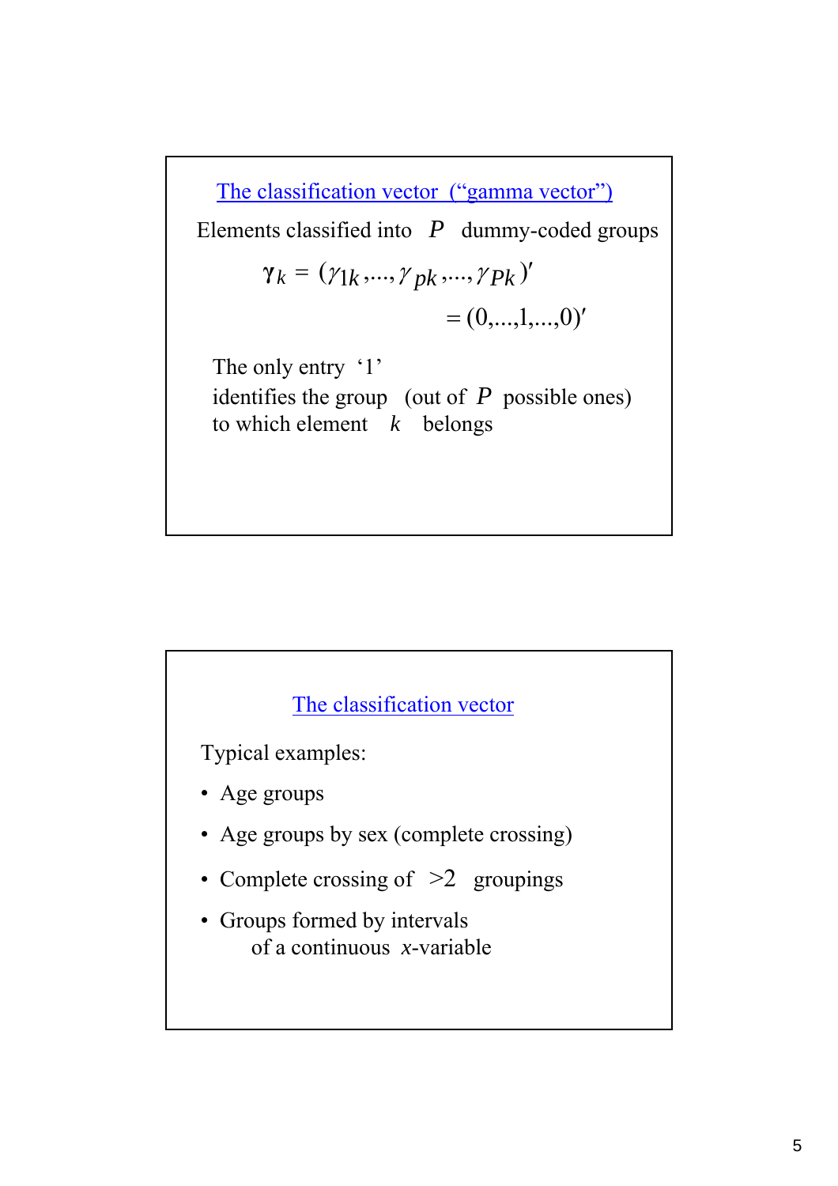## The classification vector ("gamma vector")

Elements classified into $P$ dummy-coded groups

$$\boldsymbol{\gamma}_k = (\gamma_{1k},\ldots,\gamma_{pk},\ldots,\gamma_{Pk})'$$
$$= (0,\ldots,1,\ldots,0)'$$

The only entry '1'
identifies the group (out of $P$ possible ones)
to which element $k$ belongs

## The classification vector

Typical examples:

- Age groups
- Age groups by sex (complete crossing)
- Complete crossing of $>2$ groupings
- Groups formed by intervals
  of a continuous $x$-variable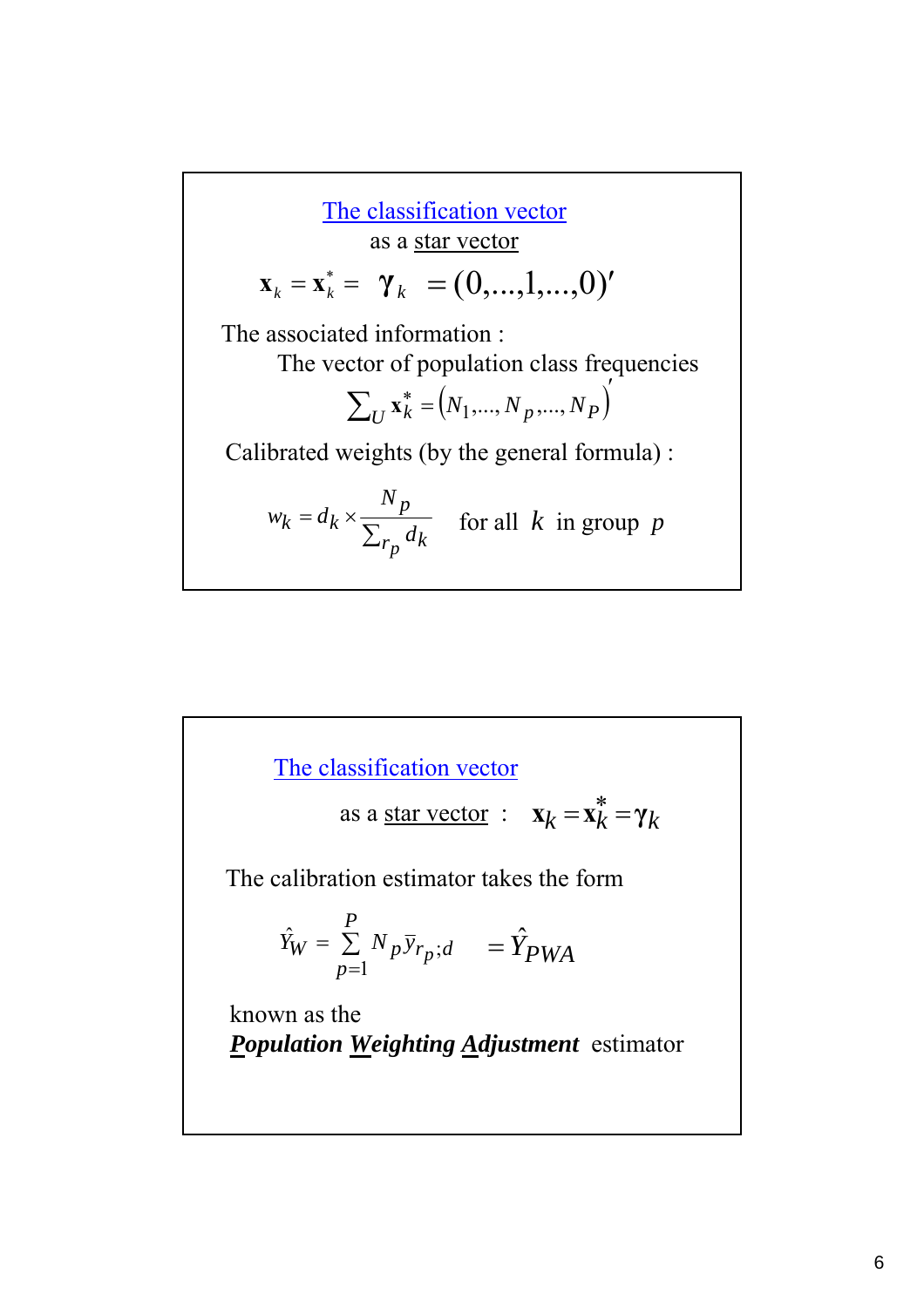## The classification vector

as a star vector

$$\mathbf{x}_k = \mathbf{x}_k^* = \boldsymbol{\gamma}_k = (0,...,1,...,0)'$$

The associated information :

The vector of population class frequencies

$$\sum_U \mathbf{x}_k^* = \left(N_1,..., N_p,..., N_P\right)'$$

Calibrated weights (by the general formula) :

$$w_k = d_k \times \frac{N_p}{\sum_{r_p} d_k} \quad \text{for all } k \text{ in group } p$$

## The classification vector

as a star vector : $\mathbf{x}_k = \mathbf{x}_k^* = \boldsymbol{\gamma}_k$

The calibration estimator takes the form

$$\hat{Y}_W = \sum_{p=1}^{P} N_p \bar{y}_{r_p;d} \quad = \hat{Y}_{PWA}$$

known as the

***P**opulation **W**eighting **A**djustment* estimator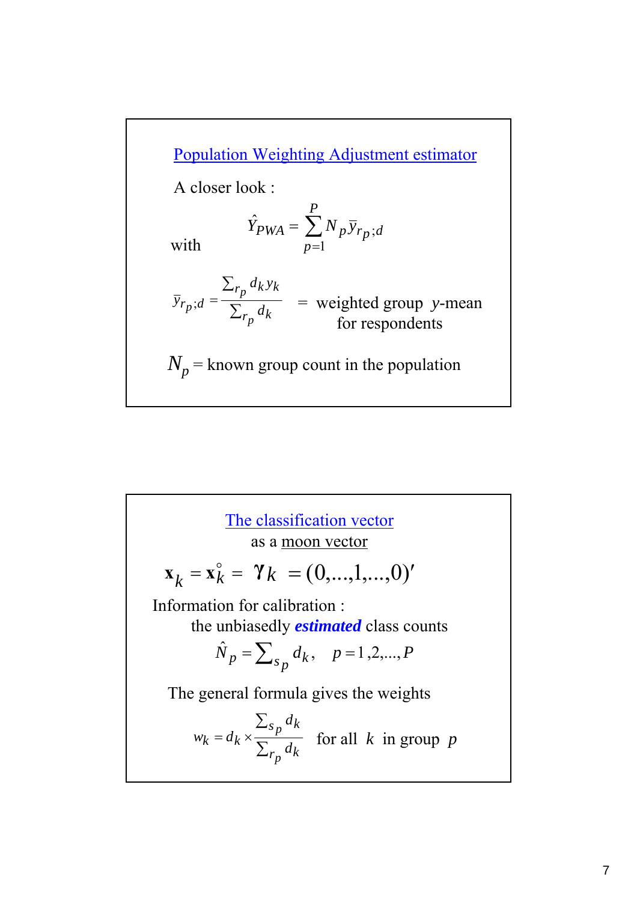## Population Weighting Adjustment estimator

A closer look :

$$\hat{Y}_{PWA} = \sum_{p=1}^{P} N_p \bar{y}_{r_p;d}$$

with

$$\bar{y}_{r_p;d} = \frac{\sum_{r_p} d_k y_k}{\sum_{r_p} d_k} \quad = \text{ weighted group } y\text{-mean for respondents}$$

$N_p$ = known group count in the population

## The classification vector

as a moon vector

$$\mathbf{x}_k = \mathbf{x}_k^{\circ} = \boldsymbol{\gamma}_k = (0,\ldots,1,\ldots,0)'$$

Information for calibration :

the unbiasedly ***estimated*** class counts

$$\hat{N}_p = \sum_{s_p} d_k, \quad p = 1,2,\ldots,P$$

The general formula gives the weights

$$w_k = d_k \times \frac{\sum_{s_p} d_k}{\sum_{r_p} d_k} \quad \text{for all } k \text{ in group } p$$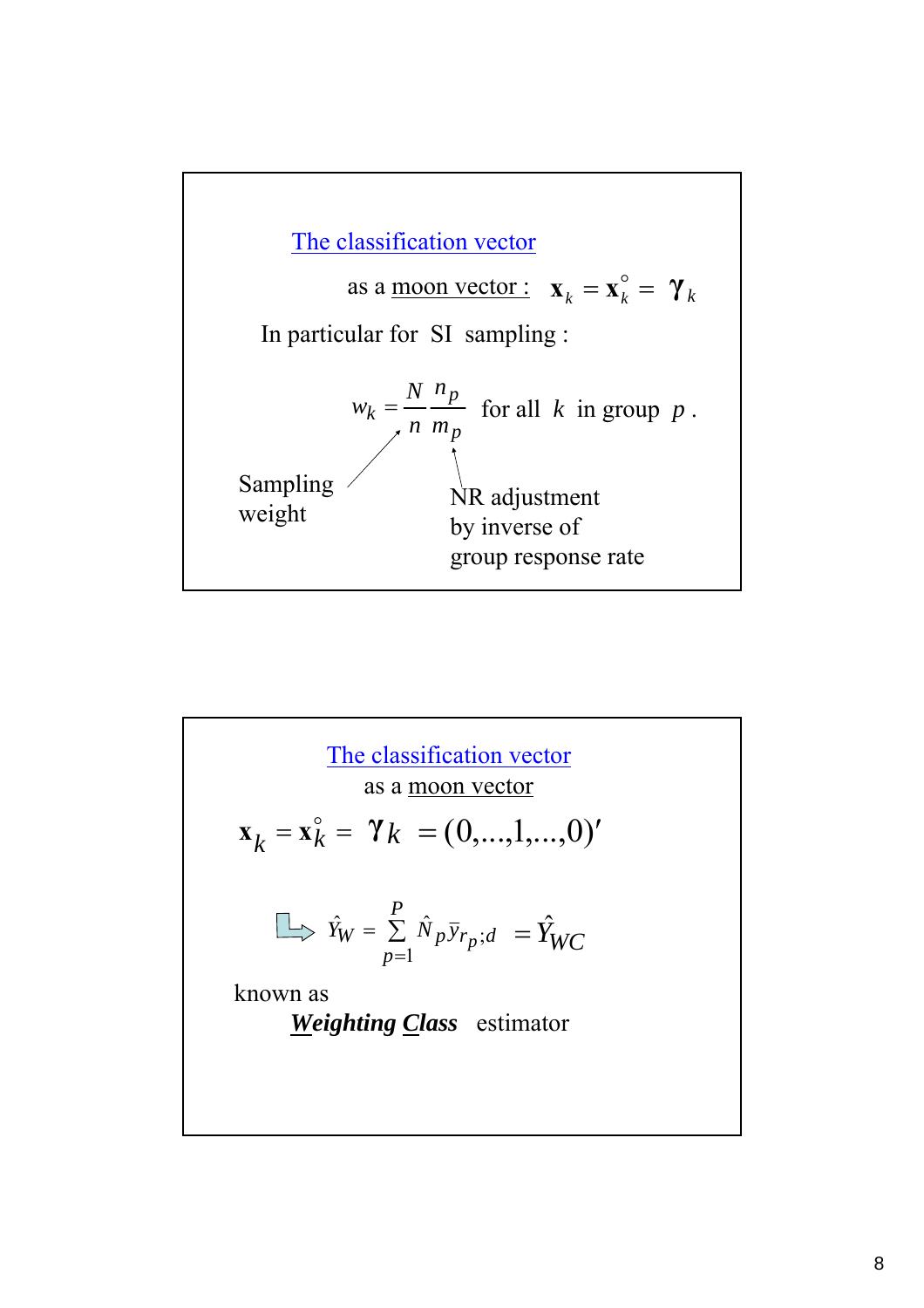## The classification vector

as a moon vector : $\mathbf{x}_k = \mathbf{x}_k^{\circ} = \boldsymbol{\gamma}_k$

In particular for SI sampling :

$$w_k = \frac{N}{n} \frac{n_p}{m_p} \quad \text{for all } k \text{ in group } p \,.$$

Sampling weight: $\frac{N}{n}$

NR adjustment by inverse of group response rate: $\frac{n_p}{m_p}$

## The classification vector

as a moon vector

$$\mathbf{x}_k = \mathbf{x}_k^{\circ} = \boldsymbol{\gamma}_k = (0,\ldots,1,\ldots,0)'$$

$$\Rightarrow \hat{Y}_W = \sum_{p=1}^{P} \hat{N}_p \bar{y}_{r_p;d} = \hat{Y}_{WC}$$

known as

***W**eighting **C**lass* estimator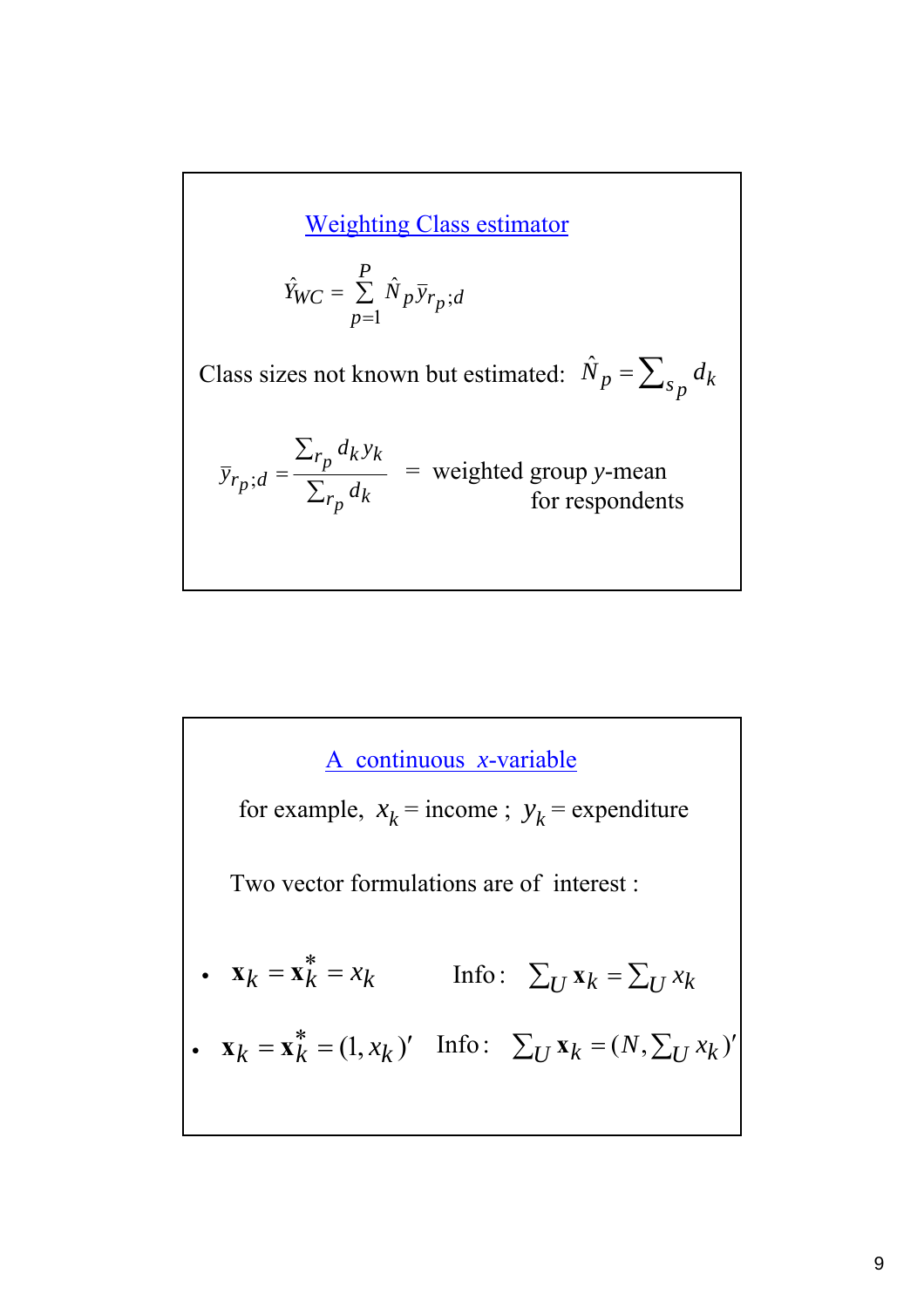## Weighting Class estimator

$$\hat{Y}_{WC} = \sum_{p=1}^{P} \hat{N}_p \bar{y}_{r_p;d}$$

Class sizes not known but estimated: $\hat{N}_p = \sum_{s_p} d_k$

$$\bar{y}_{r_p;d} = \frac{\sum_{r_p} d_k y_k}{\sum_{r_p} d_k}$$ = weighted group $y$-mean for respondents

## A continuous $x$-variable

for example, $x_k$ = income ; $y_k$ = expenditure

Two vector formulations are of interest :

- $\mathbf{x}_k = \mathbf{x}_k^* = x_k$ Info: $\sum_U \mathbf{x}_k = \sum_U x_k$
- $\mathbf{x}_k = \mathbf{x}_k^* = (1, x_k)'$ Info: $\sum_U \mathbf{x}_k = (N, \sum_U x_k)'$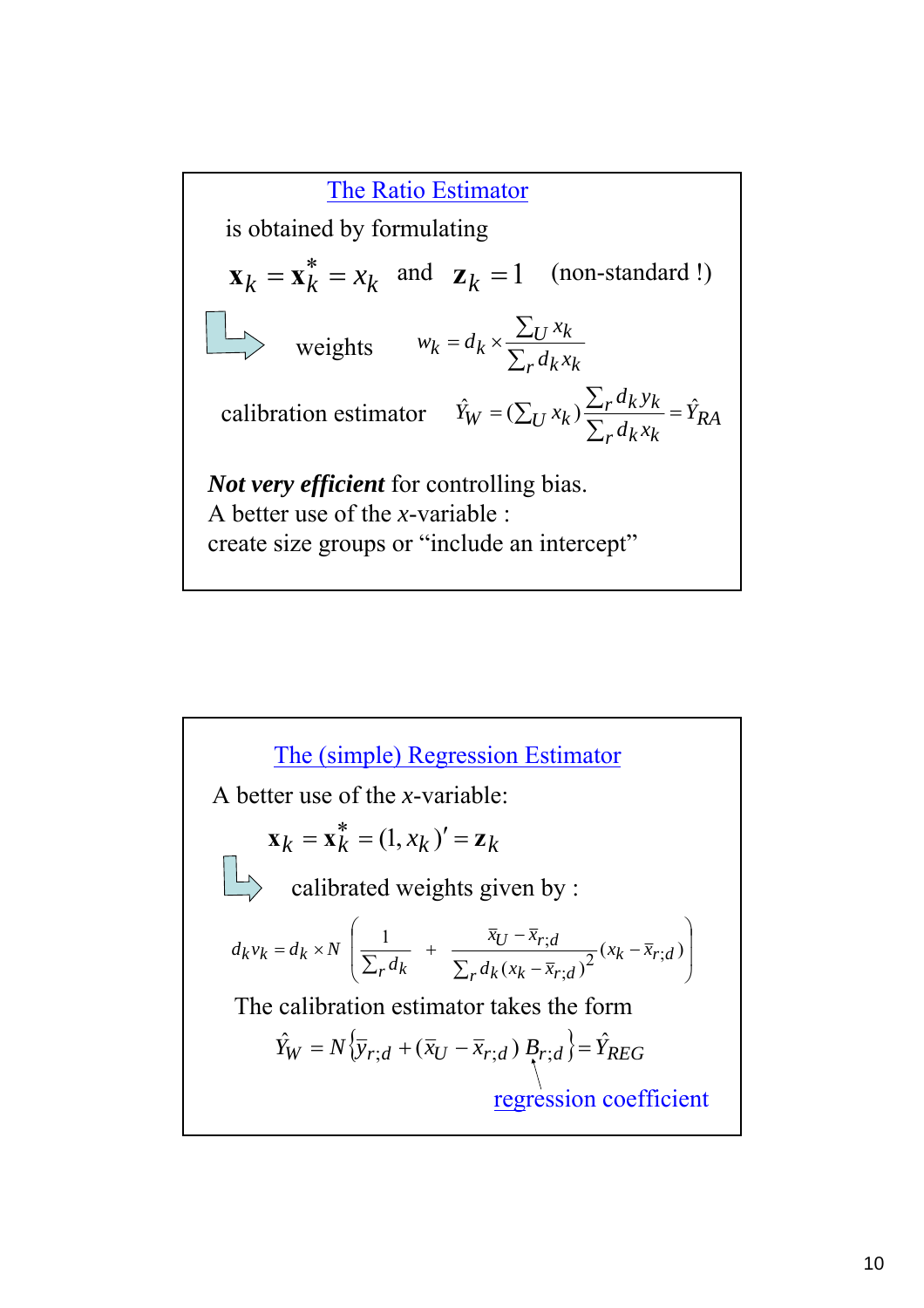## The Ratio Estimator

is obtained by formulating

$$\mathbf{x}_k = \mathbf{x}_k^* = x_k \quad \text{and} \quad \mathbf{z}_k = 1 \quad \text{(non-standard !)}$$

weights $\quad w_k = d_k \times \dfrac{\sum_U x_k}{\sum_r d_k x_k}$

calibration estimator $\quad \hat{Y}_W = (\sum_U x_k) \dfrac{\sum_r d_k y_k}{\sum_r d_k x_k} = \hat{Y}_{RA}$

***Not very efficient*** for controlling bias.
A better use of the *x*-variable :
create size groups or "include an intercept"

## The (simple) Regression Estimator

A better use of the *x*-variable:

$$\mathbf{x}_k = \mathbf{x}_k^* = (1, x_k)' = \mathbf{z}_k$$

calibrated weights given by :

$$d_k v_k = d_k \times N \left( \frac{1}{\sum_r d_k} + \frac{\bar{x}_U - \bar{x}_{r;d}}{\sum_r d_k (x_k - \bar{x}_{r;d})^2} (x_k - \bar{x}_{r;d}) \right)$$

The calibration estimator takes the form

$$\hat{Y}_W = N \{ \bar{y}_{r;d} + (\bar{x}_U - \bar{x}_{r;d}) B_{r;d} \} = \hat{Y}_{REG}$$

regression coefficient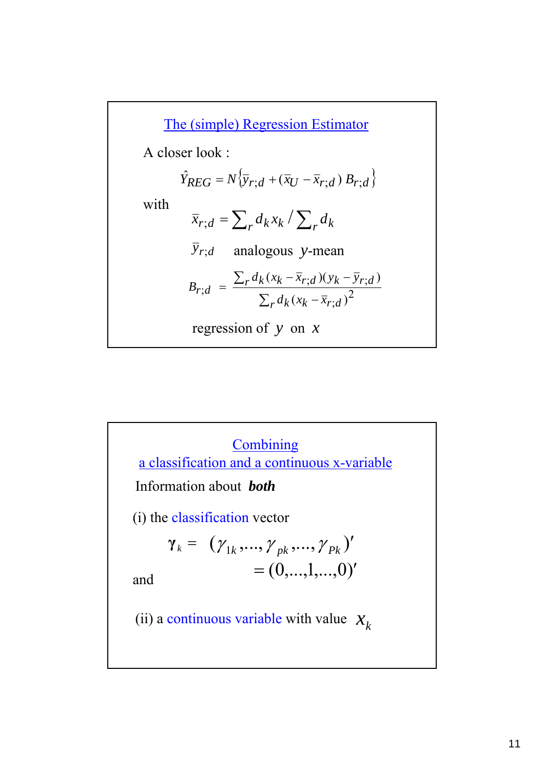## The (simple) Regression Estimator

A closer look :

$$\hat{Y}_{REG} = N\left\{\bar{y}_{r;d} + (\bar{x}_U - \bar{x}_{r;d})\, B_{r;d}\right\}$$

with

$$\bar{x}_{r;d} = \sum\nolimits_r d_k x_k \Big/ \sum\nolimits_r d_k$$

$\bar{y}_{r;d}$ analogous $y$-mean

$$B_{r;d} = \frac{\sum_r d_k (x_k - \bar{x}_{r;d})(y_k - \bar{y}_{r;d})}{\sum_r d_k (x_k - \bar{x}_{r;d})^2}$$

regression of $y$ on $x$

## Combining a classification and a continuous x-variable

Information about ***both***

(i) the classification vector

$$\boldsymbol{\gamma}_k = (\gamma_{1k}, \ldots, \gamma_{pk}, \ldots, \gamma_{Pk})' = (0, \ldots, 1, \ldots, 0)'$$

and

(ii) a continuous variable with value $x_k$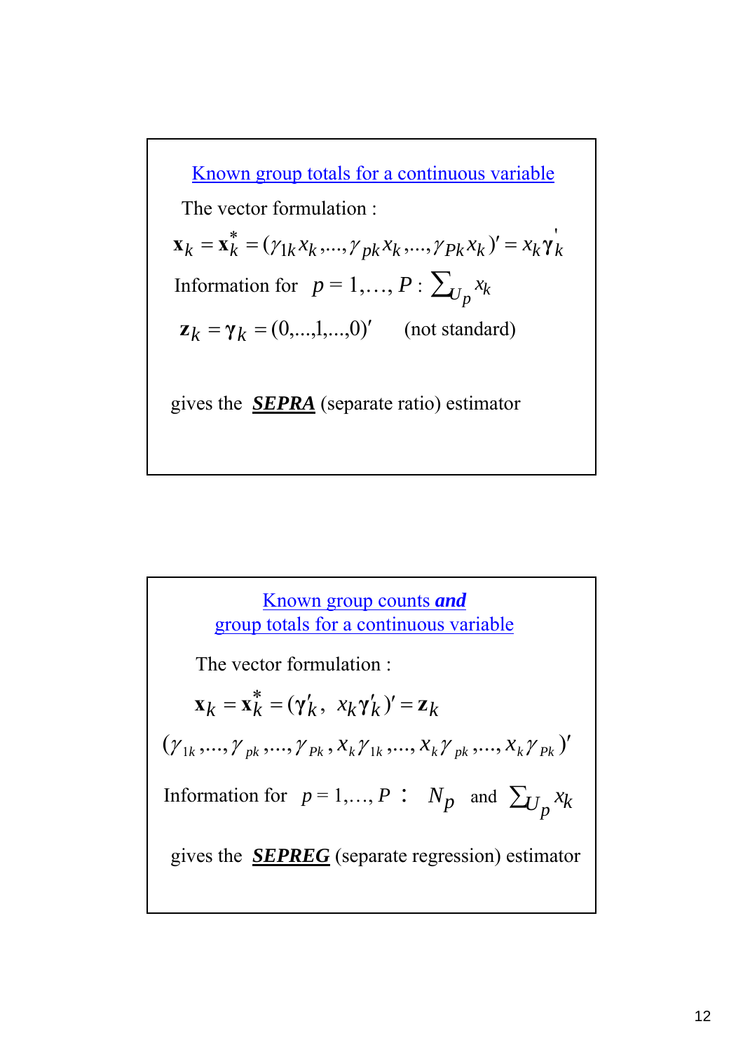## Known group totals for a continuous variable

The vector formulation :

$$\mathbf{x}_k = \mathbf{x}_k^* = (\gamma_{1k} x_k, \ldots, \gamma_{pk} x_k, \ldots, \gamma_{Pk} x_k)' = x_k \boldsymbol{\gamma}_k'$$

Information for $p = 1, \ldots, P$ : $\sum_{U_p} x_k$

$\mathbf{z}_k = \boldsymbol{\gamma}_k = (0, \ldots, 1, \ldots, 0)'$ (not standard)

gives the ***SEPRA*** (separate ratio) estimator

## Known group counts *and* group totals for a continuous variable

The vector formulation :

$$\mathbf{x}_k = \mathbf{x}_k^* = (\boldsymbol{\gamma}_k', \; x_k \boldsymbol{\gamma}_k')' = \mathbf{z}_k$$

$$(\gamma_{1k}, \ldots, \gamma_{pk}, \ldots, \gamma_{Pk}, x_k \gamma_{1k}, \ldots, x_k \gamma_{pk}, \ldots, x_k \gamma_{Pk})'$$

Information for $p = 1, \ldots, P$ : $N_p$ and $\sum_{U_p} x_k$

gives the ***SEPREG*** (separate regression) estimator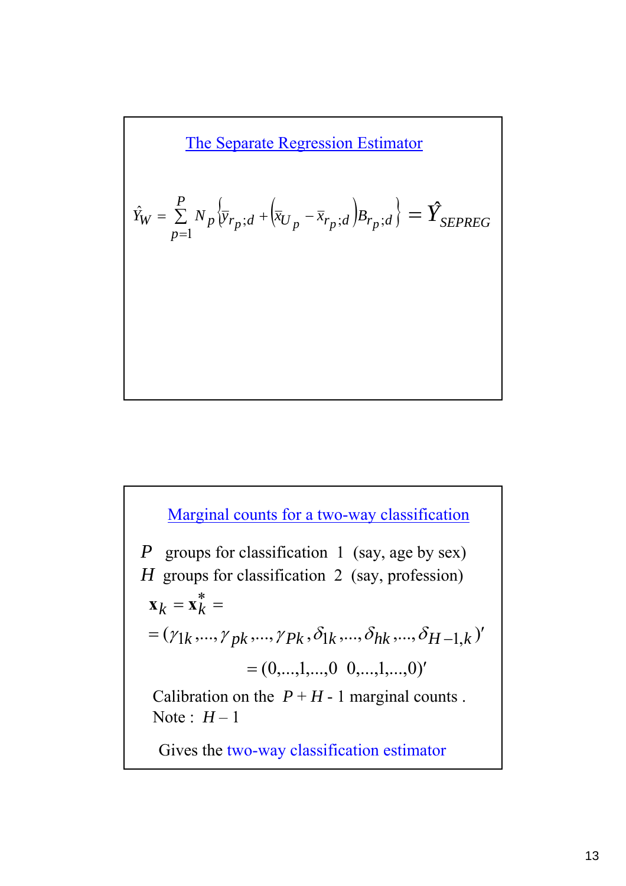## The Separate Regression Estimator

$$\hat{Y}_W = \sum_{p=1}^{P} N_p \left\{ \bar{y}_{r_p;d} + \left( \bar{x}_{U_p} - \bar{x}_{r_p;d} \right) B_{r_p;d} \right\} = \hat{Y}_{SEPREG}$$

## Marginal counts for a two-way classification

$P$ groups for classification 1 (say, age by sex)
$H$ groups for classification 2 (say, profession)

$$\mathbf{x}_k = \mathbf{x}_k^* =$$

$$= (\gamma_{1k},...,\gamma_{pk},...,\gamma_{Pk},\delta_{1k},...,\delta_{hk},...,\delta_{H-1,k})'$$

$$= (0,...,1,...,0 \;\; 0,...,1,...,0)'$$

Calibration on the $P + H$ - 1 marginal counts .
Note : $H - 1$

Gives the two-way classification estimator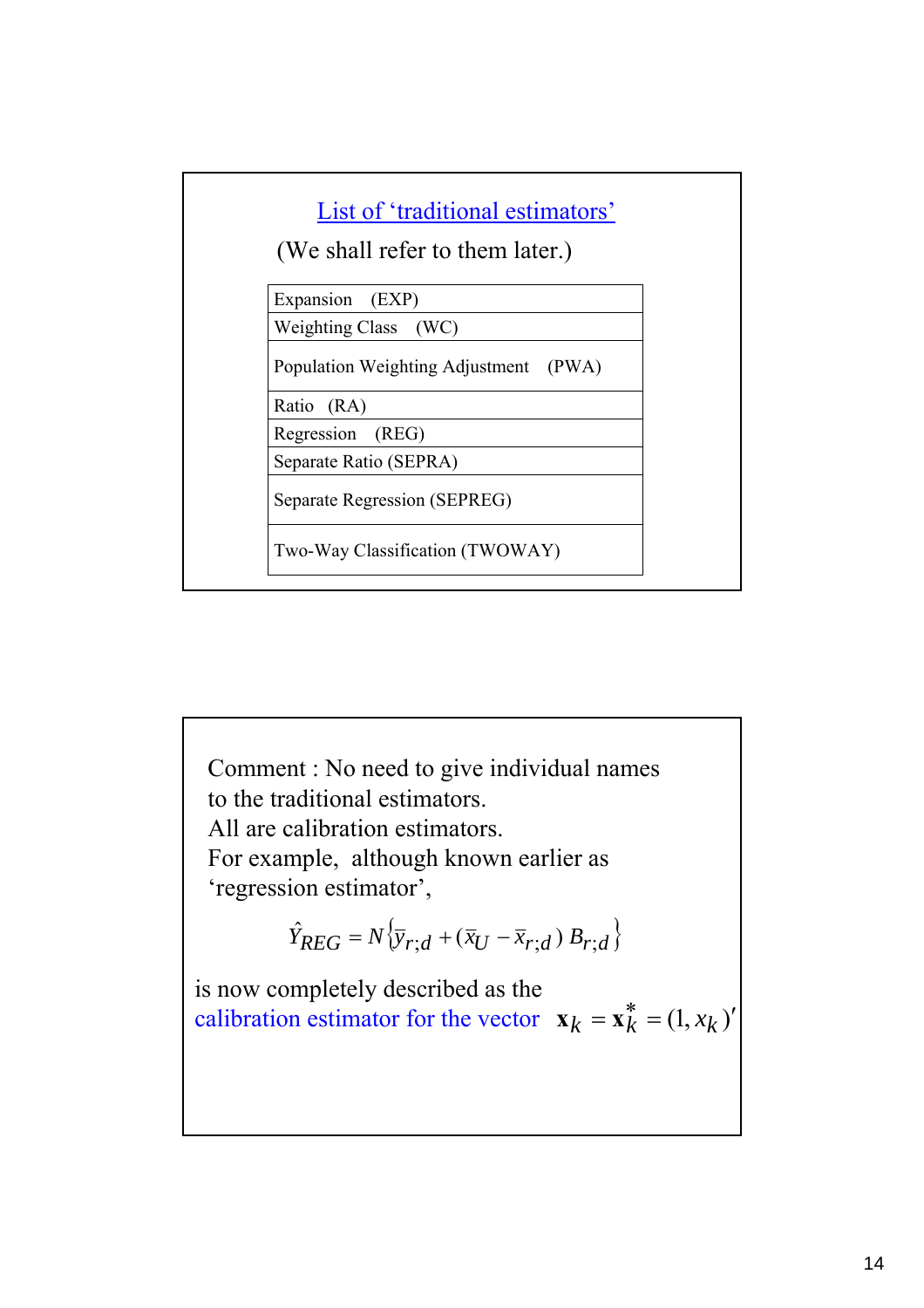## List of 'traditional estimators'

(We shall refer to them later.)

| Estimator |
|---|
| Expansion (EXP) |
| Weighting Class (WC) |
| Population Weighting Adjustment (PWA) |
| Ratio (RA) |
| Regression (REG) |
| Separate Ratio (SEPRA) |
| Separate Regression (SEPREG) |
| Two-Way Classification (TWOWAY) |

Comment : No need to give individual names to the traditional estimators.
All are calibration estimators.
For example, although known earlier as 'regression estimator',

$$\hat{Y}_{REG} = N\left\{\bar{y}_{r;d} + (\bar{x}_U - \bar{x}_{r;d})\, B_{r;d}\right\}$$

is now completely described as the calibration estimator for the vector $\mathbf{x}_k = \mathbf{x}_k^* = (1, x_k)'$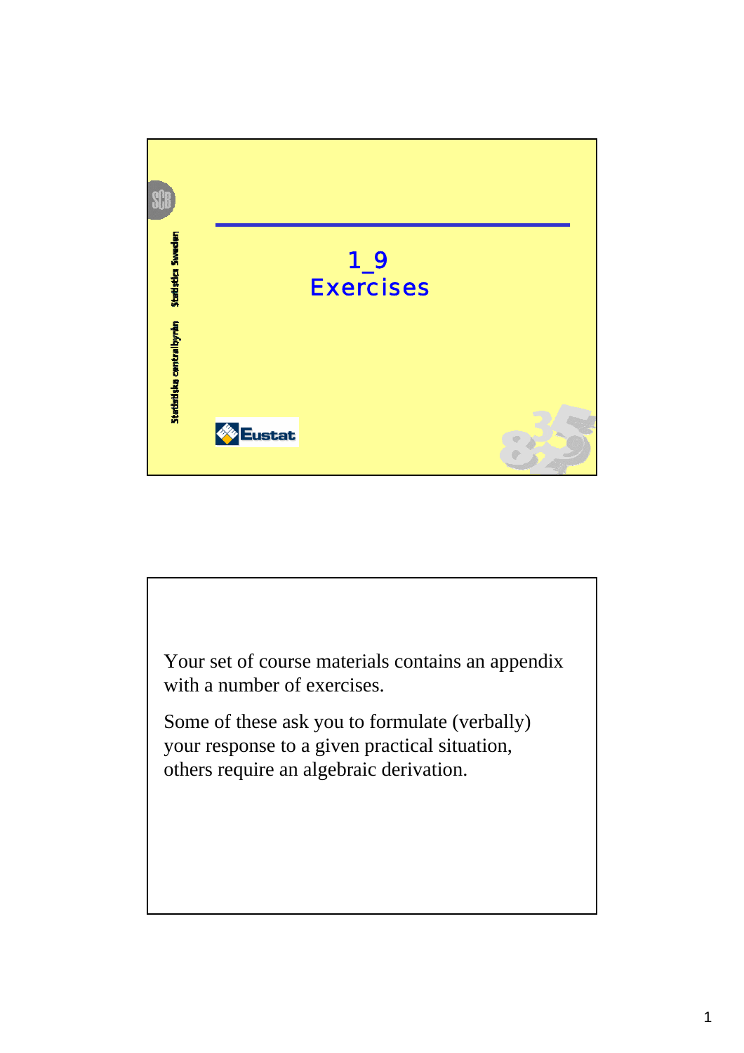# 1_9 Exercises

Your set of course materials contains an appendix with a number of exercises.

Some of these ask you to formulate (verbally) your response to a given practical situation, others require an algebraic derivation.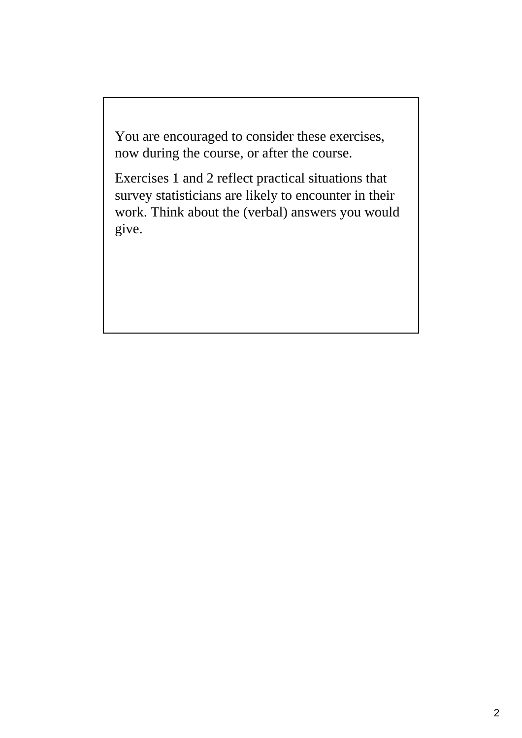You are encouraged to consider these exercises, now during the course, or after the course.

Exercises 1 and 2 reflect practical situations that survey statisticians are likely to encounter in their work. Think about the (verbal) answers you would give.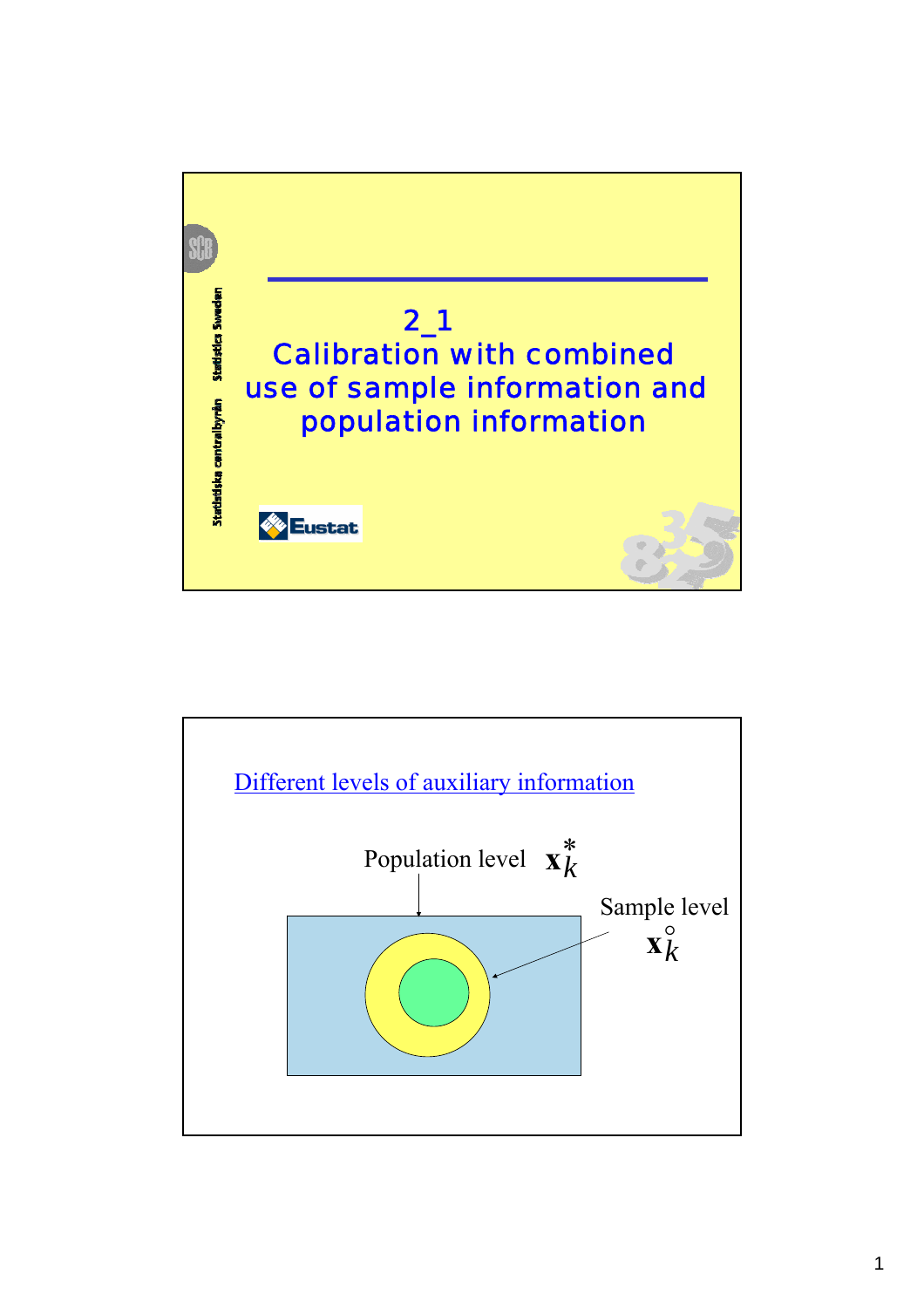# 2_1 Calibration with combined use of sample information and population information

## Different levels of auxiliary information

Population level $\mathbf{x}_k^*$

Sample level $\mathbf{x}_k^\circ$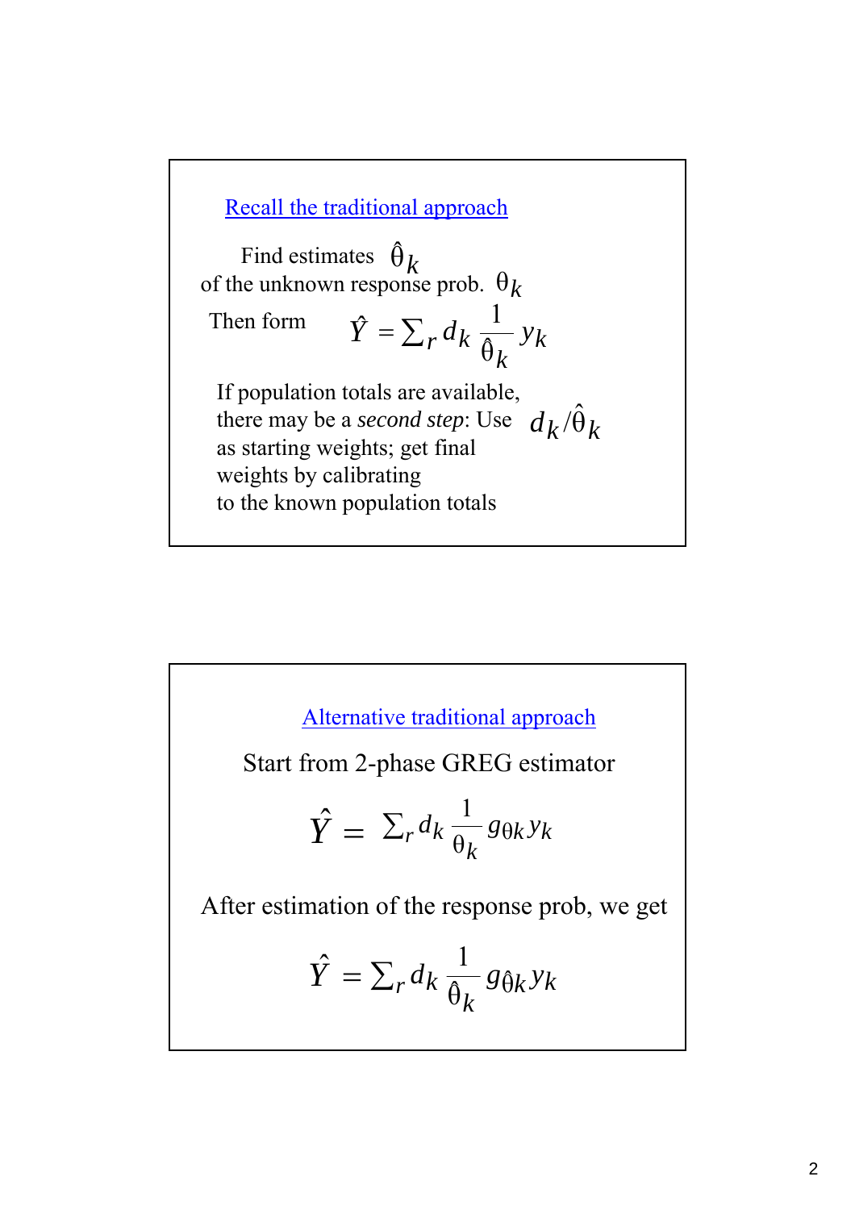## Recall the traditional approach

Find estimates $\hat{\theta}_k$ of the unknown response prob. $\theta_k$

Then form $\hat{Y} = \sum_r d_k \frac{1}{\hat{\theta}_k} y_k$

If population totals are available, there may be a *second step*: Use $d_k / \hat{\theta}_k$ as starting weights; get final weights by calibrating to the known population totals

## Alternative traditional approach

Start from 2-phase GREG estimator

$$\hat{Y} = \sum_r d_k \frac{1}{\theta_k} g_{\theta k} y_k$$

After estimation of the response prob, we get

$$\hat{Y} = \sum_r d_k \frac{1}{\hat{\theta}_k} g_{\hat{\theta} k} y_k$$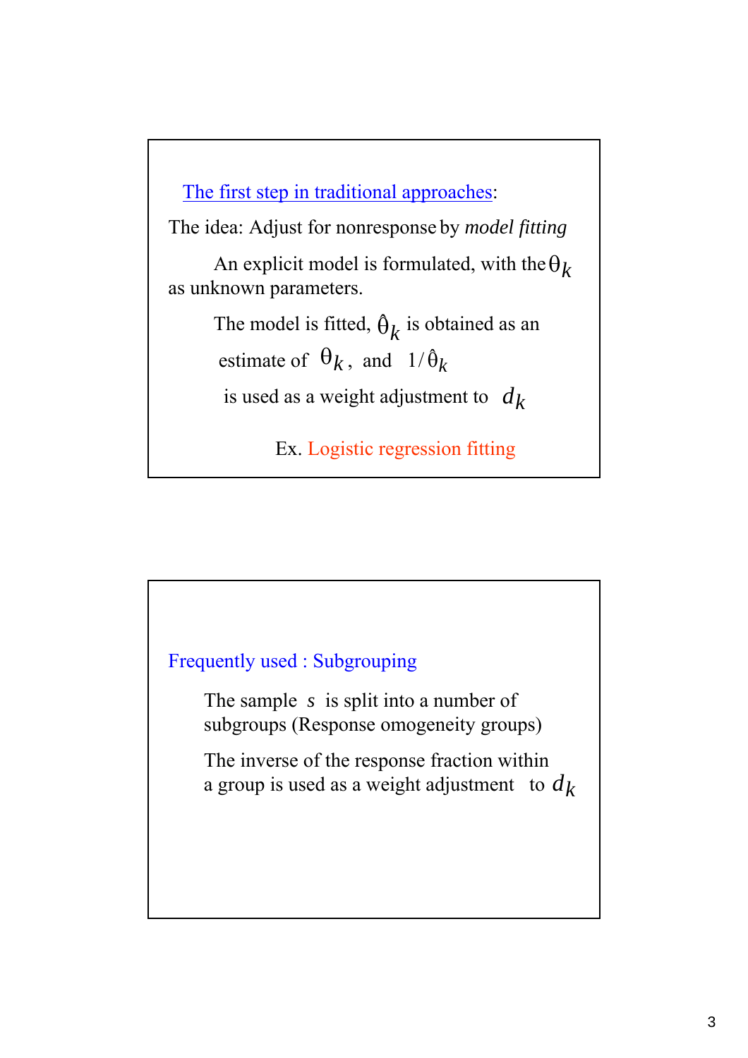## The first step in traditional approaches:

The idea: Adjust for nonresponse by *model fitting*

An explicit model is formulated, with the $\theta_k$ as unknown parameters.

The model is fitted, $\hat{\theta}_k$ is obtained as an estimate of $\theta_k$, and $1/\hat{\theta}_k$ is used as a weight adjustment to $d_k$

Ex. Logistic regression fitting

## Frequently used : Subgrouping

The sample $s$ is split into a number of subgroups (Response omogeneity groups)

The inverse of the response fraction within a group is used as a weight adjustment to $d_k$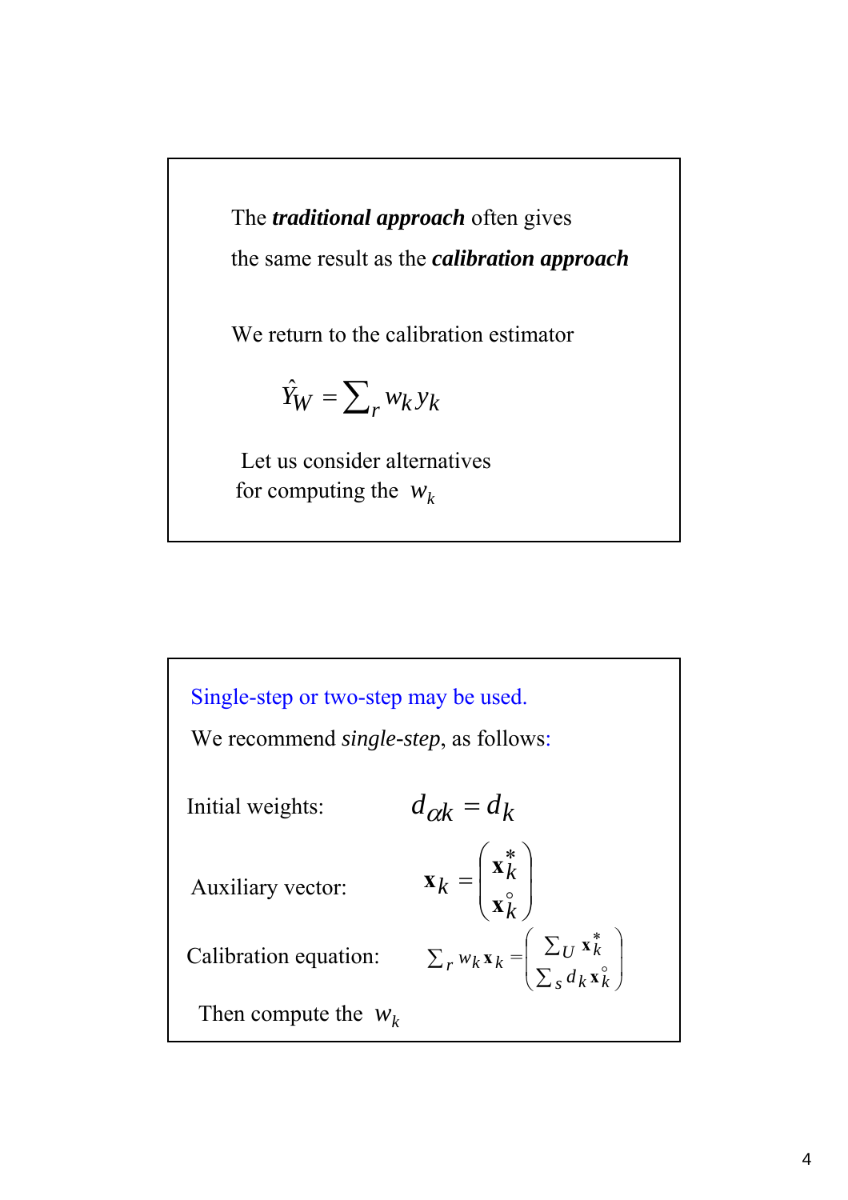The ***traditional approach*** often gives the same result as the ***calibration approach***

We return to the calibration estimator

$$\hat{Y}_W = \sum_r w_k y_k$$

Let us consider alternatives for computing the $w_k$

---

Single-step or two-step may be used.

We recommend *single-step*, as follows:

Initial weights: $d_{\alpha k} = d_k$

Auxiliary vector: $\mathbf{x}_k = \begin{pmatrix} \mathbf{x}_k^* \\ \mathbf{x}_k^\circ \end{pmatrix}$

Calibration equation: $\sum_r w_k \mathbf{x}_k = \begin{pmatrix} \sum_U \mathbf{x}_k^* \\ \sum_s d_k \mathbf{x}_k^\circ \end{pmatrix}$

Then compute the $w_k$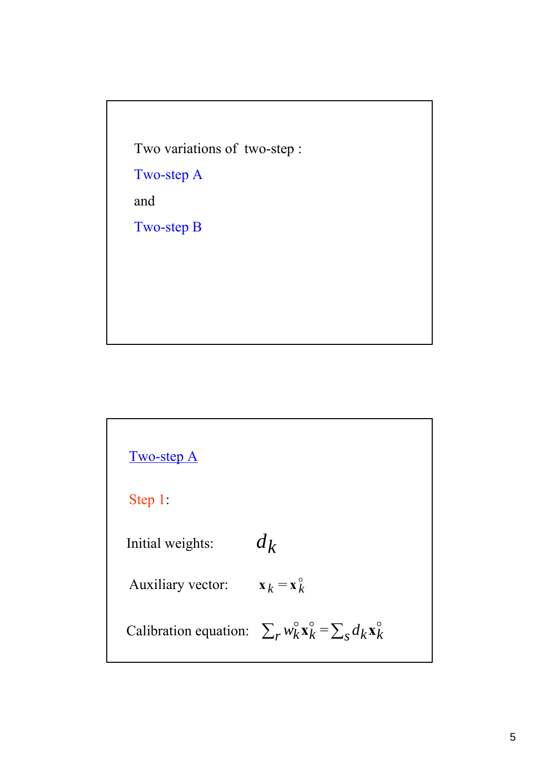Two variations of two-step :

Two-step A

and

Two-step B

## Two-step A

Step 1:

Initial weights: $d_k$

Auxiliary vector: $\mathbf{x}_k = \mathbf{x}_k^{\circ}$

Calibration equation: $\sum_r w_k^{\circ} \mathbf{x}_k^{\circ} = \sum_s d_k \mathbf{x}_k^{\circ}$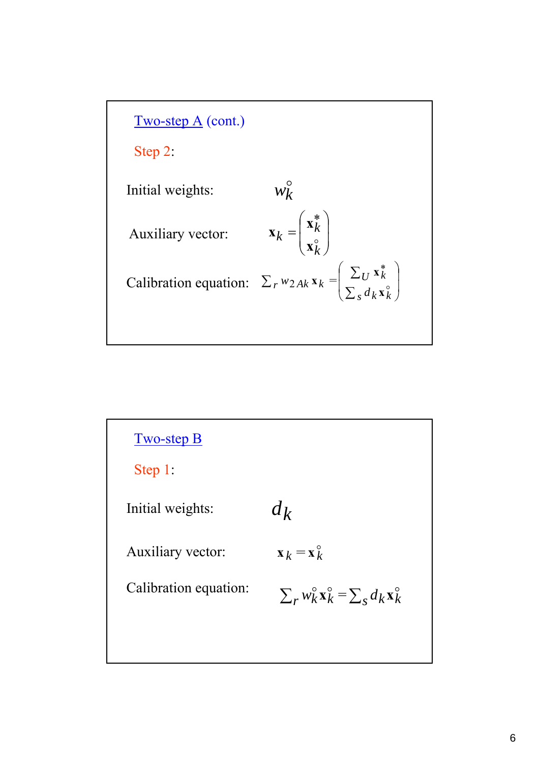## Two-step A (cont.)

**Step 2:**

Initial weights: $w_k^{\circ}$

Auxiliary vector: $\mathbf{x}_k = \begin{pmatrix} \mathbf{x}_k^* \\ \mathbf{x}_k^{\circ} \end{pmatrix}$

Calibration equation: $\sum_r w_{2Ak} \mathbf{x}_k = \begin{pmatrix} \sum_U \mathbf{x}_k^* \\ \sum_s d_k \mathbf{x}_k^{\circ} \end{pmatrix}$

## Two-step B

**Step 1:**

Initial weights: $d_k$

Auxiliary vector: $\mathbf{x}_k = \mathbf{x}_k^{\circ}$

Calibration equation: $\sum_r w_k^{\circ} \mathbf{x}_k^{\circ} = \sum_s d_k \mathbf{x}_k^{\circ}$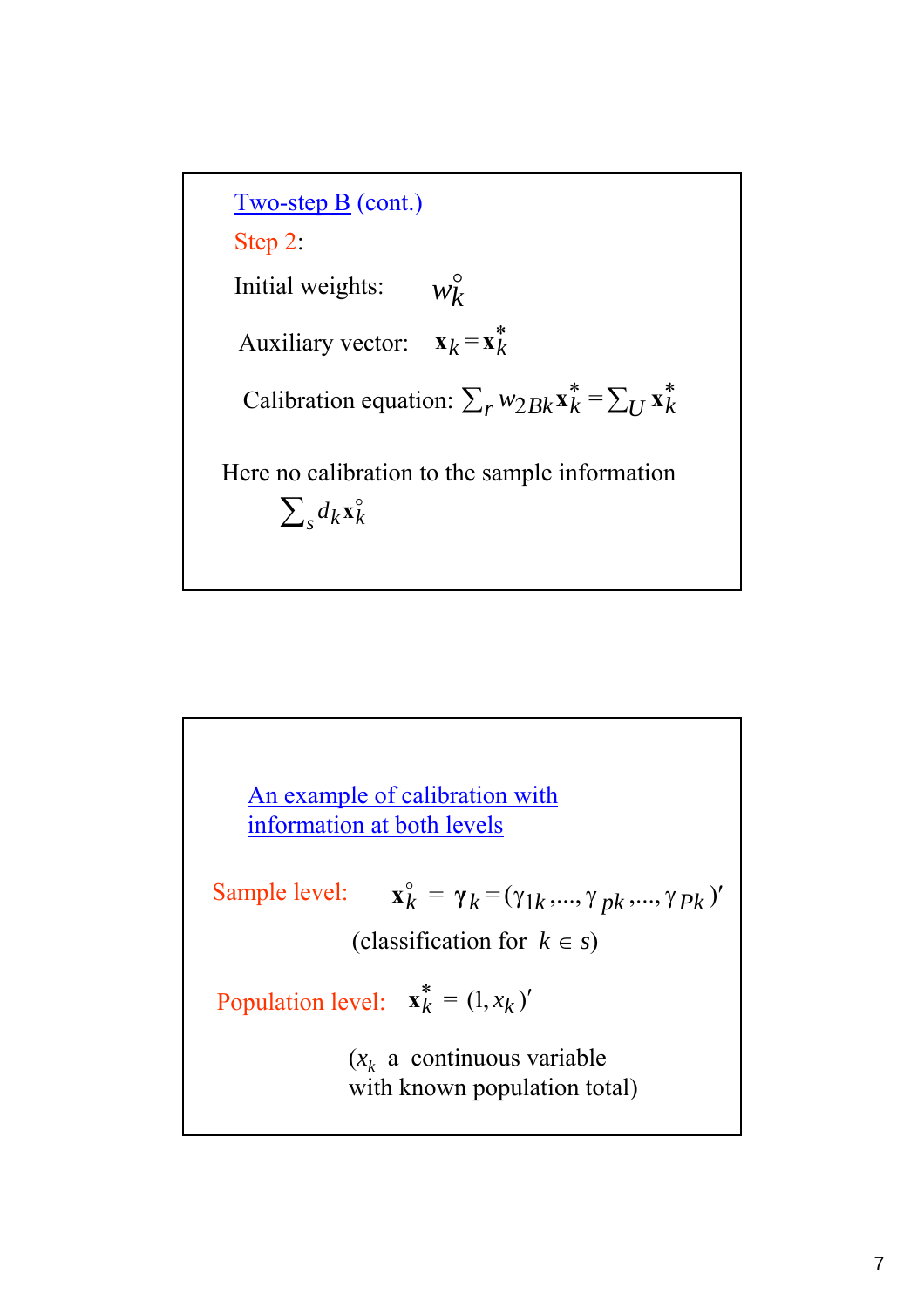## Two-step B (cont.)

Step 2:

Initial weights: $w_k^{\circ}$

Auxiliary vector: $\mathbf{x}_k = \mathbf{x}_k^*$

Calibration equation: $\sum_r w_{2Bk} \mathbf{x}_k^* = \sum_U \mathbf{x}_k^*$

Here no calibration to the sample information

$\sum_s d_k \mathbf{x}_k^{\circ}$

---

## An example of calibration with information at both levels

Sample level: $\mathbf{x}_k^{\circ} = \boldsymbol{\gamma}_k = (\gamma_{1k}, \ldots, \gamma_{pk}, \ldots, \gamma_{Pk})'$

(classification for $k \in s$)

Population level: $\mathbf{x}_k^* = (1, x_k)'$

($x_k$ a continuous variable with known population total)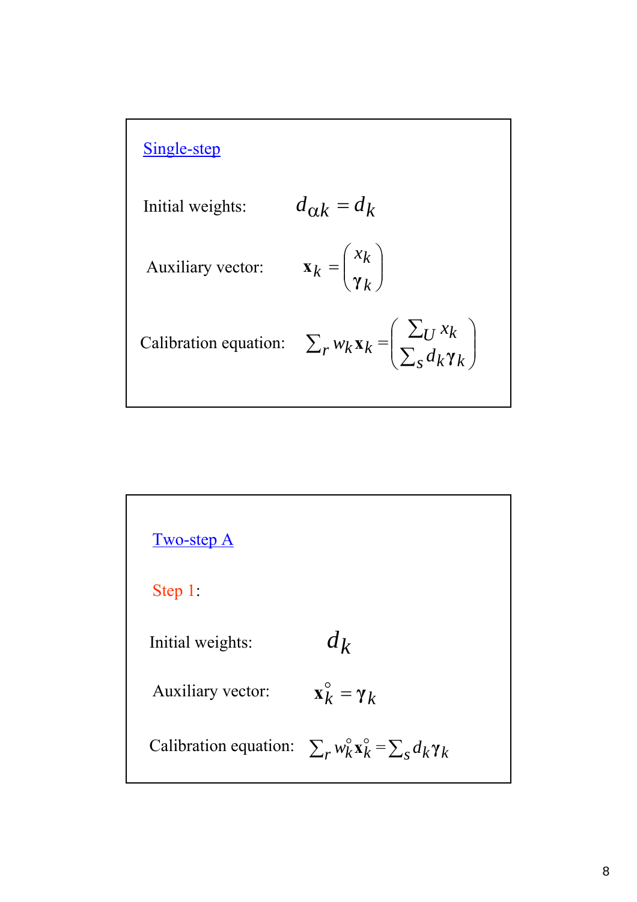## Single-step

Initial weights: $d_{\alpha k} = d_k$

Auxiliary vector: $\mathbf{x}_k = \begin{pmatrix} x_k \\ \boldsymbol{\gamma}_k \end{pmatrix}$

Calibration equation: $\sum_r w_k \mathbf{x}_k = \begin{pmatrix} \sum_U x_k \\ \sum_s d_k \boldsymbol{\gamma}_k \end{pmatrix}$

## Two-step A

Step 1:

Initial weights: $d_k$

Auxiliary vector: $\mathbf{x}_k^{\circ} = \boldsymbol{\gamma}_k$

Calibration equation: $\sum_r w_k^{\circ} \mathbf{x}_k^{\circ} = \sum_s d_k \boldsymbol{\gamma}_k$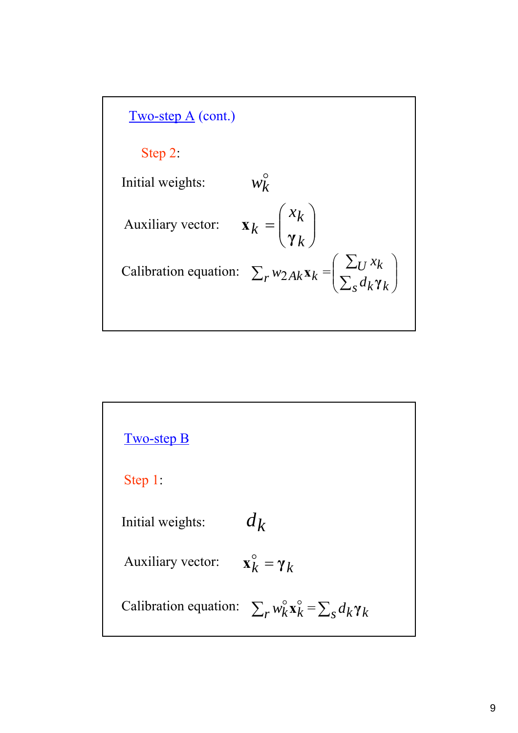## Two-step A (cont.)

**Step 2:**

Initial weights: $w_k^{\circ}$

Auxiliary vector: $\mathbf{x}_k = \begin{pmatrix} x_k \\ \gamma_k \end{pmatrix}$

Calibration equation: $\sum_r w_{2Ak} \mathbf{x}_k = \begin{pmatrix} \sum_U x_k \\ \sum_s d_k \gamma_k \end{pmatrix}$

## Two-step B

**Step 1:**

Initial weights: $d_k$

Auxiliary vector: $\mathbf{x}_k^{\circ} = \gamma_k$

Calibration equation: $\sum_r w_k^{\circ} \mathbf{x}_k^{\circ} = \sum_s d_k \gamma_k$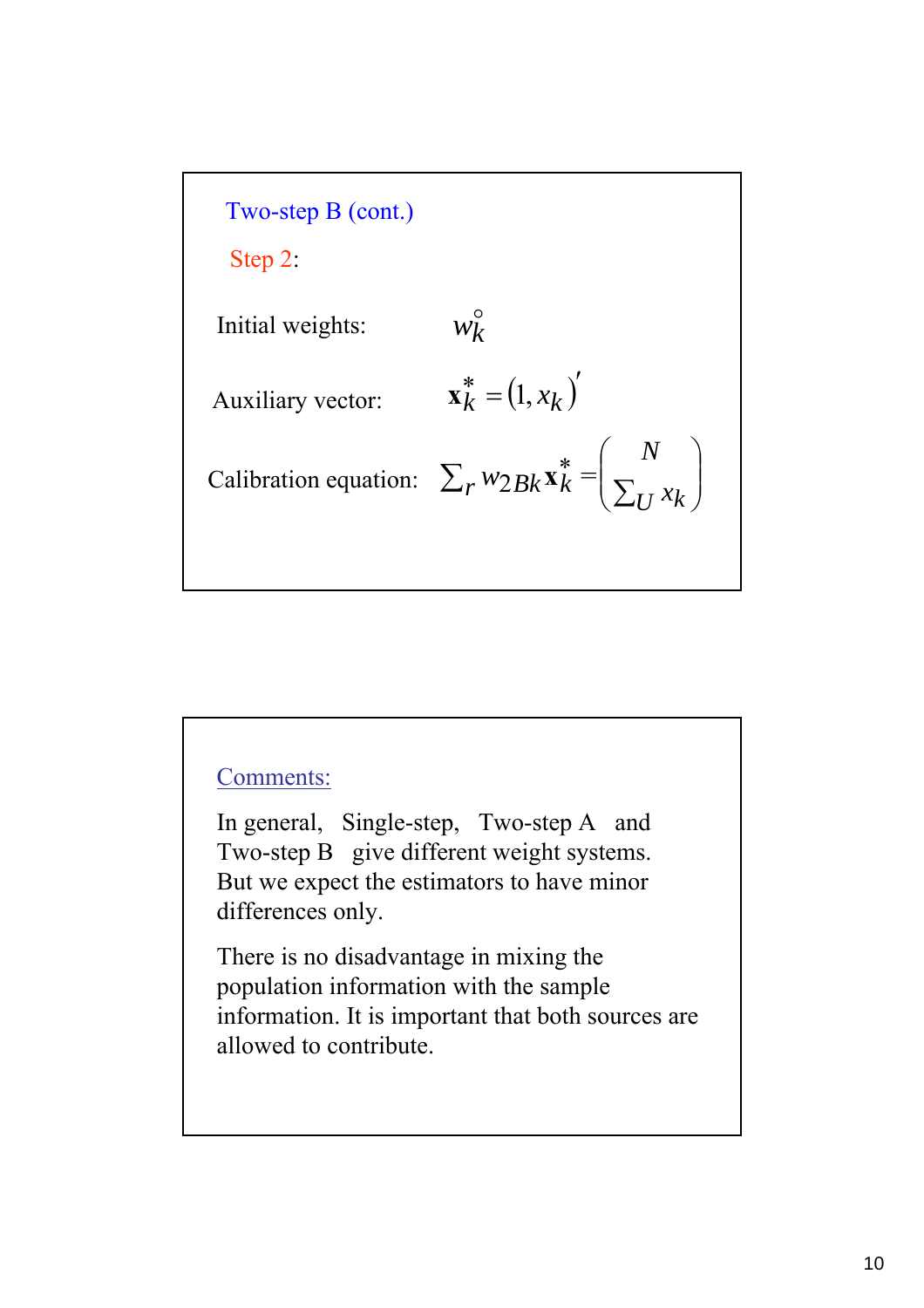## Two-step B (cont.)

**Step 2:**

Initial weights: $w_k^{\circ}$

Auxiliary vector: $\mathbf{x}_k^* = (1, x_k)'$

Calibration equation: $\sum_r w_{2Bk} \mathbf{x}_k^* = \begin{pmatrix} N \\ \sum_U x_k \end{pmatrix}$

## Comments:

In general, Single-step, Two-step A and Two-step B give different weight systems. But we expect the estimators to have minor differences only.

There is no disadvantage in mixing the population information with the sample information. It is important that both sources are allowed to contribute.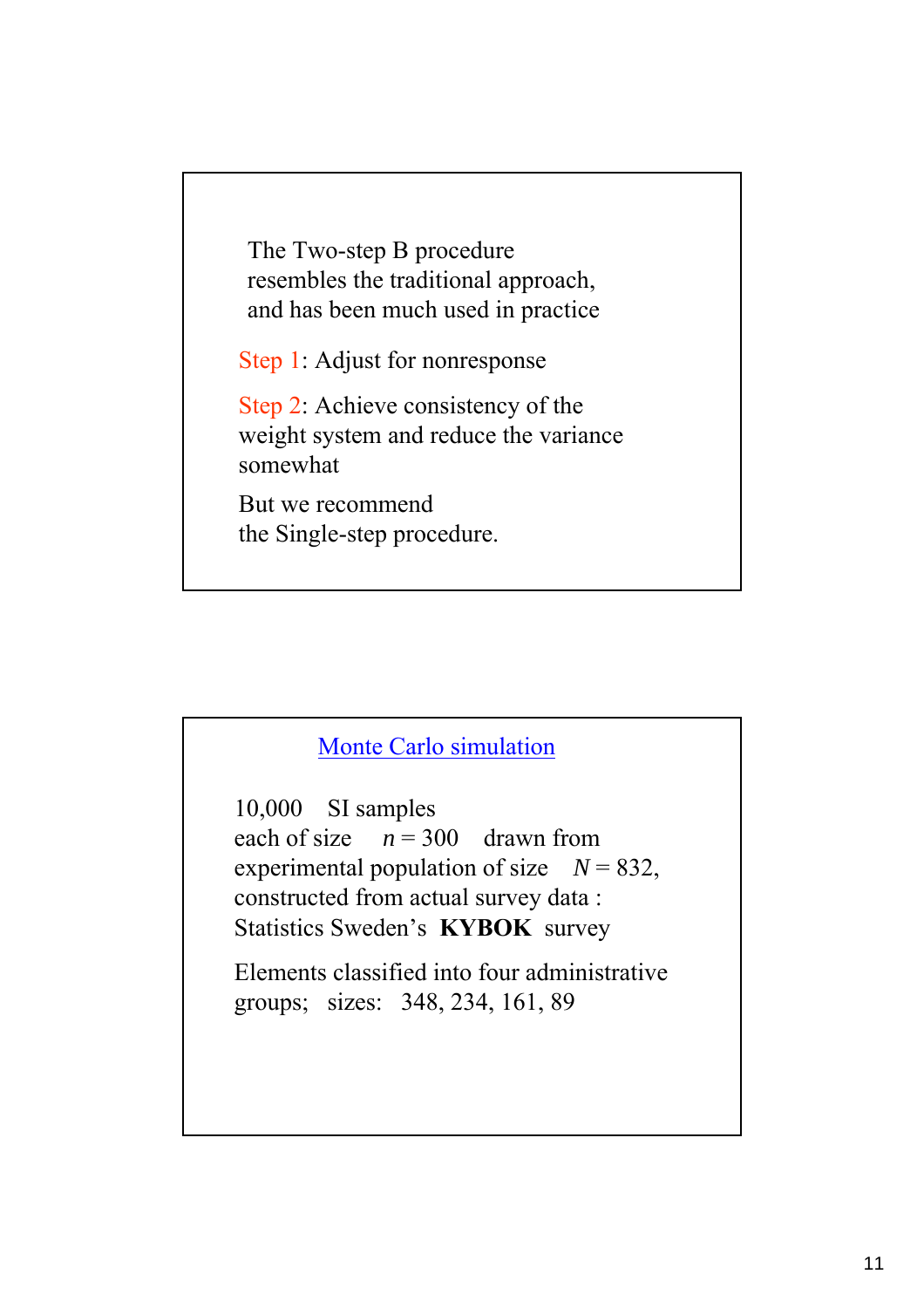The Two-step B procedure resembles the traditional approach, and has been much used in practice

Step 1: Adjust for nonresponse

Step 2: Achieve consistency of the weight system and reduce the variance somewhat

But we recommend the Single-step procedure.

## Monte Carlo simulation

10,000 SI samples each of size $n = 300$ drawn from experimental population of size $N = 832$, constructed from actual survey data : Statistics Sweden's **KYBOK** survey

Elements classified into four administrative groups; sizes: 348, 234, 161, 89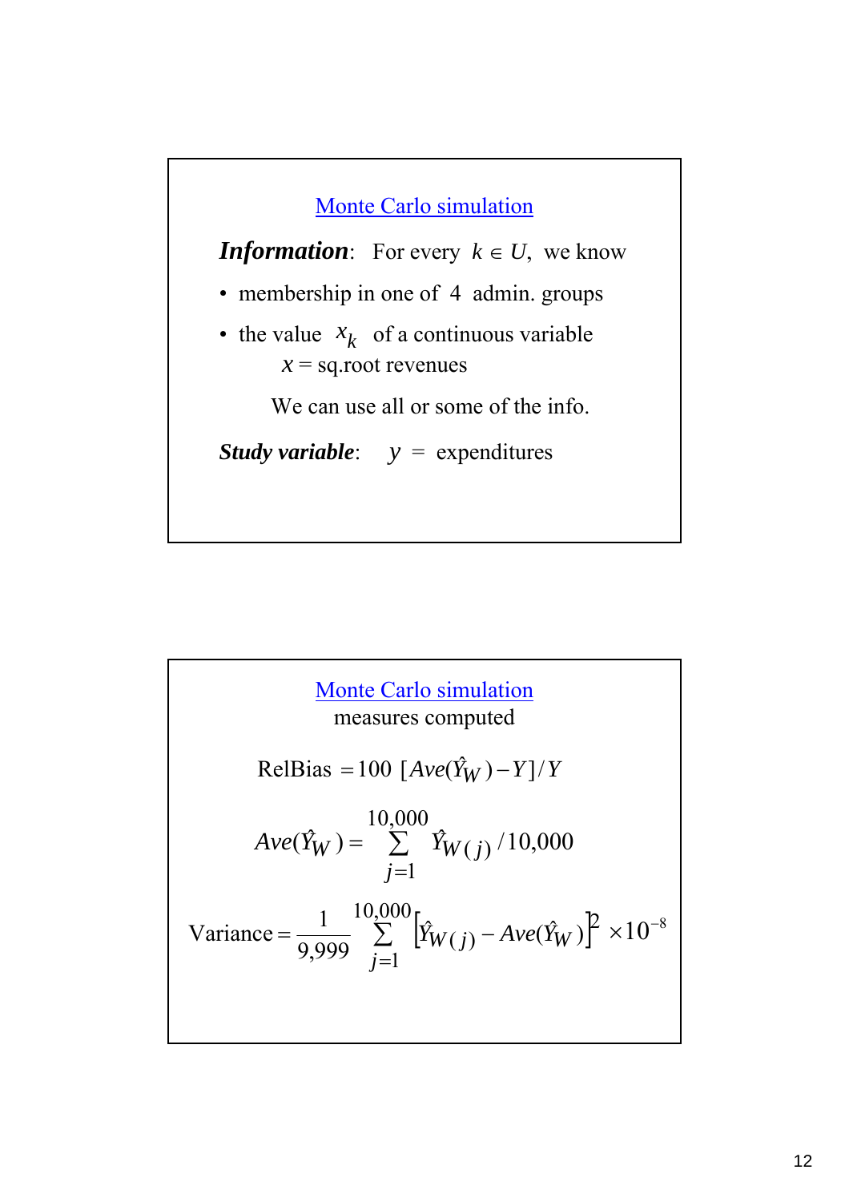## Monte Carlo simulation

***Information***: For every $k \in U$, we know

- membership in one of 4 admin. groups
- the value $x_k$ of a continuous variable
  $x$ = sq.root revenues

We can use all or some of the info.

***Study variable***: $y$ = expenditures

## Monte Carlo simulation

measures computed

$$\text{RelBias} = 100\ [Ave(\hat{Y}_W) - Y]/Y$$

$$Ave(\hat{Y}_W) = \sum_{j=1}^{10,000} \hat{Y}_{W(j)} / 10,000$$

$$\text{Variance} = \frac{1}{9,999} \sum_{j=1}^{10,000} \left[\hat{Y}_{W(j)} - Ave(\hat{Y}_W)\right]^2 \times 10^{-8}$$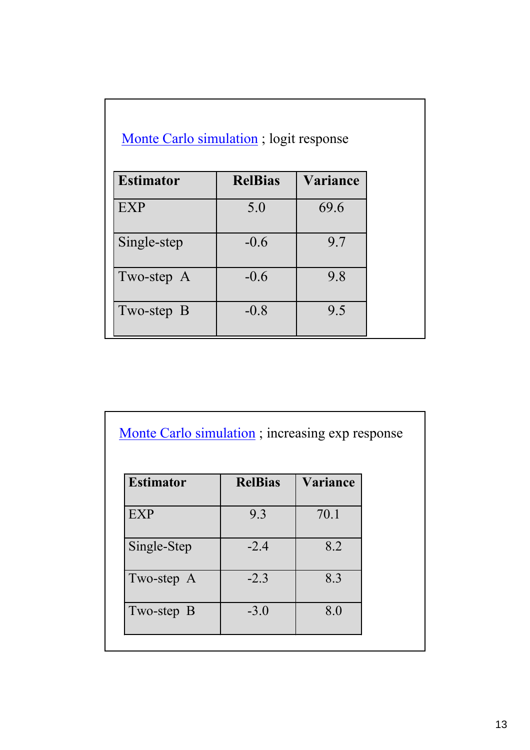Monte Carlo simulation ; logit response

| Estimator | RelBias | Variance |
|---|---|---|
| EXP | 5.0 | 69.6 |
| Single-step | -0.6 | 9.7 |
| Two-step A | -0.6 | 9.8 |
| Two-step B | -0.8 | 9.5 |

Monte Carlo simulation ; increasing exp response

| Estimator | RelBias | Variance |
|---|---|---|
| EXP | 9.3 | 70.1 |
| Single-Step | -2.4 | 8.2 |
| Two-step A | -2.3 | 8.3 |
| Two-step B | -3.0 | 8.0 |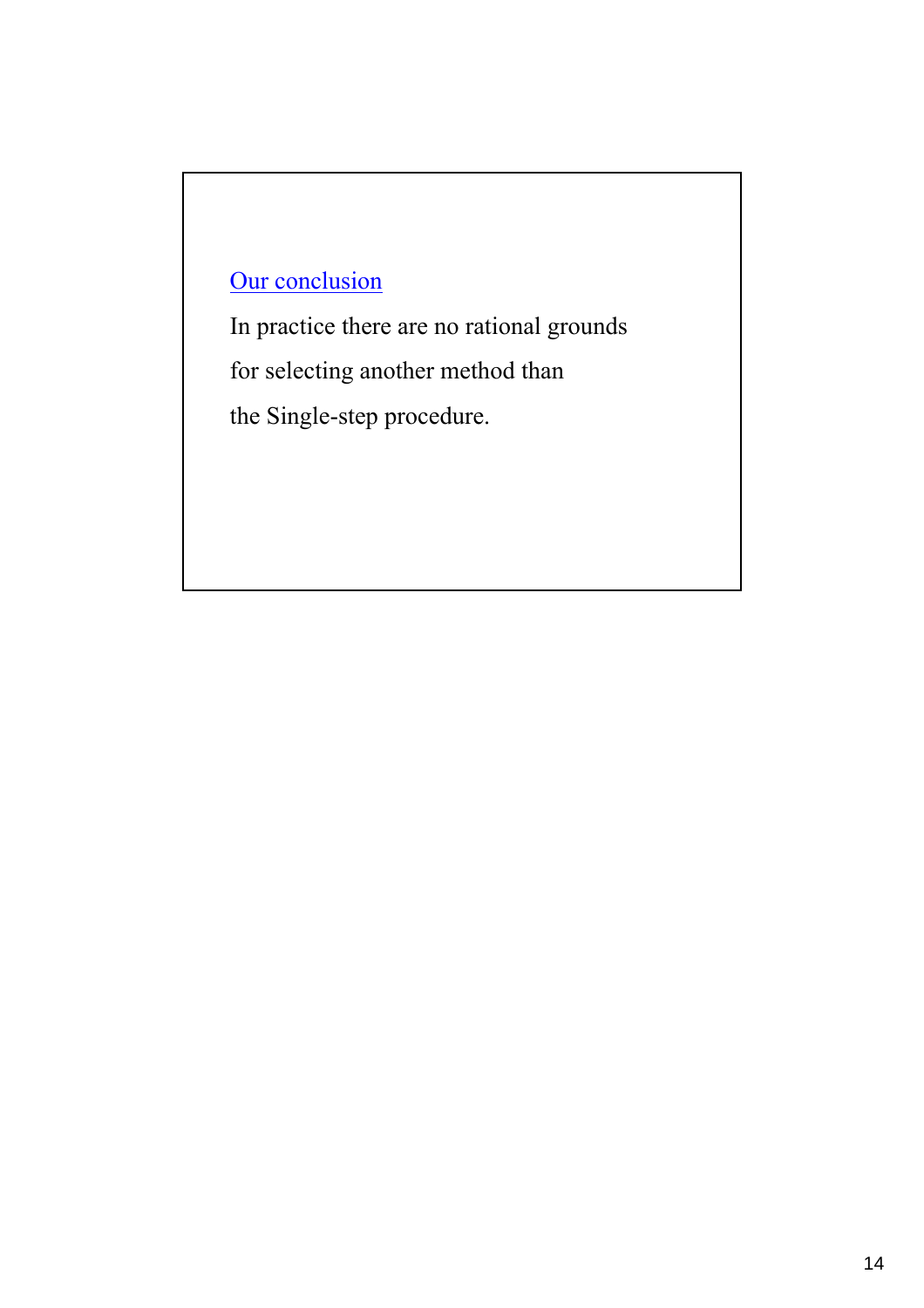Our conclusion

In practice there are no rational grounds for selecting another method than the Single-step procedure.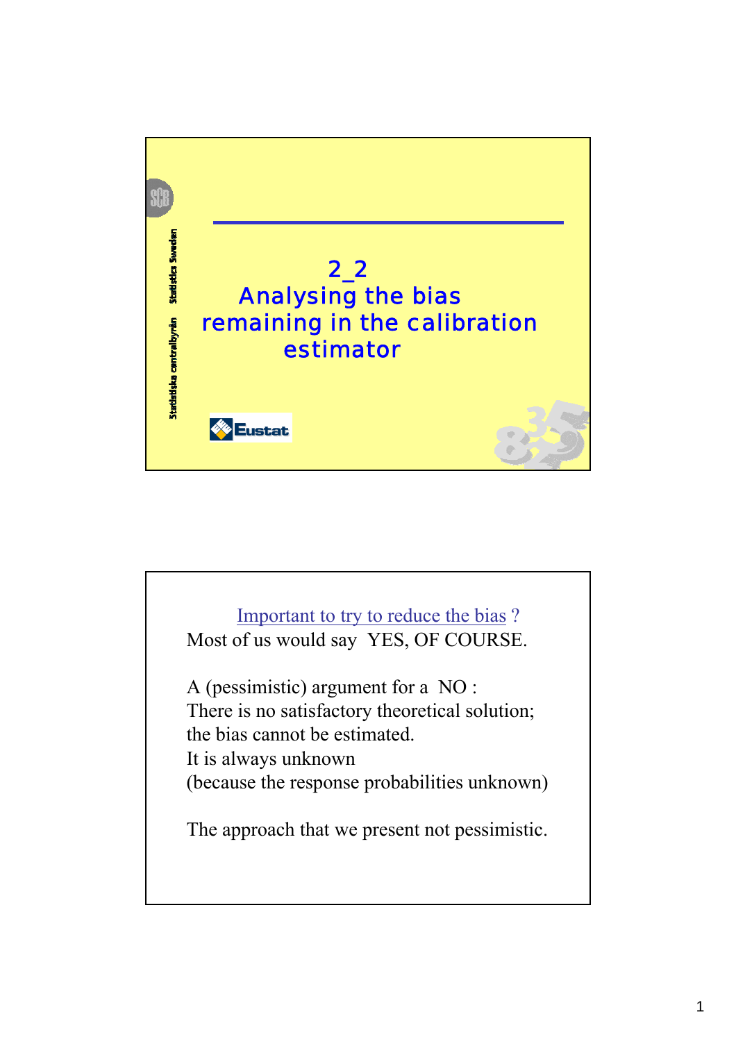# 2_2 Analysing the bias remaining in the calibration estimator

Statistiska centralbyrån Statistics Sweden

Eustat

---

Important to try to reduce the bias ?

Most of us would say YES, OF COURSE.

A (pessimistic) argument for a NO :
There is no satisfactory theoretical solution;
the bias cannot be estimated.
It is always unknown
(because the response probabilities unknown)

The approach that we present not pessimistic.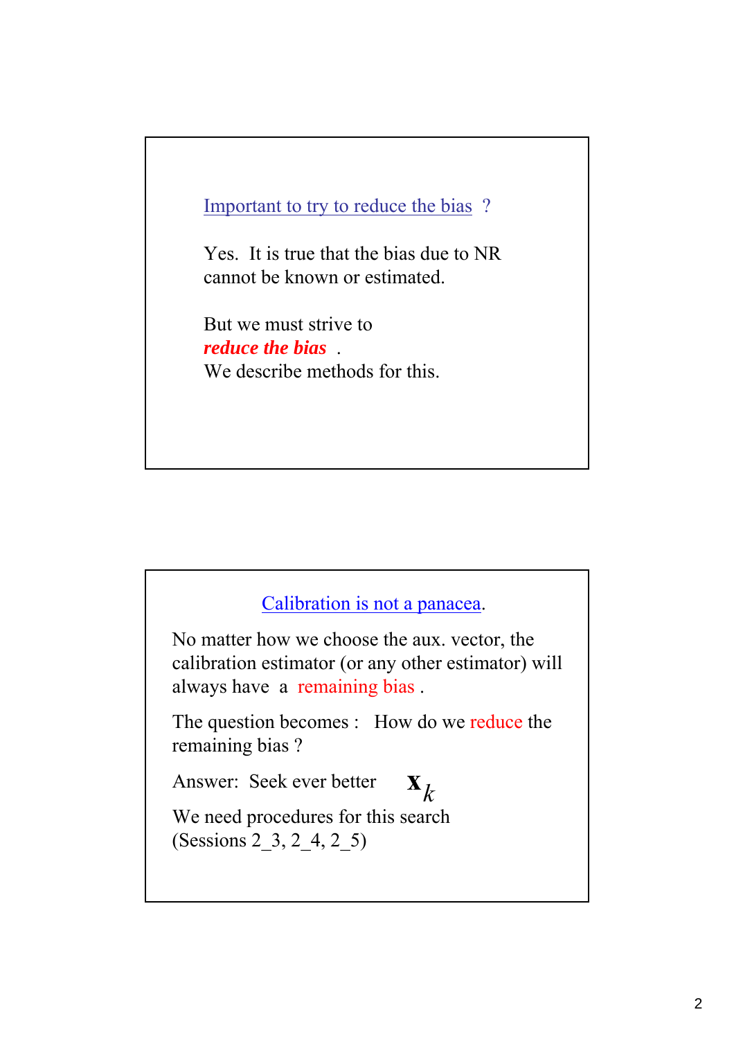## Important to try to reduce the bias ?

Yes. It is true that the bias due to NR cannot be known or estimated.

But we must strive to
***reduce the bias*** .
We describe methods for this.

## Calibration is not a panacea.

No matter how we choose the aux. vector, the calibration estimator (or any other estimator) will always have a remaining bias .

The question becomes : How do we reduce the remaining bias ?

Answer: Seek ever better $\mathbf{x}_k$

We need procedures for this search (Sessions 2_3, 2_4, 2_5)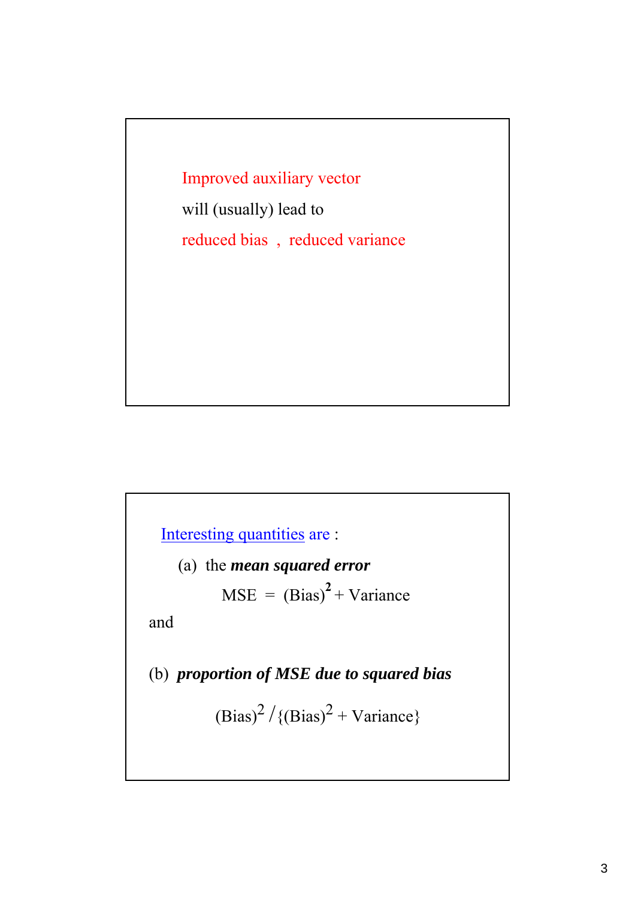Improved auxiliary vector

will (usually) lead to

reduced bias , reduced variance

Interesting quantities are :

(a) the ***mean squared error***

$$\text{MSE} = (\text{Bias})^2 + \text{Variance}$$

and

(b) ***proportion of MSE due to squared bias***

$$(\text{Bias})^2 / \{(\text{Bias})^2 + \text{Variance}\}$$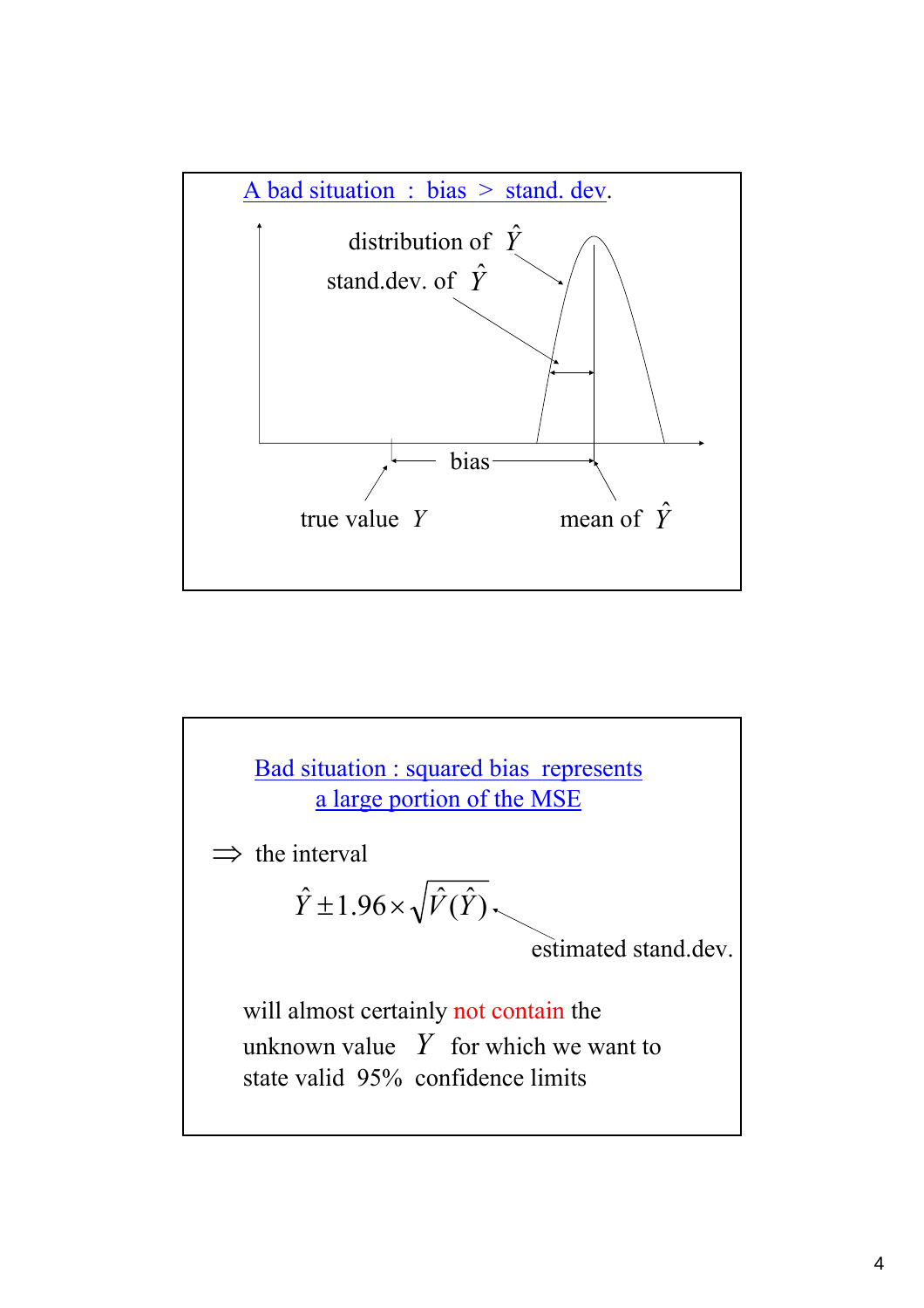## A bad situation : bias > stand. dev.

distribution of $\hat{Y}$

stand.dev. of $\hat{Y}$

bias

true value $Y$

mean of $\hat{Y}$

## Bad situation : squared bias represents a large portion of the MSE

$\Rightarrow$ the interval

$$\hat{Y} \pm 1.96 \times \sqrt{\hat{V}(\hat{Y})}$$

estimated stand.dev.

will almost certainly not contain the unknown value $Y$ for which we want to state valid 95% confidence limits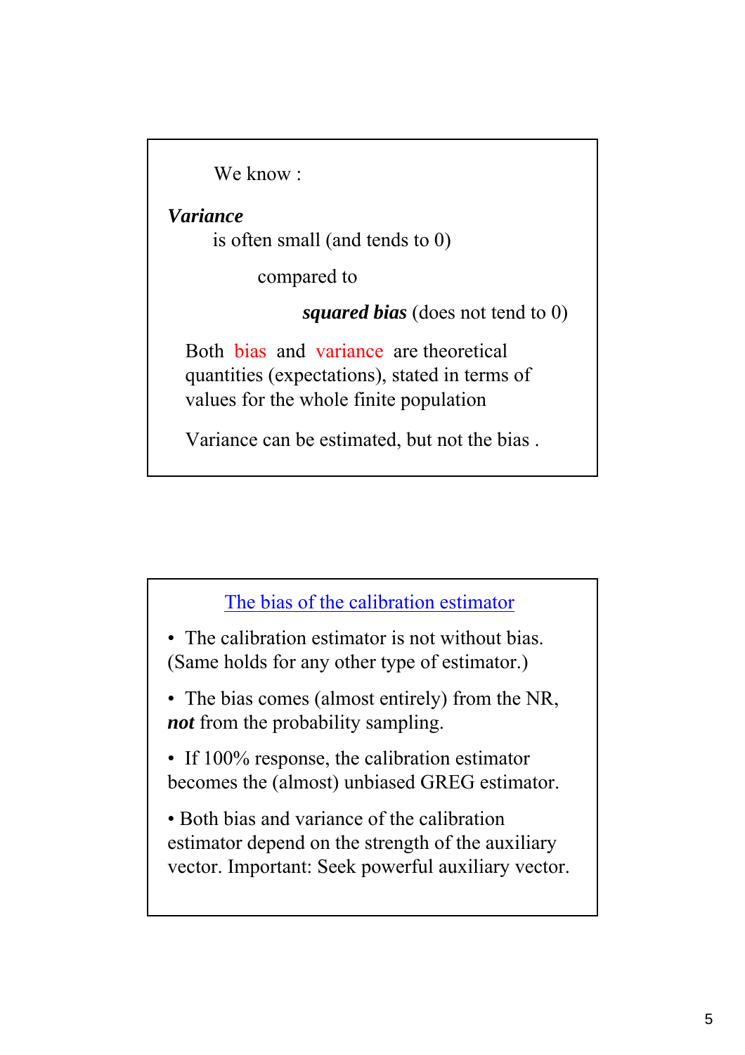We know :

***Variance***

is often small (and tends to 0)

compared to

***squared bias*** (does not tend to 0)

Both bias and variance are theoretical quantities (expectations), stated in terms of values for the whole finite population

Variance can be estimated, but not the bias .

## The bias of the calibration estimator

- The calibration estimator is not without bias. (Same holds for any other type of estimator.)

- The bias comes (almost entirely) from the NR, ***not*** from the probability sampling.

- If 100% response, the calibration estimator becomes the (almost) unbiased GREG estimator.

- Both bias and variance of the calibration estimator depend on the strength of the auxiliary vector. Important: Seek powerful auxiliary vector.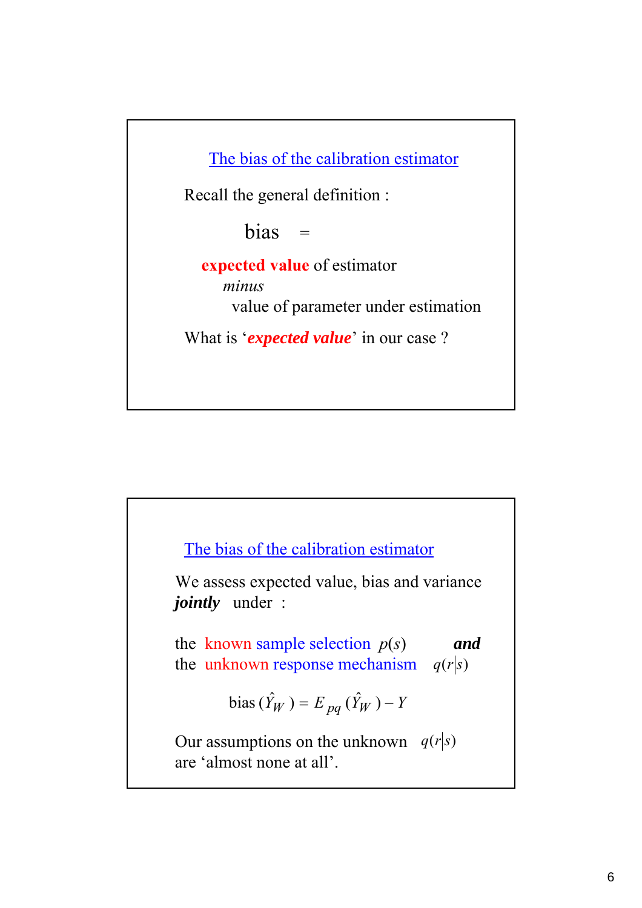## The bias of the calibration estimator

Recall the general definition :

bias =

**expected value** of estimator

*minus*

value of parameter under estimation

What is '***expected value***' in our case ?

## The bias of the calibration estimator

We assess expected value, bias and variance ***jointly*** under :

the known sample selection $p(s)$ ***and***
the unknown response mechanism $q(r|s)$

$$\text{bias}\,(\hat{Y}_W) = E_{pq}\,(\hat{Y}_W) - Y$$

Our assumptions on the unknown $q(r|s)$ are 'almost none at all'.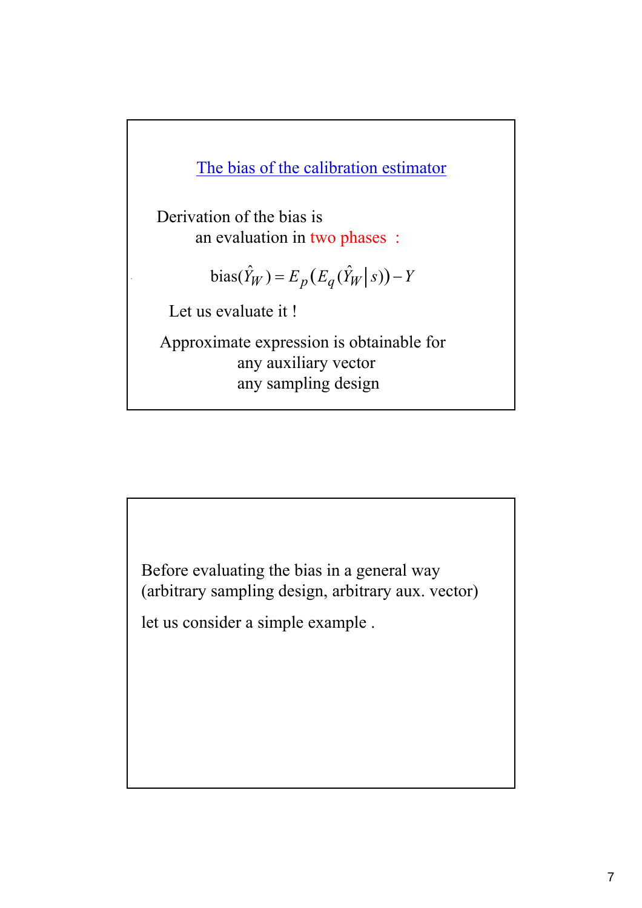## The bias of the calibration estimator

Derivation of the bias is
an evaluation in two phases :

$$\text{bias}(\hat{Y}_W) = E_p\left(E_q(\hat{Y}_W \mid s)\right) - Y$$

Let us evaluate it !

Approximate expression is obtainable for
any auxiliary vector
any sampling design

---

Before evaluating the bias in a general way
(arbitrary sampling design, arbitrary aux. vector)

let us consider a simple example .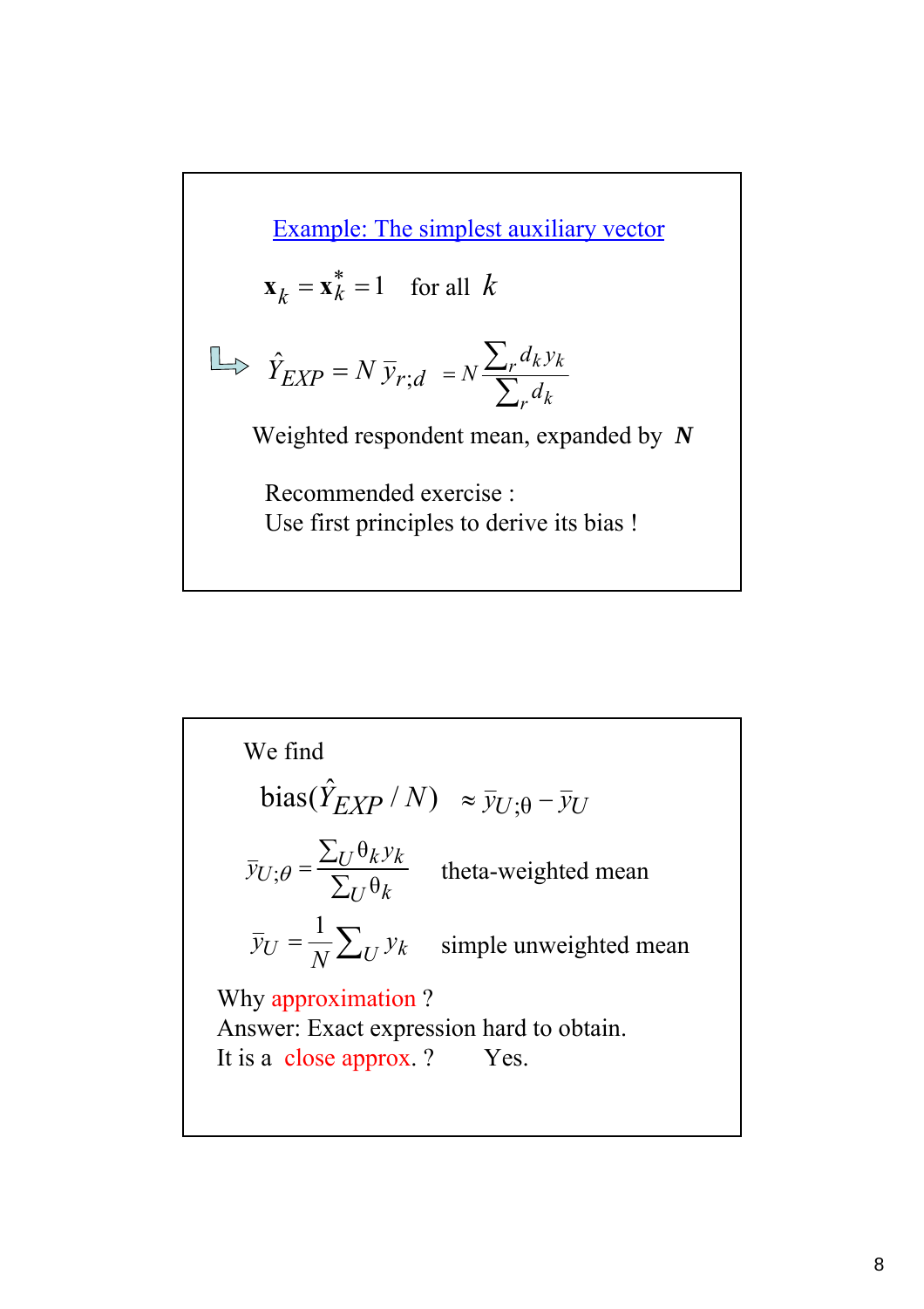## Example: The simplest auxiliary vector

$$\mathbf{x}_k = \mathbf{x}_k^* = 1 \quad \text{for all } k$$

$$\hat{Y}_{EXP} = N\,\bar{y}_{r;d} = N \frac{\sum_r d_k y_k}{\sum_r d_k}$$

Weighted respondent mean, expanded by ***N***

Recommended exercise :
Use first principles to derive its bias !

---

We find

$$\text{bias}(\hat{Y}_{EXP} / N) \approx \bar{y}_{U;\theta} - \bar{y}_U$$

$$\bar{y}_{U;\theta} = \frac{\sum_U \theta_k y_k}{\sum_U \theta_k} \quad \text{theta-weighted mean}$$

$$\bar{y}_U = \frac{1}{N}\sum_U y_k \quad \text{simple unweighted mean}$$

Why approximation ?
Answer: Exact expression hard to obtain.
It is a close approx. ? Yes.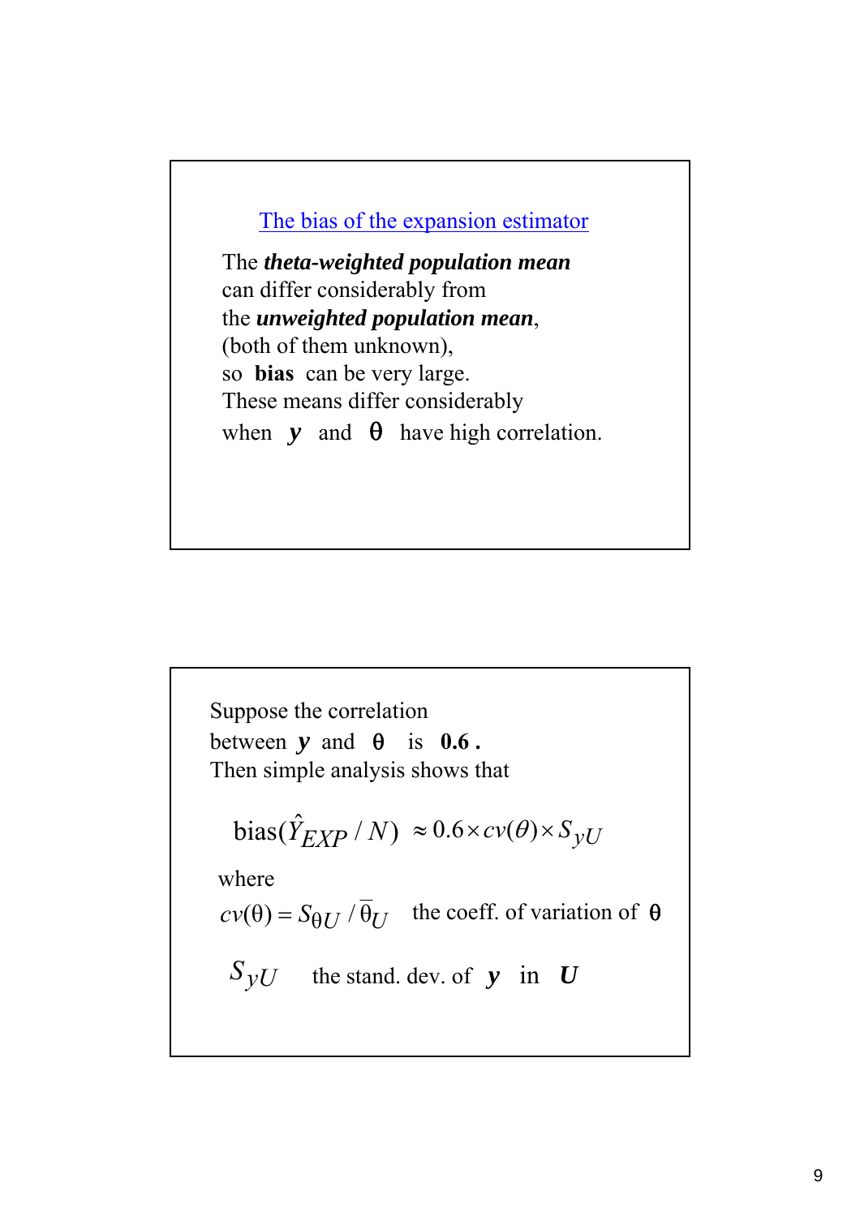## The bias of the expansion estimator

The ***theta-weighted population mean*** can differ considerably from the ***unweighted population mean***, (both of them unknown), so **bias** can be very large. These means differ considerably when $\boldsymbol{y}$ and $\theta$ have high correlation.

Suppose the correlation between $\boldsymbol{y}$ and $\theta$ is **0.6 .** Then simple analysis shows that

$$\text{bias}(\hat{Y}_{EXP} / N) \approx 0.6 \times cv(\theta) \times S_{yU}$$

where

$cv(\theta) = S_{\theta U} / \bar{\theta}_U$ the coeff. of variation of $\theta$

$S_{yU}$ the stand. dev. of $\boldsymbol{y}$ in $\boldsymbol{U}$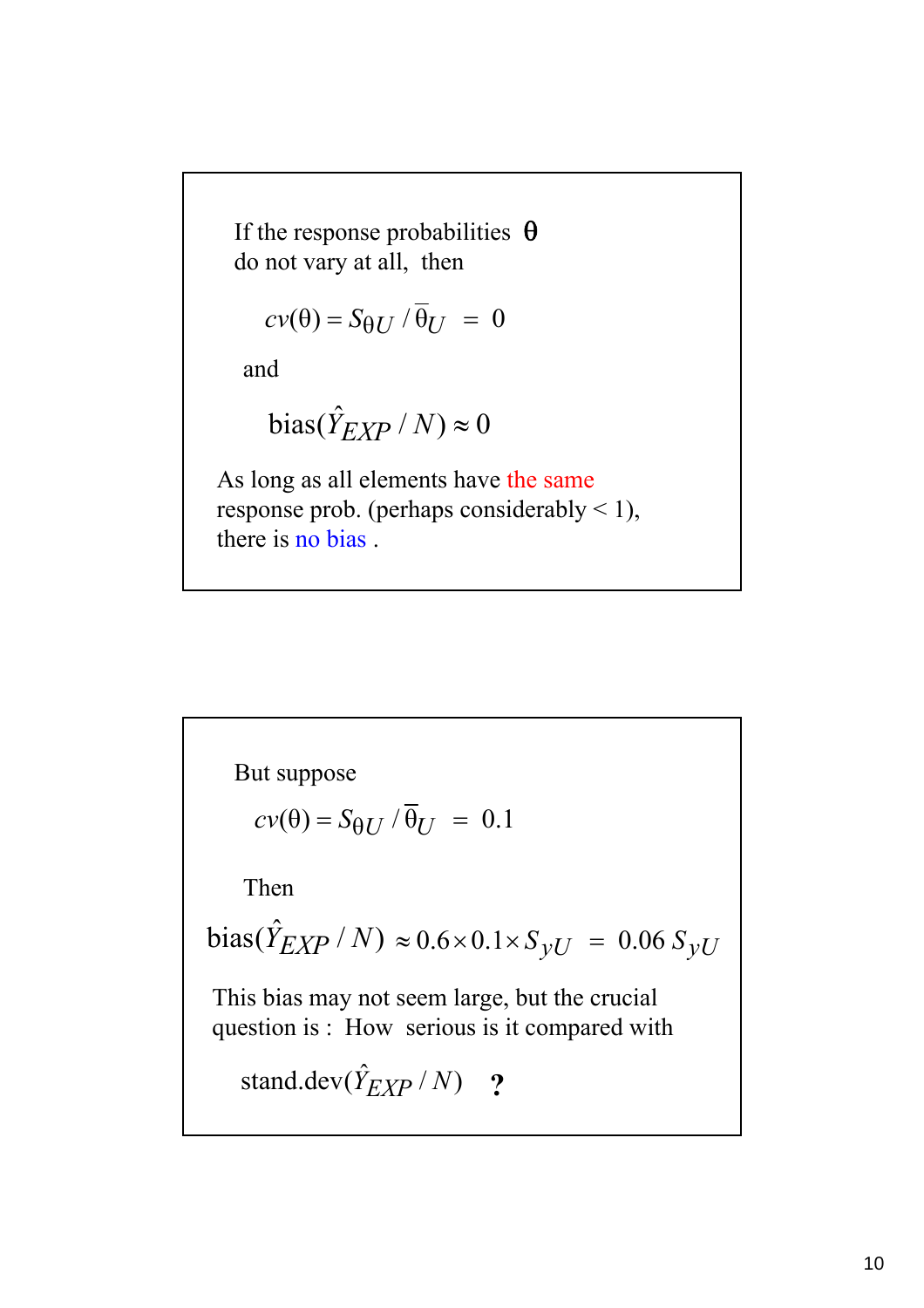If the response probabilities $\theta$ do not vary at all, then

$$cv(\theta) = S_{\theta U} / \bar{\theta}_U \; = \; 0$$

and

$$\text{bias}(\hat{Y}_{EXP} / N) \approx 0$$

As long as all elements have the same response prob. (perhaps considerably < 1), there is no bias .

---

But suppose

$$cv(\theta) = S_{\theta U} / \bar{\theta}_U \; = \; 0.1$$

Then

$$\text{bias}(\hat{Y}_{EXP} / N) \approx 0.6 \times 0.1 \times S_{yU} \; = \; 0.06 \, S_{yU}$$

This bias may not seem large, but the crucial question is : How serious is it compared with

$$\text{stand.dev}(\hat{Y}_{EXP} / N) \quad \textbf{?}$$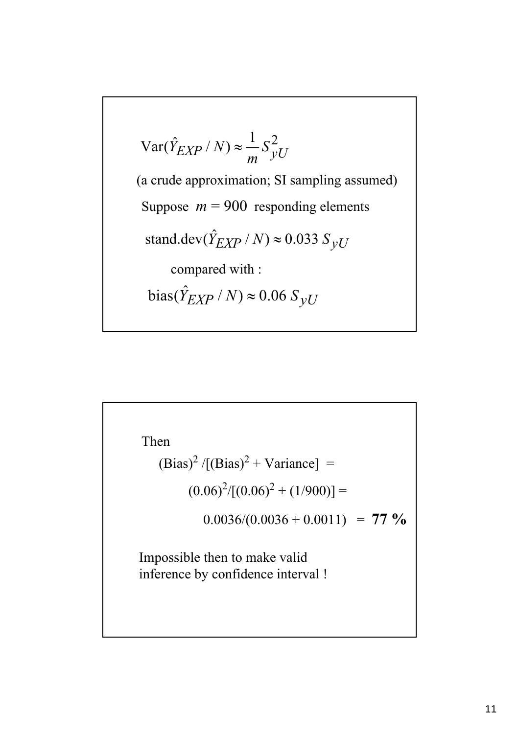$$\text{Var}(\hat{Y}_{EXP} / N) \approx \frac{1}{m} S_{yU}^2$$

(a crude approximation; SI sampling assumed)

Suppose $m = 900$ responding elements

$$\text{stand.dev}(\hat{Y}_{EXP} / N) \approx 0.033 \; S_{yU}$$

compared with :

$$\text{bias}(\hat{Y}_{EXP} / N) \approx 0.06 \; S_{yU}$$

Then

$(\text{Bias})^2 / [(\text{Bias})^2 + \text{Variance}] =$

$(0.06)^2 / [(0.06)^2 + (1/900)] =$

$0.0036/(0.0036 + 0.0011) =$ **77 %**

Impossible then to make valid inference by confidence interval !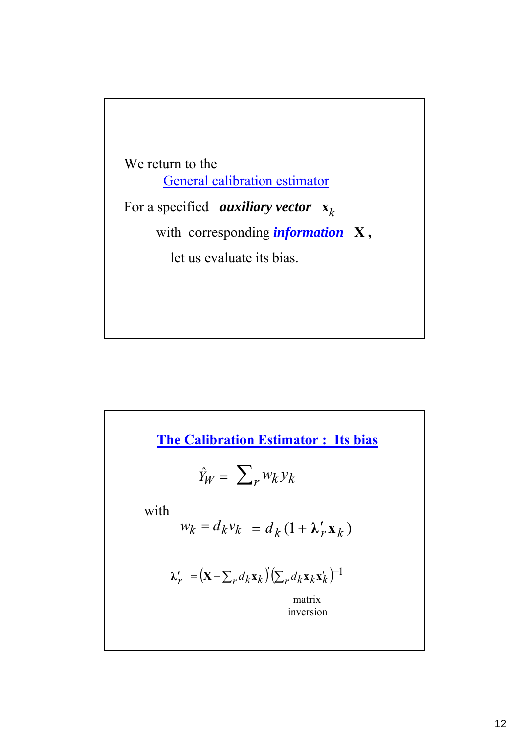We return to the

General calibration estimator

For a specified ***auxiliary vector*** $\mathbf{x}_k$

with corresponding ***information*** $\mathbf{X}$,

let us evaluate its bias.

## The Calibration Estimator : Its bias

$$\hat{Y}_W = \sum_r w_k y_k$$

with

$$w_k = d_k v_k = d_k (1 + \boldsymbol{\lambda}'_r \mathbf{x}_k)$$

$$\boldsymbol{\lambda}'_r = \left(\mathbf{X} - \sum_r d_k \mathbf{x}_k\right)' \left(\sum_r d_k \mathbf{x}_k \mathbf{x}'_k\right)^{-1}$$

matrix inversion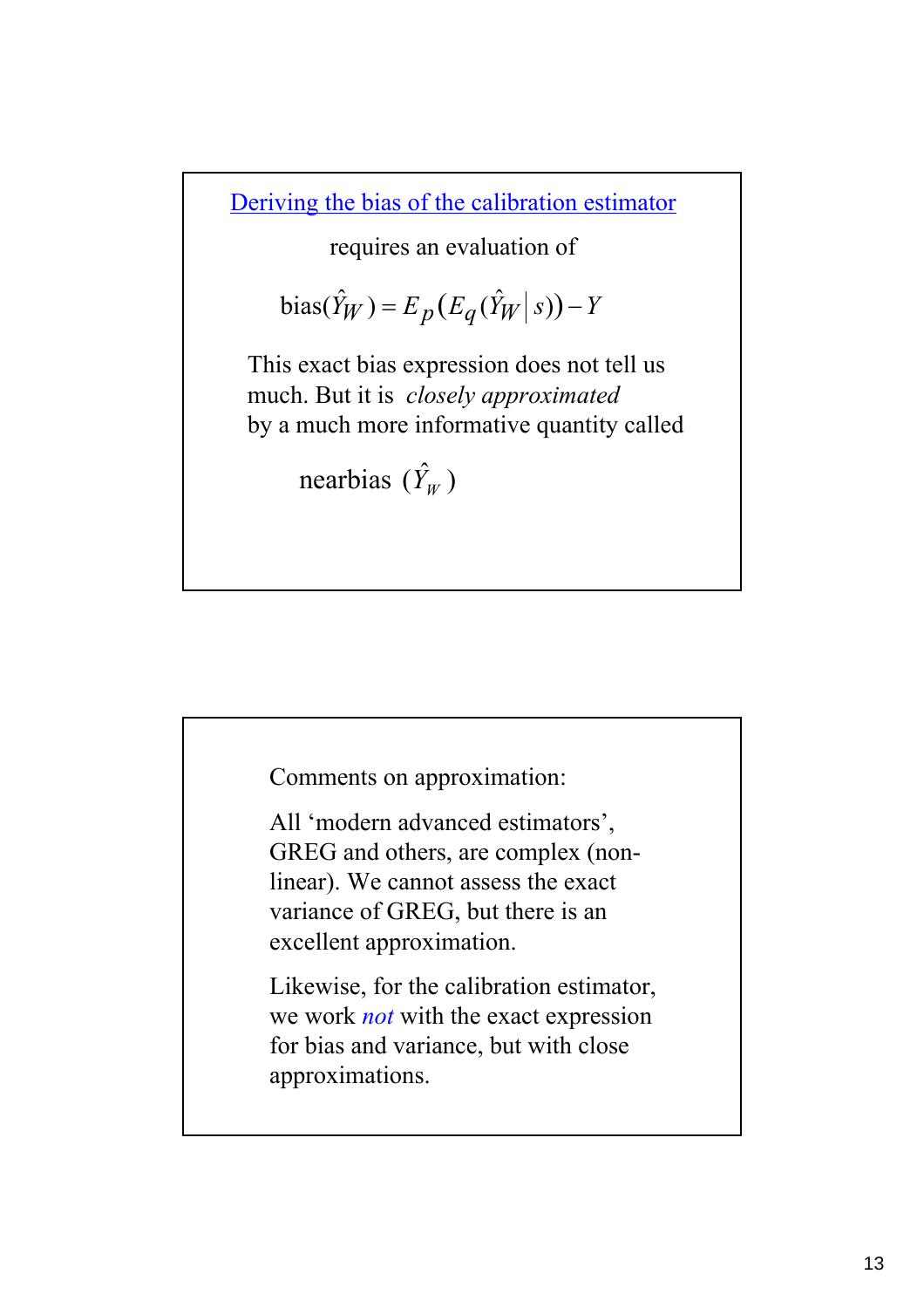## Deriving the bias of the calibration estimator

requires an evaluation of

$$\text{bias}(\hat{Y}_W) = E_p\big(E_q(\hat{Y}_W \mid s)\big) - Y$$

This exact bias expression does not tell us much. But it is *closely approximated* by a much more informative quantity called

$$\text{nearbias } (\hat{Y}_W)$$

Comments on approximation:

All 'modern advanced estimators', GREG and others, are complex (non-linear). We cannot assess the exact variance of GREG, but there is an excellent approximation.

Likewise, for the calibration estimator, we work *not* with the exact expression for bias and variance, but with close approximations.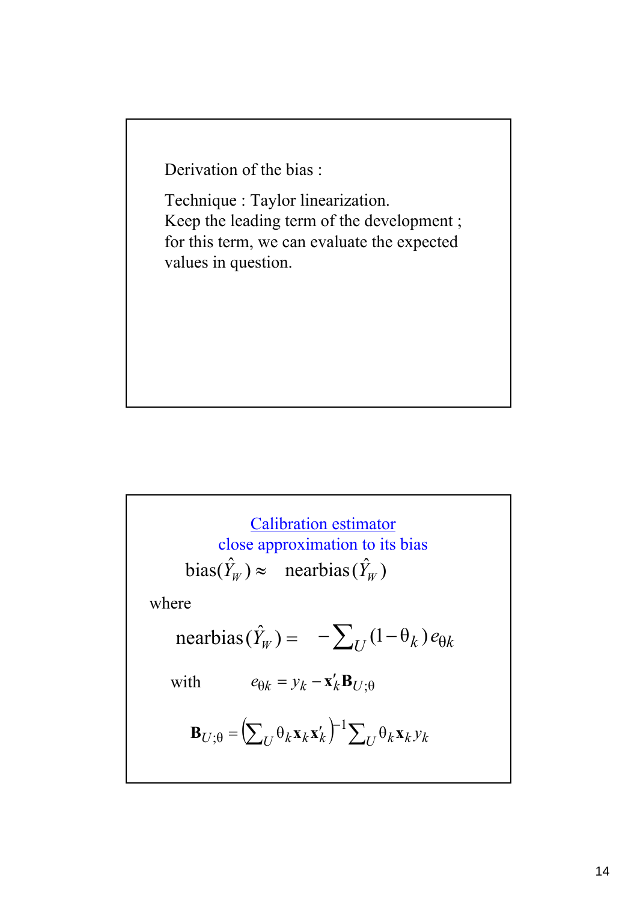Derivation of the bias :

Technique : Taylor linearization.
Keep the leading term of the development ; for this term, we can evaluate the expected values in question.

Calibration estimator
close approximation to its bias

$$\text{bias}(\hat{Y}_W) \approx \text{nearbias}(\hat{Y}_W)$$

where

$$\text{nearbias}(\hat{Y}_W) = -\sum\nolimits_U (1-\theta_k) e_{\theta k}$$

with $e_{\theta k} = y_k - \mathbf{x}'_k \mathbf{B}_{U;\theta}$

$$\mathbf{B}_{U;\theta} = \left(\sum\nolimits_U \theta_k \mathbf{x}_k \mathbf{x}'_k\right)^{-1} \sum\nolimits_U \theta_k \mathbf{x}_k y_k$$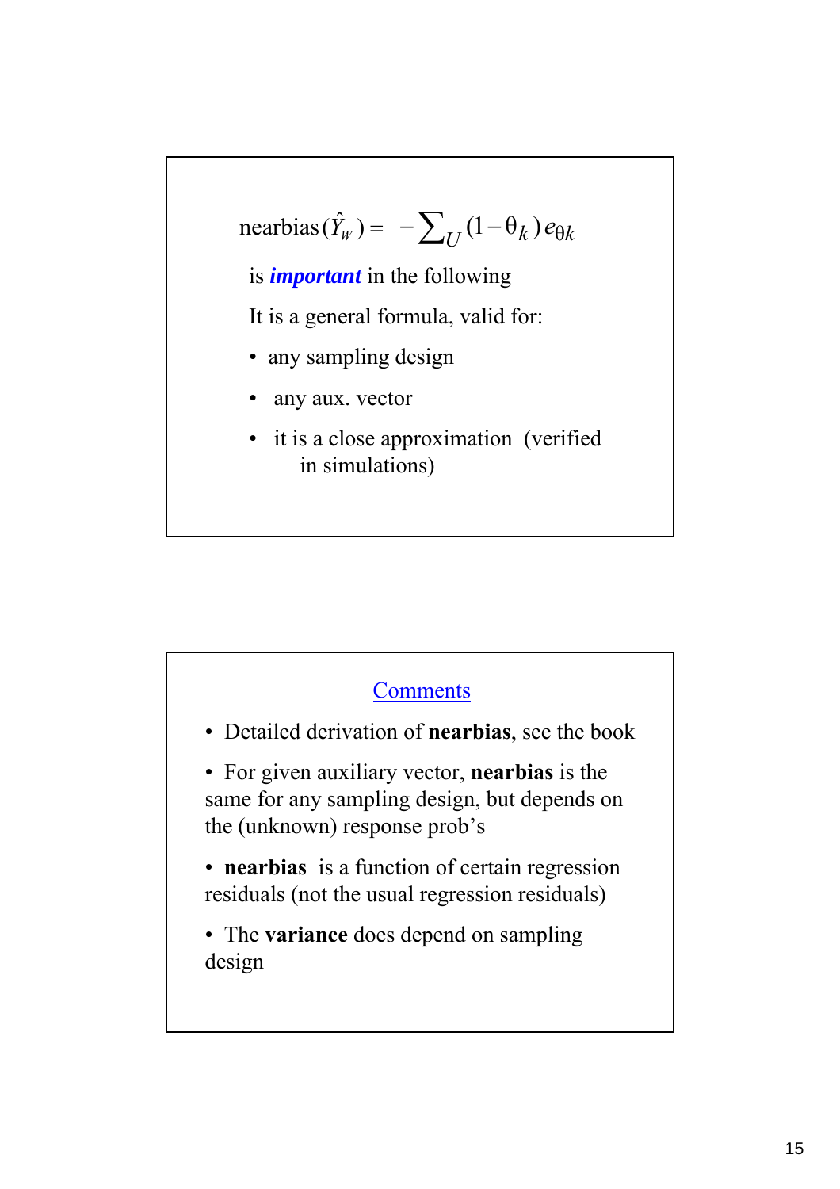$$\text{nearbias}(\hat{Y}_W) = -\sum_U (1-\theta_k) e_{\theta k}$$

is ***important*** in the following

It is a general formula, valid for:

- any sampling design
- any aux. vector
- it is a close approximation (verified in simulations)

## Comments

- Detailed derivation of **nearbias**, see the book
- For given auxiliary vector, **nearbias** is the same for any sampling design, but depends on the (unknown) response prob's
- **nearbias** is a function of certain regression residuals (not the usual regression residuals)
- The **variance** does depend on sampling design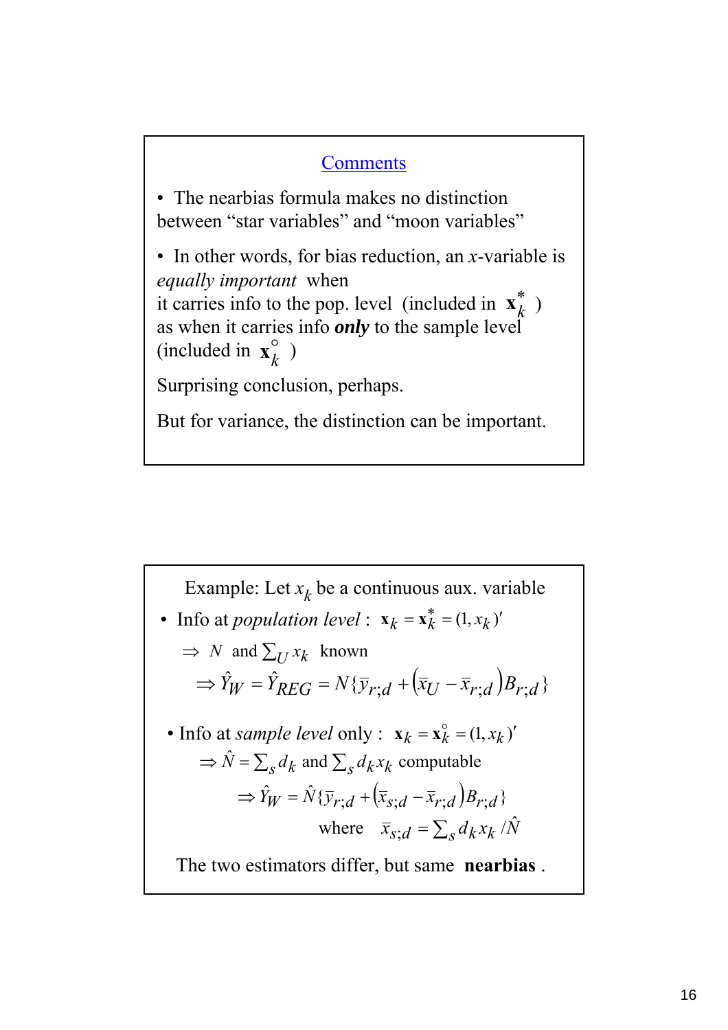## Comments

- The nearbias formula makes no distinction between “star variables” and “moon variables”
- In other words, for bias reduction, an $x$-variable is *equally important* when it carries info to the pop. level (included in $\mathbf{x}_k^*$ ) as when it carries info ***only*** to the sample level (included in $\mathbf{x}_k^\circ$ )

Surprising conclusion, perhaps.

But for variance, the distinction can be important.

---

Example: Let $x_k$ be a continuous aux. variable

- Info at *population level* : $\mathbf{x}_k = \mathbf{x}_k^* = (1, x_k)'$

  $\Rightarrow$ $N$ and $\sum_U x_k$ known

  $$\Rightarrow \hat{Y}_W = \hat{Y}_{REG} = N\{\bar{y}_{r;d} + \left(\bar{x}_U - \bar{x}_{r;d}\right)B_{r;d}\}$$

- Info at *sample level* only : $\mathbf{x}_k = \mathbf{x}_k^\circ = (1, x_k)'$

  $\Rightarrow \hat{N} = \sum_s d_k$ and $\sum_s d_k x_k$ computable

  $$\Rightarrow \hat{Y}_W = \hat{N}\{\bar{y}_{r;d} + \left(\bar{x}_{s;d} - \bar{x}_{r;d}\right)B_{r;d}\}$$

  where $\bar{x}_{s;d} = \sum_s d_k x_k / \hat{N}$

The two estimators differ, but same **nearbias** .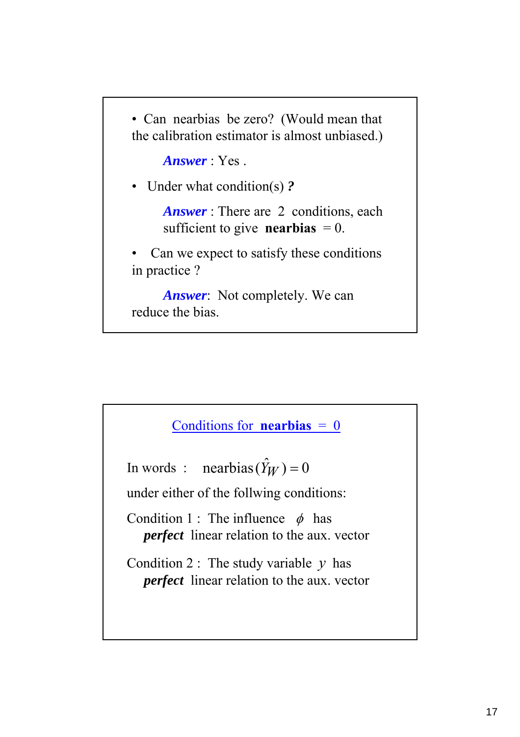- Can nearbias be zero? (Would mean that the calibration estimator is almost unbiased.)

  ***Answer*** : Yes .

- Under what condition(s) ***?***

  ***Answer*** : There are 2 conditions, each sufficient to give **nearbias** = 0.

- Can we expect to satisfy these conditions in practice ?

  ***Answer***: Not completely. We can reduce the bias.

## Conditions for **nearbias** = 0

In words : nearbias$(\hat{Y}_W) = 0$

under either of the follwing conditions:

Condition 1 : The influence $\phi$ has ***perfect*** linear relation to the aux. vector

Condition 2 : The study variable $y$ has ***perfect*** linear relation to the aux. vector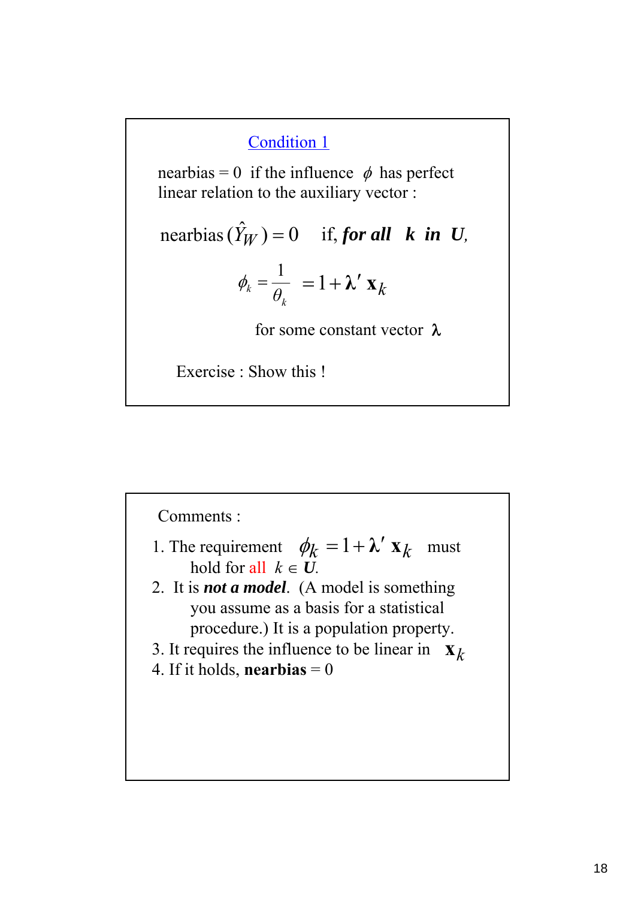## Condition 1

nearbias = 0 if the influence $\phi$ has perfect linear relation to the auxiliary vector :

nearbias $(\hat{Y}_W) = 0$ if, ***for all k in U,***

$$\phi_k = \frac{1}{\theta_k} = 1 + \boldsymbol{\lambda}' \mathbf{x}_k$$

for some constant vector $\boldsymbol{\lambda}$

Exercise : Show this !

Comments :

1. The requirement $\phi_k = 1 + \boldsymbol{\lambda}' \mathbf{x}_k$ must hold for all $k \in \boldsymbol{U}$.
2. It is ***not a model***. (A model is something you assume as a basis for a statistical procedure.) It is a population property.
3. It requires the influence to be linear in $\mathbf{x}_k$
4. If it holds, **nearbias** = 0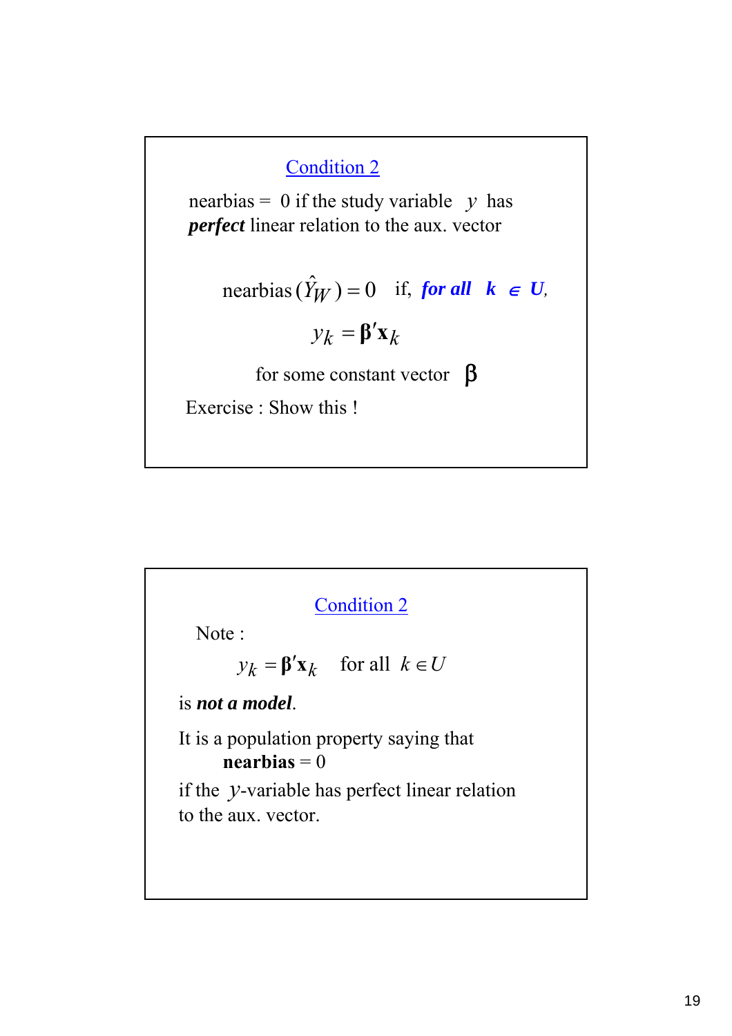## Condition 2

nearbias = 0 if the study variable $y$ has ***perfect*** linear relation to the aux. vector

$$\text{nearbias}(\hat{Y}_W) = 0 \quad \text{if, } \textbf{\textit{for all}} \;\; k \in U,$$

$$y_k = \boldsymbol{\beta}'\mathbf{x}_k$$

for some constant vector $\boldsymbol{\beta}$

Exercise : Show this !

## Condition 2

Note :

$$y_k = \boldsymbol{\beta}'\mathbf{x}_k \quad \text{for all } k \in U$$

is ***not a model***.

It is a population property saying that
**nearbias** = 0
if the $y$-variable has perfect linear relation to the aux. vector.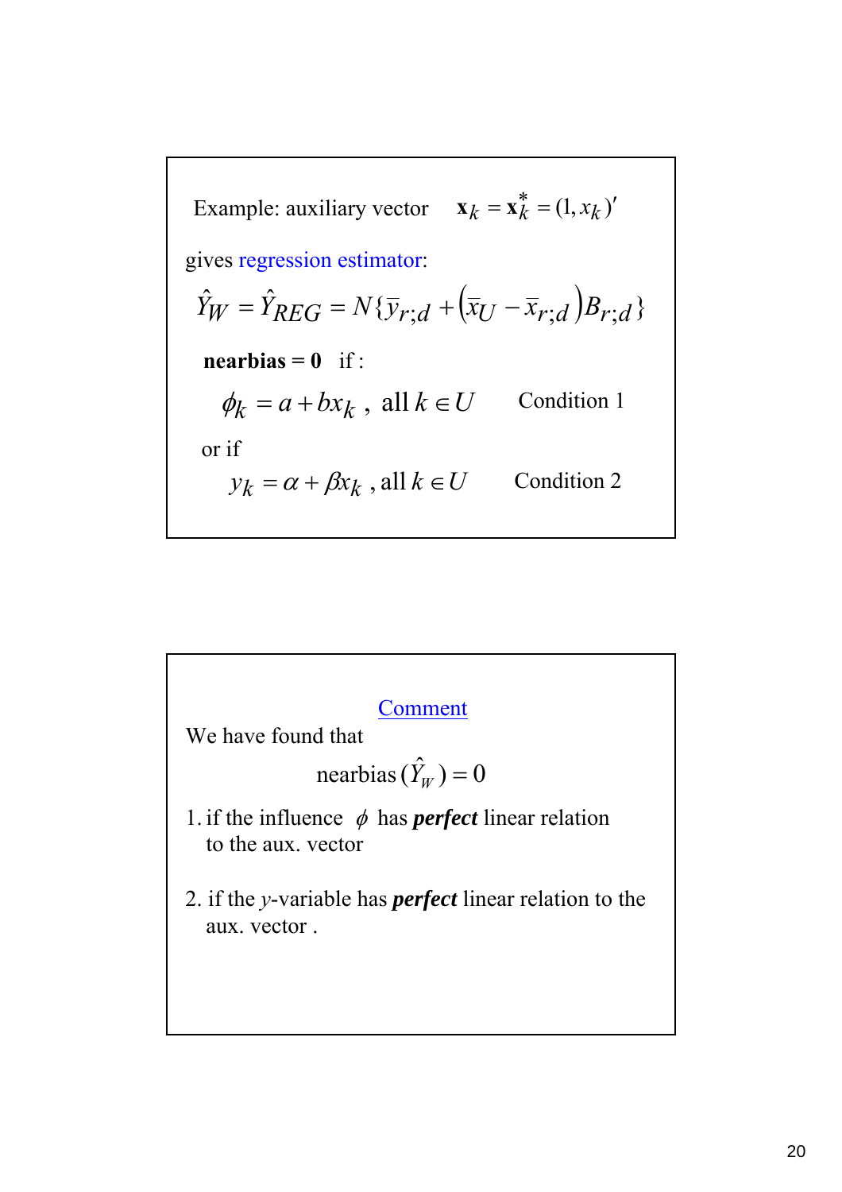Example: auxiliary vector $\mathbf{x}_k = \mathbf{x}_k^* = (1, x_k)'$

gives regression estimator:

$$\hat{Y}_W = \hat{Y}_{REG} = N\{\bar{y}_{r;d} + (\bar{x}_U - \bar{x}_{r;d})B_{r;d}\}$$

**nearbias = 0** if :

$\phi_k = a + bx_k$ , all $k \in U$ Condition 1

or if

$y_k = \alpha + \beta x_k$ , all $k \in U$ Condition 2

Comment

We have found that

$$\text{nearbias}(\hat{Y}_W) = 0$$

1. if the influence $\phi$ has ***perfect*** linear relation to the aux. vector
2. if the $y$-variable has ***perfect*** linear relation to the aux. vector .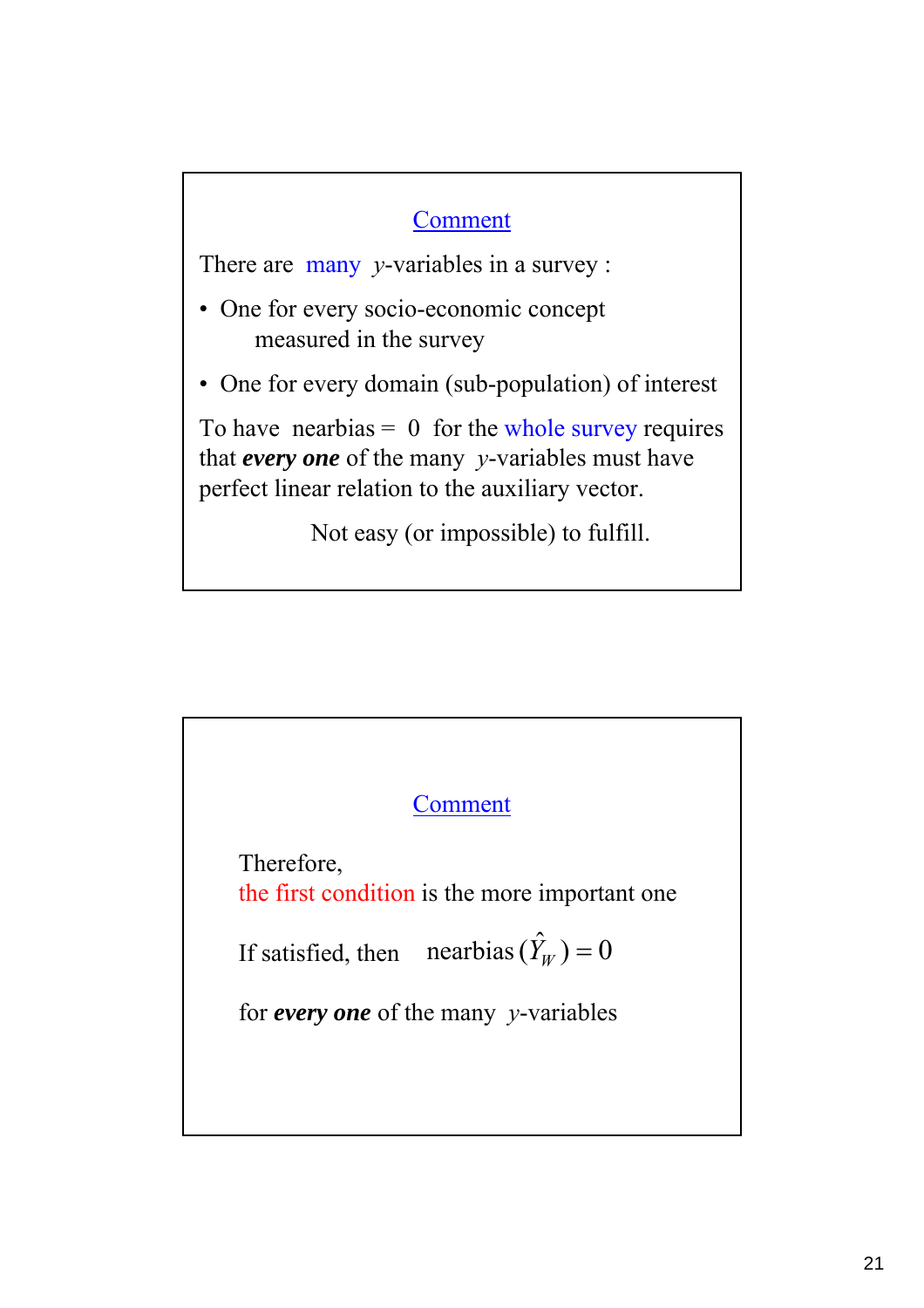## Comment

There are many $y$-variables in a survey :

- One for every socio-economic concept measured in the survey
- One for every domain (sub-population) of interest

To have nearbias = 0 for the whole survey requires that ***every one*** of the many $y$-variables must have perfect linear relation to the auxiliary vector.

Not easy (or impossible) to fulfill.

## Comment

Therefore,
the first condition is the more important one

If satisfied, then $\text{nearbias}(\hat{Y}_W) = 0$

for ***every one*** of the many $y$-variables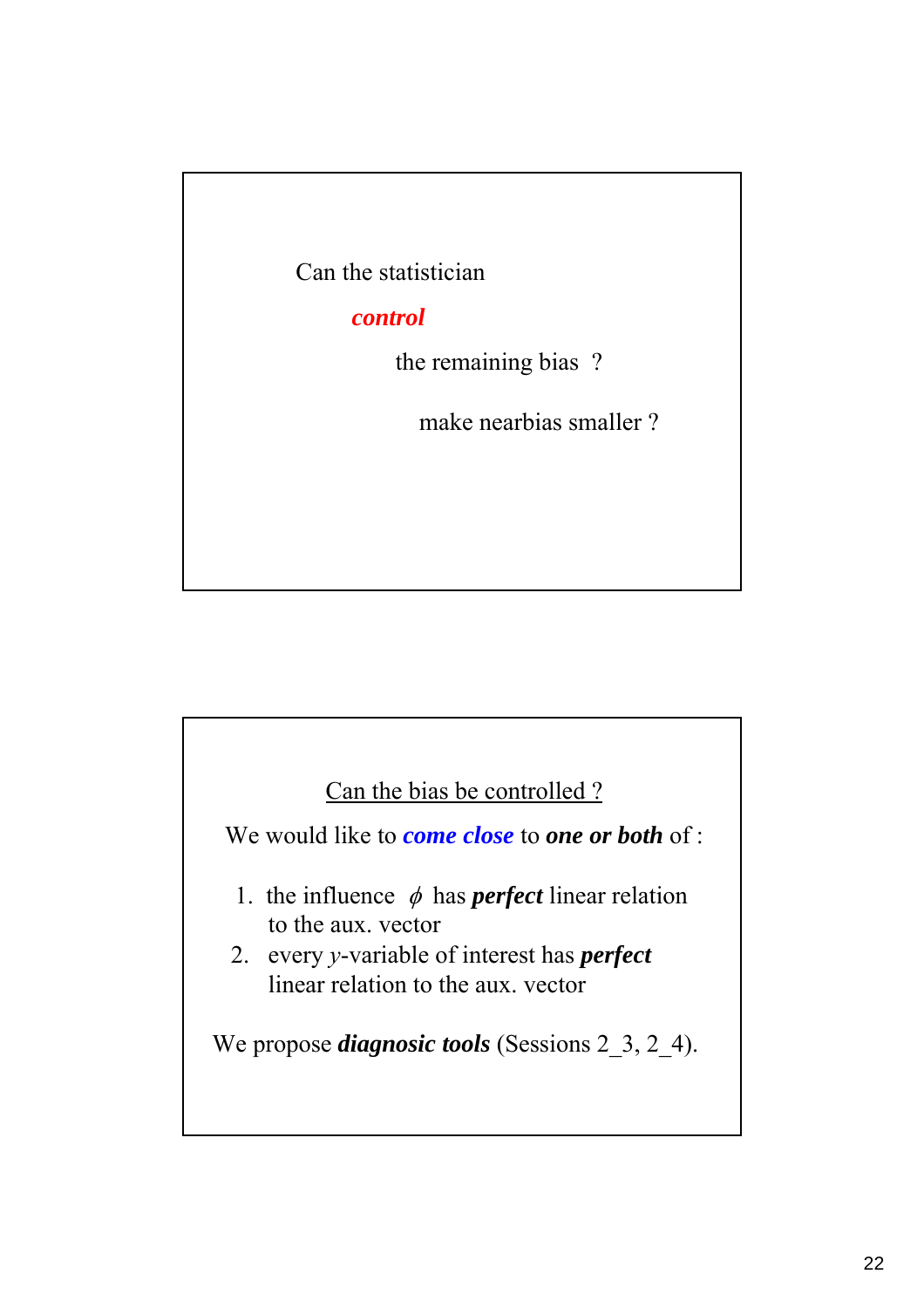Can the statistician

***control***

the remaining bias ?

make nearbias smaller ?

---

Can the bias be controlled ?

We would like to ***come close*** to ***one or both*** of :

1. the influence $\phi$ has ***perfect*** linear relation to the aux. vector
2. every $y$-variable of interest has ***perfect*** linear relation to the aux. vector

We propose ***diagnosic tools*** (Sessions 2_3, 2_4).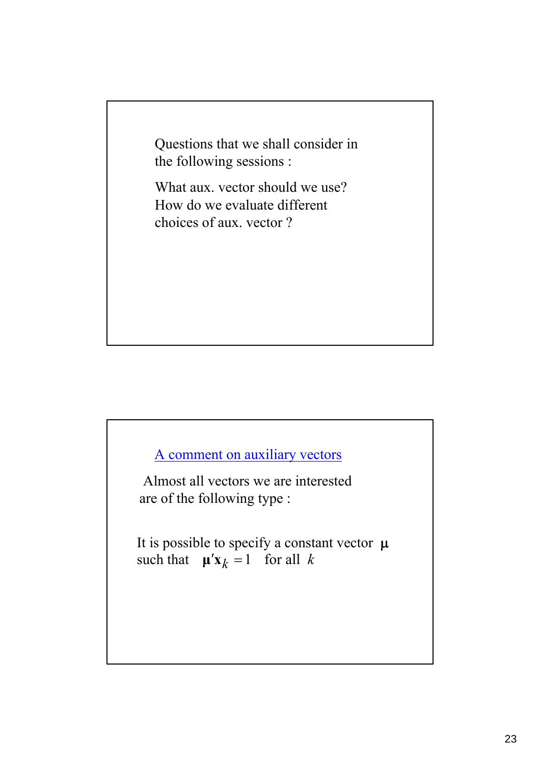Questions that we shall consider in the following sessions :

What aux. vector should we use?
How do we evaluate different choices of aux. vector ?

## A comment on auxiliary vectors

Almost all vectors we are interested are of the following type :

It is possible to specify a constant vector $\boldsymbol{\mu}$ such that $\boldsymbol{\mu}'\mathbf{x}_k = 1$ for all $k$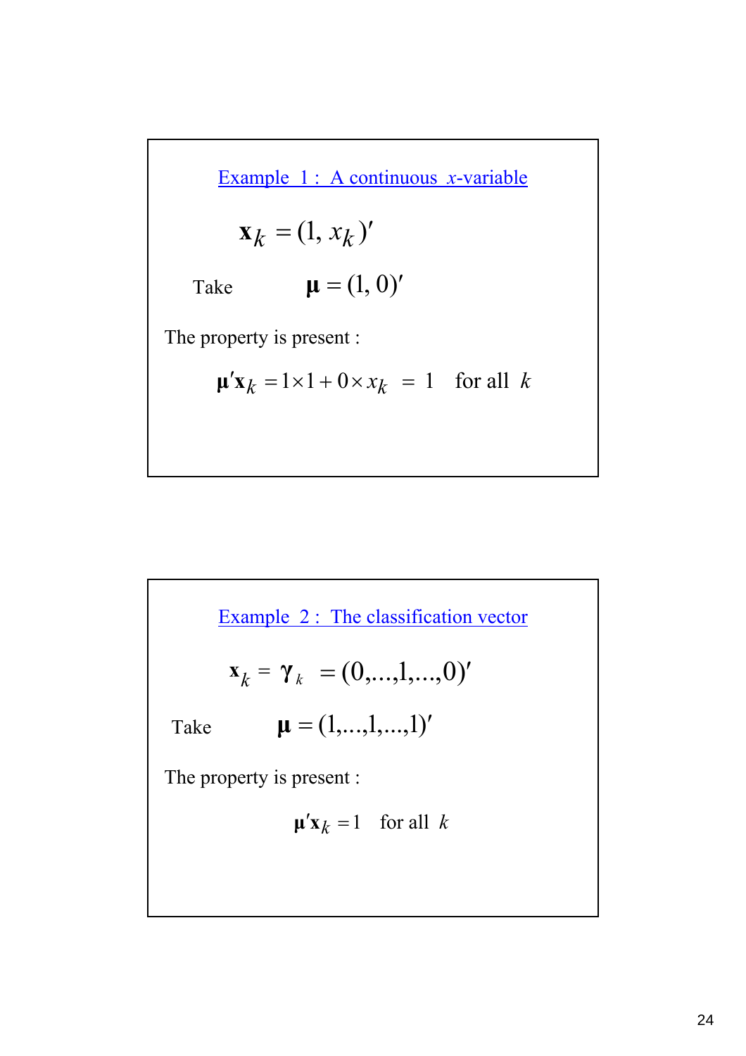## Example 1 : A continuous $x$-variable

$$\mathbf{x}_k = (1, x_k)'$$

Take $\boldsymbol{\mu} = (1, 0)'$

The property is present :

$$\boldsymbol{\mu}'\mathbf{x}_k = 1 \times 1 + 0 \times x_k = 1 \quad \text{for all } k$$

## Example 2 : The classification vector

$$\mathbf{x}_k = \boldsymbol{\gamma}_k = (0,\ldots,1,\ldots,0)'$$

Take $\boldsymbol{\mu} = (1,\ldots,1,\ldots,1)'$

The property is present :

$$\boldsymbol{\mu}'\mathbf{x}_k = 1 \quad \text{for all } k$$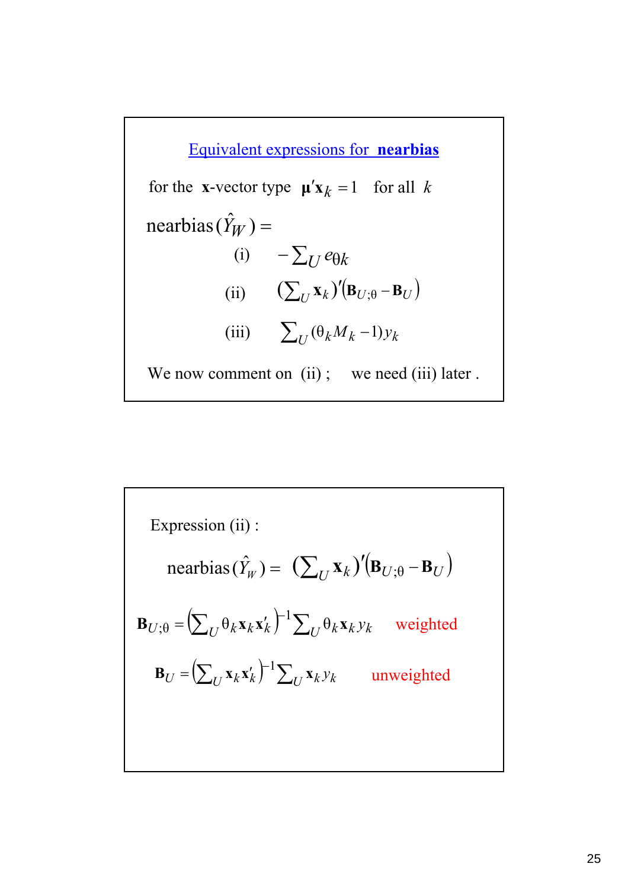## Equivalent expressions for **nearbias**

for the **x**-vector type $\boldsymbol{\mu}'\mathbf{x}_k = 1$ for all $k$

$\text{nearbias}(\hat{Y}_W) =$

(i) $-\sum_U e_{\theta k}$

(ii) $\left(\sum_U \mathbf{x}_k\right)'\left(\mathbf{B}_{U;\theta} - \mathbf{B}_U\right)$

(iii) $\sum_U (\theta_k M_k - 1) y_k$

We now comment on (ii) ; we need (iii) later .

---

Expression (ii) :

$$\text{nearbias}(\hat{Y}_W) = \left(\sum_U \mathbf{x}_k\right)'\left(\mathbf{B}_{U;\theta} - \mathbf{B}_U\right)$$

$$\mathbf{B}_{U;\theta} = \left(\sum_U \theta_k \mathbf{x}_k \mathbf{x}_k'\right)^{-1} \sum_U \theta_k \mathbf{x}_k y_k \quad \text{weighted}$$

$$\mathbf{B}_U = \left(\sum_U \mathbf{x}_k \mathbf{x}_k'\right)^{-1} \sum_U \mathbf{x}_k y_k \quad \text{unweighted}$$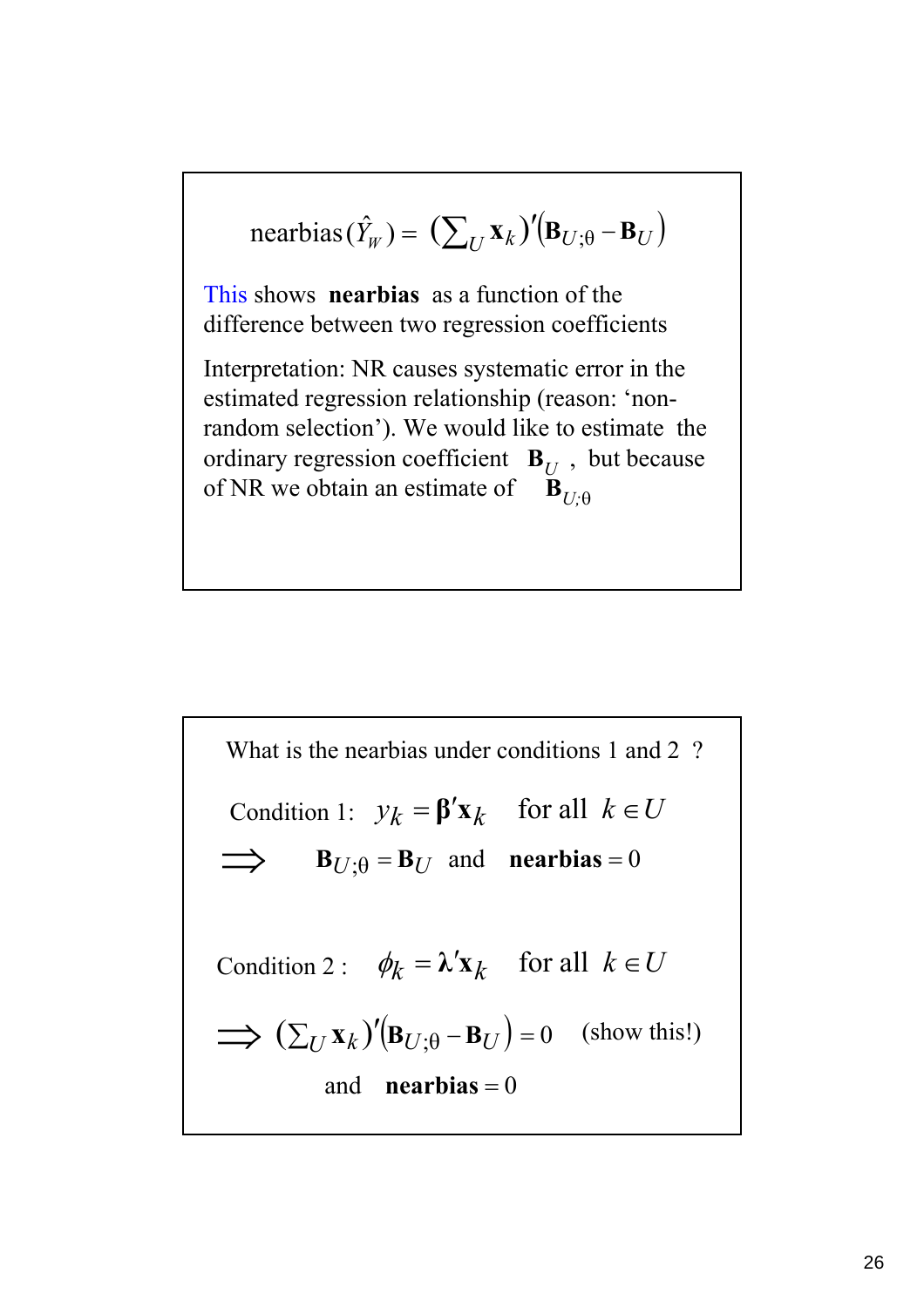$$\text{nearbias}(\hat{Y}_W) = \left(\sum\nolimits_U \mathbf{x}_k\right)' \left(\mathbf{B}_{U;\theta} - \mathbf{B}_U\right)$$

This shows **nearbias** as a function of the difference between two regression coefficients

Interpretation: NR causes systematic error in the estimated regression relationship (reason: 'non-random selection'). We would like to estimate the ordinary regression coefficient $\mathbf{B}_U$, but because of NR we obtain an estimate of $\mathbf{B}_{U;\theta}$

---

What is the nearbias under conditions 1 and 2 ?

Condition 1: $y_k = \boldsymbol{\beta}'\mathbf{x}_k$ for all $k \in U$

$$\Longrightarrow \quad \mathbf{B}_{U;\theta} = \mathbf{B}_U \text{ and } \mathbf{nearbias} = 0$$

Condition 2 : $\phi_k = \boldsymbol{\lambda}'\mathbf{x}_k$ for all $k \in U$

$$\Longrightarrow \left(\sum\nolimits_U \mathbf{x}_k\right)' \left(\mathbf{B}_{U;\theta} - \mathbf{B}_U\right) = 0 \quad \text{(show this!)}$$

and **nearbias** $= 0$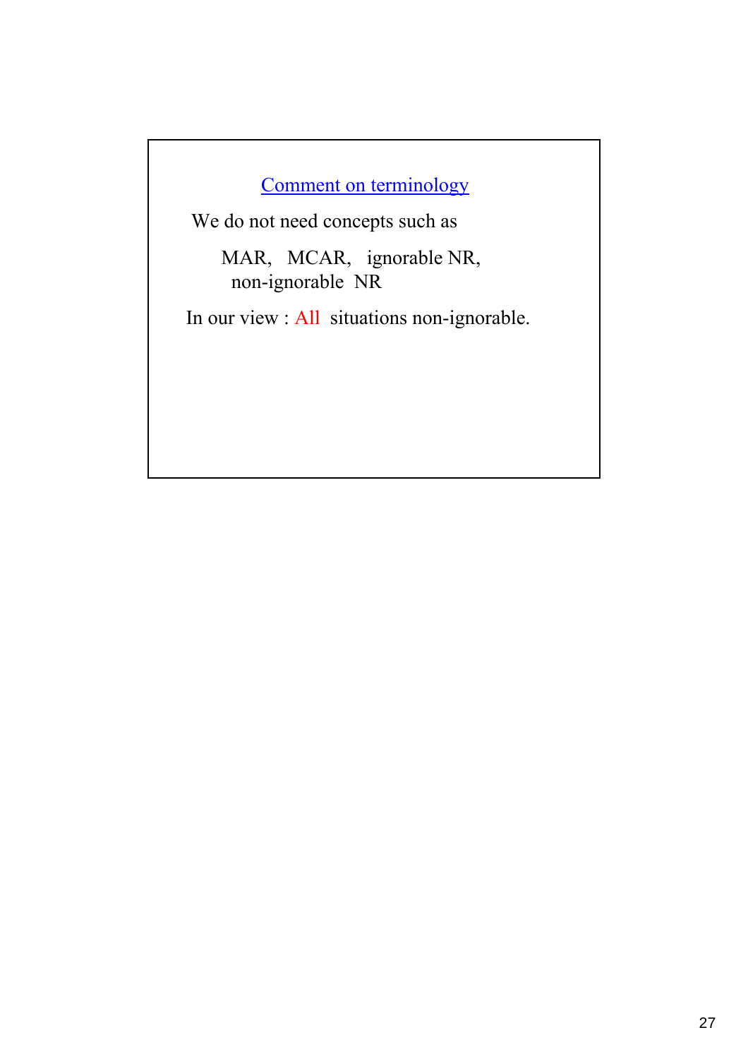## Comment on terminology

We do not need concepts such as

MAR, MCAR, ignorable NR, non-ignorable NR

In our view : All situations non-ignorable.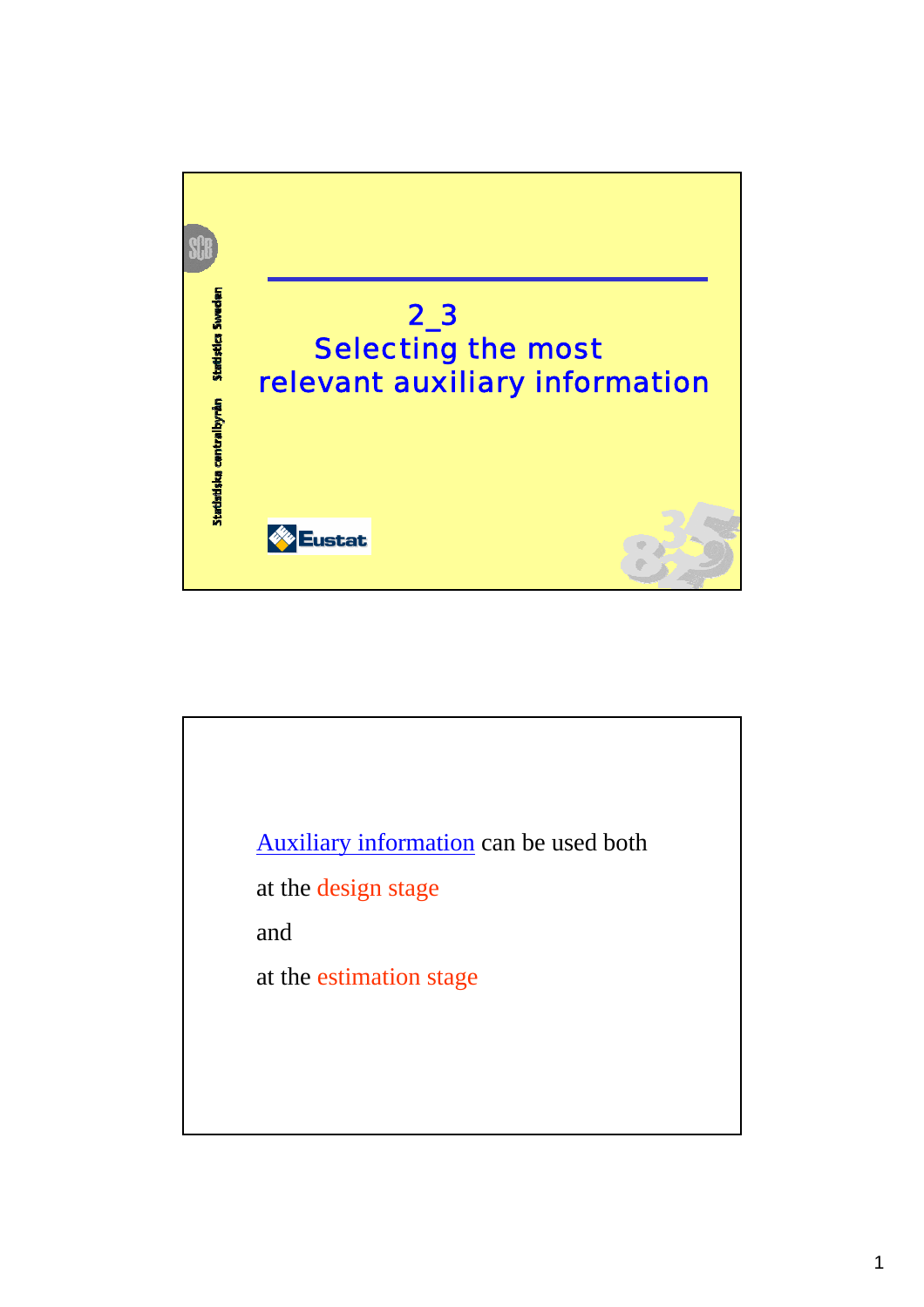# 2_3 Selecting the most relevant auxiliary information

Statistiska centralbyrån Statistics Sweden

Eustat

---

Auxiliary information can be used both

at the design stage

and

at the estimation stage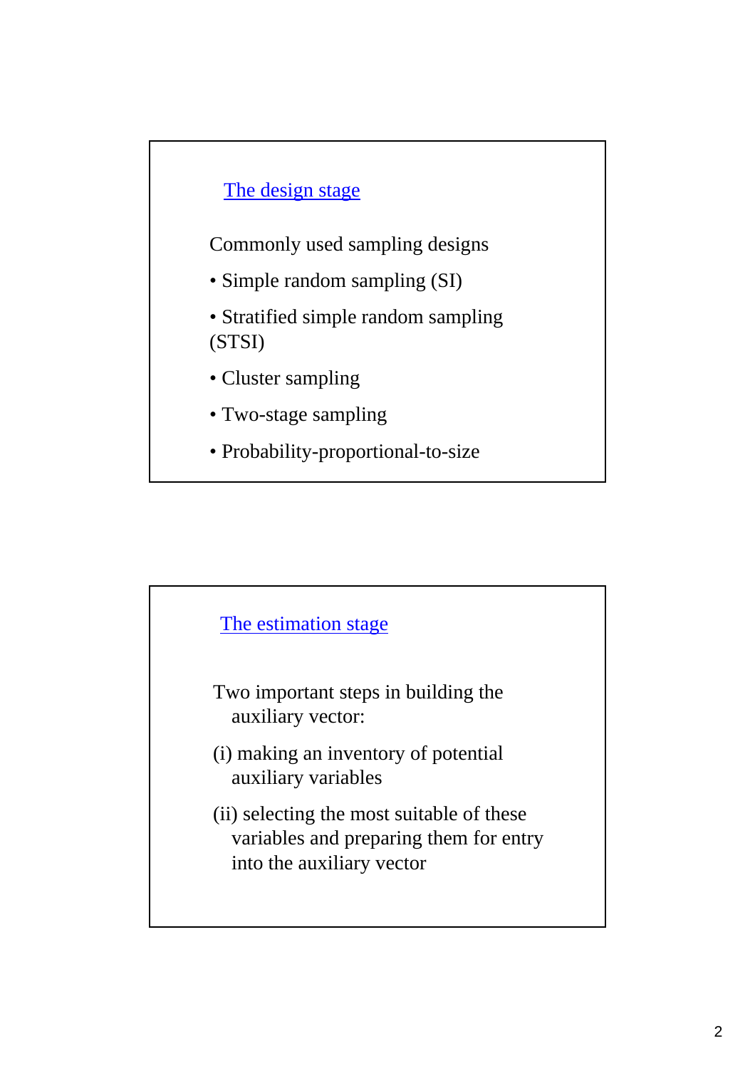## The design stage

Commonly used sampling designs

- Simple random sampling (SI)
- Stratified simple random sampling (STSI)
- Cluster sampling
- Two-stage sampling
- Probability-proportional-to-size

## The estimation stage

Two important steps in building the auxiliary vector:

(i) making an inventory of potential auxiliary variables

(ii) selecting the most suitable of these variables and preparing them for entry into the auxiliary vector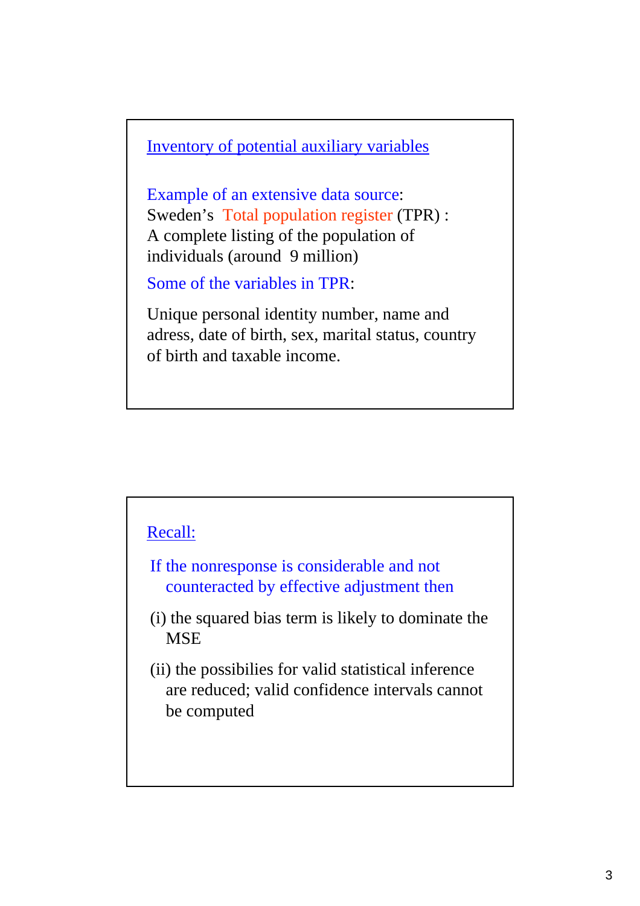## Inventory of potential auxiliary variables

Example of an extensive data source:
Sweden's Total population register (TPR) :
A complete listing of the population of individuals (around 9 million)

Some of the variables in TPR:

Unique personal identity number, name and adress, date of birth, sex, marital status, country of birth and taxable income.

## Recall:

If the nonresponse is considerable and not counteracted by effective adjustment then

(i) the squared bias term is likely to dominate the MSE

(ii) the possibilies for valid statistical inference are reduced; valid confidence intervals cannot be computed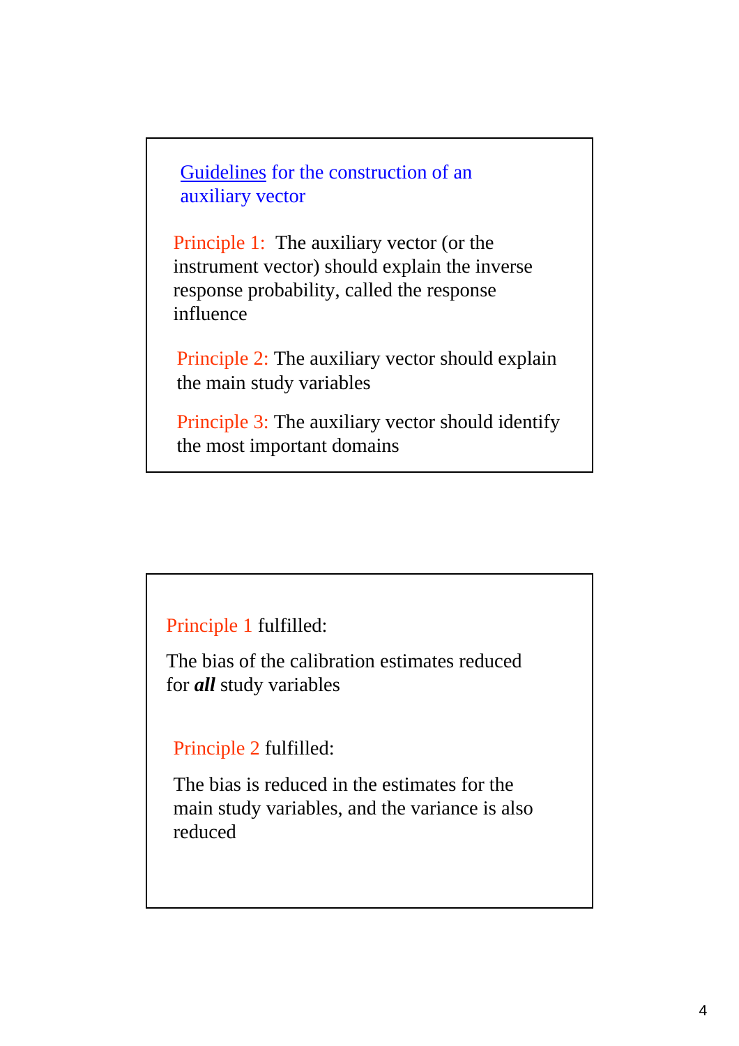## Guidelines for the construction of an auxiliary vector

Principle 1: The auxiliary vector (or the instrument vector) should explain the inverse response probability, called the response influence

Principle 2: The auxiliary vector should explain the main study variables

Principle 3: The auxiliary vector should identify the most important domains

---

Principle 1 fulfilled:

The bias of the calibration estimates reduced for ***all*** study variables

Principle 2 fulfilled:

The bias is reduced in the estimates for the main study variables, and the variance is also reduced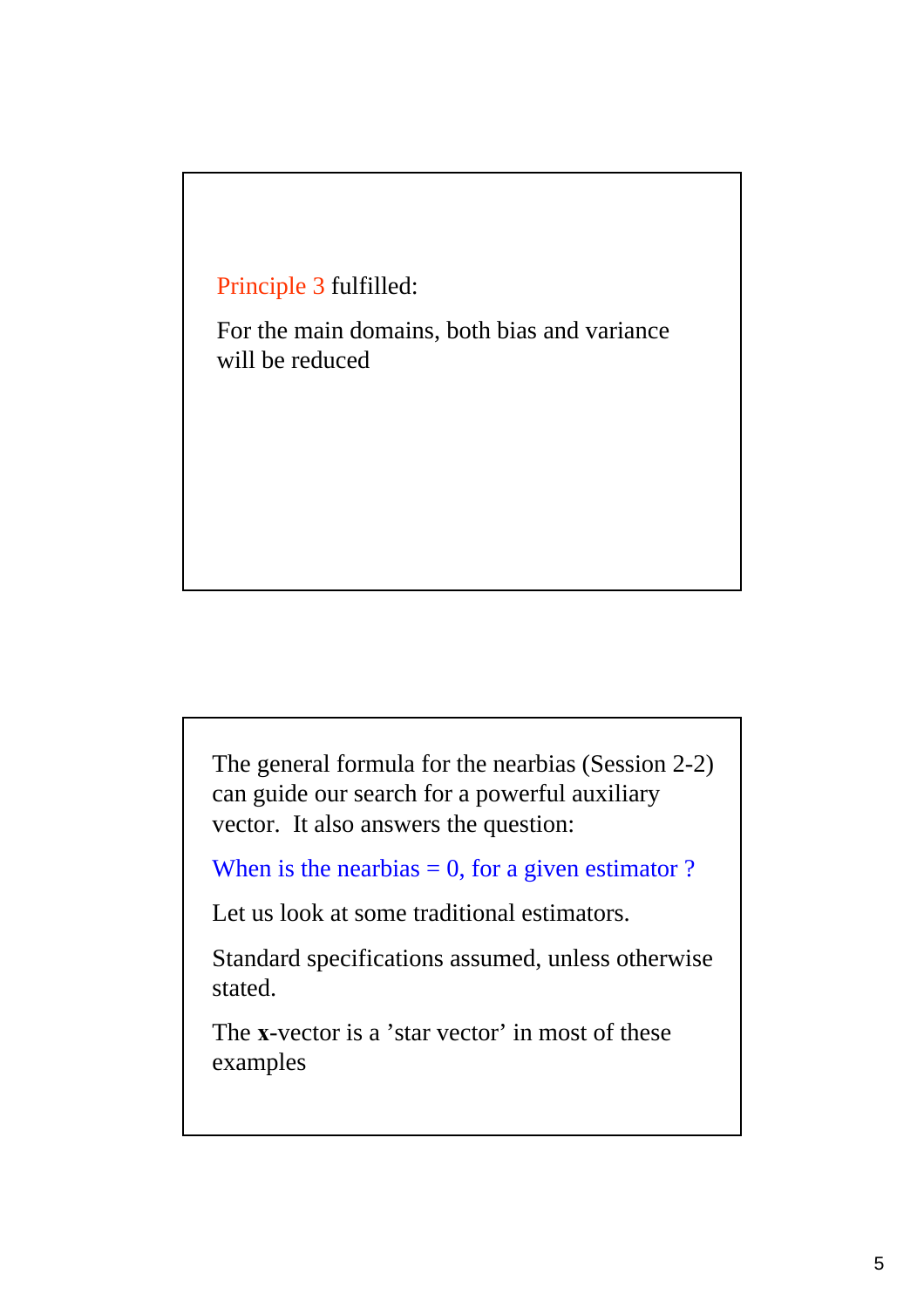Principle 3 fulfilled:

For the main domains, both bias and variance will be reduced

---

The general formula for the nearbias (Session 2-2) can guide our search for a powerful auxiliary vector. It also answers the question:

When is the nearbias = 0, for a given estimator ?

Let us look at some traditional estimators.

Standard specifications assumed, unless otherwise stated.

The **x**-vector is a 'star vector' in most of these examples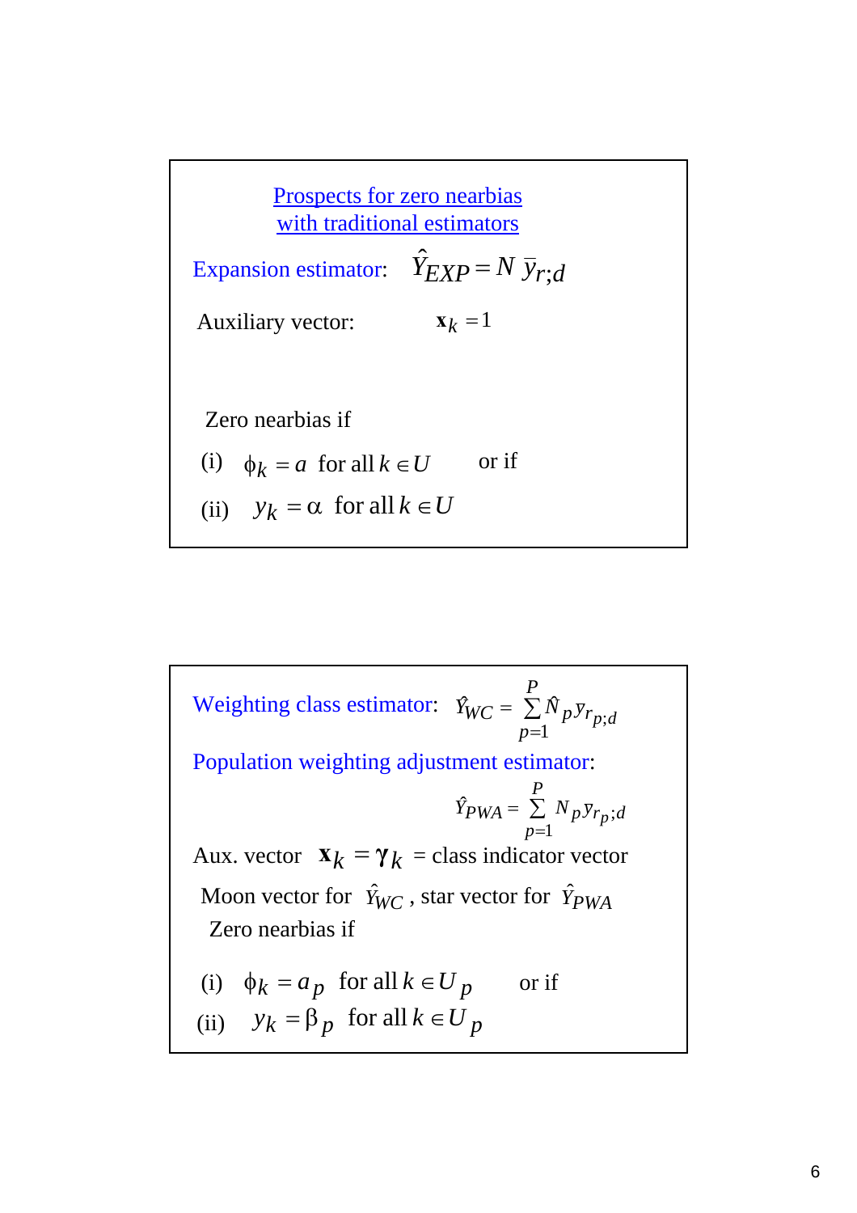## Prospects for zero nearbias with traditional estimators

Expansion estimator: $\hat{Y}_{EXP} = N\,\bar{y}_{r;d}$

Auxiliary vector: $\mathbf{x}_k = 1$

Zero nearbias if

(i) $\phi_k = a$ for all $k \in U$ or if

(ii) $y_k = \alpha$ for all $k \in U$

---

Weighting class estimator: $\hat{Y}_{WC} = \sum_{p=1}^{P} \hat{N}_p \bar{y}_{r_p;d}$

Population weighting adjustment estimator:

$$\hat{Y}_{PWA} = \sum_{p=1}^{P} N_p \bar{y}_{r_p;d}$$

Aux. vector $\mathbf{x}_k = \boldsymbol{\gamma}_k$ = class indicator vector

Moon vector for $\hat{Y}_{WC}$, star vector for $\hat{Y}_{PWA}$

Zero nearbias if

(i) $\phi_k = a_p$ for all $k \in U_p$ or if

(ii) $y_k = \beta_p$ for all $k \in U_p$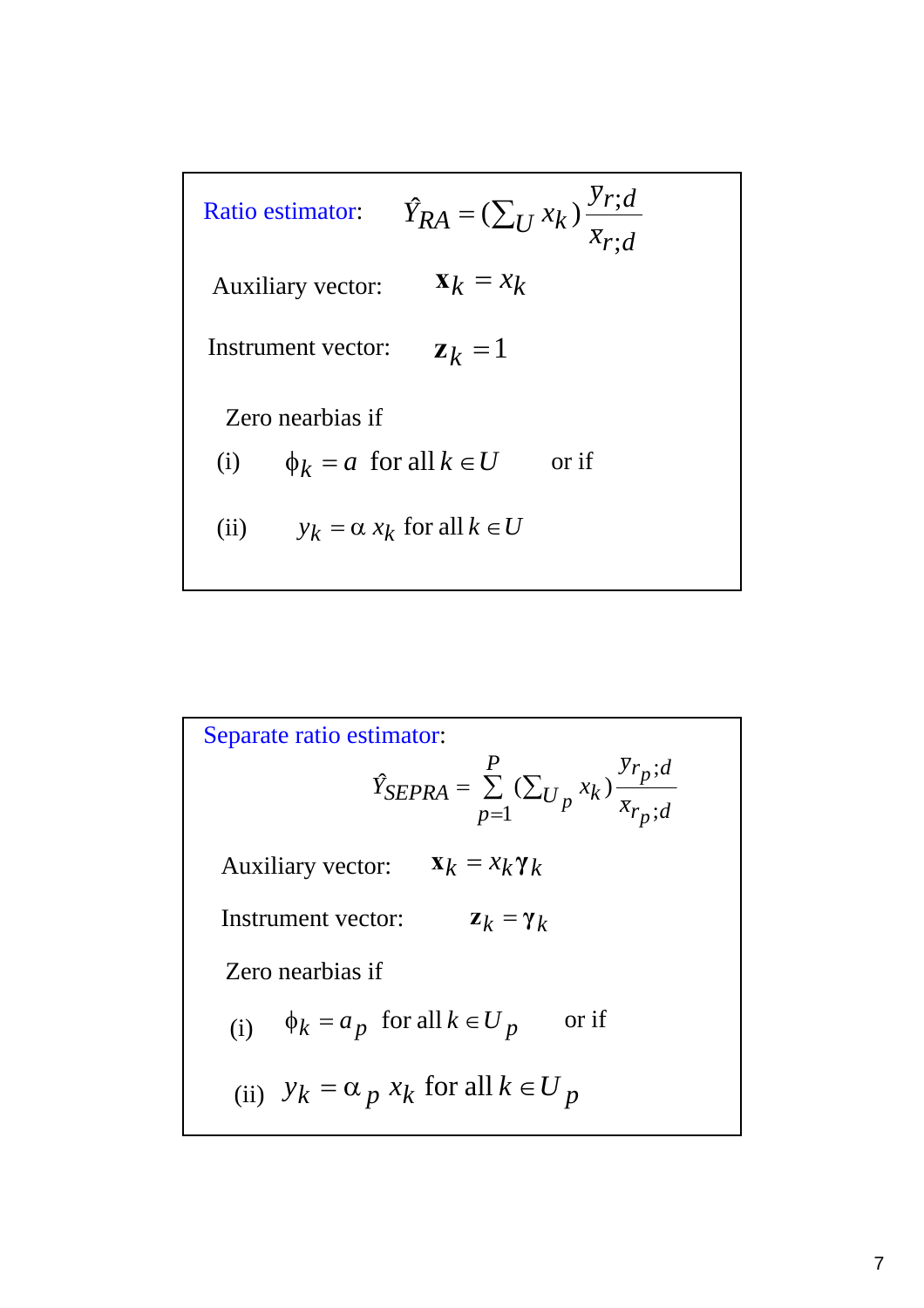**Ratio estimator:** $\hat{Y}_{RA} = (\sum_U x_k) \dfrac{y_{r;d}}{x_{r;d}}$

Auxiliary vector: $\mathbf{x}_k = x_k$

Instrument vector: $\mathbf{z}_k = 1$

Zero nearbias if

(i) $\phi_k = a$ for all $k \in U$ or if

(ii) $y_k = \alpha \, x_k$ for all $k \in U$

---

**Separate ratio estimator:**

$$\hat{Y}_{SEPRA} = \sum_{p=1}^{P} (\sum_{U_p} x_k) \frac{y_{r_p;d}}{x_{r_p;d}}$$

Auxiliary vector: $\mathbf{x}_k = x_k \boldsymbol{\gamma}_k$

Instrument vector: $\mathbf{z}_k = \boldsymbol{\gamma}_k$

Zero nearbias if

(i) $\phi_k = a_p$ for all $k \in U_p$ or if

(ii) $y_k = \alpha_p \, x_k$ for all $k \in U_p$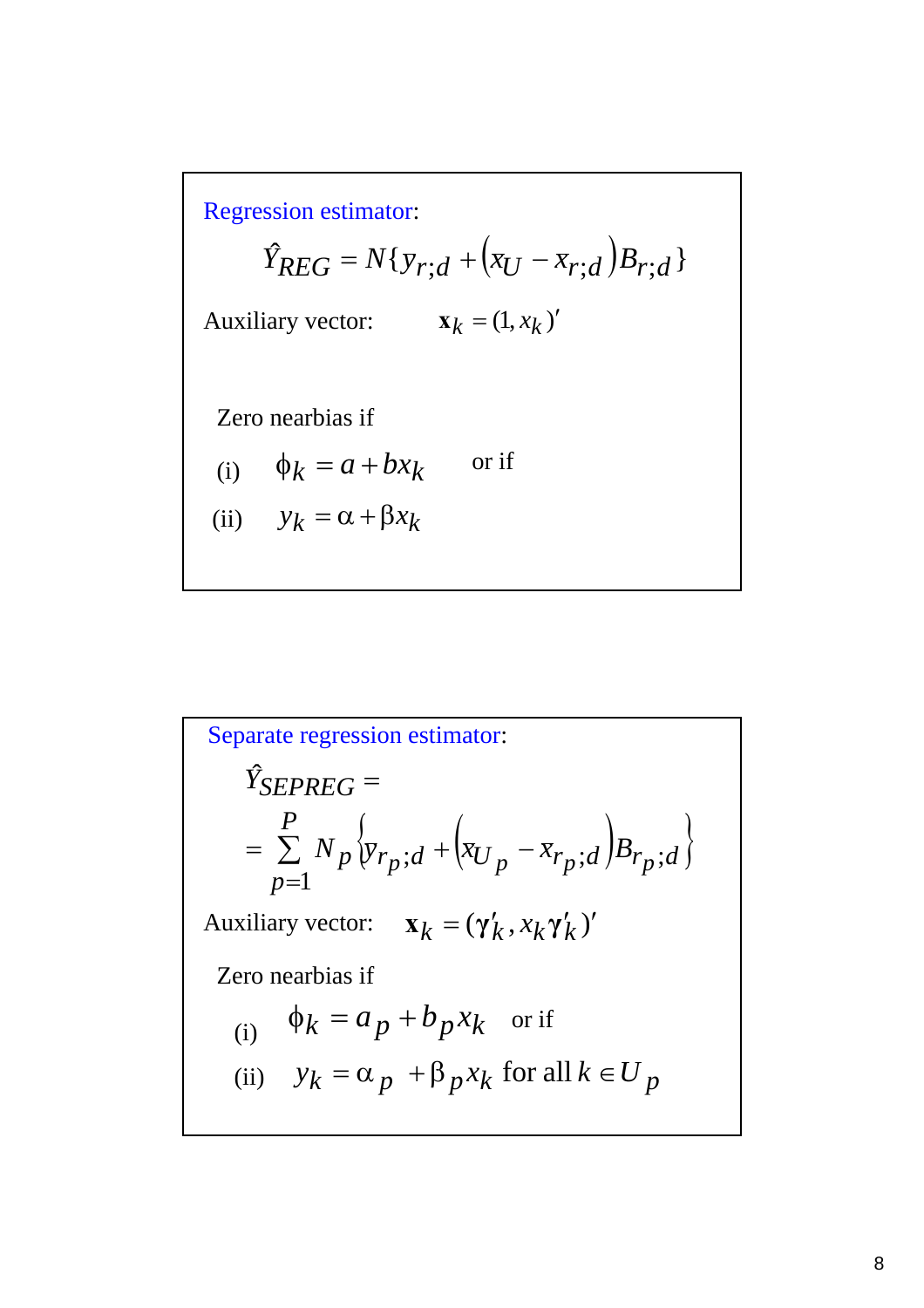Regression estimator:

$$\hat{Y}_{REG} = N\{y_{r;d} + (x_U - x_{r;d})B_{r;d}\}$$

Auxiliary vector: $\mathbf{x}_k = (1, x_k)'$

Zero nearbias if

(i) $\phi_k = a + bx_k$ or if

(ii) $y_k = \alpha + \beta x_k$

Separate regression estimator:

$$\hat{Y}_{SEPREG} = $$

$$= \sum_{p=1}^{P} N_p \left\{ y_{r_p;d} + \left( x_{U_p} - x_{r_p;d} \right) B_{r_p;d} \right\}$$

Auxiliary vector: $\mathbf{x}_k = (\gamma'_k, x_k\gamma'_k)'$

Zero nearbias if

(i) $\phi_k = a_p + b_p x_k$ or if

(ii) $y_k = \alpha_p + \beta_p x_k$ for all $k \in U_p$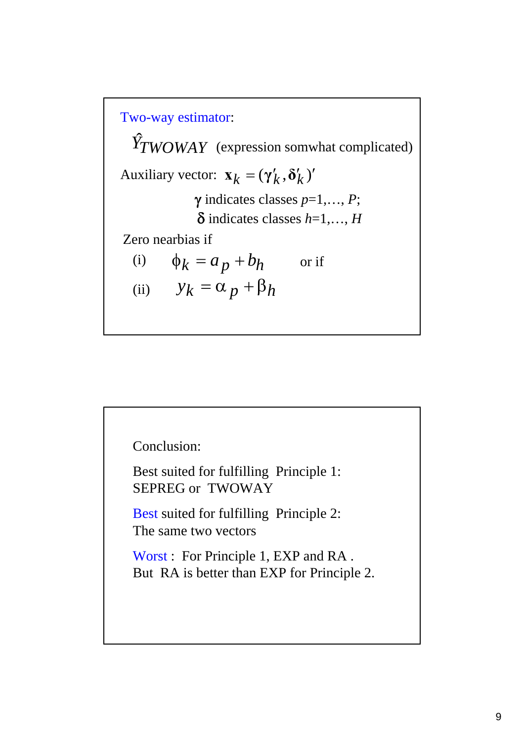Two-way estimator:

$\hat{Y}_{TWOWAY}$ (expression somwhat complicated)

Auxiliary vector: $\mathbf{x}_k = (\boldsymbol{\gamma}'_k, \boldsymbol{\delta}'_k)'$

$\boldsymbol{\gamma}$ indicates classes $p$=1,…, $P$;

$\boldsymbol{\delta}$ indicates classes $h$=1,…, $H$

Zero nearbias if

(i) $\phi_k = a_p + b_h$ or if

(ii) $y_k = \alpha_p + \beta_h$

Conclusion:

Best suited for fulfilling Principle 1:
SEPREG or TWOWAY

Best suited for fulfilling Principle 2:
The same two vectors

Worst : For Principle 1, EXP and RA .
But RA is better than EXP for Principle 2.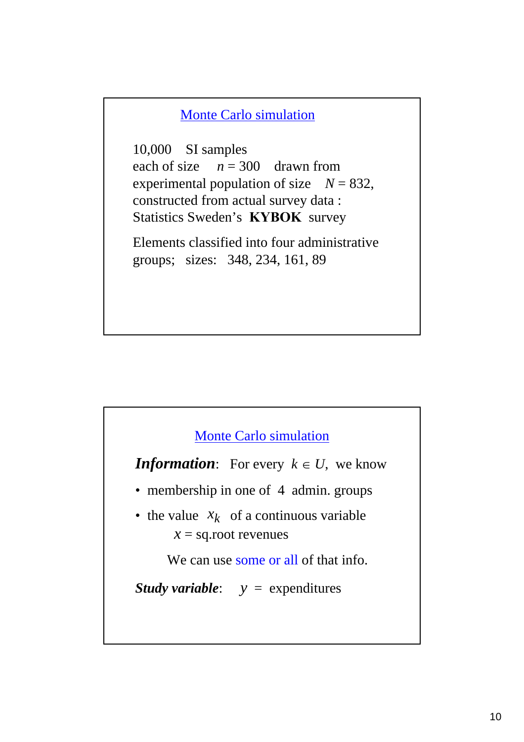## Monte Carlo simulation

10,000 SI samples
each of size $n = 300$ drawn from
experimental population of size $N = 832$,
constructed from actual survey data :
Statistics Sweden's **KYBOK** survey

Elements classified into four administrative groups; sizes: 348, 234, 161, 89

## Monte Carlo simulation

***Information***: For every $k \in U$, we know

- membership in one of 4 admin. groups
- the value $x_k$ of a continuous variable
  $x$ = sq.root revenues

We can use some or all of that info.

***Study variable***: $y$ = expenditures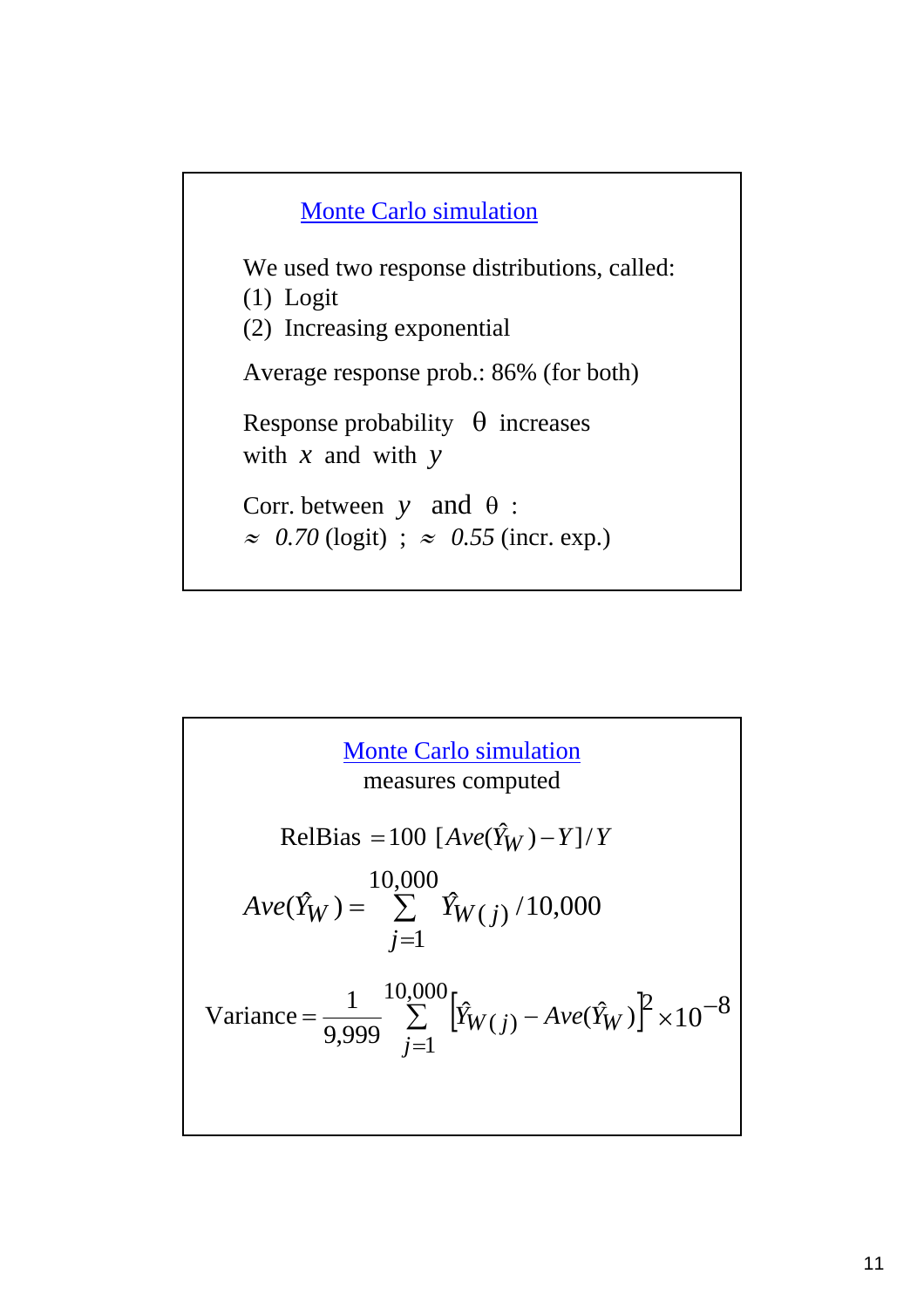## Monte Carlo simulation

We used two response distributions, called:

(1) Logit

(2) Increasing exponential

Average response prob.: 86% (for both)

Response probability $\theta$ increases with $x$ and with $y$

Corr. between $y$ and $\theta$ :
$\approx$ *0.70* (logit) ; $\approx$ *0.55* (incr. exp.)

## Monte Carlo simulation

measures computed

$$\text{RelBias} = 100 \; [Ave(\hat{Y}_W) - Y]/Y$$

$$Ave(\hat{Y}_W) = \sum_{j=1}^{10,000} \hat{Y}_{W(j)} / 10,000$$

$$\text{Variance} = \frac{1}{9,999} \sum_{j=1}^{10,000} \left[\hat{Y}_{W(j)} - Ave(\hat{Y}_W)\right]^2 \times 10^{-8}$$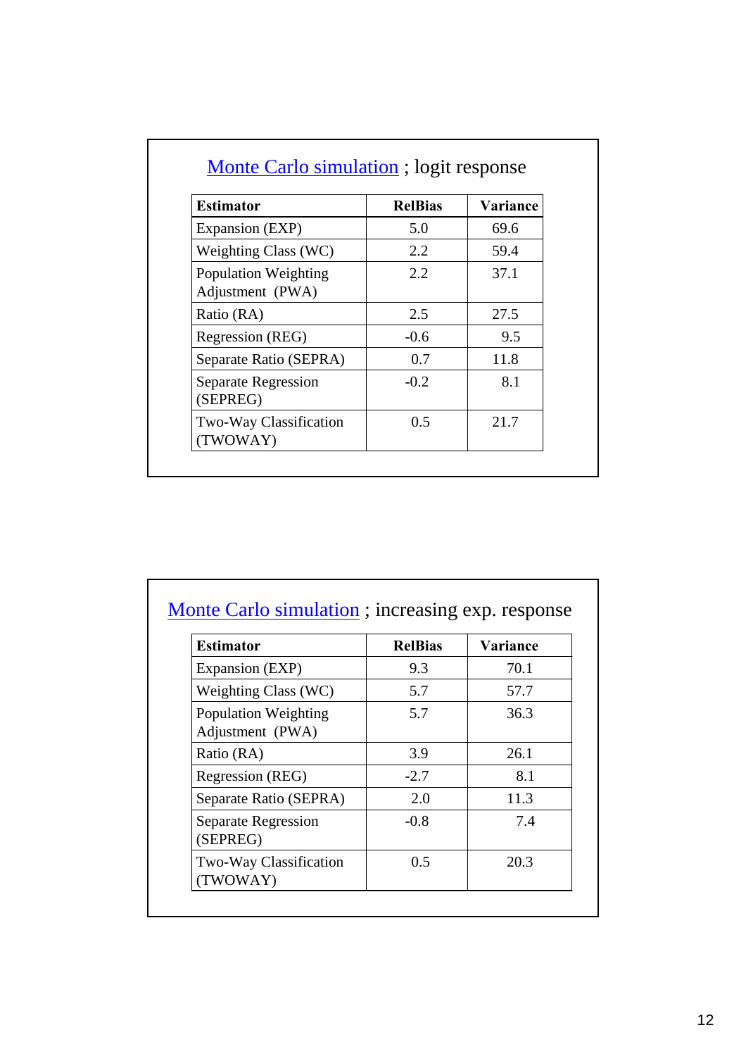## Monte Carlo simulation ; logit response

| Estimator | RelBias | Variance |
|---|---|---|
| Expansion (EXP) | 5.0 | 69.6 |
| Weighting Class (WC) | 2.2 | 59.4 |
| Population Weighting Adjustment (PWA) | 2.2 | 37.1 |
| Ratio (RA) | 2.5 | 27.5 |
| Regression (REG) | -0.6 | 9.5 |
| Separate Ratio (SEPRA) | 0.7 | 11.8 |
| Separate Regression (SEPREG) | -0.2 | 8.1 |
| Two-Way Classification (TWOWAY) | 0.5 | 21.7 |

## Monte Carlo simulation ; increasing exp. response

| Estimator | RelBias | Variance |
|---|---|---|
| Expansion (EXP) | 9.3 | 70.1 |
| Weighting Class (WC) | 5.7 | 57.7 |
| Population Weighting Adjustment (PWA) | 5.7 | 36.3 |
| Ratio (RA) | 3.9 | 26.1 |
| Regression (REG) | -2.7 | 8.1 |
| Separate Ratio (SEPRA) | 2.0 | 11.3 |
| Separate Regression (SEPREG) | -0.8 | 7.4 |
| Two-Way Classification (TWOWAY) | 0.5 | 20.3 |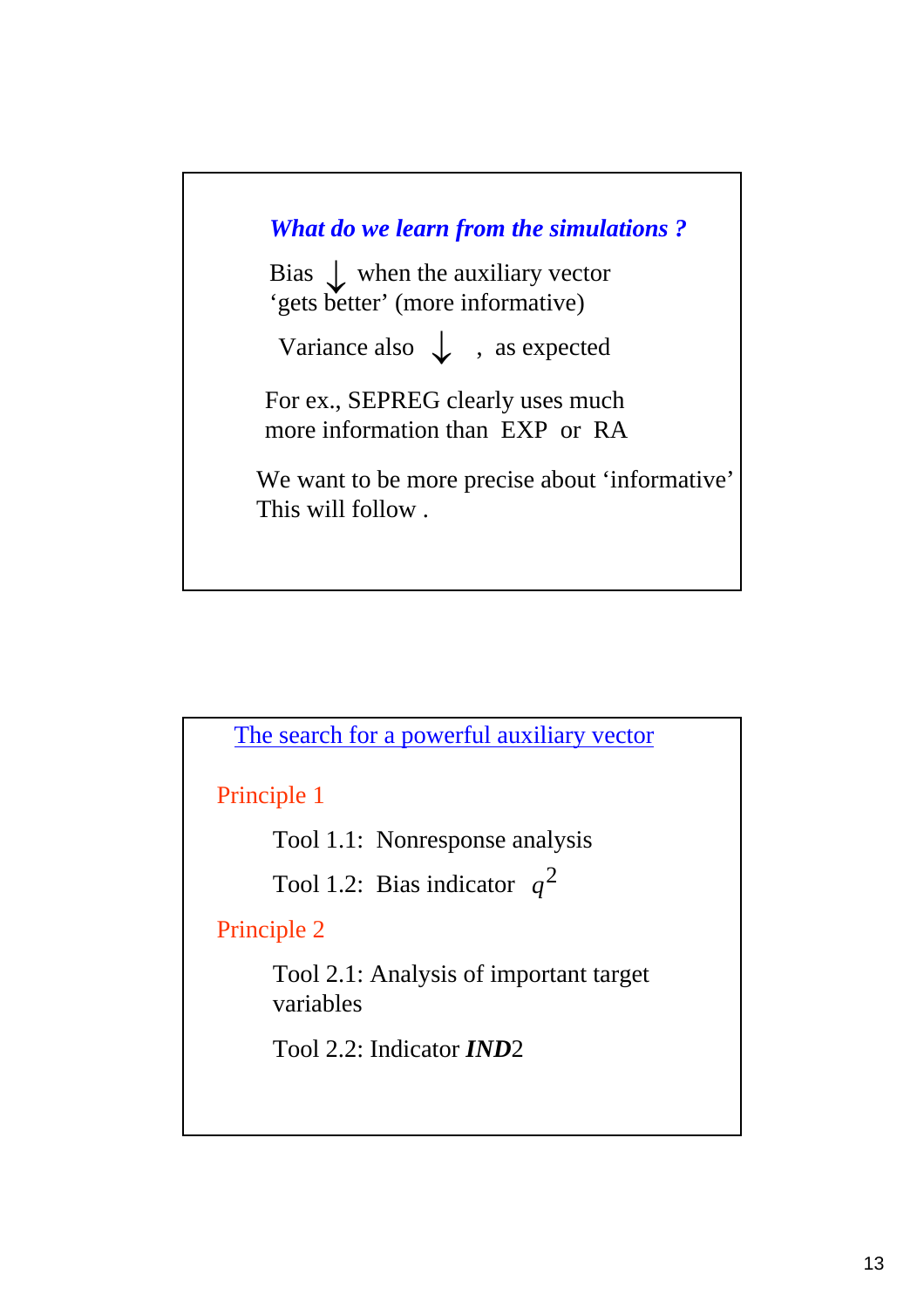## *What do we learn from the simulations ?*

Bias $\downarrow$ when the auxiliary vector 'gets better' (more informative)

Variance also $\downarrow$ , as expected

For ex., SEPREG clearly uses much more information than EXP or RA

We want to be more precise about 'informative' This will follow .

## The search for a powerful auxiliary vector

Principle 1

Tool 1.1: Nonresponse analysis

Tool 1.2: Bias indicator $q^2$

Principle 2

Tool 2.1: Analysis of important target variables

Tool 2.2: Indicator ***IND***2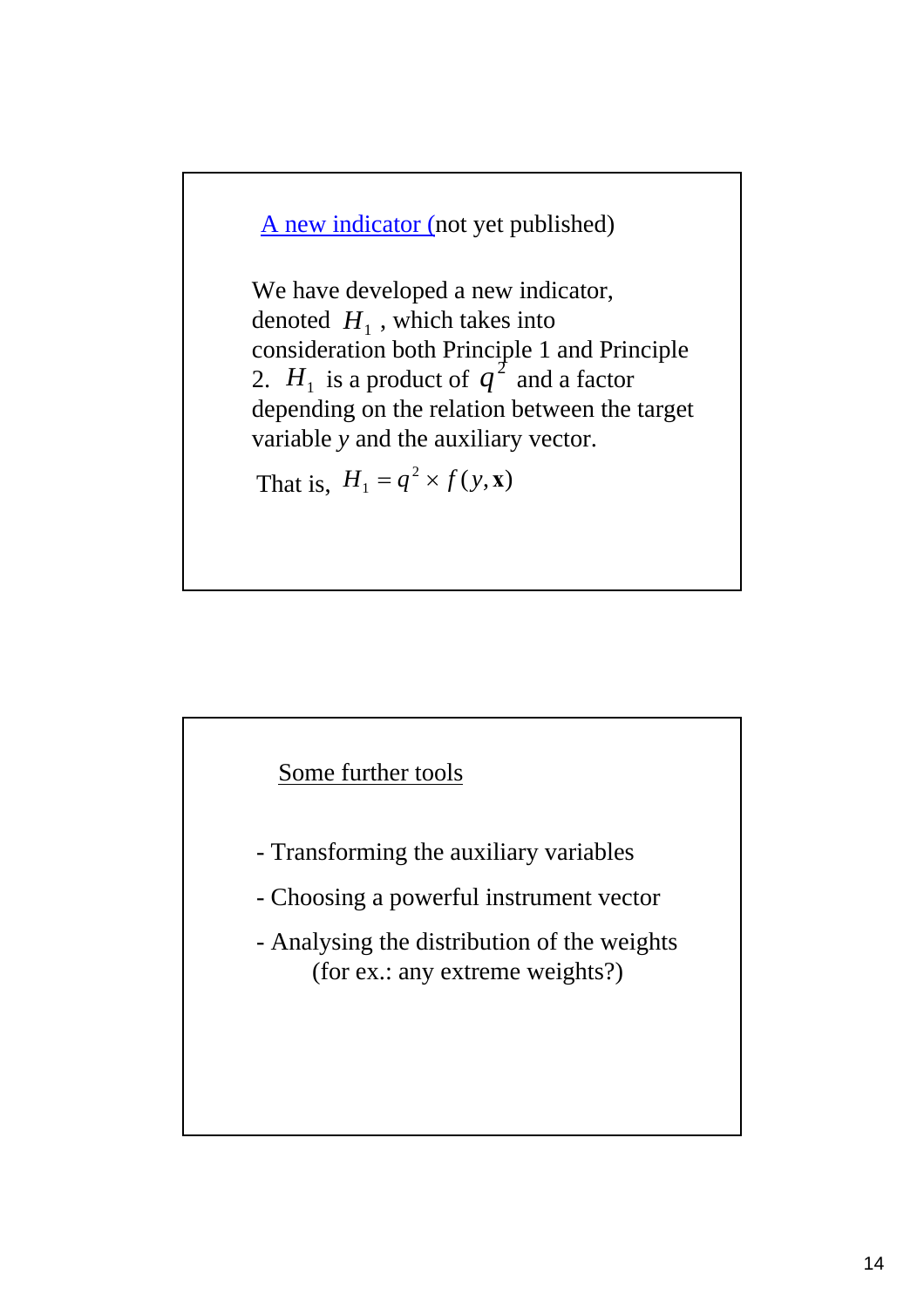## A new indicator (not yet published)

We have developed a new indicator, denoted $H_1$, which takes into consideration both Principle 1 and Principle 2. $H_1$ is a product of $q^2$ and a factor depending on the relation between the target variable *y* and the auxiliary vector.

That is, $H_1 = q^2 \times f(y, \mathbf{x})$

## Some further tools

- Transforming the auxiliary variables
- Choosing a powerful instrument vector
- Analysing the distribution of the weights (for ex.: any extreme weights?)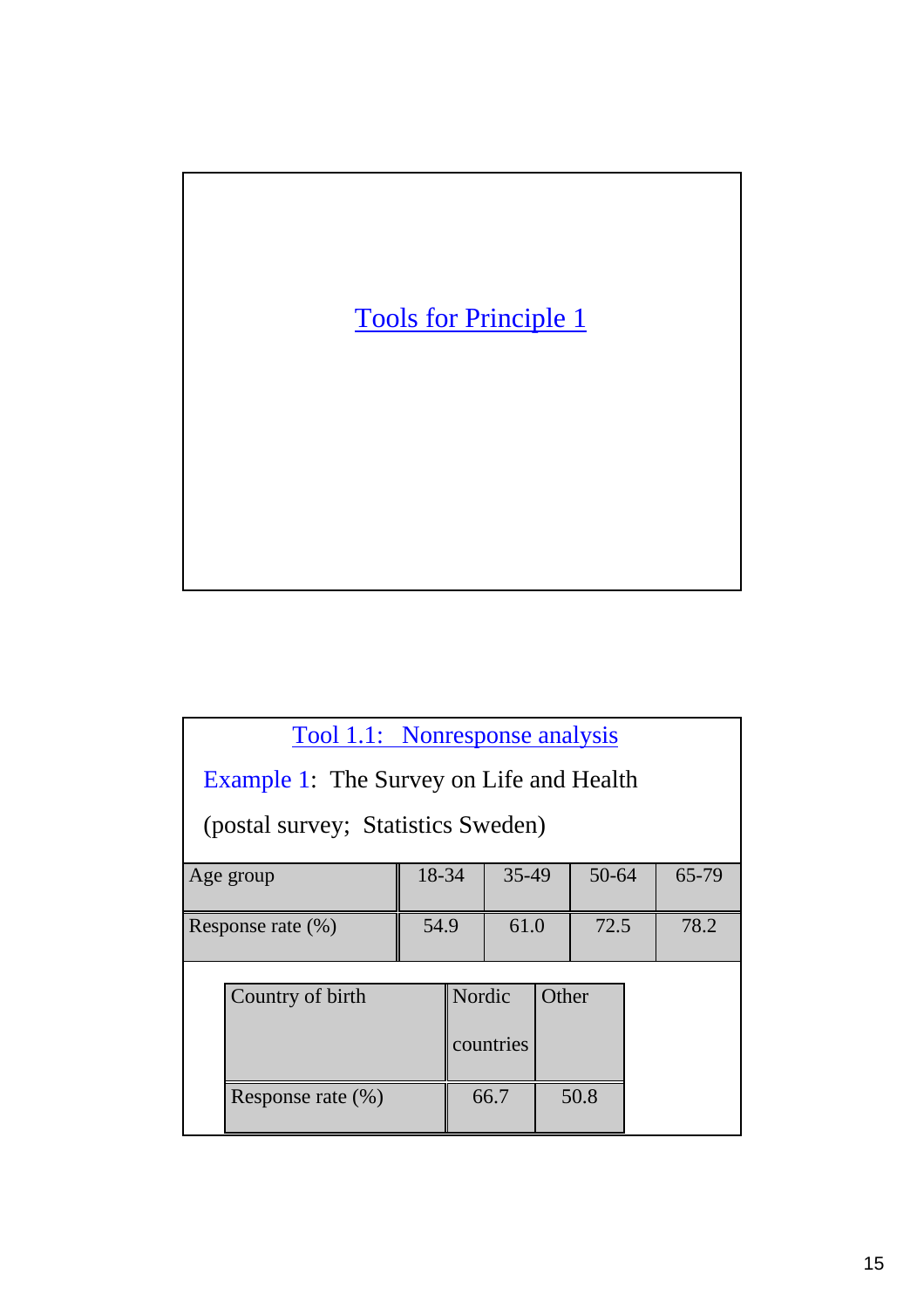## Tools for Principle 1

## Tool 1.1: Nonresponse analysis

Example 1: The Survey on Life and Health

(postal survey; Statistics Sweden)

| Age group | 18-34 | 35-49 | 50-64 | 65-79 |
|---|---|---|---|---|
| Response rate (%) | 54.9 | 61.0 | 72.5 | 78.2 |

| Country of birth | Nordic countries | Other |
|---|---|---|
| Response rate (%) | 66.7 | 50.8 |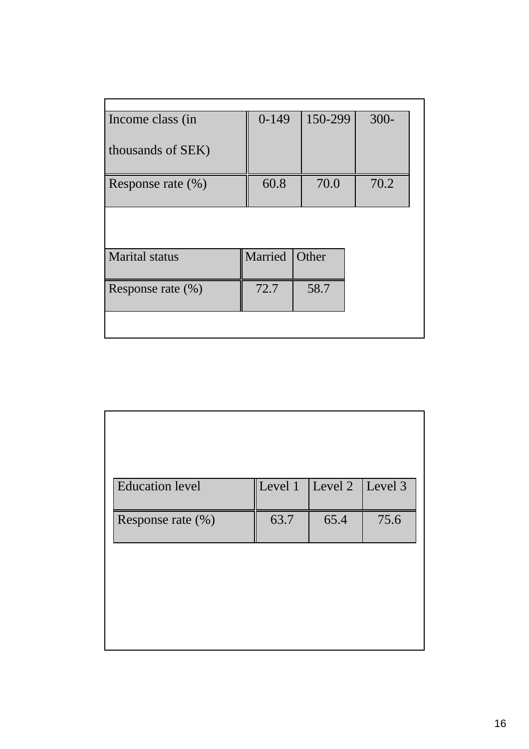| Income class (in thousands of SEK) | 0-149 | 150-299 | 300- |
|---|---|---|---|
| Response rate (%) | 60.8 | 70.0 | 70.2 |

| Marital status | Married | Other |
|---|---|---|
| Response rate (%) | 72.7 | 58.7 |

| Education level | Level 1 | Level 2 | Level 3 |
|---|---|---|---|
| Response rate (%) | 63.7 | 65.4 | 75.6 |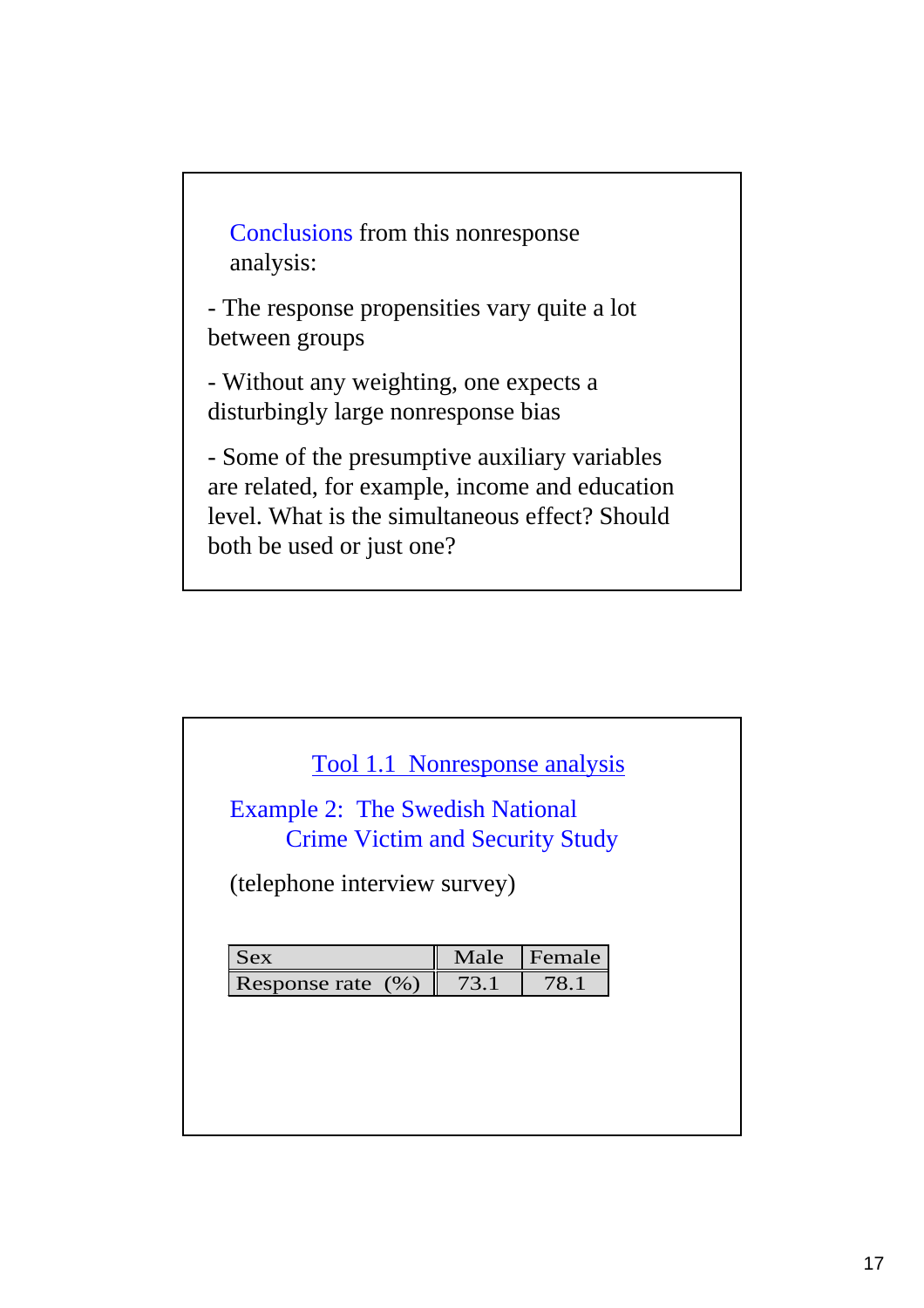Conclusions from this nonresponse analysis:

- The response propensities vary quite a lot between groups

- Without any weighting, one expects a disturbingly large nonresponse bias

- Some of the presumptive auxiliary variables are related, for example, income and education level. What is the simultaneous effect? Should both be used or just one?

## Tool 1.1 Nonresponse analysis

### Example 2: The Swedish National Crime Victim and Security Study

(telephone interview survey)

| Sex | Male | Female |
|---|---|---|
| Response rate (%) | 73.1 | 78.1 |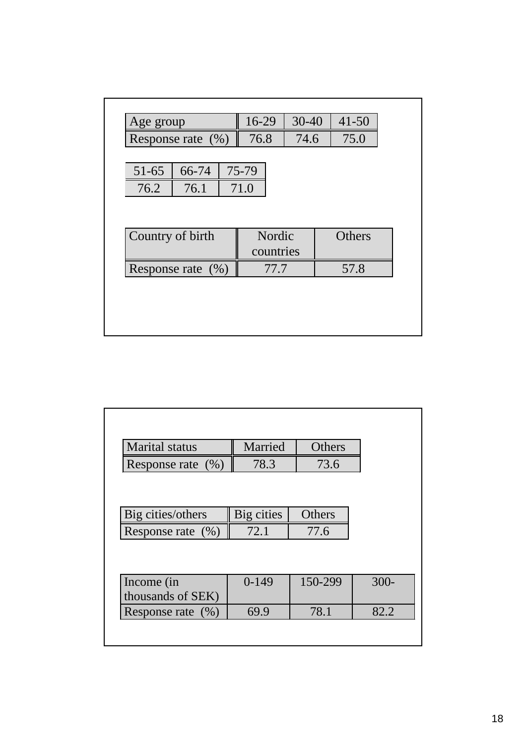| Age group | 16-29 | 30-40 | 41-50 | 51-65 | 66-74 | 75-79 |
| --- | --- | --- | --- | --- | --- | --- |
| Response rate (%) | 76.8 | 74.6 | 75.0 | 76.2 | 76.1 | 71.0 |

| Country of birth | Nordic countries | Others |
| --- | --- | --- |
| Response rate (%) | 77.7 | 57.8 |

| Marital status | Married | Others |
| --- | --- | --- |
| Response rate (%) | 78.3 | 73.6 |

| Big cities/others | Big cities | Others |
| --- | --- | --- |
| Response rate (%) | 72.1 | 77.6 |

| Income (in thousands of SEK) | 0-149 | 150-299 | 300- |
| --- | --- | --- | --- |
| Response rate (%) | 69.9 | 78.1 | 82.2 |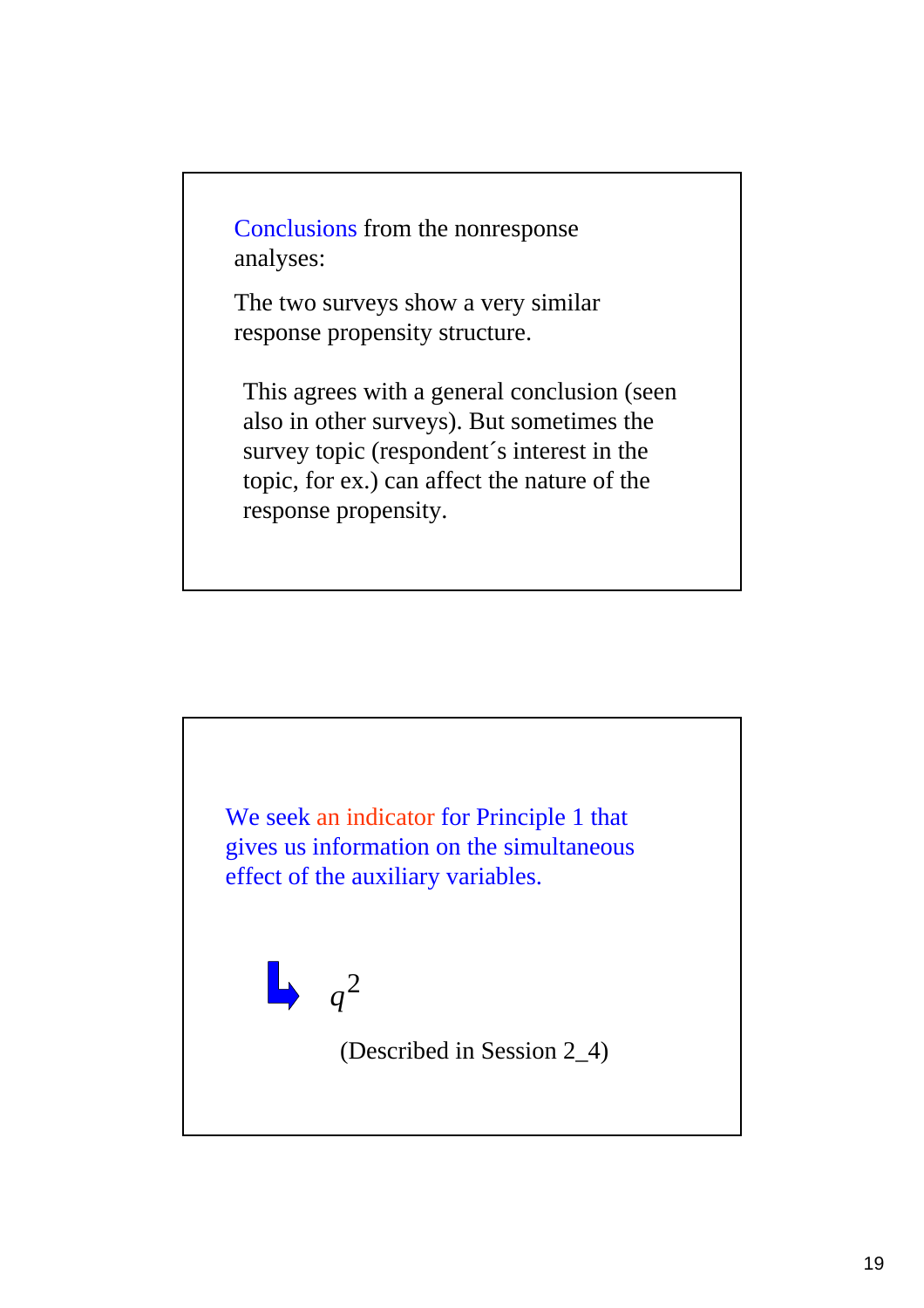Conclusions from the nonresponse analyses:

The two surveys show a very similar response propensity structure.

This agrees with a general conclusion (seen also in other surveys). But sometimes the survey topic (respondent´s interest in the topic, for ex.) can affect the nature of the response propensity.

---

We seek an indicator for Principle 1 that gives us information on the simultaneous effect of the auxiliary variables.

↳ $q^2$

(Described in Session 2_4)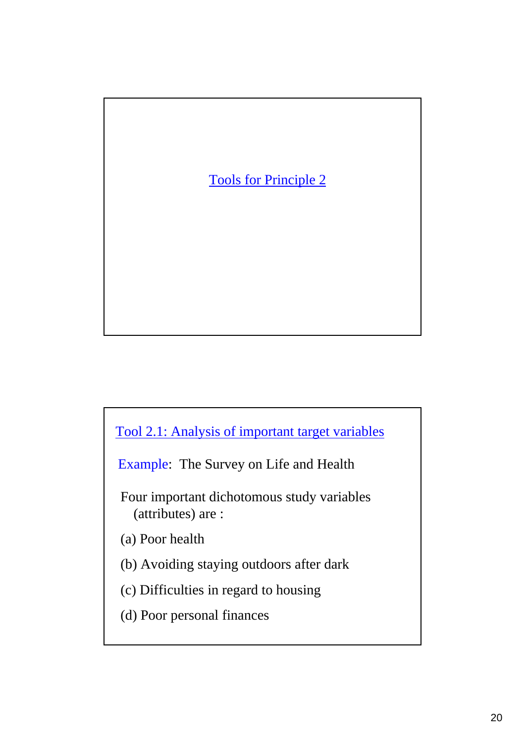## Tools for Principle 2

### Tool 2.1: Analysis of important target variables

Example: The Survey on Life and Health

Four important dichotomous study variables (attributes) are :

(a) Poor health

(b) Avoiding staying outdoors after dark

(c) Difficulties in regard to housing

(d) Poor personal finances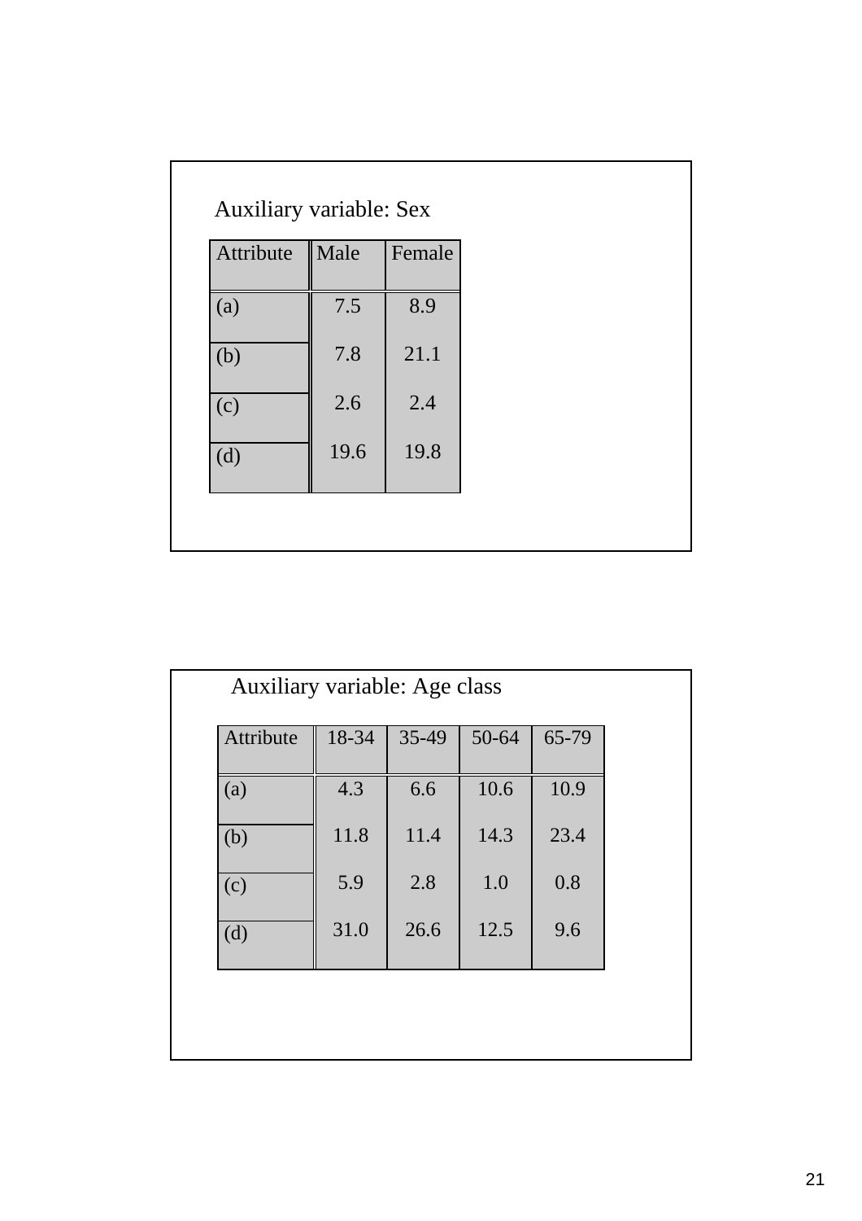Auxiliary variable: Sex

| Attribute | Male | Female |
|---|---|---|
| (a) | 7.5 | 8.9 |
| (b) | 7.8 | 21.1 |
| (c) | 2.6 | 2.4 |
| (d) | 19.6 | 19.8 |

Auxiliary variable: Age class

| Attribute | 18-34 | 35-49 | 50-64 | 65-79 |
|---|---|---|---|---|
| (a) | 4.3 | 6.6 | 10.6 | 10.9 |
| (b) | 11.8 | 11.4 | 14.3 | 23.4 |
| (c) | 5.9 | 2.8 | 1.0 | 0.8 |
| (d) | 31.0 | 26.6 | 12.5 | 9.6 |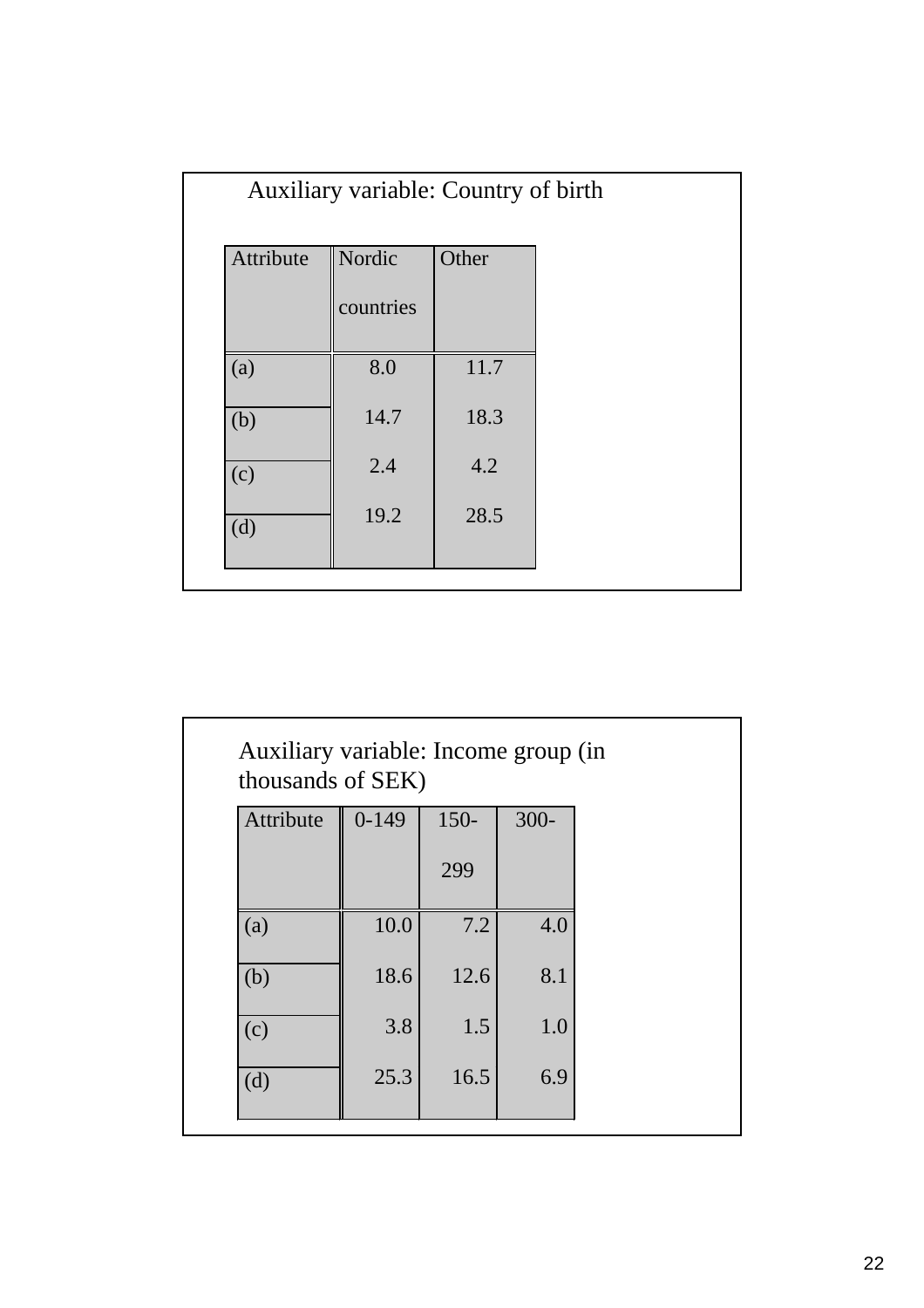Auxiliary variable: Country of birth

| Attribute | Nordic countries | Other |
|---|---|---|
| (a) | 8.0 | 11.7 |
| (b) | 14.7 | 18.3 |
| (c) | 2.4 | 4.2 |
| (d) | 19.2 | 28.5 |

Auxiliary variable: Income group (in thousands of SEK)

| Attribute | 0-149 | 150-299 | 300- |
|---|---|---|---|
| (a) | 10.0 | 7.2 | 4.0 |
| (b) | 18.6 | 12.6 | 8.1 |
| (c) | 3.8 | 1.5 | 1.0 |
| (d) | 25.3 | 16.5 | 6.9 |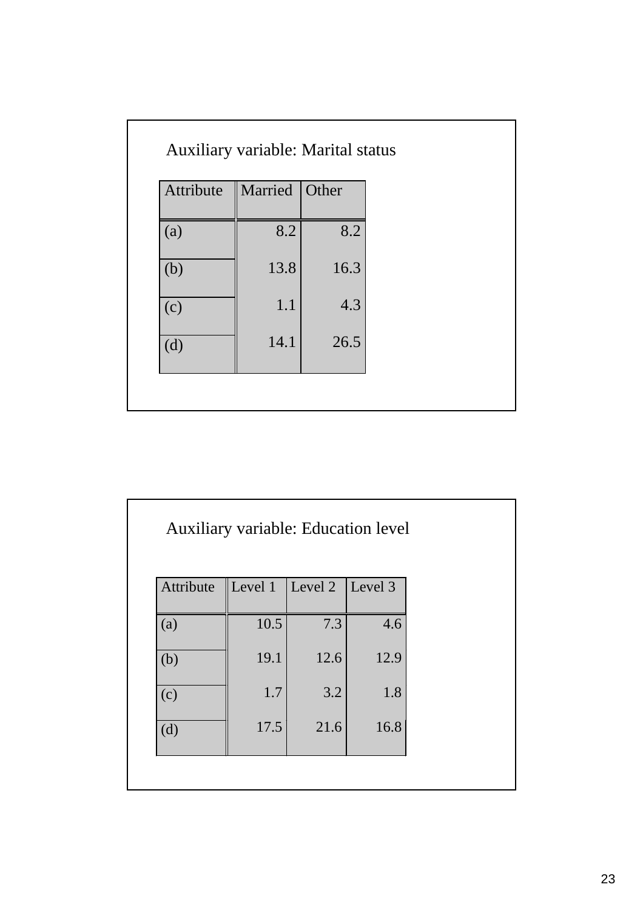Auxiliary variable: Marital status

| Attribute | Married | Other |
|---|---|---|
| (a) | 8.2 | 8.2 |
| (b) | 13.8 | 16.3 |
| (c) | 1.1 | 4.3 |
| (d) | 14.1 | 26.5 |

Auxiliary variable: Education level

| Attribute | Level 1 | Level 2 | Level 3 |
|---|---|---|---|
| (a) | 10.5 | 7.3 | 4.6 |
| (b) | 19.1 | 12.6 | 12.9 |
| (c) | 1.7 | 3.2 | 1.8 |
| (d) | 17.5 | 21.6 | 16.8 |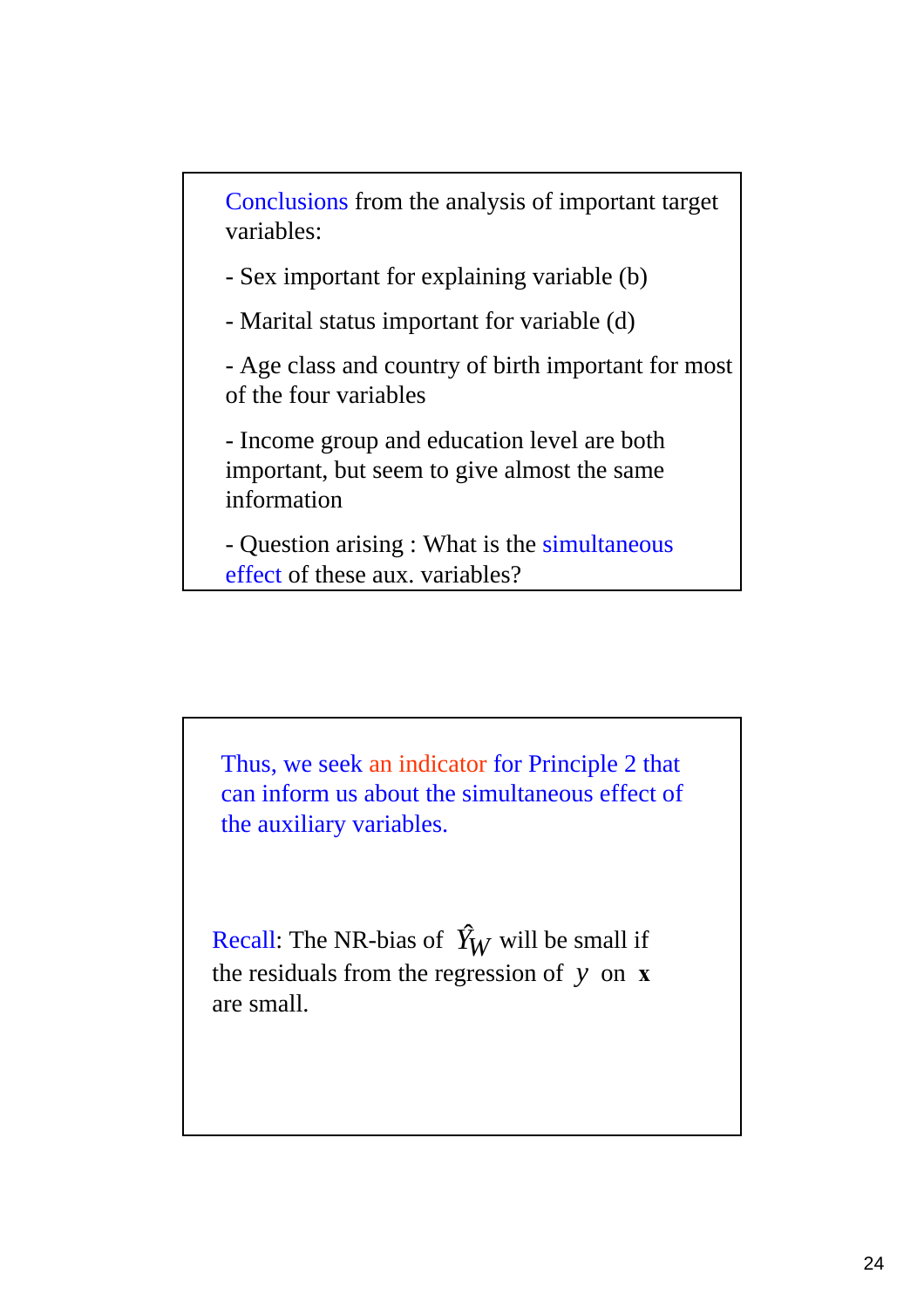Conclusions from the analysis of important target variables:

- Sex important for explaining variable (b)

- Marital status important for variable (d)

- Age class and country of birth important for most of the four variables

- Income group and education level are both important, but seem to give almost the same information

- Question arising : What is the simultaneous effect of these aux. variables?

Thus, we seek an indicator for Principle 2 that can inform us about the simultaneous effect of the auxiliary variables.

Recall: The NR-bias of $\hat{Y}_W$ will be small if the residuals from the regression of $y$ on $\mathbf{x}$ are small.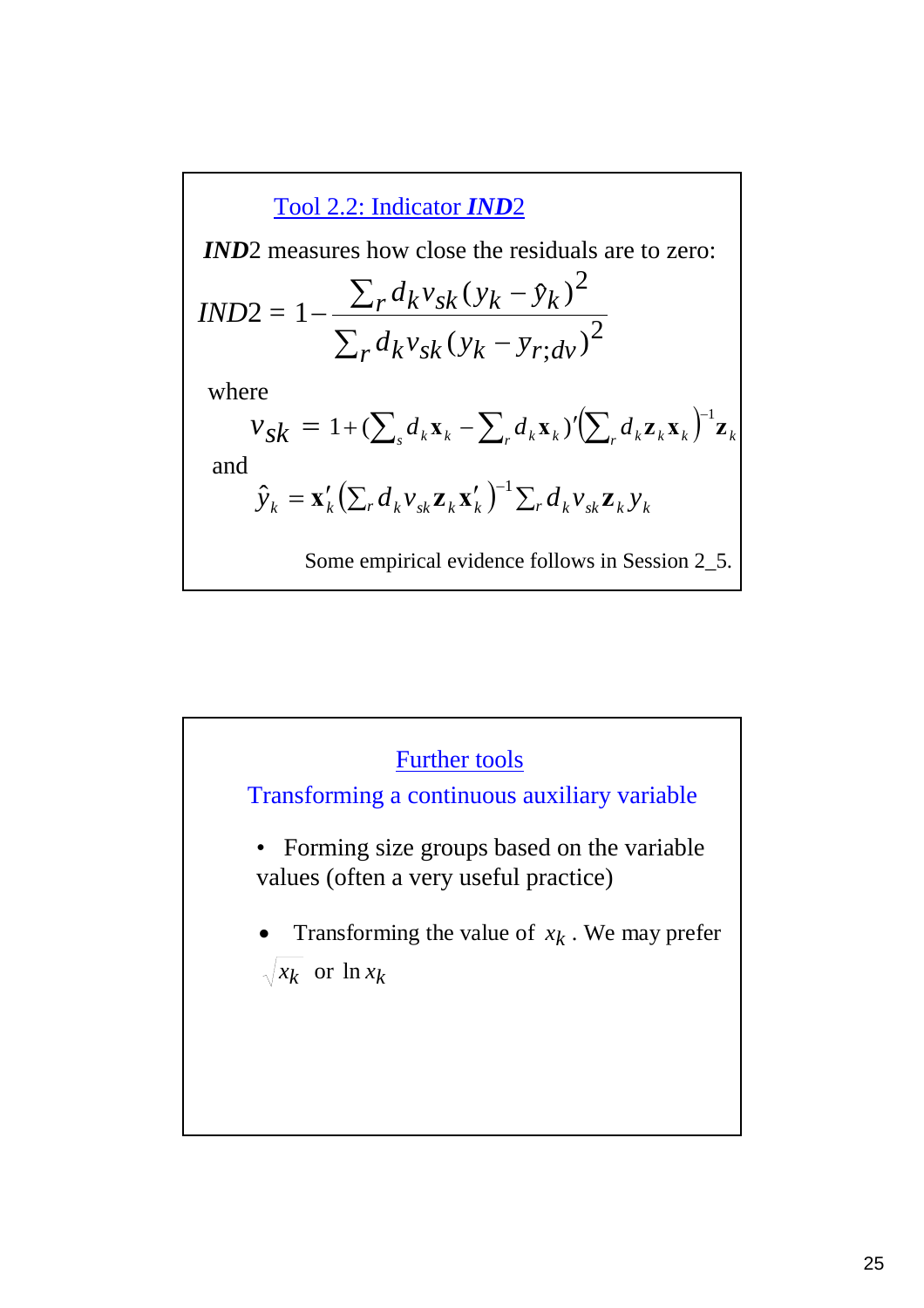## Tool 2.2: Indicator ***IND*2**

***IND*2** measures how close the residuals are to zero:

$$IND2 = 1 - \frac{\sum_r d_k v_{sk} (y_k - \hat{y}_k)^2}{\sum_r d_k v_{sk} (y_k - y_{r;dv})^2}$$

where

$$v_{sk} = 1 + (\textstyle\sum_s d_k \mathbf{x}_k - \sum_r d_k \mathbf{x}_k)' \left(\sum_r d_k \mathbf{z}_k \mathbf{x}_k\right)^{-1} \mathbf{z}_k$$

and

$$\hat{y}_k = \mathbf{x}_k' \left(\textstyle\sum_r d_k v_{sk} \mathbf{z}_k \mathbf{x}_k'\right)^{-1} \sum_r d_k v_{sk} \mathbf{z}_k y_k$$

Some empirical evidence follows in Session 2_5.

## Further tools

### Transforming a continuous auxiliary variable

- Forming size groups based on the variable values (often a very useful practice)
- Transforming the value of $x_k$ . We may prefer $\sqrt{x_k}$ or $\ln x_k$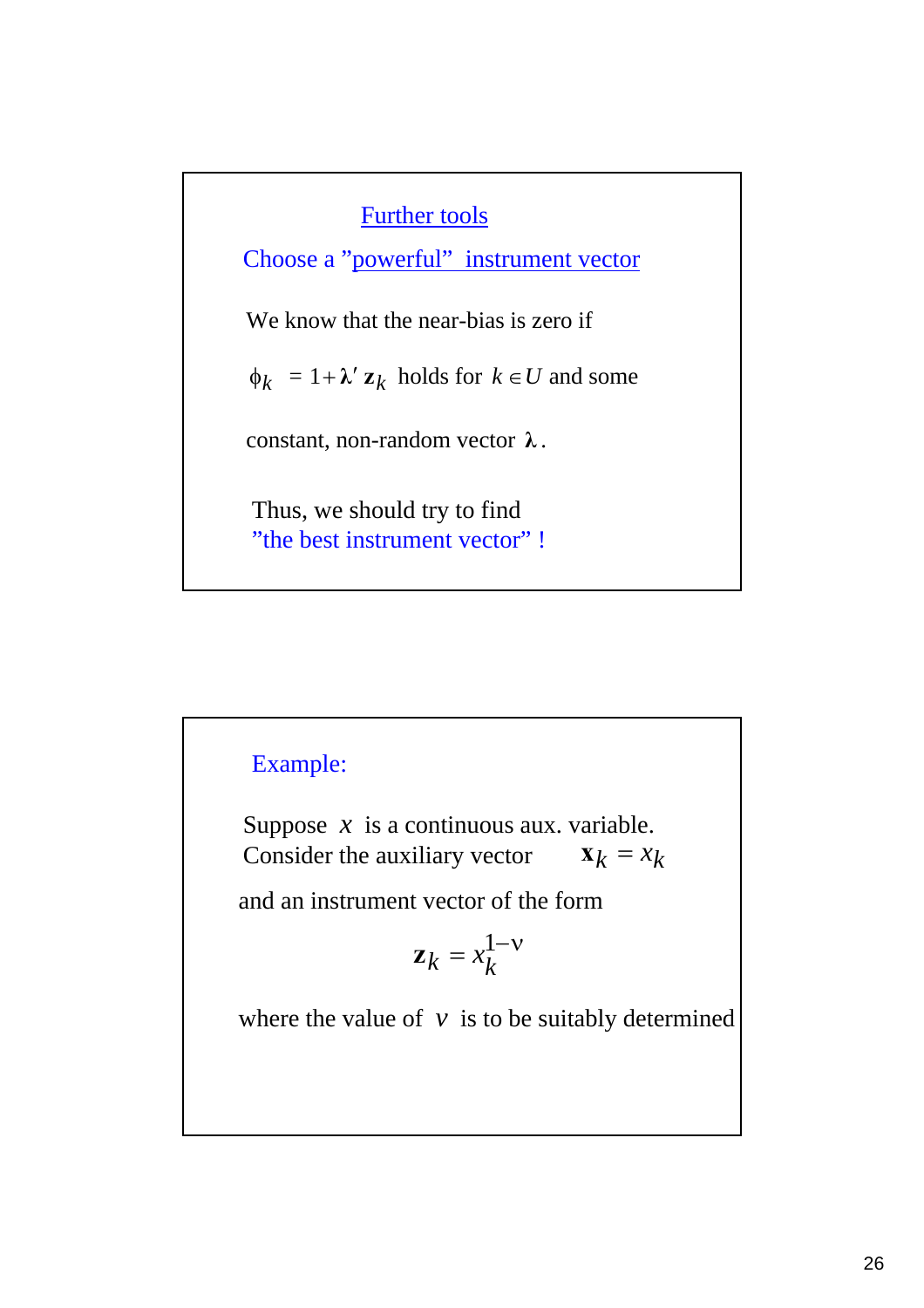## Further tools

Choose a ”powerful” instrument vector

We know that the near-bias is zero if

$\phi_k = 1 + \boldsymbol{\lambda}' \mathbf{z}_k$ holds for $k \in U$ and some

constant, non-random vector $\boldsymbol{\lambda}$.

Thus, we should try to find ”the best instrument vector” !

Example:

Suppose $x$ is a continuous aux. variable. Consider the auxiliary vector $\mathbf{x}_k = x_k$

and an instrument vector of the form

$$\mathbf{z}_k = x_k^{1-\nu}$$

where the value of $\nu$ is to be suitably determined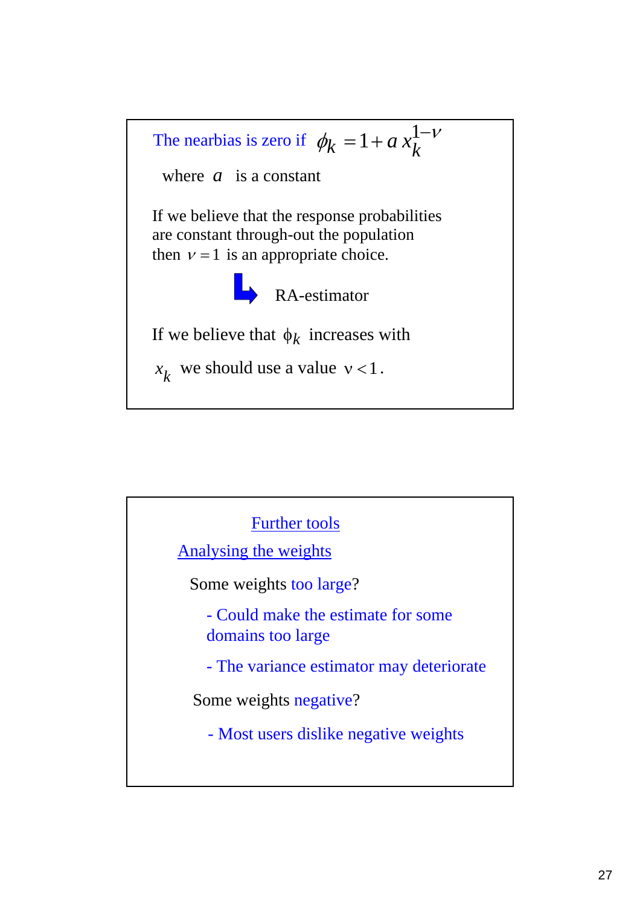The nearbias is zero if $\phi_k = 1 + a\, x_k^{1-\nu}$

where $a$ is a constant

If we believe that the response probabilities are constant through-out the population then $\nu = 1$ is an appropriate choice.

→ RA-estimator

If we believe that $\phi_k$ increases with $x_k$ we should use a value $\nu < 1$.

---

## Further tools

### Analysing the weights

Some weights too large?

- Could make the estimate for some domains too large
- The variance estimator may deteriorate

Some weights negative?

- Most users dislike negative weights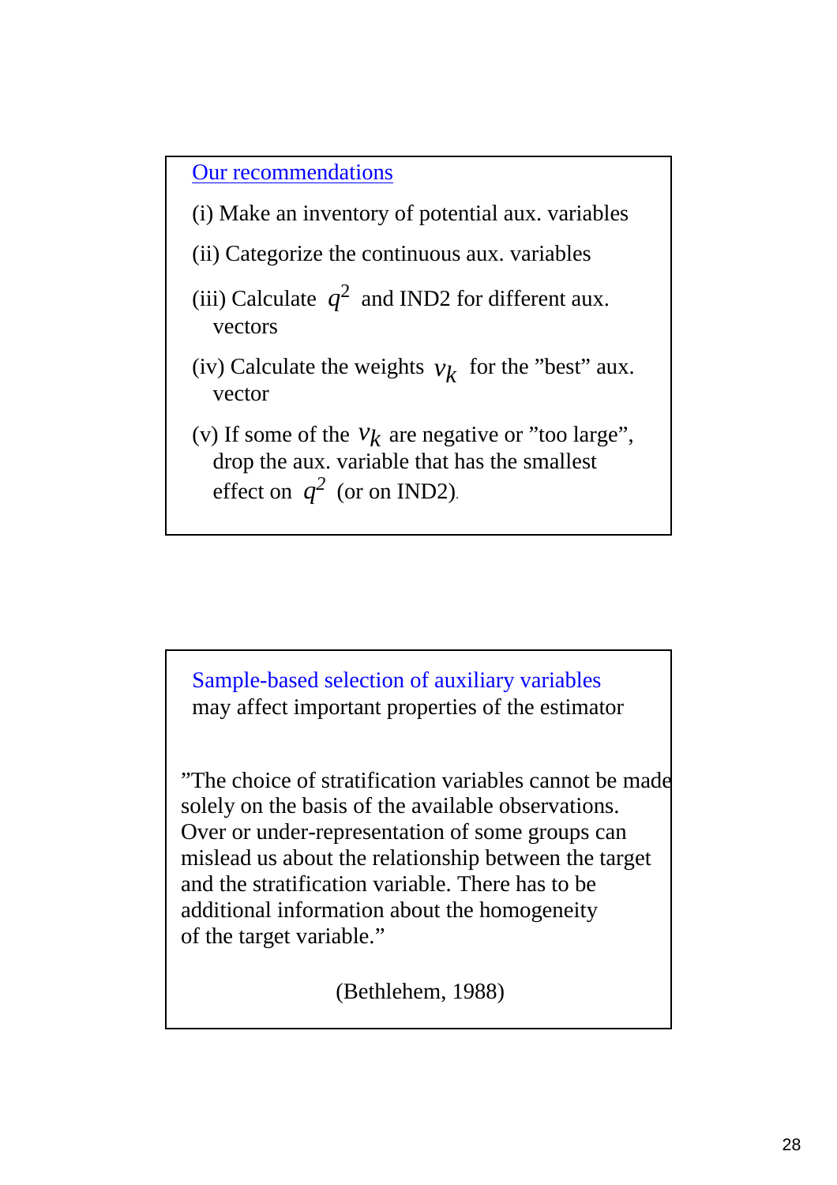## Our recommendations

(i) Make an inventory of potential aux. variables

(ii) Categorize the continuous aux. variables

(iii) Calculate $q^2$ and IND2 for different aux. vectors

(iv) Calculate the weights $v_k$ for the ”best” aux. vector

(v) If some of the $v_k$ are negative or ”too large”, drop the aux. variable that has the smallest effect on $q^2$ (or on IND2).

## Sample-based selection of auxiliary variables

may affect important properties of the estimator

”The choice of stratification variables cannot be made solely on the basis of the available observations. Over or under-representation of some groups can mislead us about the relationship between the target and the stratification variable. There has to be additional information about the homogeneity of the target variable.”

(Bethlehem, 1988)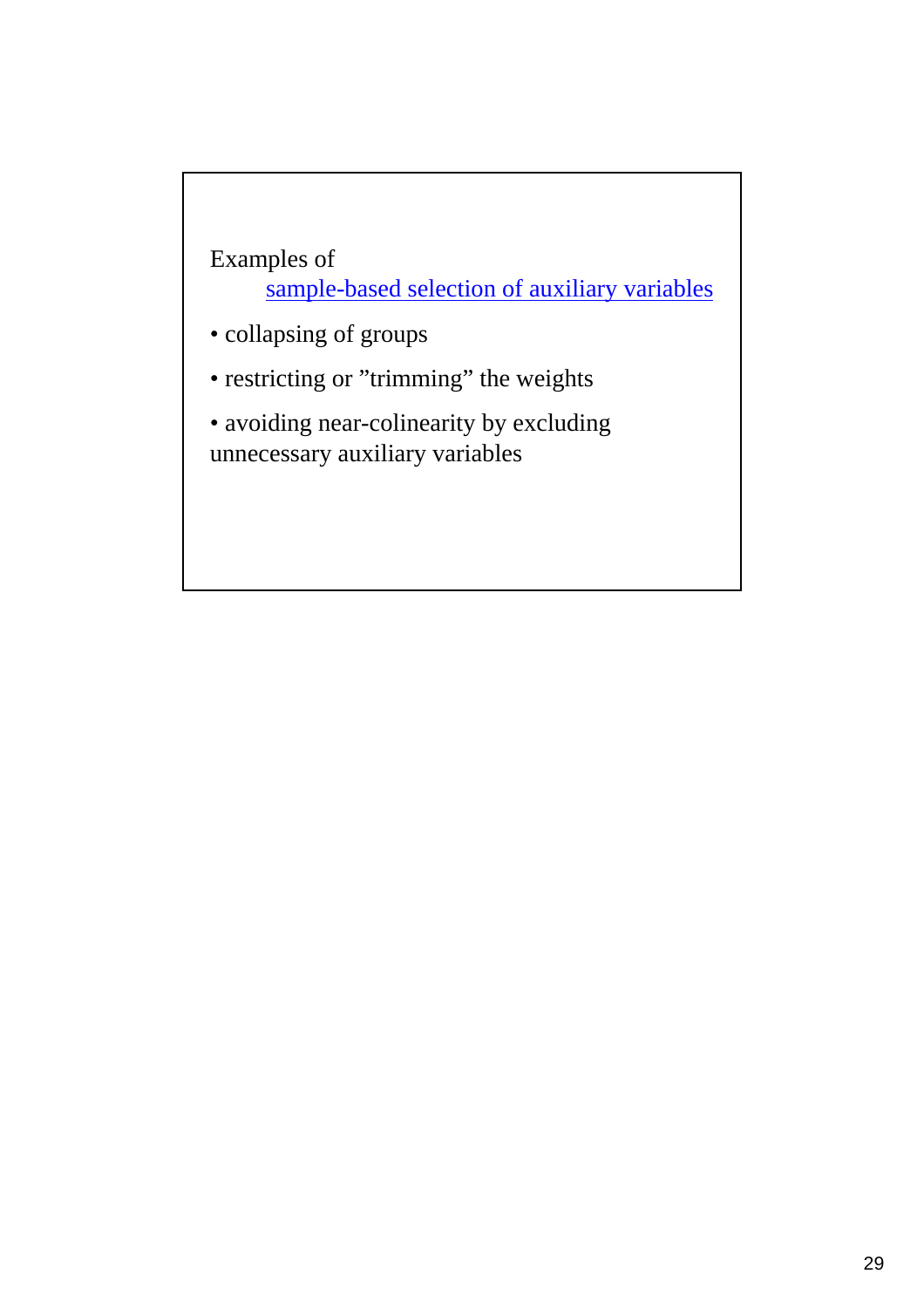Examples of

sample-based selection of auxiliary variables

- collapsing of groups
- restricting or ”trimming” the weights
- avoiding near-colinearity by excluding unnecessary auxiliary variables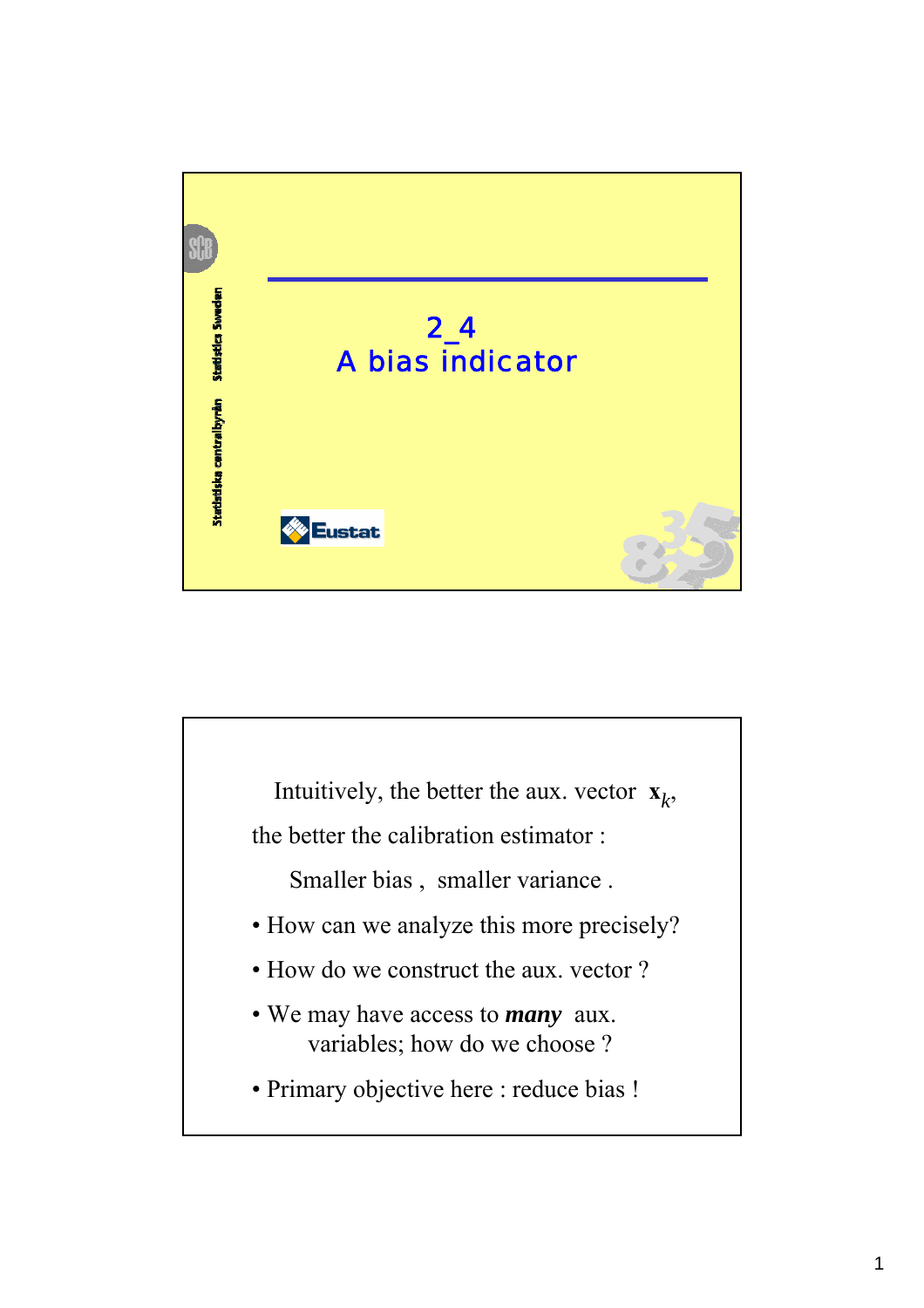# 2_4
# A bias indicator

Statistiska centralbyrån Statistics Sweden

Eustat

---

Intuitively, the better the aux. vector $\mathbf{x}_k$, the better the calibration estimator :

Smaller bias , smaller variance .

- How can we analyze this more precisely?
- How do we construct the aux. vector ?
- We may have access to ***many*** aux. variables; how do we choose ?
- Primary objective here : reduce bias !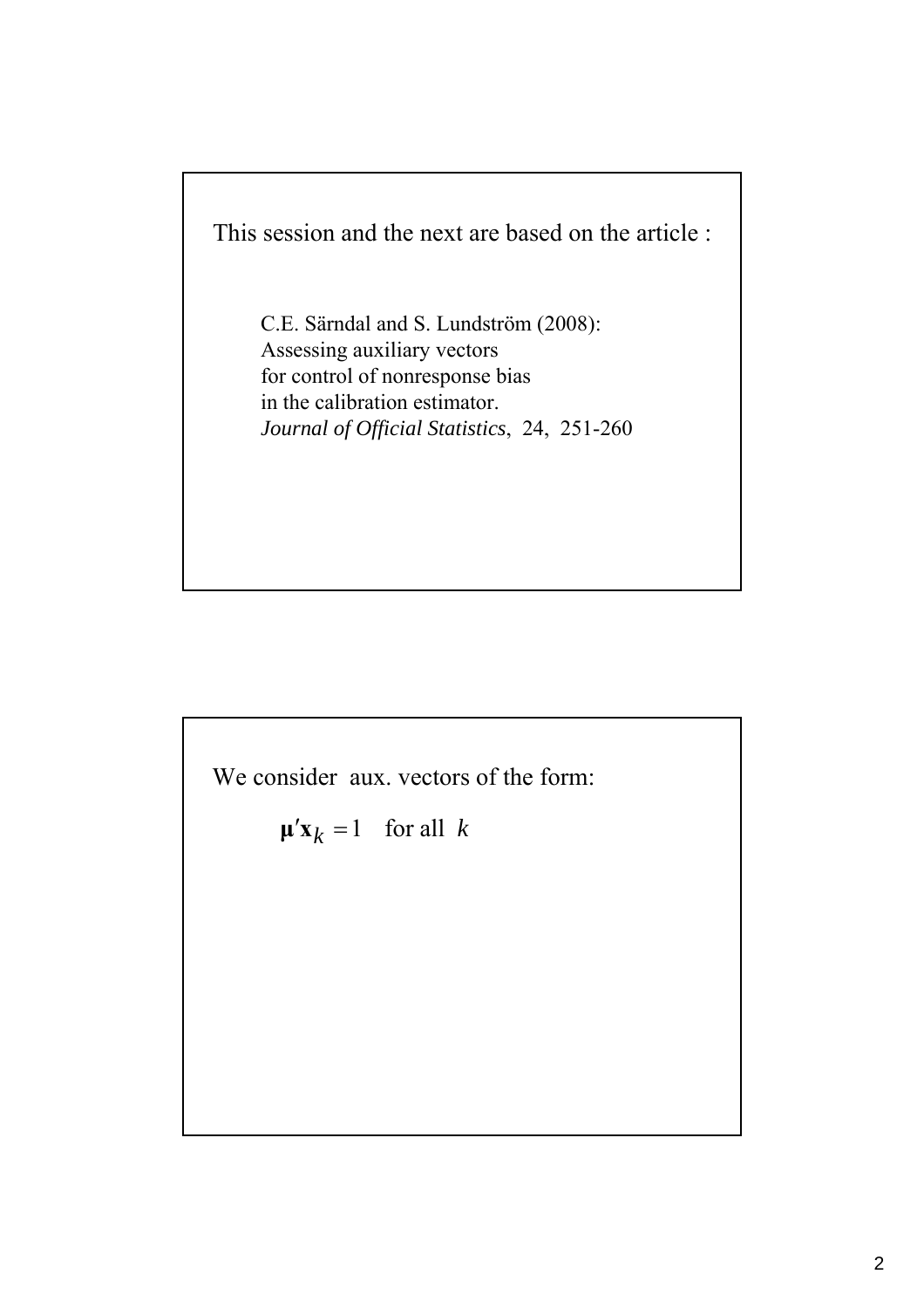This session and the next are based on the article :

C.E. Särndal and S. Lundström (2008):
Assessing auxiliary vectors
for control of nonresponse bias
in the calibration estimator.
*Journal of Official Statistics*, 24, 251-260

We consider aux. vectors of the form:

$$\boldsymbol{\mu}'\mathbf{x}_k = 1 \quad \text{for all } k$$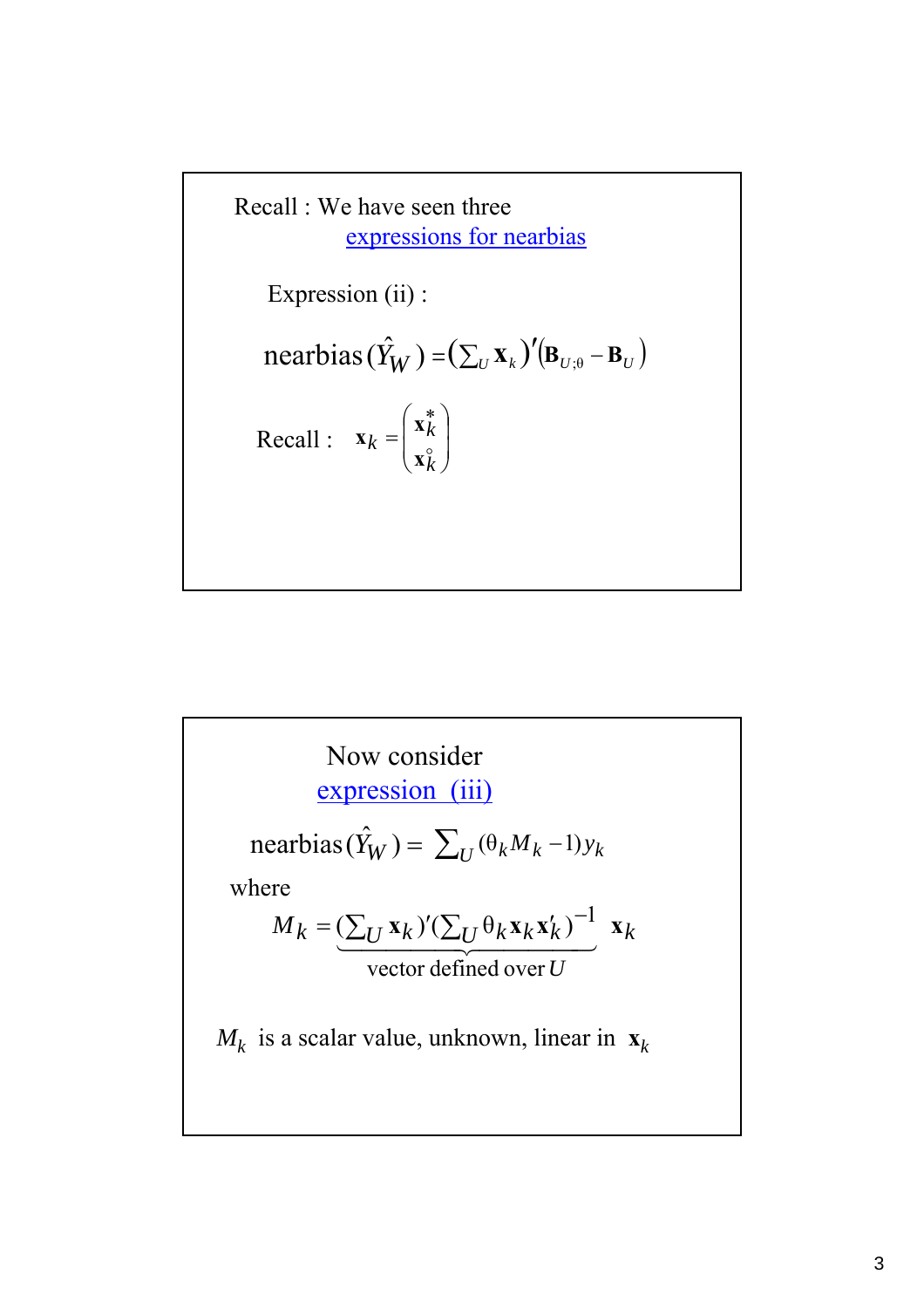Recall : We have seen three
expressions for nearbias

Expression (ii) :

$$\text{nearbias}(\hat{Y}_W) = \left(\sum_U \mathbf{x}_k\right)'\left(\mathbf{B}_{U;\theta} - \mathbf{B}_U\right)$$

Recall : $\mathbf{x}_k = \begin{pmatrix} \mathbf{x}_k^* \\ \mathbf{x}_k^\circ \end{pmatrix}$

Now consider
expression (iii)

$$\text{nearbias}(\hat{Y}_W) = \sum_U (\theta_k M_k - 1) y_k$$

where

$$M_k = \underbrace{\left(\sum_U \mathbf{x}_k\right)'\left(\sum_U \theta_k \mathbf{x}_k \mathbf{x}_k'\right)^{-1}}_{\text{vector defined over } U} \mathbf{x}_k$$

$M_k$ is a scalar value, unknown, linear in $\mathbf{x}_k$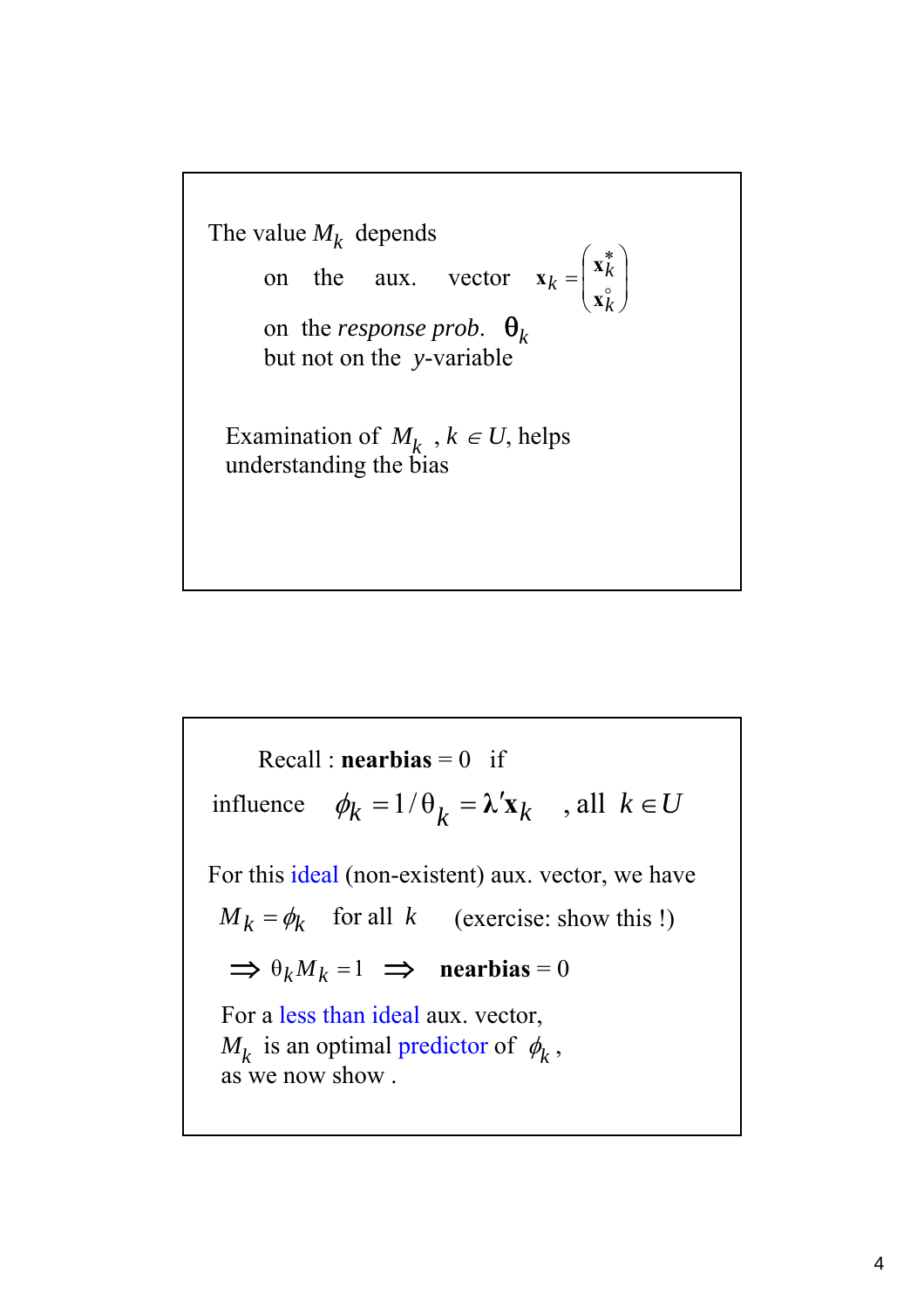The value $M_k$ depends

on the aux. vector $\mathbf{x}_k = \begin{pmatrix} \mathbf{x}_k^* \\ \mathbf{x}_k^\circ \end{pmatrix}$

on the *response prob*. $\theta_k$

but not on the $y$-variable

Examination of $M_k$ , $k \in U$, helps understanding the bias

---

Recall : **nearbias** = 0 if

influence $\phi_k = 1/\theta_k = \boldsymbol{\lambda}'\mathbf{x}_k$ , all $k \in U$

For this ideal (non-existent) aux. vector, we have

$M_k = \phi_k$ for all $k$ (exercise: show this !)

$\Rightarrow \theta_k M_k = 1 \Rightarrow$ **nearbias** = 0

For a less than ideal aux. vector,
$M_k$ is an optimal predictor of $\phi_k$ ,
as we now show .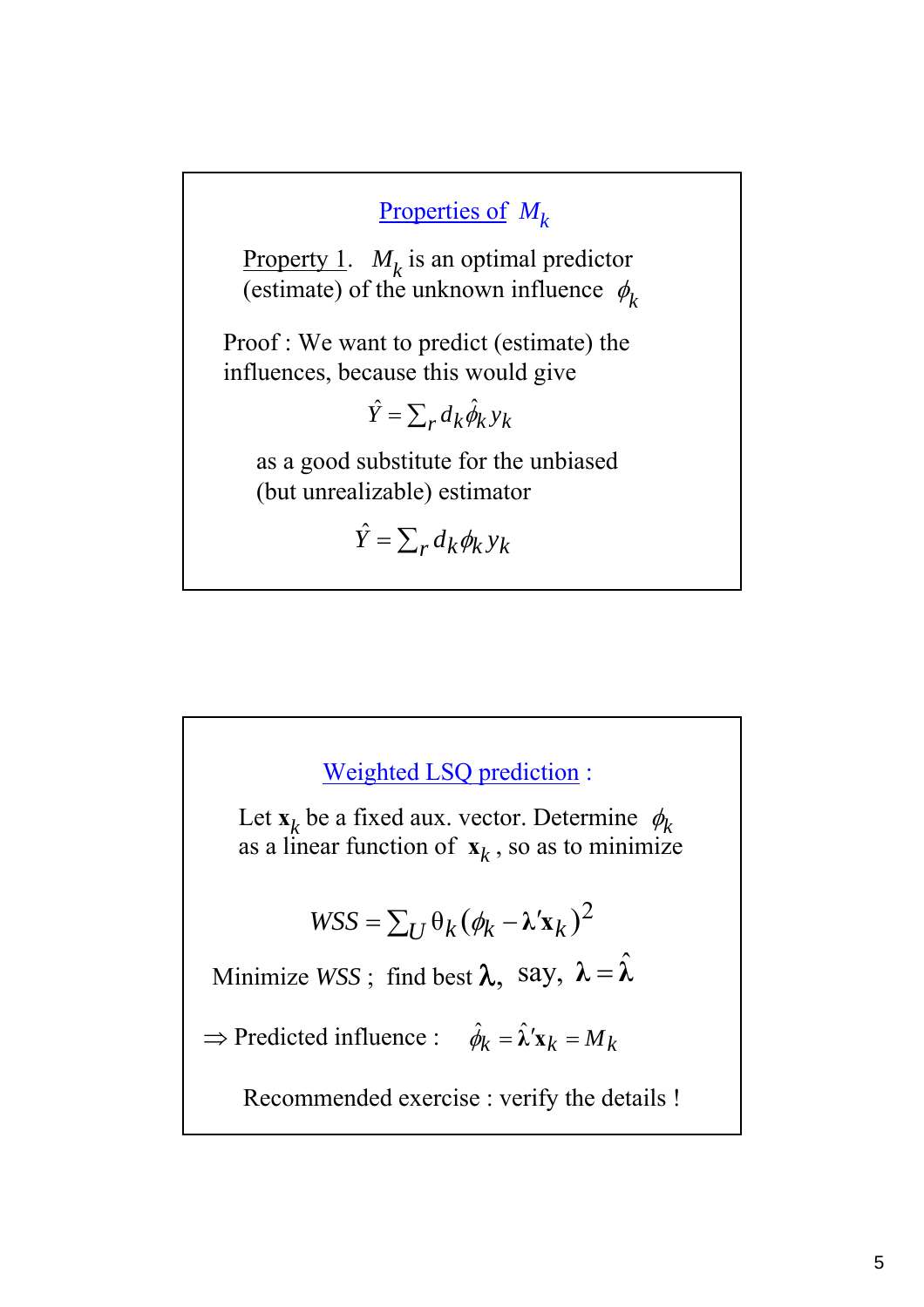## Properties of $M_k$

Property 1. $M_k$ is an optimal predictor (estimate) of the unknown influence $\phi_k$

Proof : We want to predict (estimate) the influences, because this would give

$$\hat{Y} = \sum_r d_k \hat{\phi}_k y_k$$

as a good substitute for the unbiased (but unrealizable) estimator

$$\hat{Y} = \sum_r d_k \phi_k y_k$$

## Weighted LSQ prediction :

Let $\mathbf{x}_k$ be a fixed aux. vector. Determine $\phi_k$ as a linear function of $\mathbf{x}_k$ , so as to minimize

$$WSS = \sum_U \theta_k (\phi_k - \boldsymbol{\lambda}' \mathbf{x}_k)^2$$

Minimize $WSS$ ; find best $\boldsymbol{\lambda}$, say, $\boldsymbol{\lambda} = \hat{\boldsymbol{\lambda}}$

$\Rightarrow$ Predicted influence : $\hat{\phi}_k = \hat{\boldsymbol{\lambda}}' \mathbf{x}_k = M_k$

Recommended exercise : verify the details !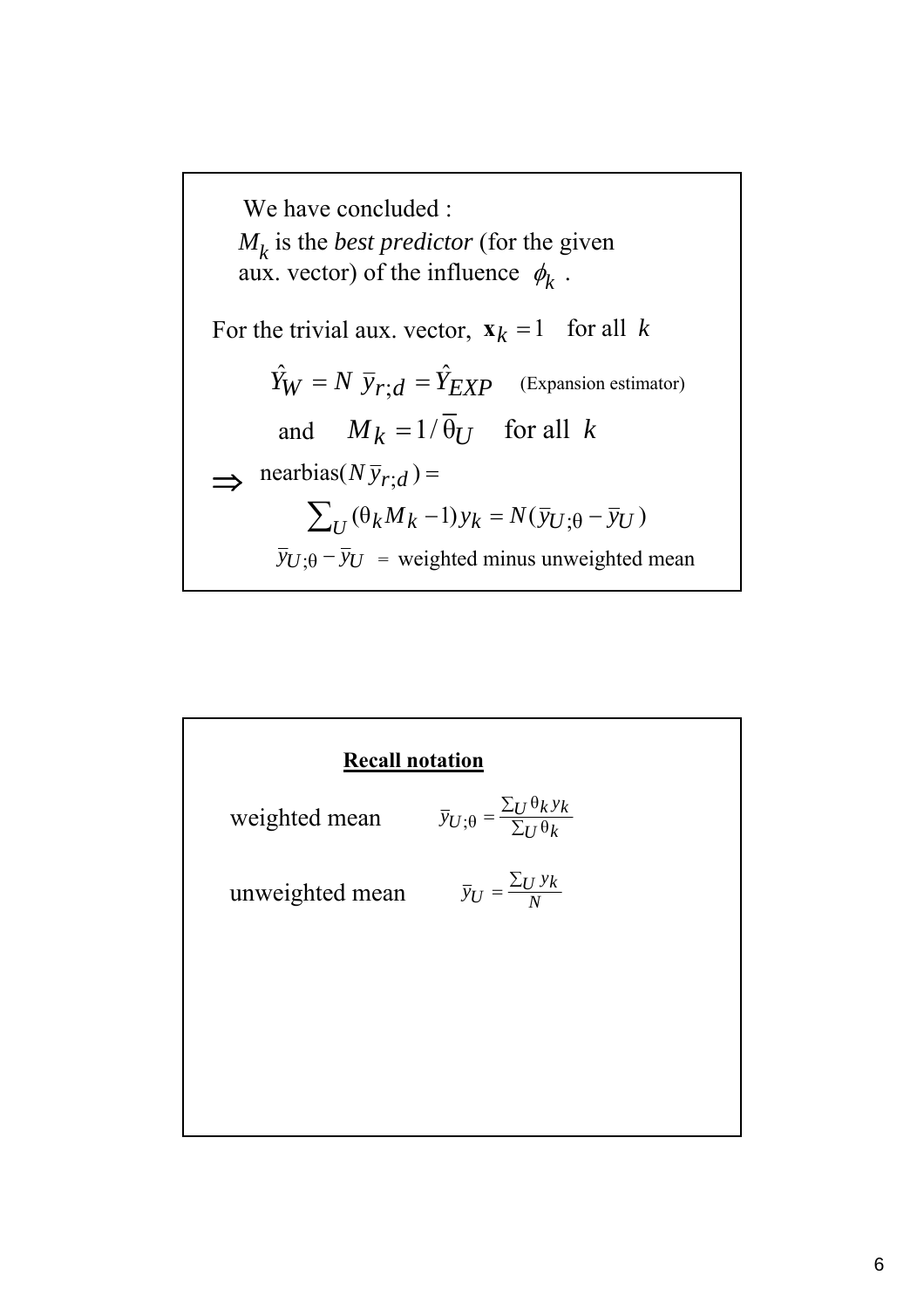We have concluded :
$M_k$ is the *best predictor* (for the given aux. vector) of the influence $\phi_k$ .

For the trivial aux. vector, $\mathbf{x}_k = 1$ for all $k$

$$\hat{Y}_W = N\,\bar{y}_{r;d} = \hat{Y}_{EXP} \quad \text{(Expansion estimator)}$$

and $M_k = 1/\overline{\theta}_U$ for all $k$

$\Rightarrow$ nearbias($N\,\bar{y}_{r;d}$) =

$$\sum_U (\theta_k M_k - 1) y_k = N(\bar{y}_{U;\theta} - \bar{y}_U)$$

$\bar{y}_{U;\theta} - \bar{y}_U$ = weighted minus unweighted mean

**Recall notation**

weighted mean $\bar{y}_{U;\theta} = \frac{\Sigma_U \theta_k y_k}{\Sigma_U \theta_k}$

unweighted mean $\bar{y}_U = \frac{\Sigma_U y_k}{N}$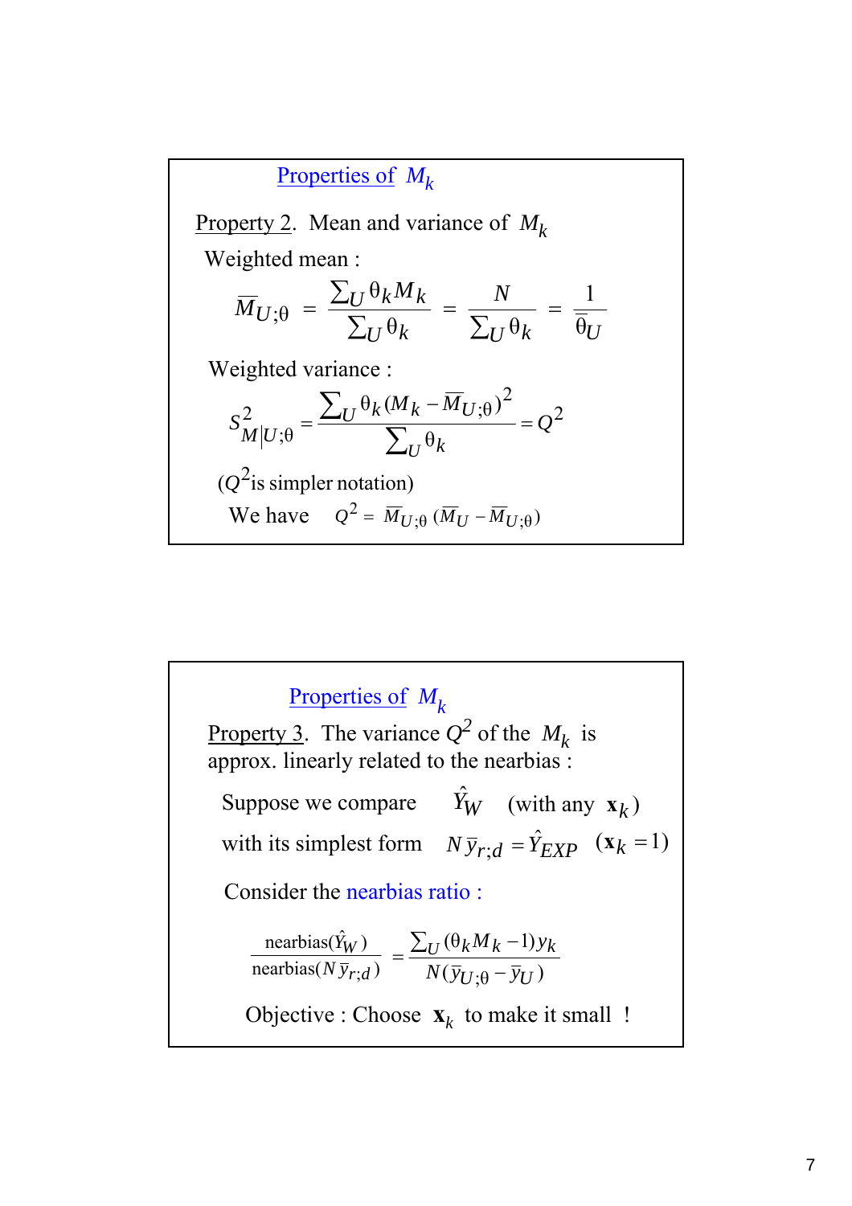## Properties of $M_k$

Property 2. Mean and variance of $M_k$

Weighted mean :

$$\overline{M}_{U;\theta} = \frac{\sum_U \theta_k M_k}{\sum_U \theta_k} = \frac{N}{\sum_U \theta_k} = \frac{1}{\overline{\theta}_U}$$

Weighted variance :

$$S^2_{M|U;\theta} = \frac{\sum_U \theta_k (M_k - \overline{M}_{U;\theta})^2}{\sum_U \theta_k} = Q^2$$

($Q^2$ is simpler notation)

We have $\quad Q^2 = \overline{M}_{U;\theta}\,(\overline{M}_U - \overline{M}_{U;\theta})$

## Properties of $M_k$

Property 3. The variance $Q^2$ of the $M_k$ is approx. linearly related to the nearbias :

Suppose we compare $\quad \hat{Y}_W \quad$ (with any $\mathbf{x}_k$)

with its simplest form $\quad N\,\overline{y}_{r;d} = \hat{Y}_{EXP} \quad (\mathbf{x}_k = 1)$

Consider the nearbias ratio :

$$\frac{\text{nearbias}(\hat{Y}_W)}{\text{nearbias}(N\,\overline{y}_{r;d})} = \frac{\sum_U (\theta_k M_k - 1) y_k}{N(\overline{y}_{U;\theta} - \overline{y}_U)}$$

Objective : Choose $\mathbf{x}_k$ to make it small !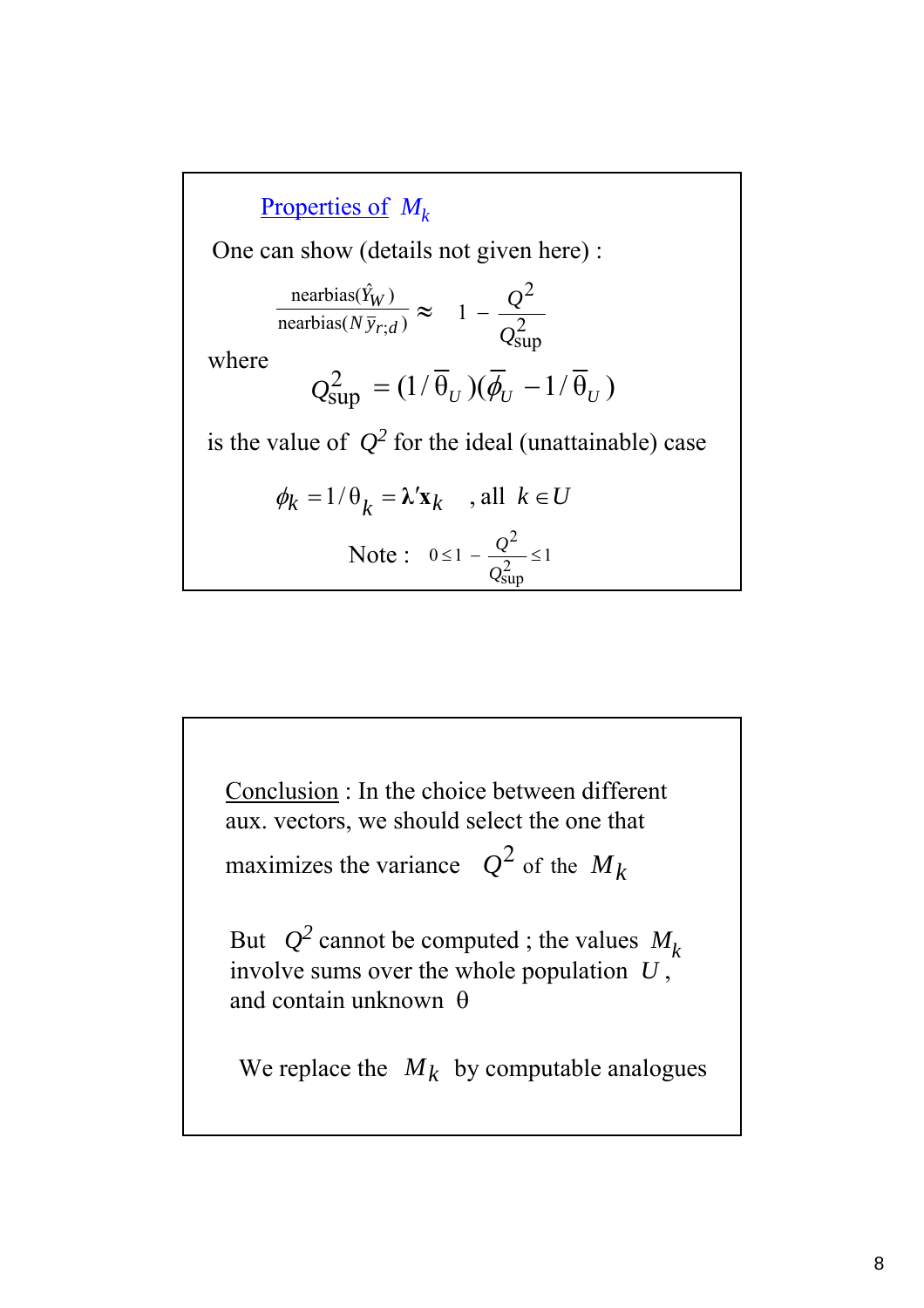## Properties of $M_k$

One can show (details not given here) :

$$\frac{\text{nearbias}(\hat{Y}_W)}{\text{nearbias}(N\,\bar{y}_{r;d})} \approx 1 - \frac{Q^2}{Q^2_{\text{sup}}}$$

where

$$Q^2_{\text{sup}} = (1/\bar{\theta}_U)(\bar{\phi}_U - 1/\bar{\theta}_U)$$

is the value of $Q^2$ for the ideal (unattainable) case

$$\phi_k = 1/\theta_k = \boldsymbol{\lambda}'\mathbf{x}_k \quad \text{, all } k \in U$$

Note : $0 \le 1 - \dfrac{Q^2}{Q^2_{\text{sup}}} \le 1$

Conclusion : In the choice between different aux. vectors, we should select the one that maximizes the variance $Q^2$ of the $M_k$

But $Q^2$ cannot be computed ; the values $M_k$ involve sums over the whole population $U$ , and contain unknown $\theta$

We replace the $M_k$ by computable analogues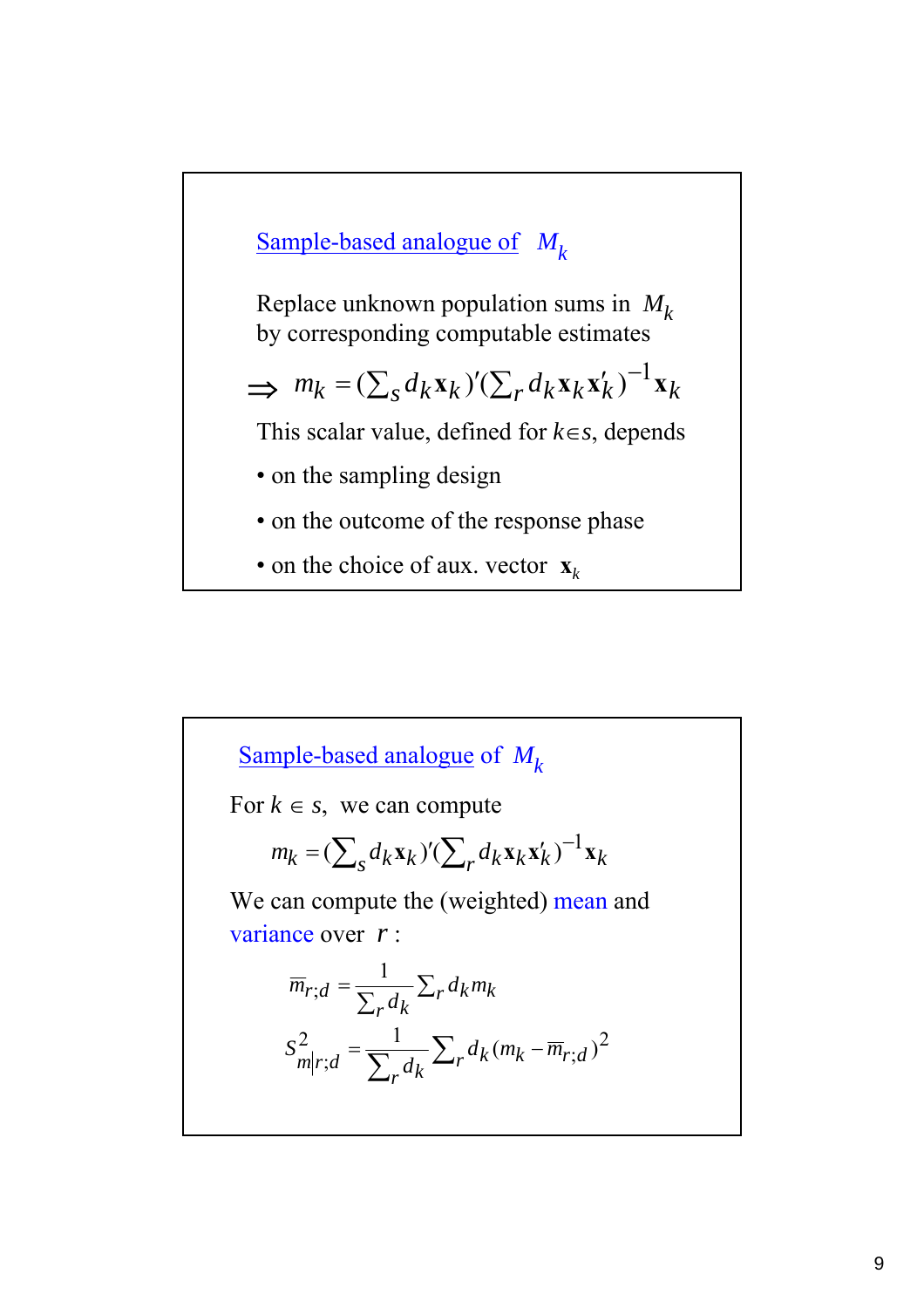## Sample-based analogue of $M_k$

Replace unknown population sums in $M_k$ by corresponding computable estimates

$$\Rightarrow \; m_k = (\textstyle\sum_s d_k \mathbf{x}_k)' (\textstyle\sum_r d_k \mathbf{x}_k \mathbf{x}_k')^{-1} \mathbf{x}_k$$

This scalar value, defined for $k \in s$, depends

- on the sampling design
- on the outcome of the response phase
- on the choice of aux. vector $\mathbf{x}_k$

## Sample-based analogue of $M_k$

For $k \in s$, we can compute

$$m_k = (\textstyle\sum_s d_k \mathbf{x}_k)' (\textstyle\sum_r d_k \mathbf{x}_k \mathbf{x}_k')^{-1} \mathbf{x}_k$$

We can compute the (weighted) mean and variance over $r$ :

$$\overline{m}_{r;d} = \frac{1}{\sum_r d_k} \textstyle\sum_r d_k m_k$$

$$S^2_{m|r;d} = \frac{1}{\sum_r d_k} \textstyle\sum_r d_k (m_k - \overline{m}_{r;d})^2$$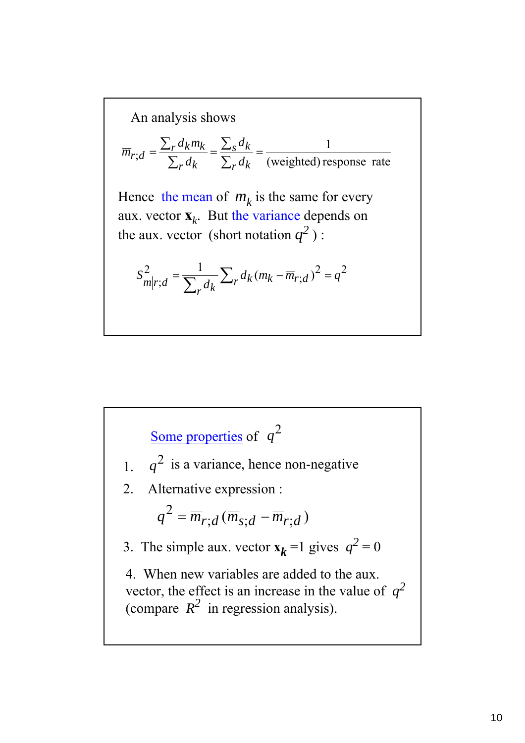An analysis shows

$$\bar{m}_{r;d} = \frac{\sum_r d_k m_k}{\sum_r d_k} = \frac{\sum_s d_k}{\sum_r d_k} = \frac{1}{\text{(weighted) response rate}}$$

Hence the mean of $m_k$ is the same for every aux. vector $\mathbf{x}_k$. But the variance depends on the aux. vector (short notation $q^2$ ) :

$$S^2_{m|r;d} = \frac{1}{\sum_r d_k} \sum_r d_k (m_k - \bar{m}_{r;d})^2 = q^2$$

Some properties of $q^2$

1. $q^2$ is a variance, hence non-negative
2. Alternative expression :

   $$q^2 = \bar{m}_{r;d} (\bar{m}_{s;d} - \bar{m}_{r;d})$$

3. The simple aux. vector $\mathbf{x}_k$ =1 gives $q^2 = 0$

4. When new variables are added to the aux. vector, the effect is an increase in the value of $q^2$ (compare $R^2$ in regression analysis).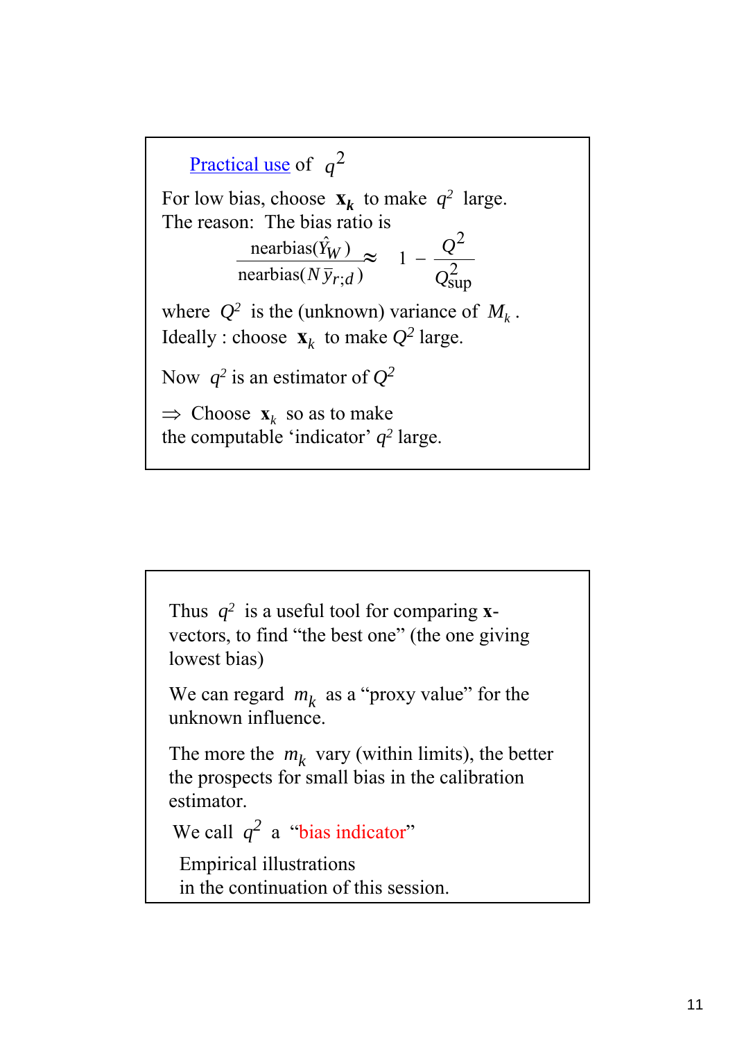## Practical use of $q^2$

For low bias, choose $\mathbf{x}_k$ to make $q^2$ large.
The reason: The bias ratio is

$$\frac{\text{nearbias}(\hat{Y}_W)}{\text{nearbias}(N\,\bar{y}_{r;d})} \approx 1 - \frac{Q^2}{Q^2_{\text{sup}}}$$

where $Q^2$ is the (unknown) variance of $M_k$ .
Ideally : choose $\mathbf{x}_k$ to make $Q^2$ large.

Now $q^2$ is an estimator of $Q^2$

$\Rightarrow$ Choose $\mathbf{x}_k$ so as to make the computable 'indicator' $q^2$ large.

Thus $q^2$ is a useful tool for comparing **x**-vectors, to find "the best one" (the one giving lowest bias)

We can regard $m_k$ as a "proxy value" for the unknown influence.

The more the $m_k$ vary (within limits), the better the prospects for small bias in the calibration estimator.

We call $q^2$ a "bias indicator"

Empirical illustrations
in the continuation of this session.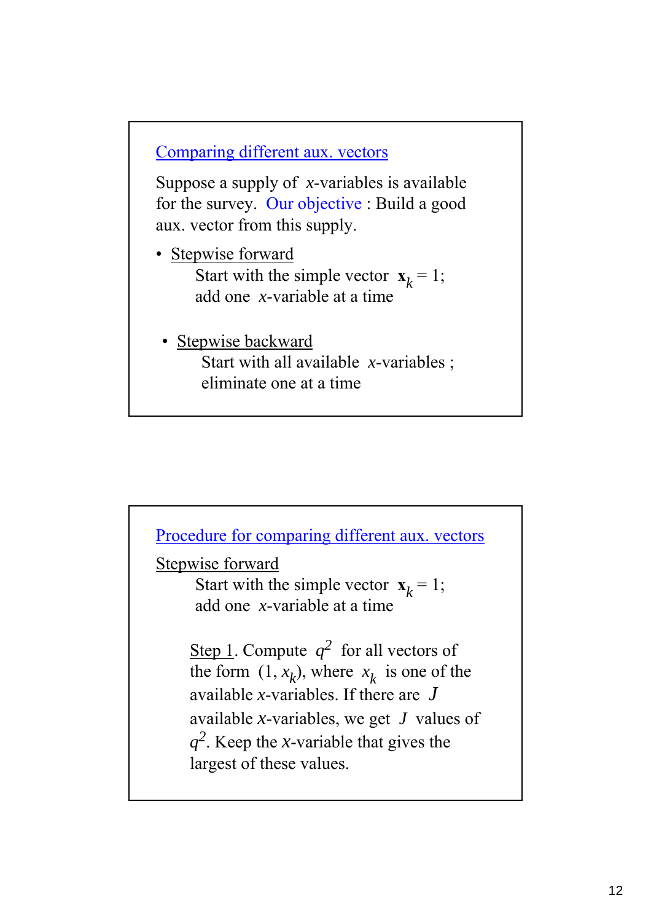## Comparing different aux. vectors

Suppose a supply of $x$-variables is available for the survey. Our objective : Build a good aux. vector from this supply.

- Stepwise forward

  Start with the simple vector $\mathbf{x}_k = 1$; add one $x$-variable at a time

- Stepwise backward

  Start with all available $x$-variables ; eliminate one at a time

## Procedure for comparing different aux. vectors

Stepwise forward

Start with the simple vector $\mathbf{x}_k = 1$; add one $x$-variable at a time

Step 1. Compute $q^2$ for all vectors of the form $(1, x_k)$, where $x_k$ is one of the available $x$-variables. If there are $J$ available $x$-variables, we get $J$ values of $q^2$. Keep the $x$-variable that gives the largest of these values.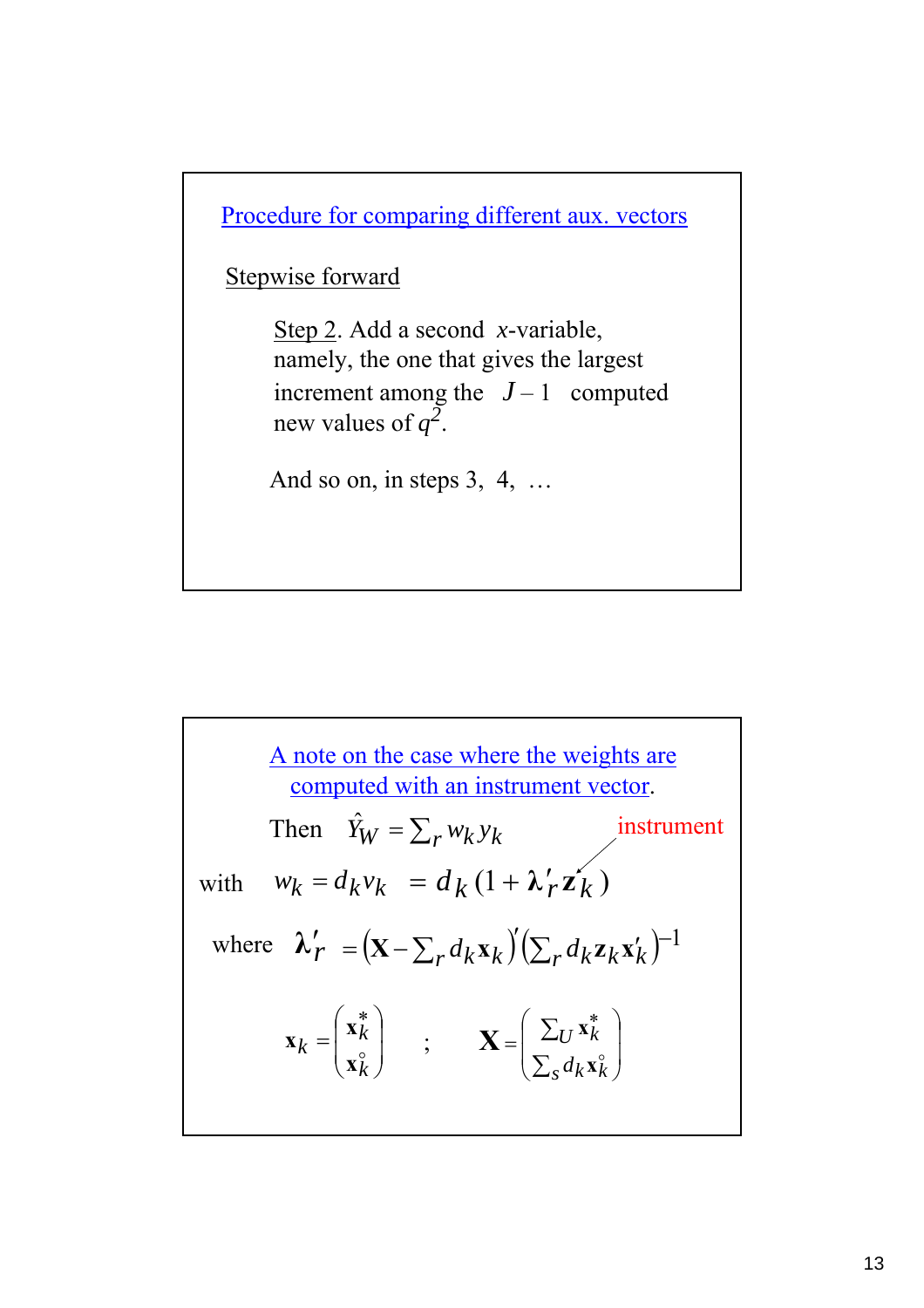## Procedure for comparing different aux. vectors

Stepwise forward

Step 2. Add a second $x$-variable, namely, the one that gives the largest increment among the $J-1$ computed new values of $q^2$.

And so on, in steps 3, 4, …

## A note on the case where the weights are computed with an instrument vector.

Then $\hat{Y}_W = \sum_r w_k y_k$

with $w_k = d_k v_k = d_k (1 + \boldsymbol{\lambda}'_r \mathbf{z}_k)$ — instrument

where $\boldsymbol{\lambda}'_r = \left(\mathbf{X} - \sum_r d_k \mathbf{x}_k\right)' \left(\sum_r d_k \mathbf{z}_k \mathbf{x}'_k\right)^{-1}$

$$\mathbf{x}_k = \begin{pmatrix} \mathbf{x}_k^* \\ \mathbf{x}_k^\circ \end{pmatrix} \quad ; \quad \mathbf{X} = \begin{pmatrix} \sum_U \mathbf{x}_k^* \\ \sum_s d_k \mathbf{x}_k^\circ \end{pmatrix}$$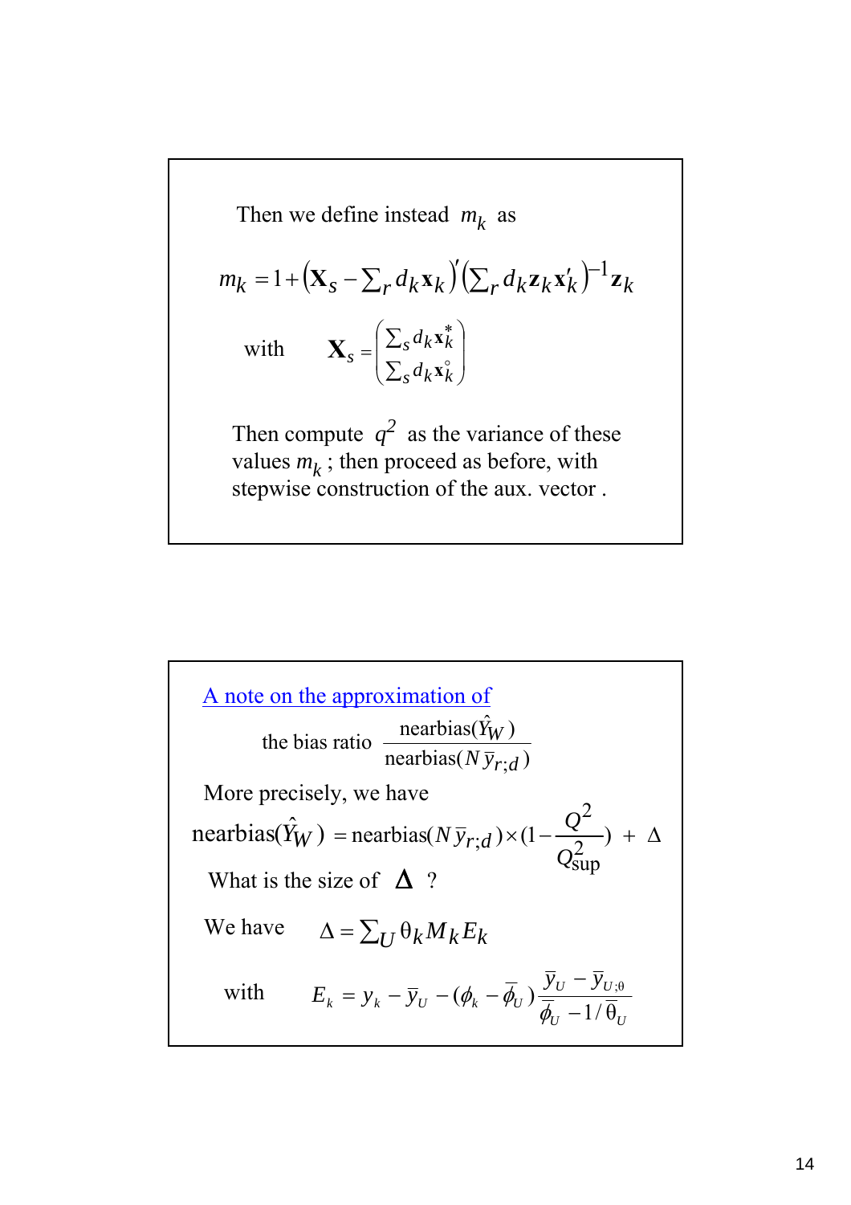Then we define instead $m_k$ as

$$m_k = 1 + \left(\mathbf{X}_s - \sum_r d_k \mathbf{x}_k\right)' \left(\sum_r d_k \mathbf{z}_k \mathbf{x}_k'\right)^{-1} \mathbf{z}_k$$

with $\mathbf{X}_s = \begin{pmatrix} \sum_s d_k \mathbf{x}_k^* \\ \sum_s d_k \mathbf{x}_k^\circ \end{pmatrix}$

Then compute $q^2$ as the variance of these values $m_k$ ; then proceed as before, with stepwise construction of the aux. vector .

A note on the approximation of

the bias ratio $\dfrac{\text{nearbias}(\hat{Y}_W)}{\text{nearbias}(N\,\bar{y}_{r;d})}$

More precisely, we have

$$\text{nearbias}(\hat{Y}_W) = \text{nearbias}(N\,\bar{y}_{r;d}) \times \left(1 - \frac{Q^2}{Q^2_{\text{sup}}}\right) + \Delta$$

What is the size of $\Delta$ ?

We have $\Delta = \sum_U \theta_k M_k E_k$

with $E_k = y_k - \bar{y}_U - (\phi_k - \bar{\phi}_U)\dfrac{\bar{y}_U - \bar{y}_{U;\theta}}{\bar{\phi}_U - 1/\bar{\theta}_U}$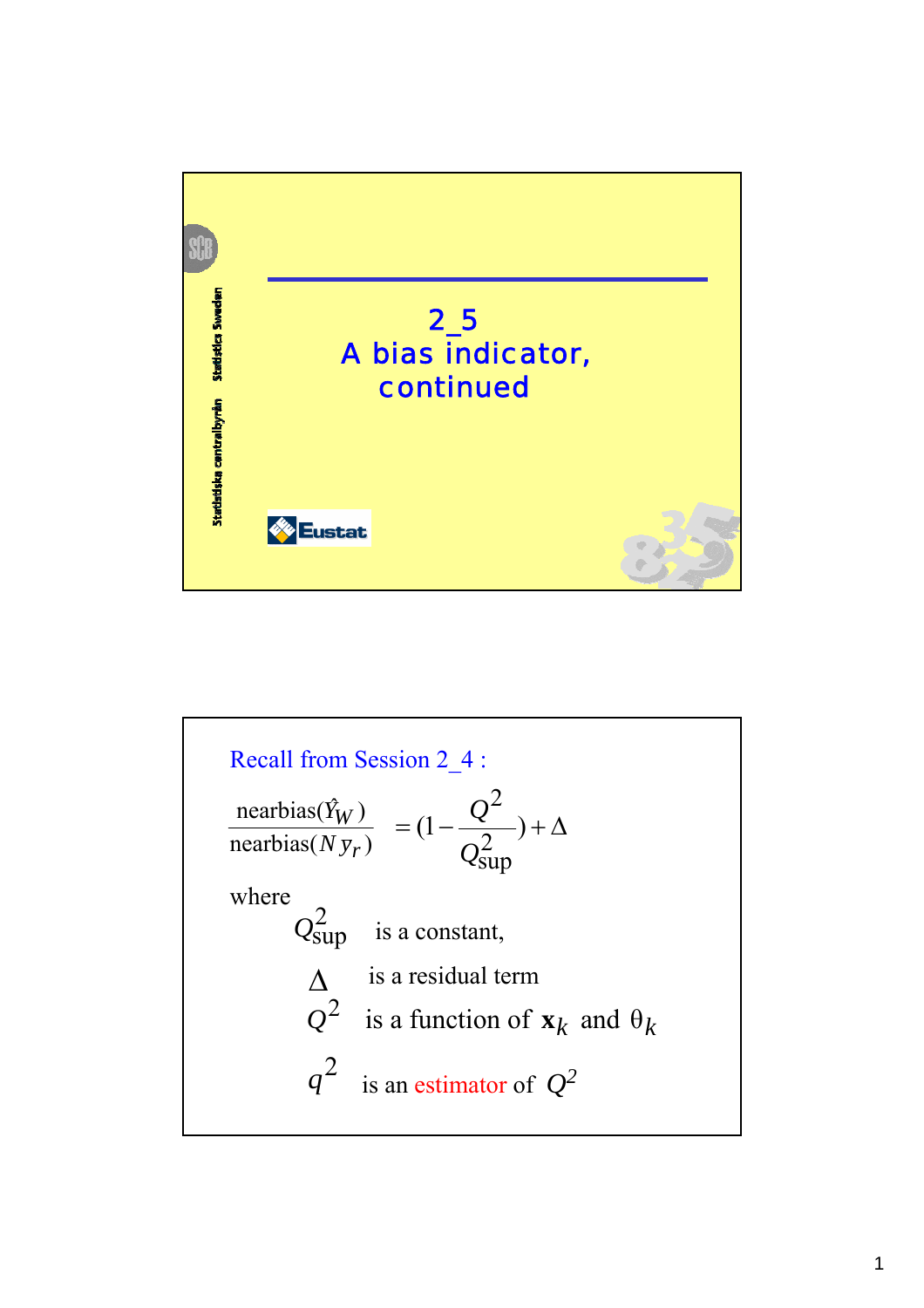# 2_5
# A bias indicator, continued

Recall from Session 2_4 :

$$\frac{\text{nearbias}(\hat{Y}_W)}{\text{nearbias}(N\,\bar{y}_r)} = (1 - \frac{Q^2}{Q^2_{\text{sup}}}) + \Delta$$

where

$Q^2_{\text{sup}}$ is a constant,

$\Delta$ is a residual term

$Q^2$ is a function of $\mathbf{x}_k$ and $\theta_k$

$q^2$ is an estimator of $Q^2$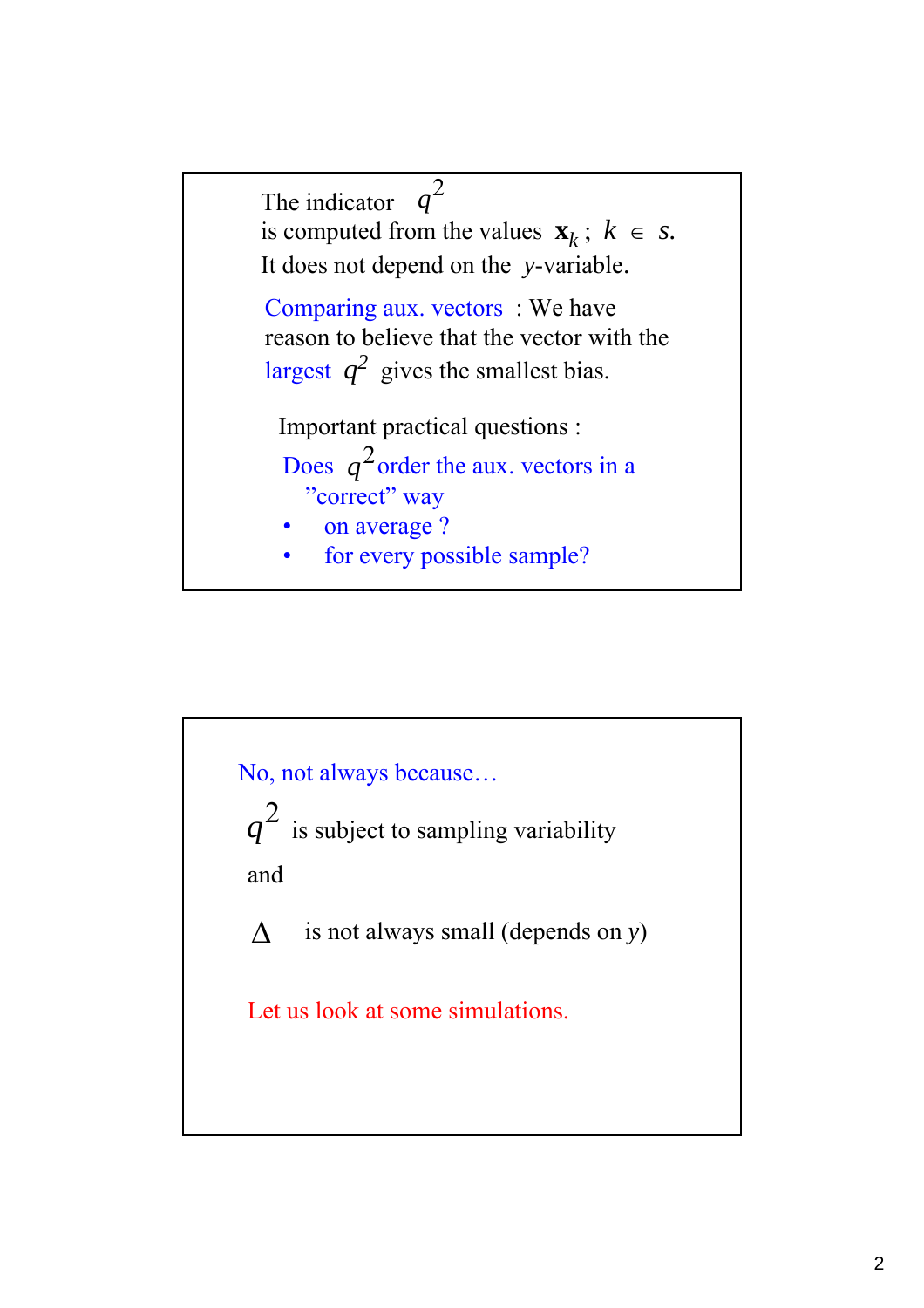The indicator $q^2$
is computed from the values $\mathbf{x}_k$ ; $k \in s$.
It does not depend on the $y$-variable.

Comparing aux. vectors : We have reason to believe that the vector with the largest $q^2$ gives the smallest bias.

Important practical questions :

Does $q^2$ order the aux. vectors in a ”correct” way

- on average ?
- for every possible sample?

---

No, not always because…

$q^2$ is subject to sampling variability

and

$\Delta$ is not always small (depends on $y$)

Let us look at some simulations.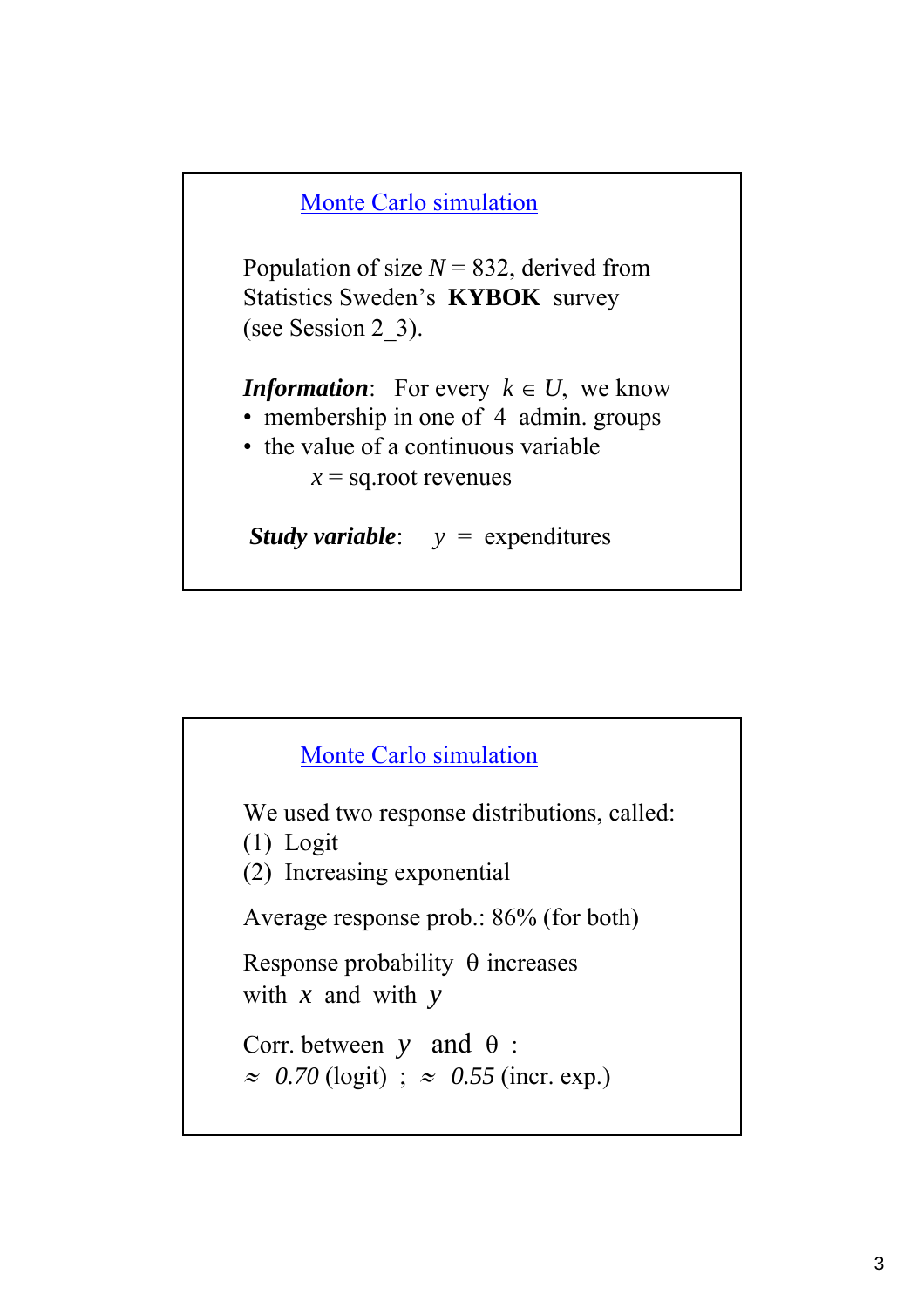## Monte Carlo simulation

Population of size $N = 832$, derived from Statistics Sweden's **KYBOK** survey (see Session 2_3).

***Information***: For every $k \in U$, we know

- membership in one of 4 admin. groups
- the value of a continuous variable

  $x$ = sq.root revenues

***Study variable***: $y$ = expenditures

## Monte Carlo simulation

We used two response distributions, called:

(1) Logit

(2) Increasing exponential

Average response prob.: 86% (for both)

Response probability $\theta$ increases with $x$ and with $y$

Corr. between $y$ and $\theta$ :

$\approx$ *0.70* (logit) ; $\approx$ *0.55* (incr. exp.)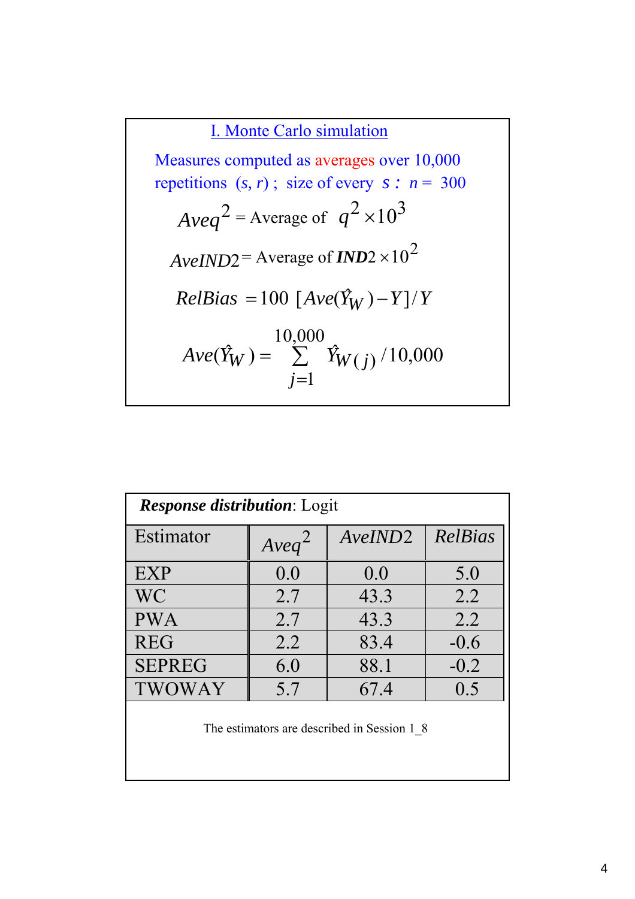## I. Monte Carlo simulation

Measures computed as averages over 10,000 repetitions $(s, r)$ ; size of every $s$ : $n = 300$

$$Aveq^2 = \text{Average of } q^2 \times 10^3$$

$$AveIND2 = \text{Average of } \textbf{\textit{IND}}2 \times 10^2$$

$$RelBias = 100\ [Ave(\hat{Y}_W) - Y]/Y$$

$$Ave(\hat{Y}_W) = \sum_{j=1}^{10,000} \hat{Y}_{W(j)} / 10,000$$

***Response distribution***: Logit

| Estimator | $Aveq^2$ | *AveIND2* | *RelBias* |
|---|---|---|---|
| EXP | 0.0 | 0.0 | 5.0 |
| WC | 2.7 | 43.3 | 2.2 |
| PWA | 2.7 | 43.3 | 2.2 |
| REG | 2.2 | 83.4 | -0.6 |
| SEPREG | 6.0 | 88.1 | -0.2 |
| TWOWAY | 5.7 | 67.4 | 0.5 |

The estimators are described in Session 1_8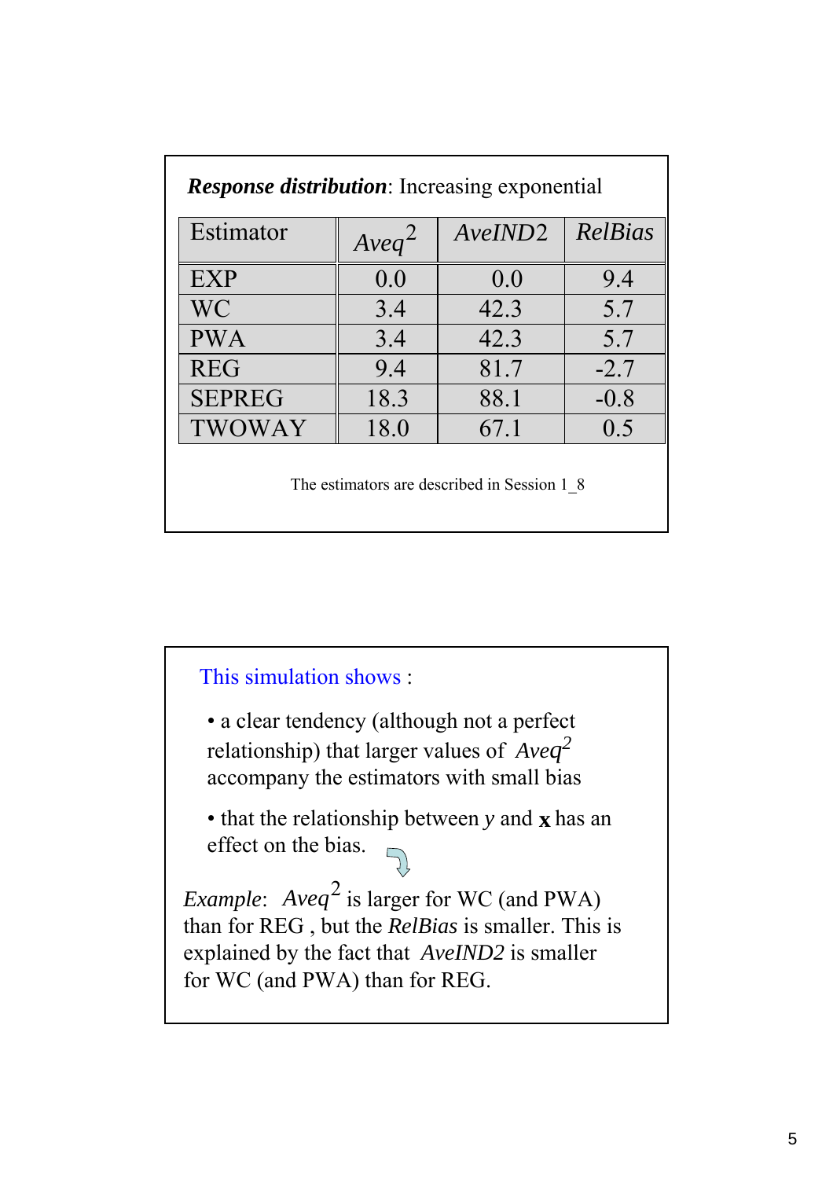***Response distribution***: Increasing exponential

| Estimator | *Aveq*$^2$ | *AveIND2* | *RelBias* |
|---|---|---|---|
| EXP | 0.0 | 0.0 | 9.4 |
| WC | 3.4 | 42.3 | 5.7 |
| PWA | 3.4 | 42.3 | 5.7 |
| REG | 9.4 | 81.7 | -2.7 |
| SEPREG | 18.3 | 88.1 | -0.8 |
| TWOWAY | 18.0 | 67.1 | 0.5 |

The estimators are described in Session 1_8

This simulation shows :

- a clear tendency (although not a perfect relationship) that larger values of *Aveq*$^2$ accompany the estimators with small bias
- that the relationship between $y$ and $\mathbf{x}$ has an effect on the bias.

*Example*: *Aveq*$^2$ is larger for WC (and PWA) than for REG , but the *RelBias* is smaller. This is explained by the fact that *AveIND2* is smaller for WC (and PWA) than for REG.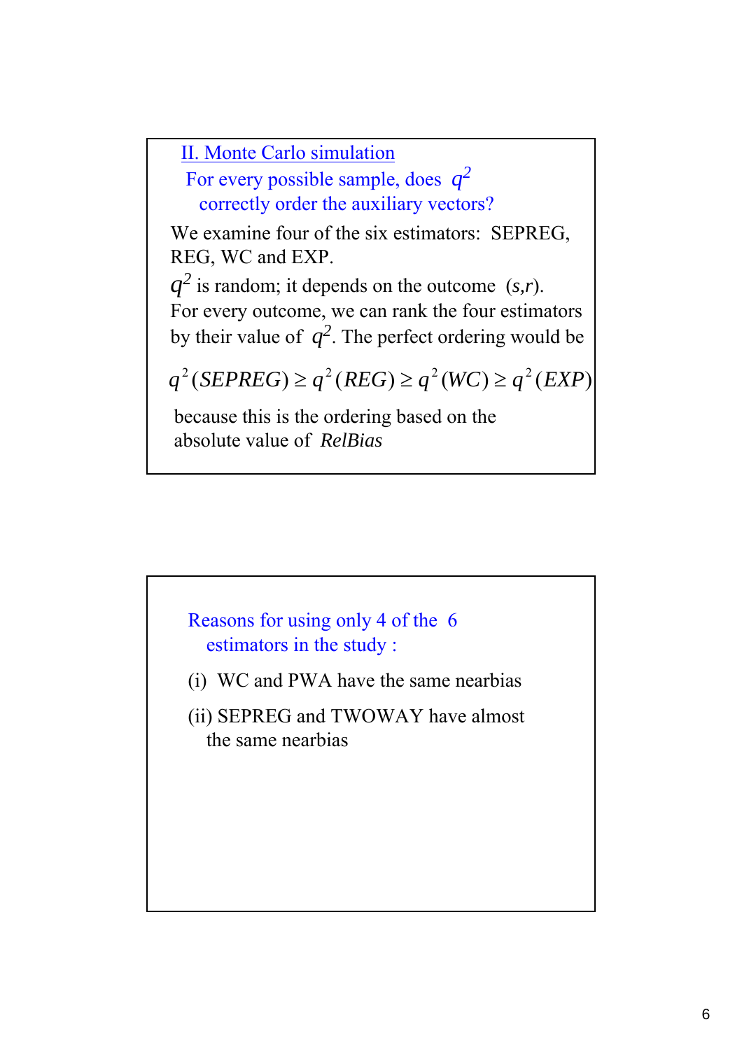## II. Monte Carlo simulation

For every possible sample, does $q^2$ correctly order the auxiliary vectors?

We examine four of the six estimators: SEPREG, REG, WC and EXP.

$q^2$ is random; it depends on the outcome $(s,r)$.
For every outcome, we can rank the four estimators by their value of $q^2$. The perfect ordering would be

$$q^2(SEPREG) \geq q^2(REG) \geq q^2(WC) \geq q^2(EXP)$$

because this is the ordering based on the absolute value of *RelBias*

---

Reasons for using only 4 of the 6 estimators in the study :

(i) WC and PWA have the same nearbias

(ii) SEPREG and TWOWAY have almost the same nearbias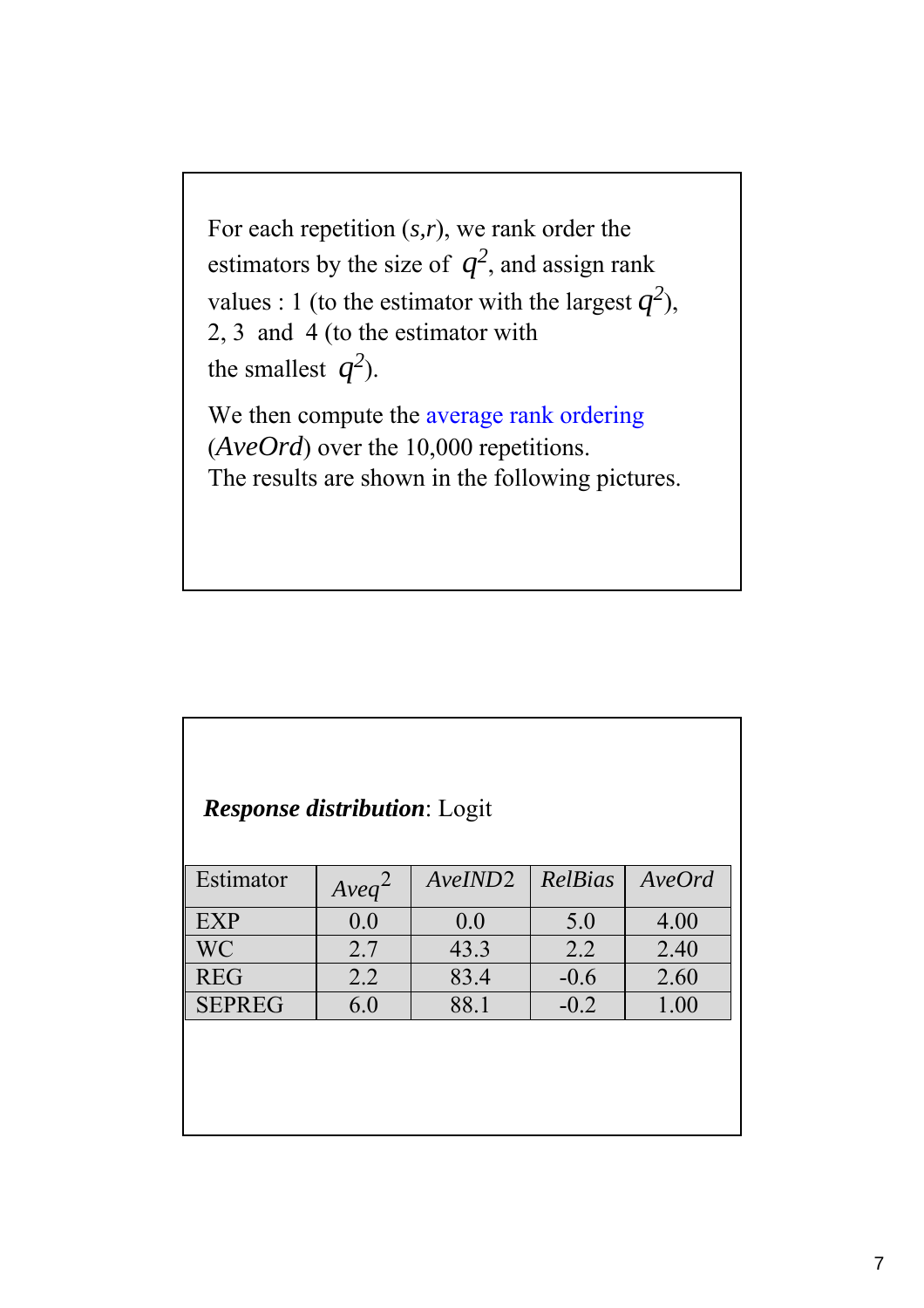For each repetition $(s,r)$, we rank order the estimators by the size of $q^2$, and assign rank values : 1 (to the estimator with the largest $q^2$), 2, 3 and 4 (to the estimator with the smallest $q^2$).

We then compute the average rank ordering (*AveOrd*) over the 10,000 repetitions. The results are shown in the following pictures.

***Response distribution***: Logit

| Estimator | $Aveq^2$ | *AveIND2* | *RelBias* | *AveOrd* |
|---|---|---|---|---|
| EXP | 0.0 | 0.0 | 5.0 | 4.00 |
| WC | 2.7 | 43.3 | 2.2 | 2.40 |
| REG | 2.2 | 83.4 | -0.6 | 2.60 |
| SEPREG | 6.0 | 88.1 | -0.2 | 1.00 |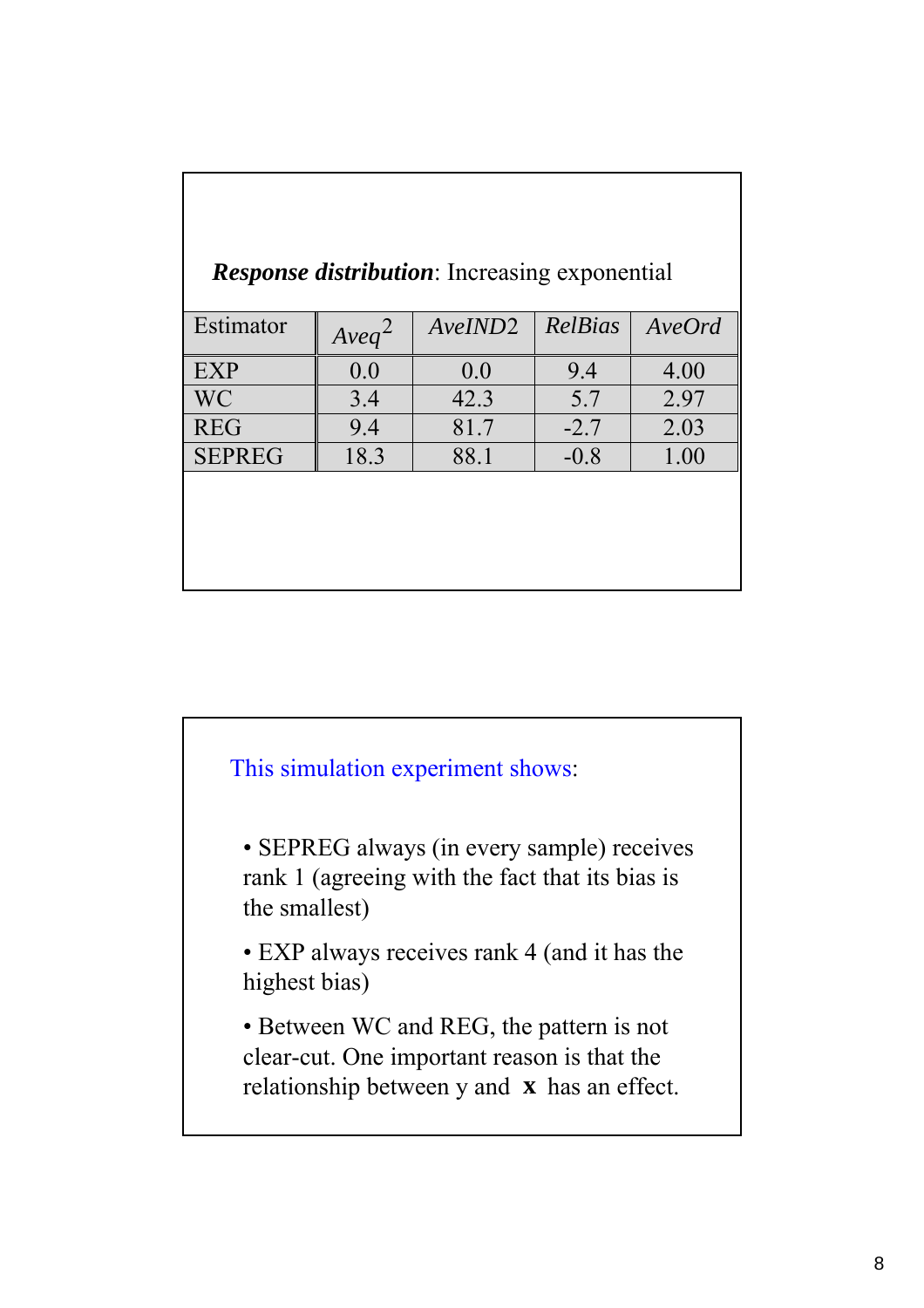***Response distribution***: Increasing exponential

| Estimator | *Aveq*$^2$ | *AveIND2* | *RelBias* | *AveOrd* |
|---|---|---|---|---|
| EXP | 0.0 | 0.0 | 9.4 | 4.00 |
| WC | 3.4 | 42.3 | 5.7 | 2.97 |
| REG | 9.4 | 81.7 | -2.7 | 2.03 |
| SEPREG | 18.3 | 88.1 | -0.8 | 1.00 |

This simulation experiment shows:

- SEPREG always (in every sample) receives rank 1 (agreeing with the fact that its bias is the smallest)
- EXP always receives rank 4 (and it has the highest bias)
- Between WC and REG, the pattern is not clear-cut. One important reason is that the relationship between y and **x** has an effect.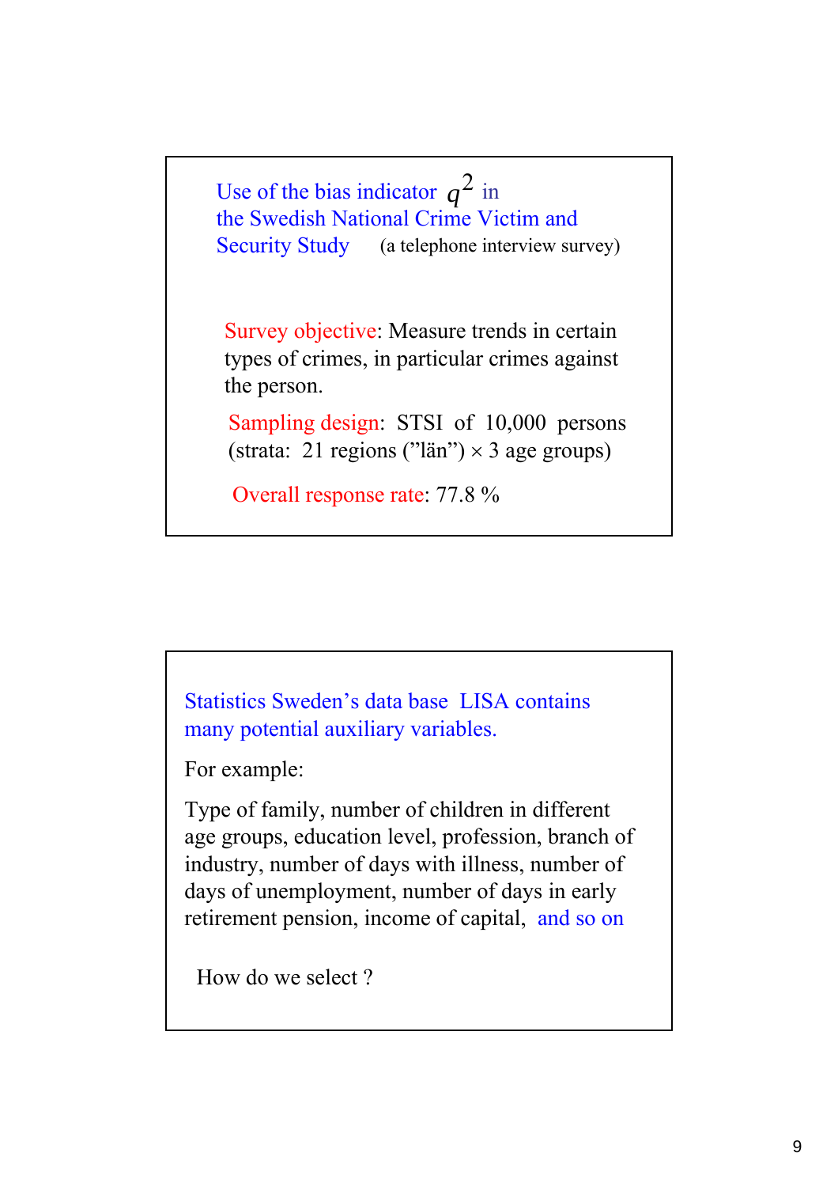## Use of the bias indicator $q^2$ in the Swedish National Crime Victim and Security Study (a telephone interview survey)

Survey objective: Measure trends in certain types of crimes, in particular crimes against the person.

Sampling design: STSI of 10,000 persons (strata: 21 regions (”län”) × 3 age groups)

Overall response rate: 77.8 %

## Statistics Sweden’s data base LISA contains many potential auxiliary variables.

For example:

Type of family, number of children in different age groups, education level, profession, branch of industry, number of days with illness, number of days of unemployment, number of days in early retirement pension, income of capital, and so on

How do we select ?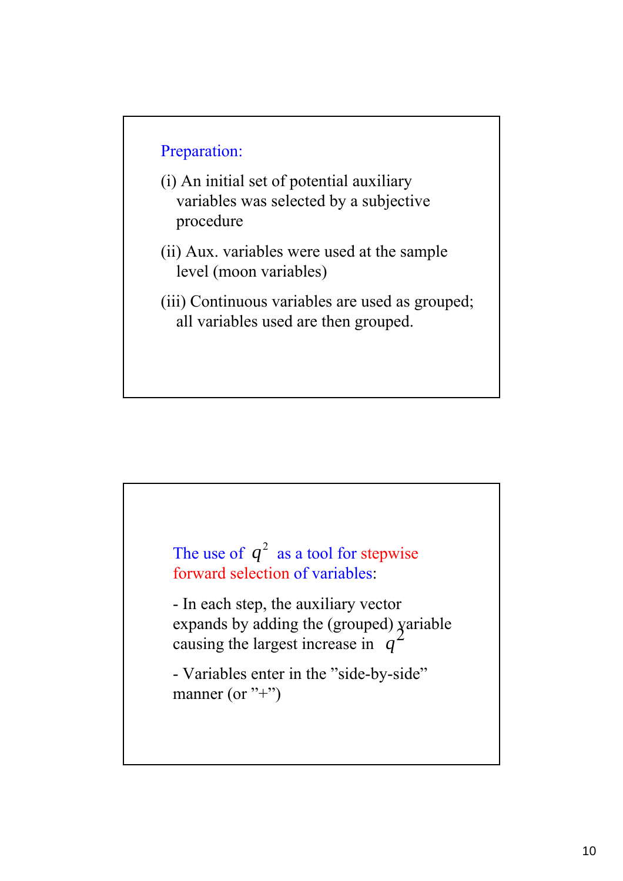## Preparation:

(i) An initial set of potential auxiliary variables was selected by a subjective procedure

(ii) Aux. variables were used at the sample level (moon variables)

(iii) Continuous variables are used as grouped; all variables used are then grouped.

## The use of $q^2$ as a tool for stepwise forward selection of variables:

- In each step, the auxiliary vector expands by adding the (grouped) variable causing the largest increase in $q^2$

- Variables enter in the ”side-by-side” manner (or ”+”)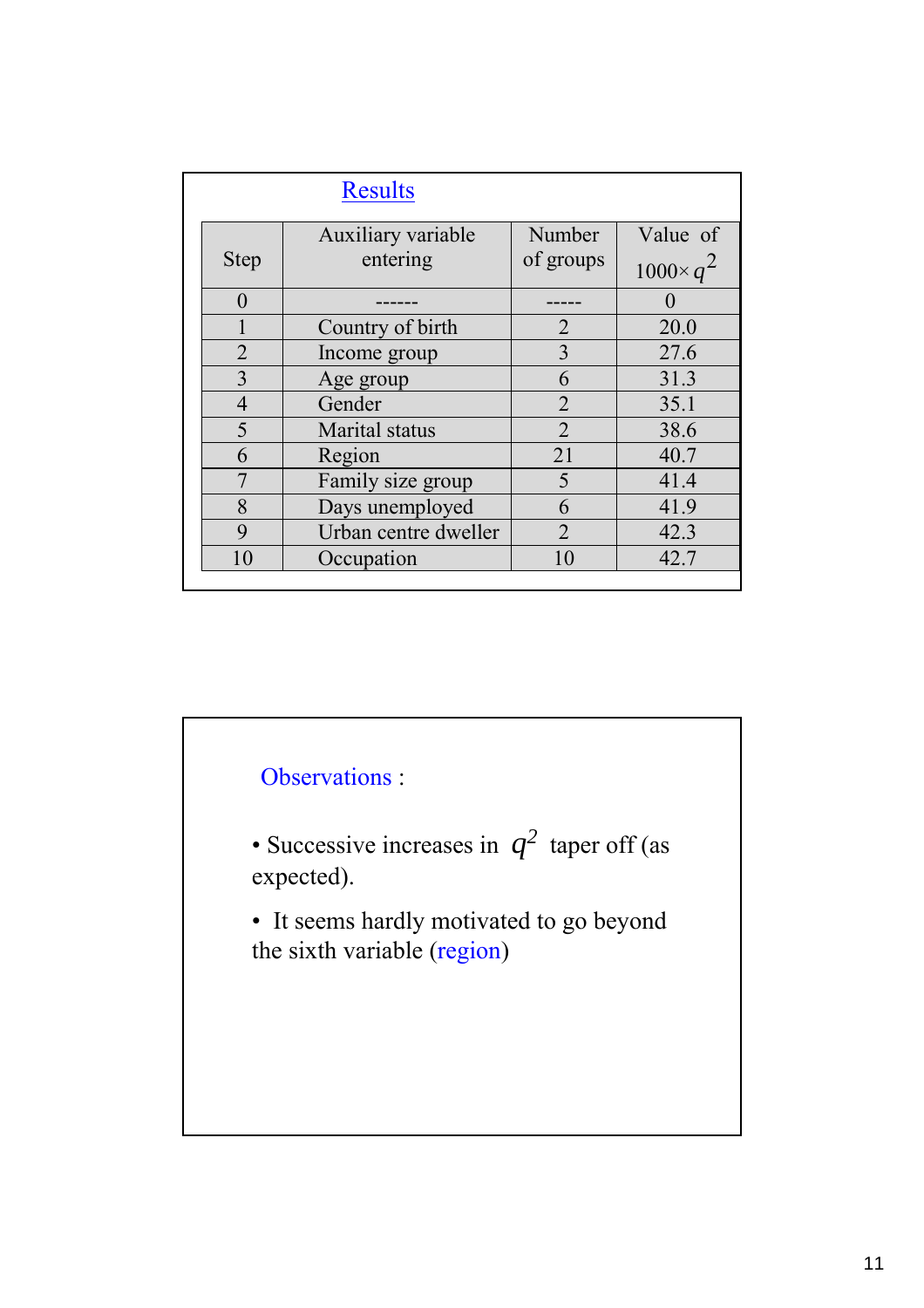## Results

| Step | Auxiliary variable entering | Number of groups | Value of $1000 \times q^2$ |
|---|---|---|---|
| 0 | ------ | ----- | 0 |
| 1 | Country of birth | 2 | 20.0 |
| 2 | Income group | 3 | 27.6 |
| 3 | Age group | 6 | 31.3 |
| 4 | Gender | 2 | 35.1 |
| 5 | Marital status | 2 | 38.6 |
| 6 | Region | 21 | 40.7 |
| 7 | Family size group | 5 | 41.4 |
| 8 | Days unemployed | 6 | 41.9 |
| 9 | Urban centre dweller | 2 | 42.3 |
| 10 | Occupation | 10 | 42.7 |

## Observations :

- Successive increases in $q^2$ taper off (as expected).
- It seems hardly motivated to go beyond the sixth variable (region)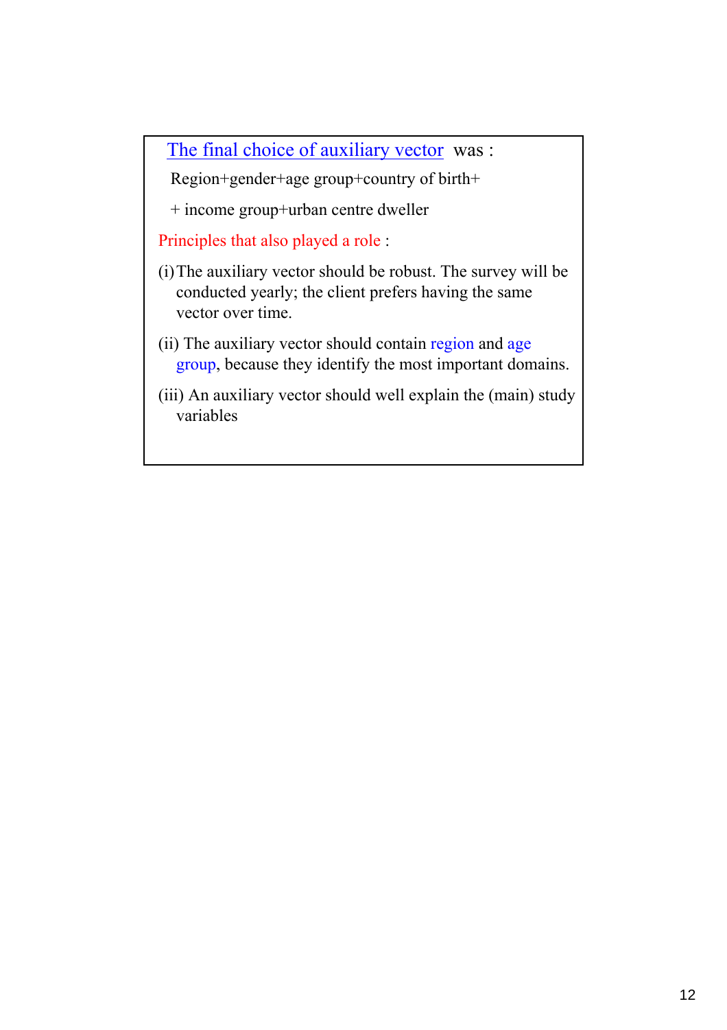The final choice of auxiliary vector was :

Region+gender+age group+country of birth+

+ income group+urban centre dweller

Principles that also played a role :

(i) The auxiliary vector should be robust. The survey will be conducted yearly; the client prefers having the same vector over time.

(ii) The auxiliary vector should contain region and age group, because they identify the most important domains.

(iii) An auxiliary vector should well explain the (main) study variables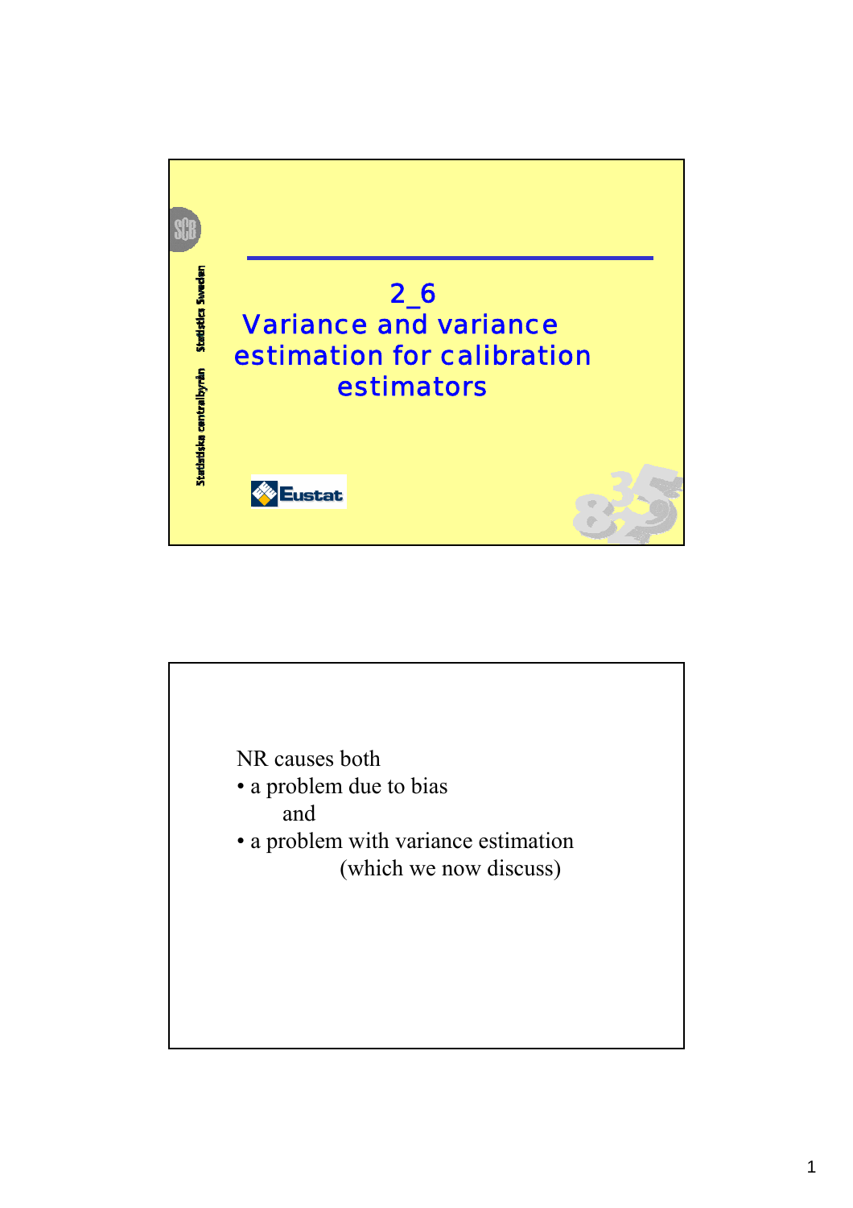# 2_6 Variance and variance estimation for calibration estimators

NR causes both

- a problem due to bias

  and

- a problem with variance estimation

  (which we now discuss)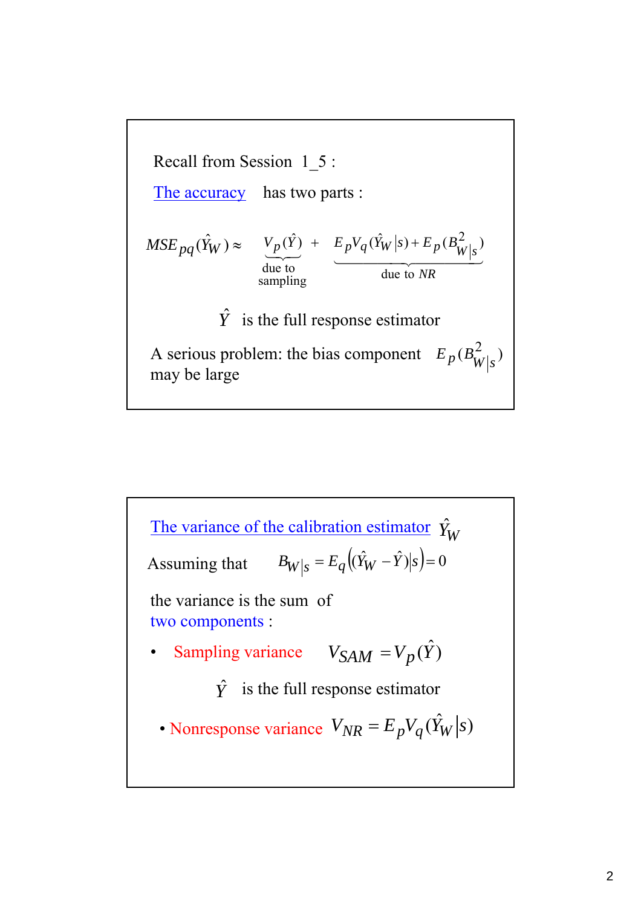Recall from Session 1_5 :

The accuracy has two parts :

$$MSE_{pq}(\hat{Y}_W) \approx \underbrace{V_p(\hat{Y})}_{\text{due to sampling}} + \underbrace{E_p V_q(\hat{Y}_W \mid s) + E_p(B^2_{W|s})}_{\text{due to } NR}$$

$\hat{Y}$ is the full response estimator

A serious problem: the bias component $E_p(B^2_{W|s})$ may be large

---

The variance of the calibration estimator $\hat{Y}_W$

Assuming that $B_{W|s} = E_q\left((\hat{Y}_W - \hat{Y}) \mid s\right) = 0$

the variance is the sum of two components :

- Sampling variance $V_{SAM} = V_p(\hat{Y})$

  $\hat{Y}$ is the full response estimator

- Nonresponse variance $V_{NR} = E_p V_q(\hat{Y}_W \mid s)$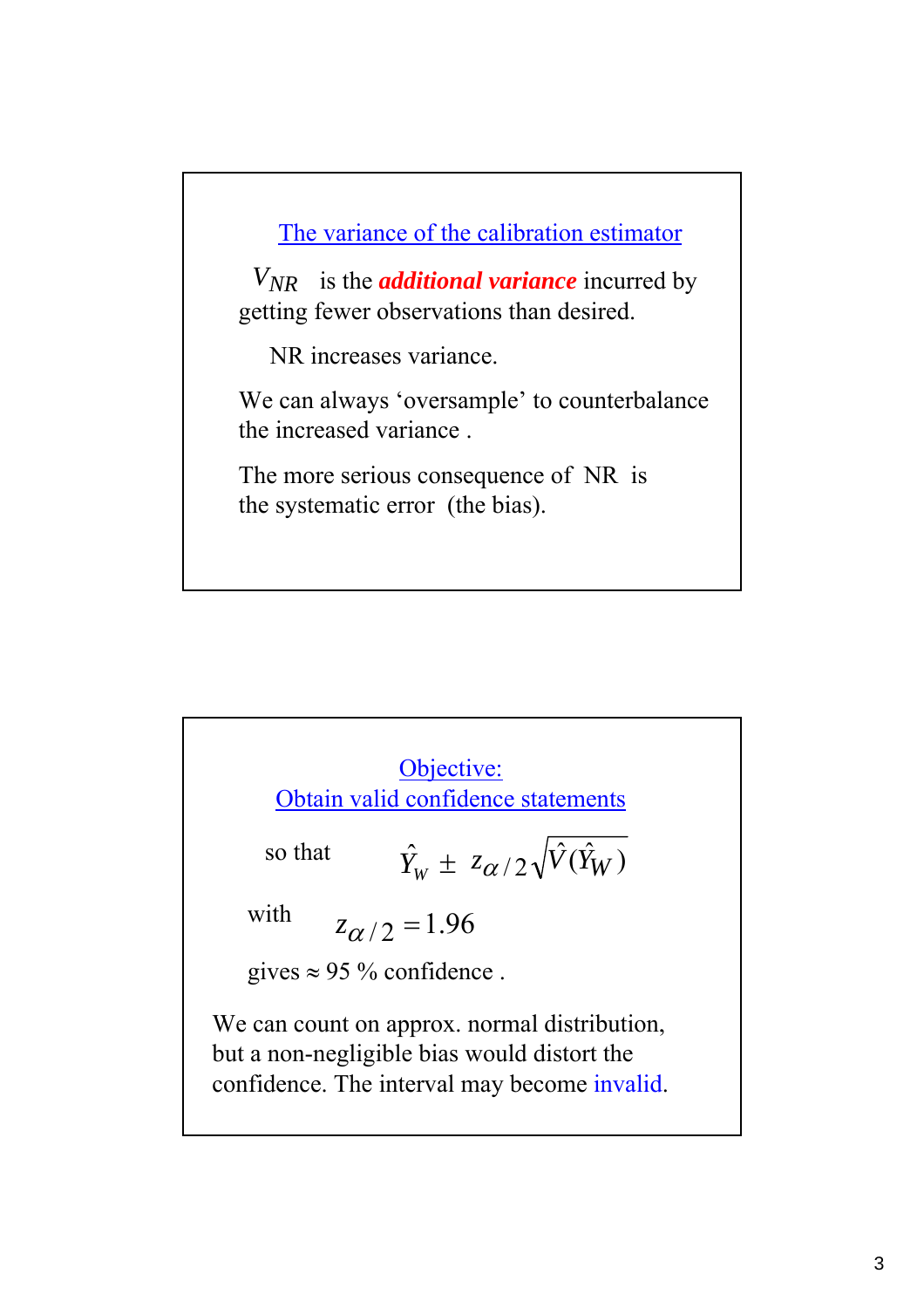## The variance of the calibration estimator

$V_{NR}$ is the ***additional variance*** incurred by getting fewer observations than desired.

NR increases variance.

We can always 'oversample' to counterbalance the increased variance .

The more serious consequence of NR is the systematic error (the bias).

## Objective: Obtain valid confidence statements

so that $\hat{Y}_W \pm z_{\alpha/2}\sqrt{\hat{V}(\hat{Y}_W)}$

with $z_{\alpha/2} = 1.96$

gives ≈ 95 % confidence .

We can count on approx. normal distribution, but a non-negligible bias would distort the confidence. The interval may become invalid.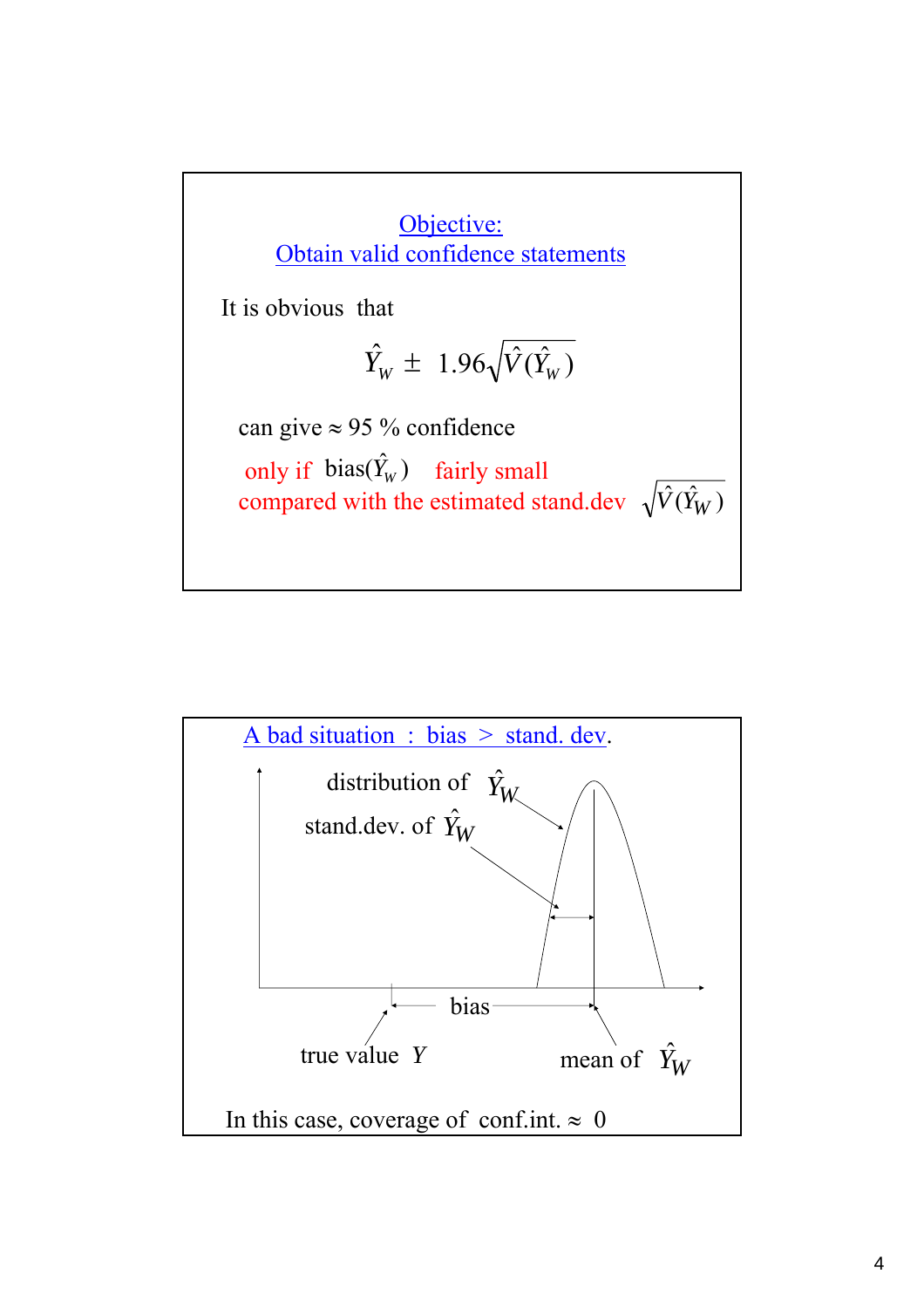## Objective: Obtain valid confidence statements

It is obvious that

$$\hat{Y}_W \pm 1.96\sqrt{\hat{V}(\hat{Y}_W)}$$

can give ≈ 95 % confidence

only if $\text{bias}(\hat{Y}_W)$ fairly small compared with the estimated stand.dev $\sqrt{\hat{V}(\hat{Y}_W)}$

## A bad situation : bias > stand. dev.

distribution of $\hat{Y}_W$

stand.dev. of $\hat{Y}_W$

bias

true value $Y$

mean of $\hat{Y}_W$

In this case, coverage of conf.int. ≈ 0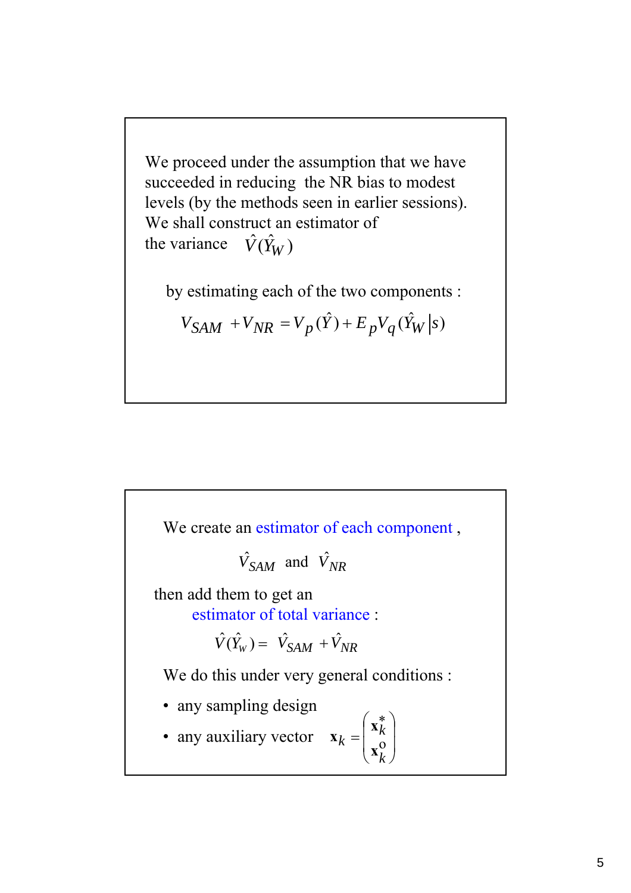We proceed under the assumption that we have succeeded in reducing the NR bias to modest levels (by the methods seen in earlier sessions). We shall construct an estimator of the variance $\hat{V}(\hat{Y}_W)$

by estimating each of the two components :

$$V_{SAM} + V_{NR} = V_p(\hat{Y}) + E_p V_q(\hat{Y}_W | s)$$

---

We create an estimator of each component ,

$$\hat{V}_{SAM} \text{ and } \hat{V}_{NR}$$

then add them to get an

estimator of total variance :

$$\hat{V}(\hat{Y}_w) = \hat{V}_{SAM} + \hat{V}_{NR}$$

We do this under very general conditions :

- any sampling design
- any auxiliary vector $\mathbf{x}_k = \begin{pmatrix} \mathbf{x}_k^* \\ \mathbf{x}_k^o \end{pmatrix}$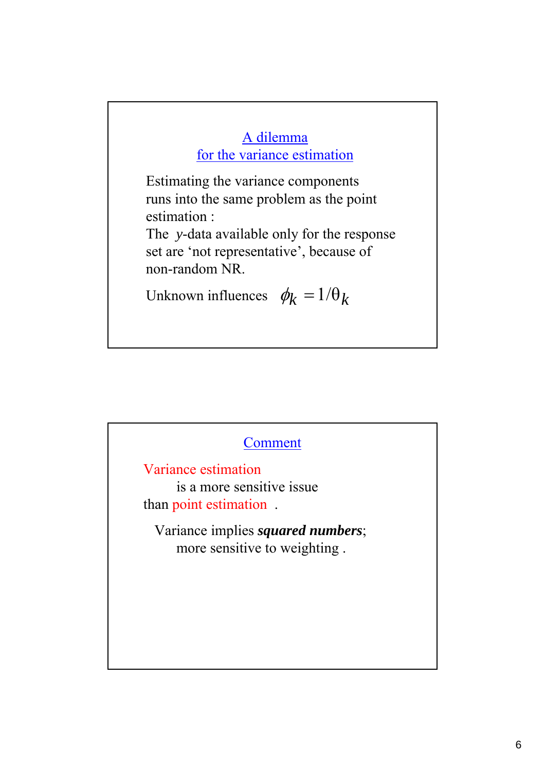## A dilemma for the variance estimation

Estimating the variance components runs into the same problem as the point estimation :

The $y$-data available only for the response set are 'not representative', because of non-random NR.

Unknown influences $\phi_k = 1/\theta_k$

## Comment

Variance estimation is a more sensitive issue than point estimation .

Variance implies ***squared numbers***; more sensitive to weighting .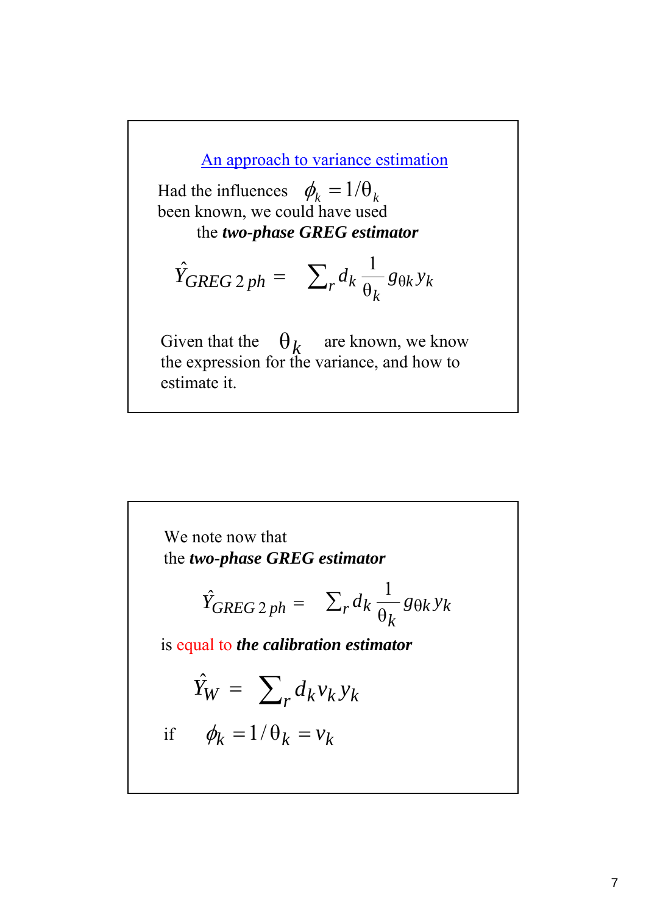## An approach to variance estimation

Had the influences $\phi_k = 1/\theta_k$ been known, we could have used the ***two-phase GREG estimator***

$$\hat{Y}_{GREG\,2\,ph} = \sum_r d_k \frac{1}{\theta_k} g_{\theta k} y_k$$

Given that the $\theta_k$ are known, we know the expression for the variance, and how to estimate it.

---

We note now that the ***two-phase GREG estimator***

$$\hat{Y}_{GREG\,2\,ph} = \sum_r d_k \frac{1}{\theta_k} g_{\theta k} y_k$$

is equal to ***the calibration estimator***

$$\hat{Y}_W = \sum_r d_k v_k y_k$$

if $\phi_k = 1/\theta_k = v_k$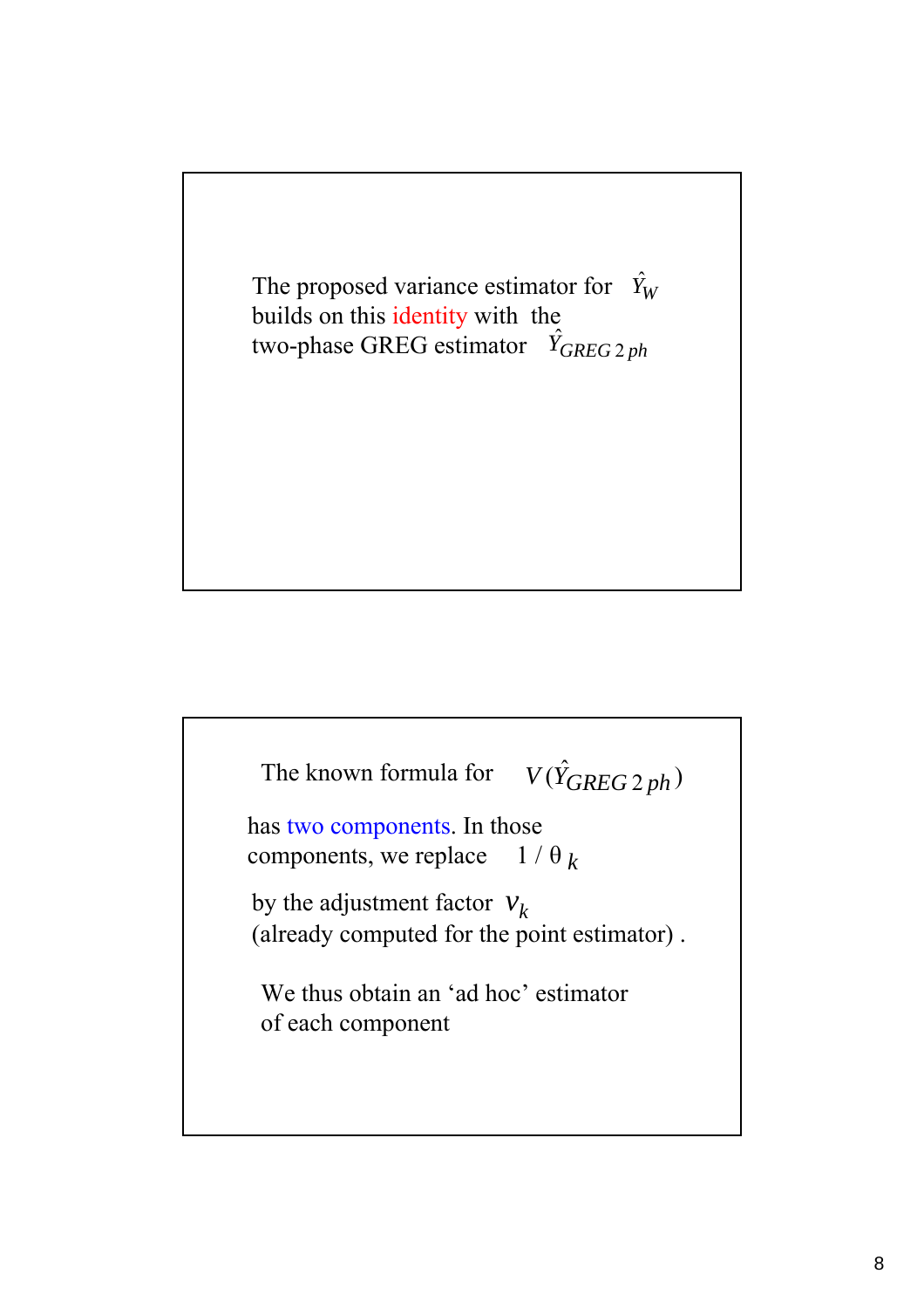The proposed variance estimator for $\hat{Y}_W$ builds on this identity with the two-phase GREG estimator $\hat{Y}_{GREG\,2\,ph}$

---

The known formula for $V(\hat{Y}_{GREG\,2\,ph})$

has two components. In those components, we replace $1/\theta_k$

by the adjustment factor $v_k$ (already computed for the point estimator) .

We thus obtain an ‘ad hoc’ estimator of each component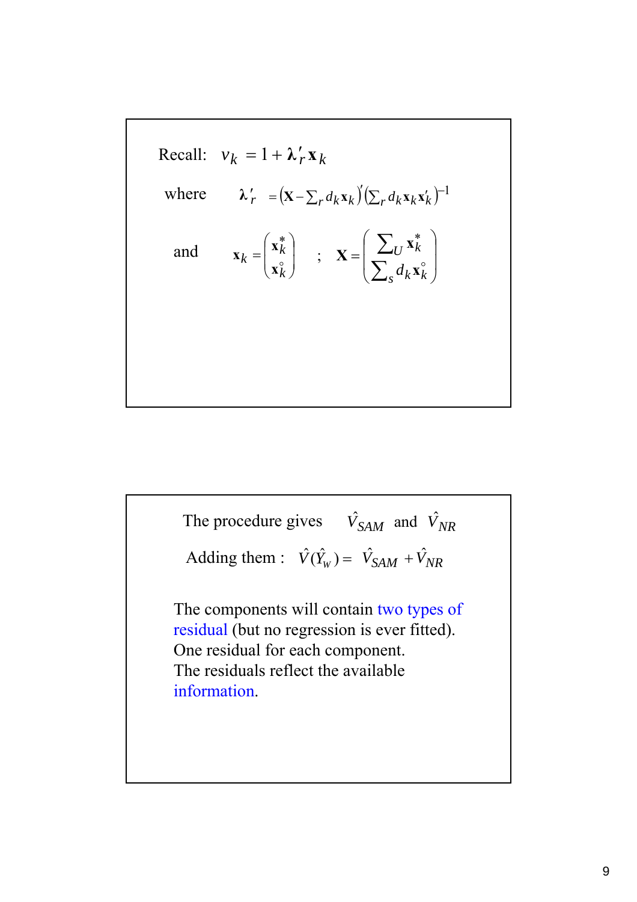Recall: $v_k = 1 + \boldsymbol{\lambda}'_r \mathbf{x}_k$

where $\boldsymbol{\lambda}'_r = \left(\mathbf{X} - \sum_r d_k \mathbf{x}_k\right)' \left(\sum_r d_k \mathbf{x}_k \mathbf{x}'_k\right)^{-1}$

and $\mathbf{x}_k = \begin{pmatrix} \mathbf{x}_k^* \\ \mathbf{x}_k^\circ \end{pmatrix}$ ; $\mathbf{X} = \begin{pmatrix} \sum_U \mathbf{x}_k^* \\ \sum_s d_k \mathbf{x}_k^\circ \end{pmatrix}$

---

The procedure gives $\hat{V}_{SAM}$ and $\hat{V}_{NR}$

Adding them : $\hat{V}(\hat{Y}_w) = \hat{V}_{SAM} + \hat{V}_{NR}$

The components will contain two types of residual (but no regression is ever fitted). One residual for each component. The residuals reflect the available information.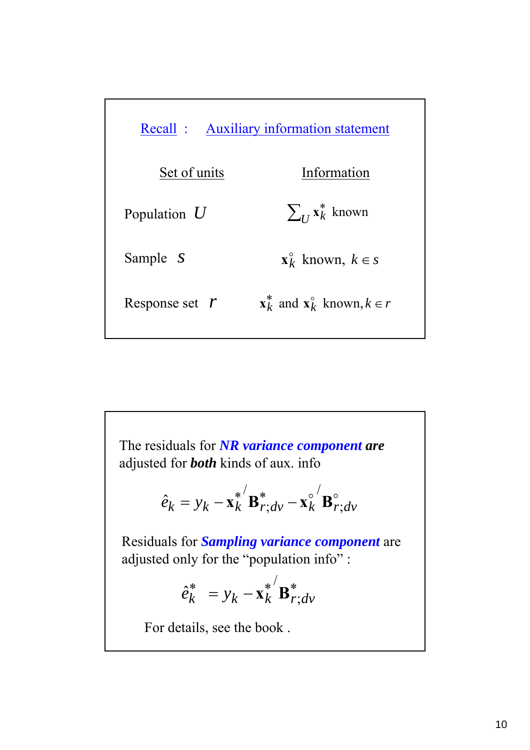## Recall : Auxiliary information statement

| Set of units | Information |
|---|---|
| Population $U$ | $\sum_U \mathbf{x}_k^*$ known |
| Sample $s$ | $\mathbf{x}_k^\circ$ known, $k \in s$ |
| Response set $r$ | $\mathbf{x}_k^*$ and $\mathbf{x}_k^\circ$ known, $k \in r$ |

The residuals for ***NR variance component are*** adjusted for ***both*** kinds of aux. info

$$\hat{e}_k = y_k - \mathbf{x}_k^{*\prime} \mathbf{B}_{r;dv}^* - \mathbf{x}_k^{\circ\prime} \mathbf{B}_{r;dv}^\circ$$

Residuals for ***Sampling variance component*** are adjusted only for the "population info" :

$$\hat{e}_k^* = y_k - \mathbf{x}_k^{*\prime} \mathbf{B}_{r;dv}^*$$

For details, see the book .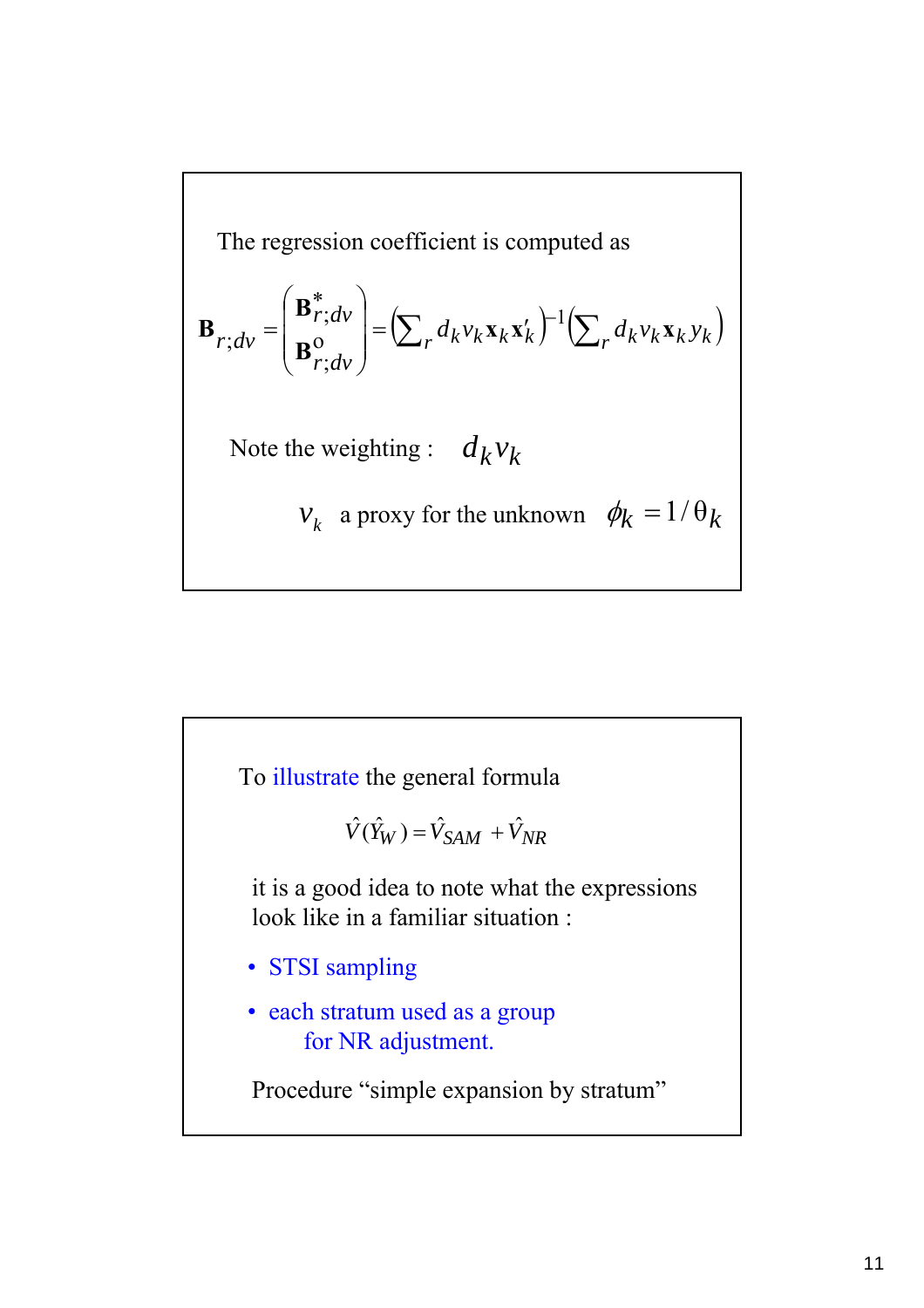The regression coefficient is computed as

$$\mathbf{B}_{r;dv} = \begin{pmatrix} \mathbf{B}^{*}_{r;dv} \\ \mathbf{B}^{\text{o}}_{r;dv} \end{pmatrix} = \left(\sum\nolimits_r d_k v_k \mathbf{x}_k \mathbf{x}'_k\right)^{-1} \left(\sum\nolimits_r d_k v_k \mathbf{x}_k y_k\right)$$

Note the weighting : $d_k v_k$

$v_k$ a proxy for the unknown $\phi_k = 1/\theta_k$

To illustrate the general formula

$$\hat{V}(\hat{Y}_W) = \hat{V}_{SAM} + \hat{V}_{NR}$$

it is a good idea to note what the expressions look like in a familiar situation :

- STSI sampling
- each stratum used as a group for NR adjustment.

Procedure "simple expansion by stratum"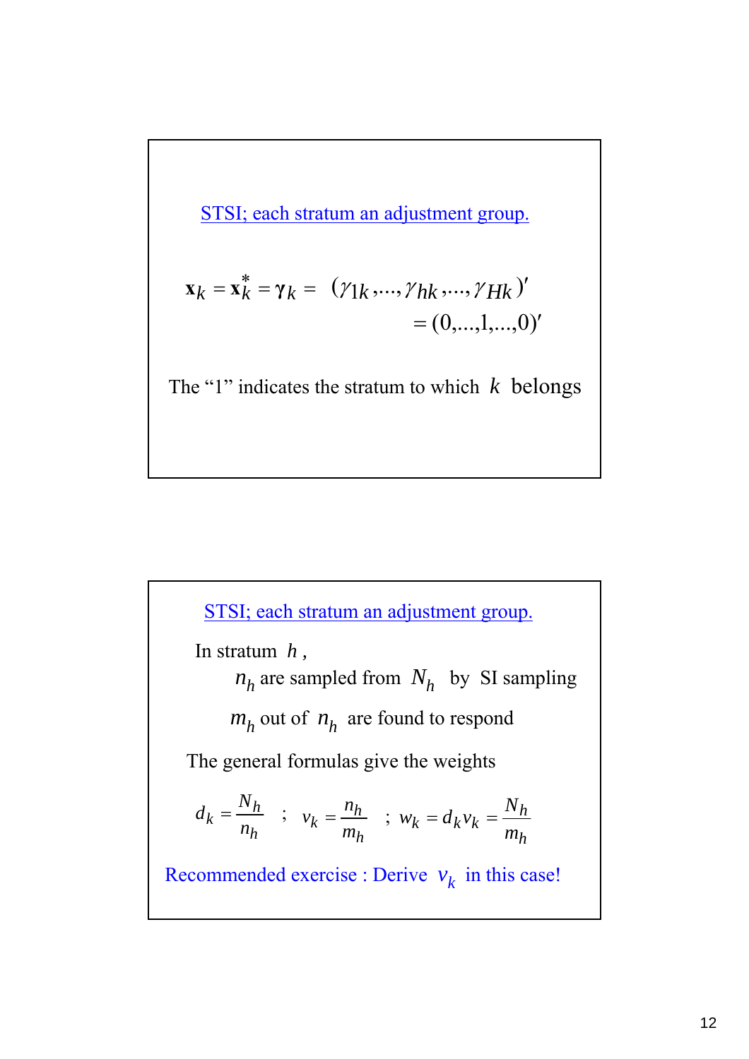## STSI; each stratum an adjustment group.

$$\mathbf{x}_k = \mathbf{x}_k^* = \boldsymbol{\gamma}_k = (\gamma_{1k}, \ldots, \gamma_{hk}, \ldots, \gamma_{Hk})'$$
$$= (0, \ldots, 1, \ldots, 0)'$$

The "1" indicates the stratum to which $k$ belongs

## STSI; each stratum an adjustment group.

In stratum $h$,

$n_h$ are sampled from $N_h$ by SI sampling

$m_h$ out of $n_h$ are found to respond

The general formulas give the weights

$$d_k = \frac{N_h}{n_h} \quad ; \quad v_k = \frac{n_h}{m_h} \quad ; \quad w_k = d_k v_k = \frac{N_h}{m_h}$$

Recommended exercise : Derive $v_k$ in this case!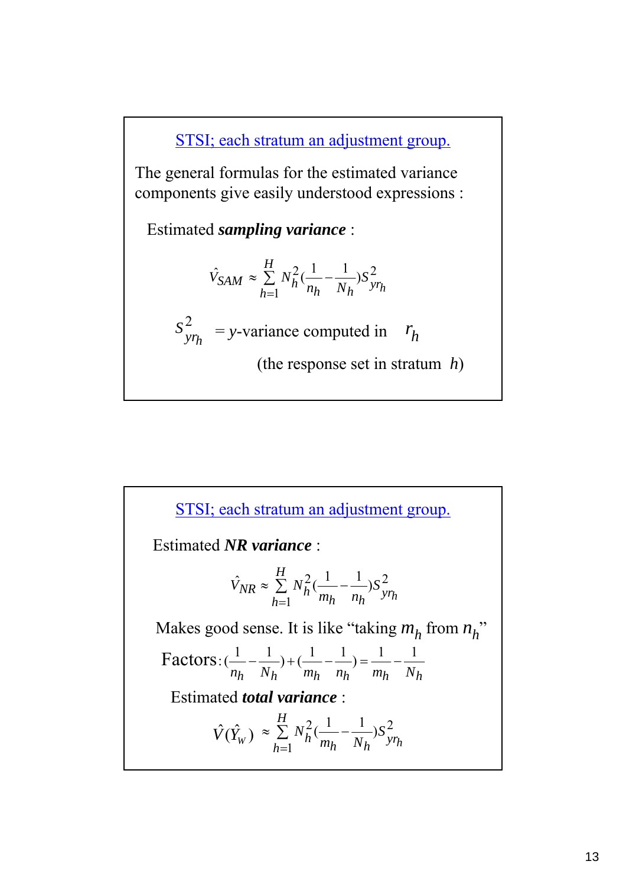## STSI; each stratum an adjustment group.

The general formulas for the estimated variance components give easily understood expressions :

Estimated ***sampling variance*** :

$$\hat{V}_{SAM} \approx \sum_{h=1}^{H} N_h^2 \left(\frac{1}{n_h} - \frac{1}{N_h}\right) S_{yr_h}^2$$

$S_{yr_h}^2$ = $y$-variance computed in $r_h$

(the response set in stratum $h$)

## STSI; each stratum an adjustment group.

Estimated ***NR variance*** :

$$\hat{V}_{NR} \approx \sum_{h=1}^{H} N_h^2 \left(\frac{1}{m_h} - \frac{1}{n_h}\right) S_{yr_h}^2$$

Makes good sense. It is like "taking $m_h$ from $n_h$"

Factors: $\left(\frac{1}{n_h} - \frac{1}{N_h}\right) + \left(\frac{1}{m_h} - \frac{1}{n_h}\right) = \frac{1}{m_h} - \frac{1}{N_h}$

Estimated ***total variance*** :

$$\hat{V}(\hat{Y}_W) \approx \sum_{h=1}^{H} N_h^2 \left(\frac{1}{m_h} - \frac{1}{N_h}\right) S_{yr_h}^2$$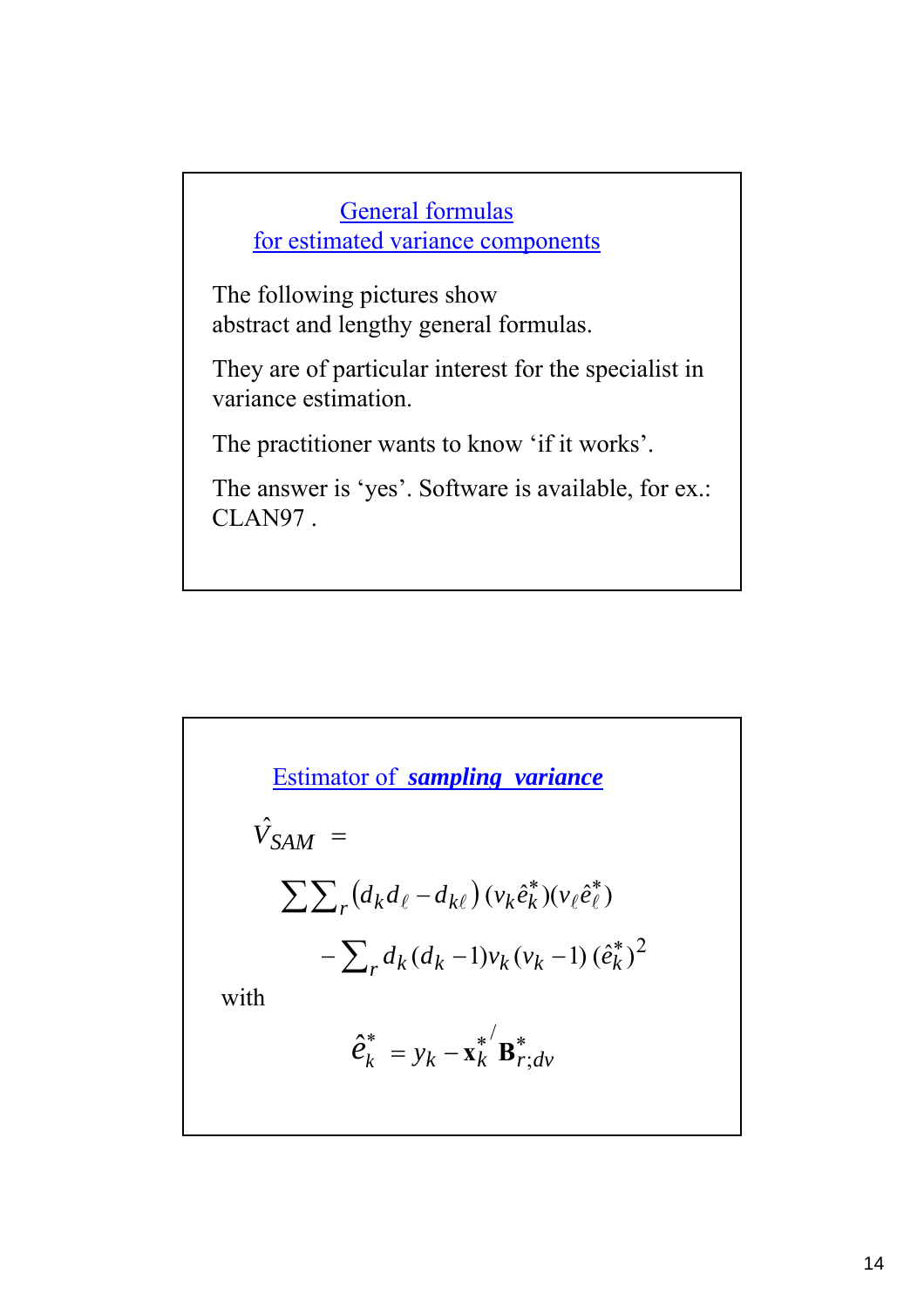## General formulas for estimated variance components

The following pictures show abstract and lengthy general formulas.

They are of particular interest for the specialist in variance estimation.

The practitioner wants to know 'if it works'.

The answer is 'yes'. Software is available, for ex.: CLAN97 .

## Estimator of ***sampling variance***

$$\hat{V}_{SAM} =$$

$$\sum\sum_r \left(d_k d_\ell - d_{k\ell}\right)(v_k \hat{e}_k^*)(v_\ell \hat{e}_\ell^*)$$

$$- \sum_r d_k (d_k - 1) v_k (v_k - 1)\,(\hat{e}_k^*)^2$$

with

$$\hat{e}_k^* = y_k - \mathbf{x}_k^{*\prime} \mathbf{B}_{r;dv}^*$$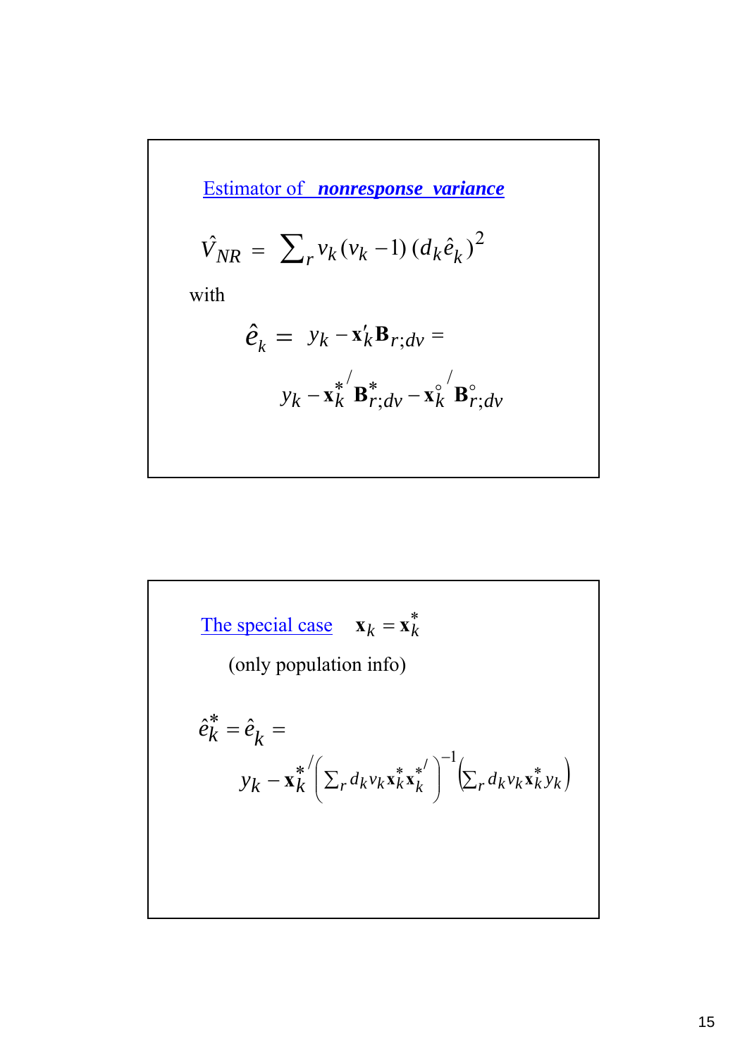## Estimator of ***nonresponse variance***

$$\hat{V}_{NR} = \sum\nolimits_r v_k (v_k - 1)(d_k \hat{e}_k)^2$$

with

$$\hat{e}_k = y_k - \mathbf{x}'_k \mathbf{B}_{r;dv} =$$

$$y_k - \mathbf{x}_k^{*\prime} \mathbf{B}_{r;dv}^* - \mathbf{x}_k^{\circ\prime} \mathbf{B}_{r;dv}^{\circ}$$

## The special case $\mathbf{x}_k = \mathbf{x}_k^*$

(only population info)

$$\hat{e}_k^* = \hat{e}_k =$$

$$y_k - \mathbf{x}_k^{*\prime} \left( \sum\nolimits_r d_k v_k \mathbf{x}_k^* \mathbf{x}_k^{*\prime} \right)^{-1} \left( \sum\nolimits_r d_k v_k \mathbf{x}_k^* y_k \right)$$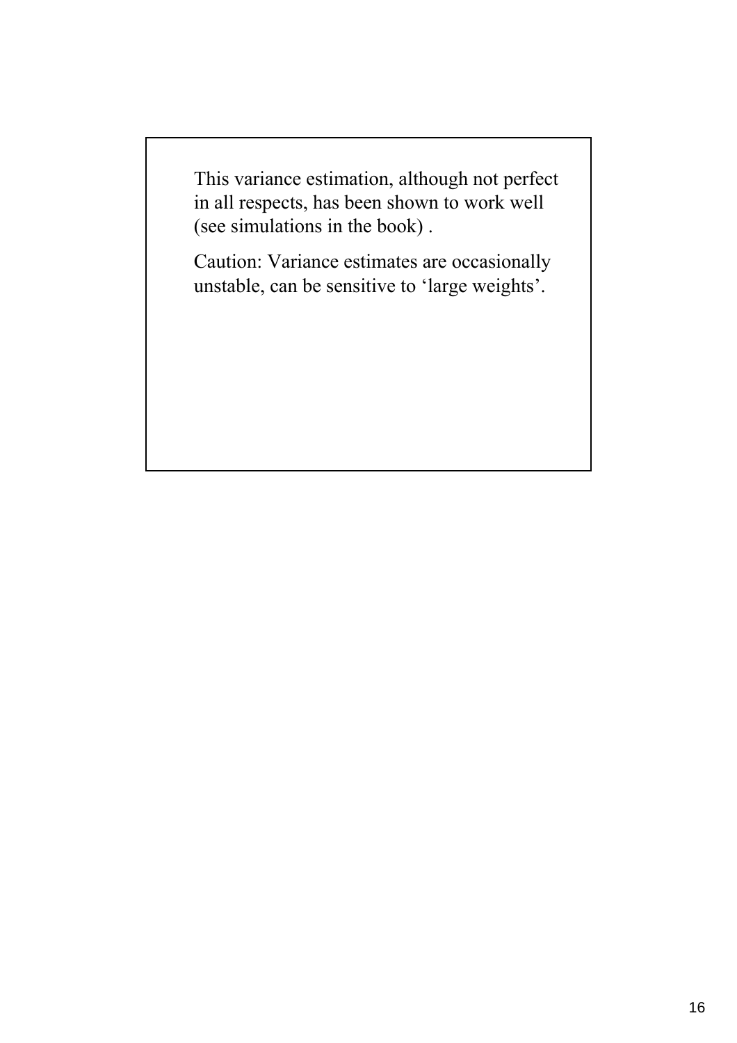This variance estimation, although not perfect in all respects, has been shown to work well (see simulations in the book) .

Caution: Variance estimates are occasionally unstable, can be sensitive to ‘large weights’.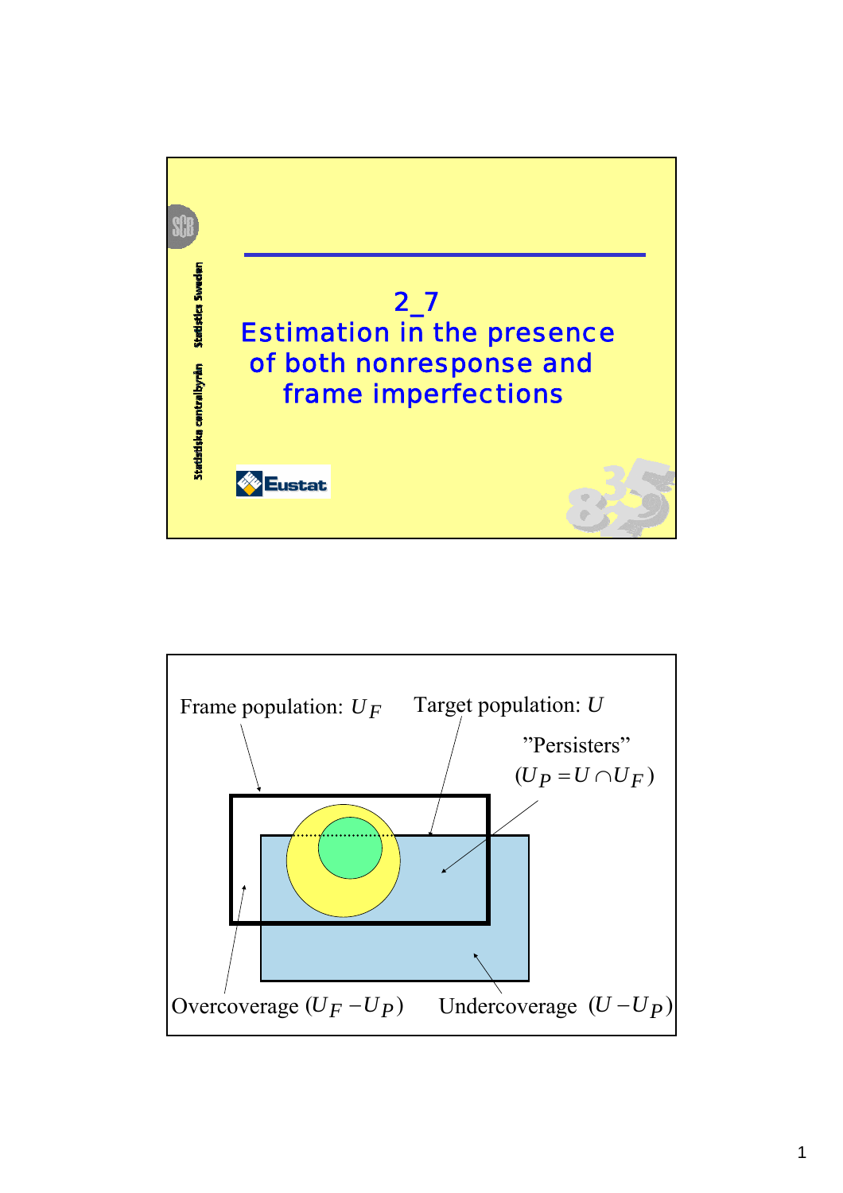# 2_7 Estimation in the presence of both nonresponse and frame imperfections

Frame population: $U_F$

Target population: $U$

"Persisters" ($U_P = U \cap U_F$)

Overcoverage ($U_F - U_P$)

Undercoverage ($U - U_P$)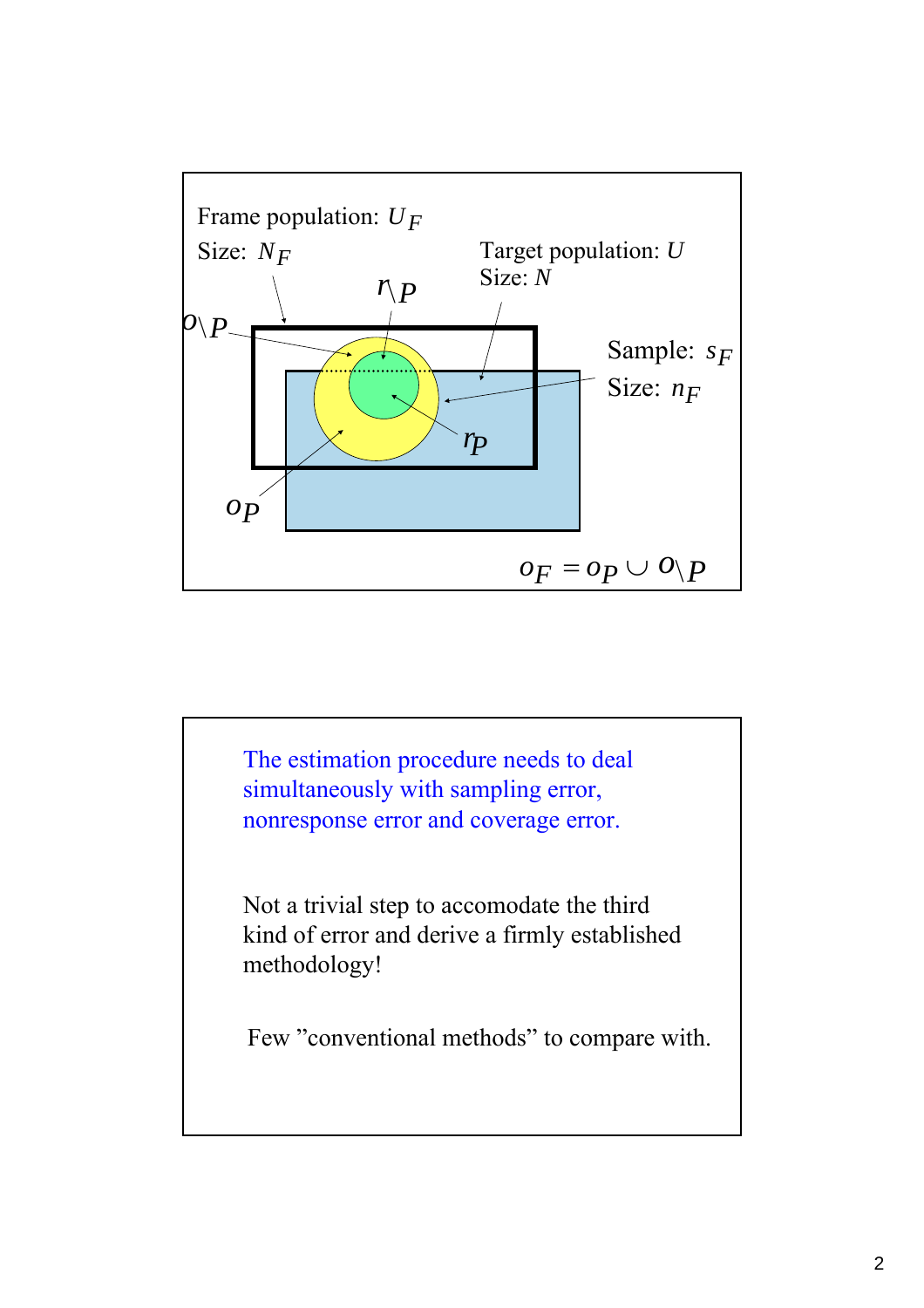Frame population: $U_F$

Size: $N_F$

Target population: $U$

Size: $N$

$r_{\backslash P}$

$o_{\backslash P}$

Sample: $s_F$

Size: $n_F$

$r_P$

$o_P$

$$o_F = o_P \cup o_{\backslash P}$$

The estimation procedure needs to deal simultaneously with sampling error, nonresponse error and coverage error.

Not a trivial step to accomodate the third kind of error and derive a firmly established methodology!

Few ”conventional methods” to compare with.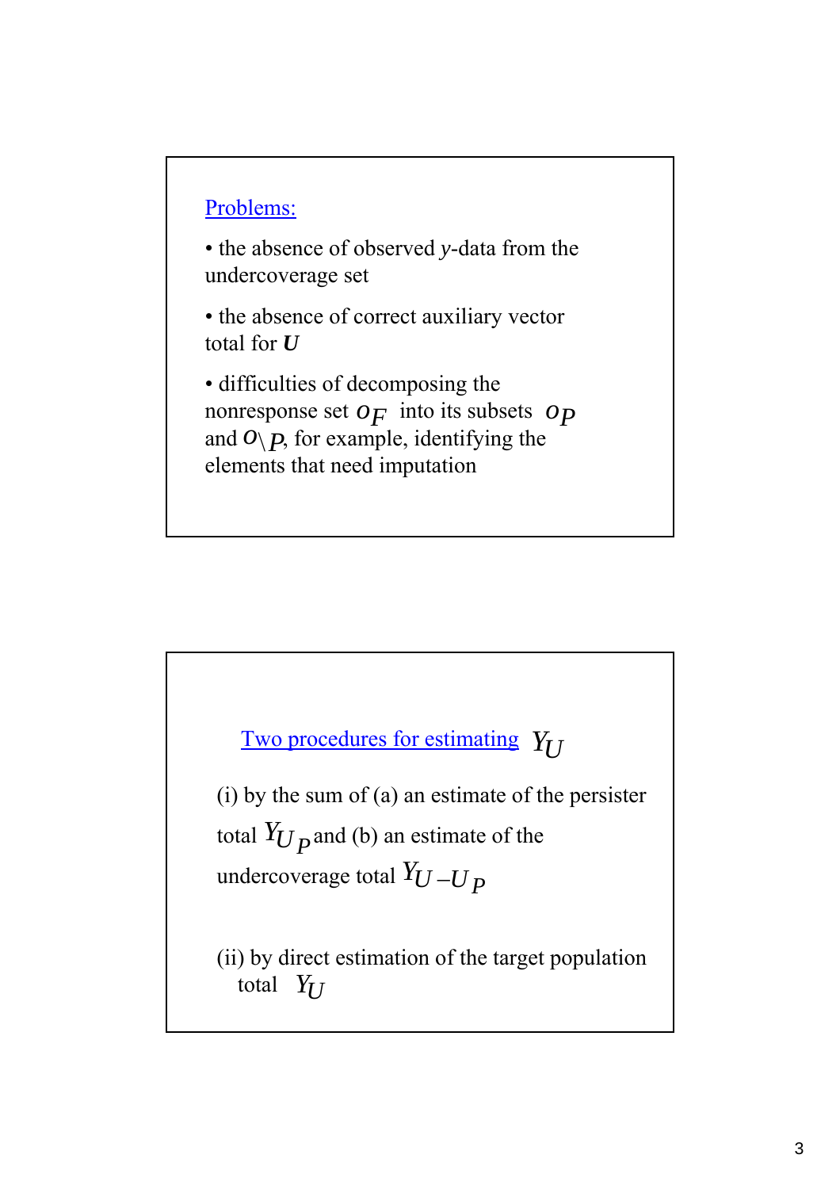Problems:

- the absence of observed *y*-data from the undercoverage set
- the absence of correct auxiliary vector total for ***U***
- difficulties of decomposing the nonresponse set $o_F$ into its subsets $o_P$ and $o_{\backslash P}$, for example, identifying the elements that need imputation

Two procedures for estimating $Y_U$

(i) by the sum of (a) an estimate of the persister total $Y_{U_P}$ and (b) an estimate of the undercoverage total $Y_{U-U_P}$

(ii) by direct estimation of the target population total $Y_U$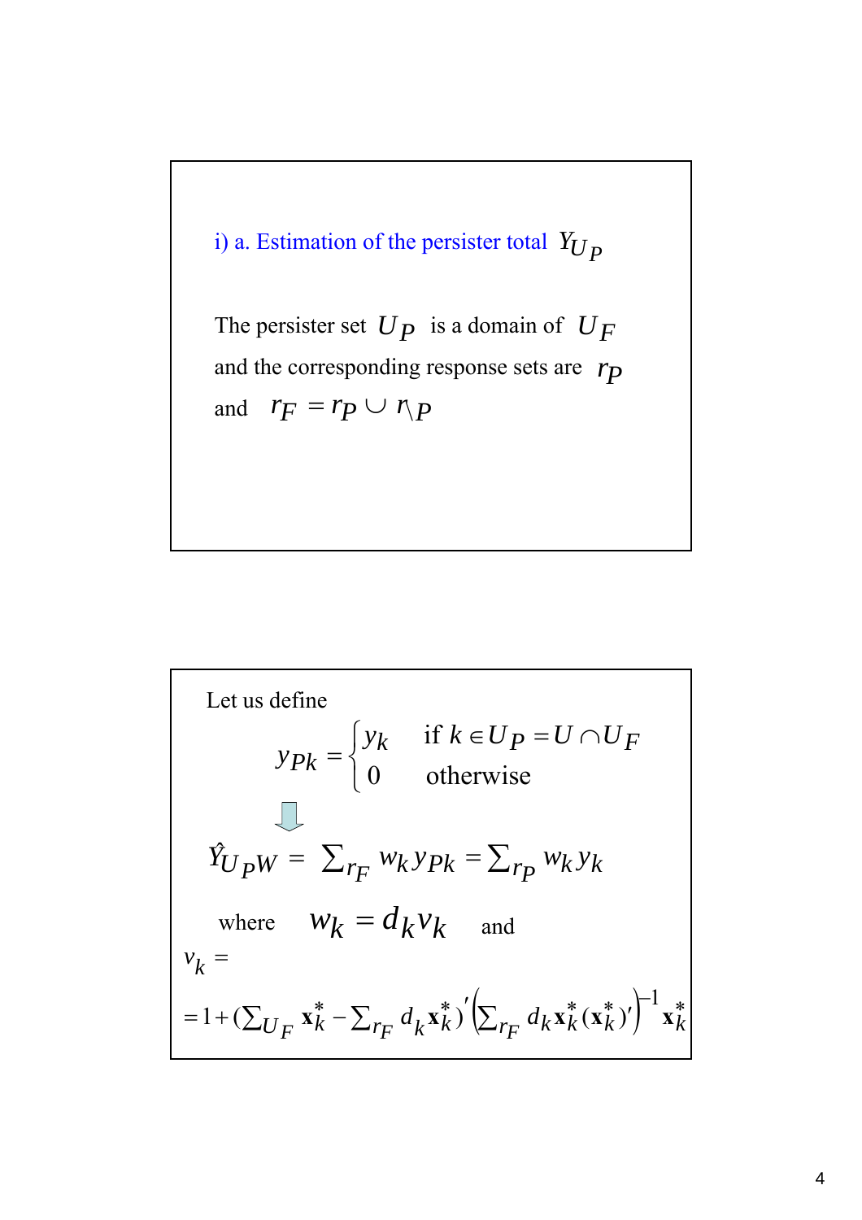## i) a. Estimation of the persister total $Y_{U_P}$

The persister set $U_P$ is a domain of $U_F$ and the corresponding response sets are $r_P$ and $r_F = r_P \cup r_{\backslash P}$

Let us define

$$y_{Pk} = \begin{cases} y_k & \text{if } k \in U_P = U \cap U_F \\ 0 & \text{otherwise} \end{cases}$$

⇓

$$\hat{Y}_{U_P W} = \sum_{r_F} w_k y_{Pk} = \sum_{r_P} w_k y_k$$

where $w_k = d_k v_k$ and

$$v_k = $$

$$= 1 + \left(\sum_{U_F} \mathbf{x}_k^* - \sum_{r_F} d_k \mathbf{x}_k^*\right)' \left(\sum_{r_F} d_k \mathbf{x}_k^* (\mathbf{x}_k^*)'\right)^{-1} \mathbf{x}_k^*$$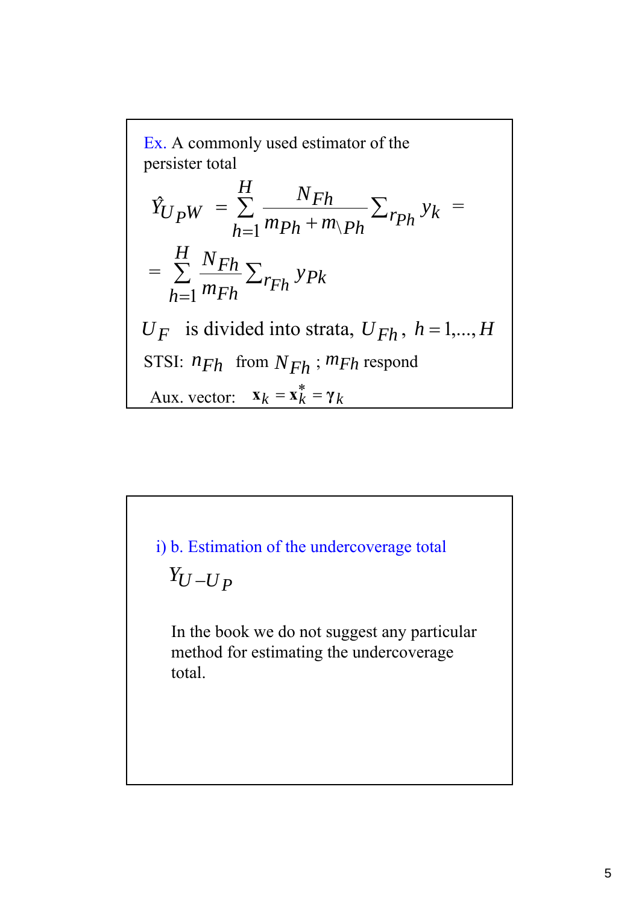Ex. A commonly used estimator of the persister total

$$\hat{Y}_{U_P W} = \sum_{h=1}^{H} \frac{N_{Fh}}{m_{Ph} + m_{\backslash Ph}} \sum\nolimits_{r_{Ph}} y_k =$$

$$= \sum_{h=1}^{H} \frac{N_{Fh}}{m_{Fh}} \sum\nolimits_{r_{Fh}} y_{Pk}$$

$U_F$ is divided into strata, $U_{Fh}$, $h = 1,...,H$

STSI: $n_{Fh}$ from $N_{Fh}$ ; $m_{Fh}$ respond

Aux. vector: $\mathbf{x}_k = \mathbf{x}_k^* = \boldsymbol{\gamma}_k$

i) b. Estimation of the undercoverage total

$Y_{U-U_P}$

In the book we do not suggest any particular method for estimating the undercoverage total.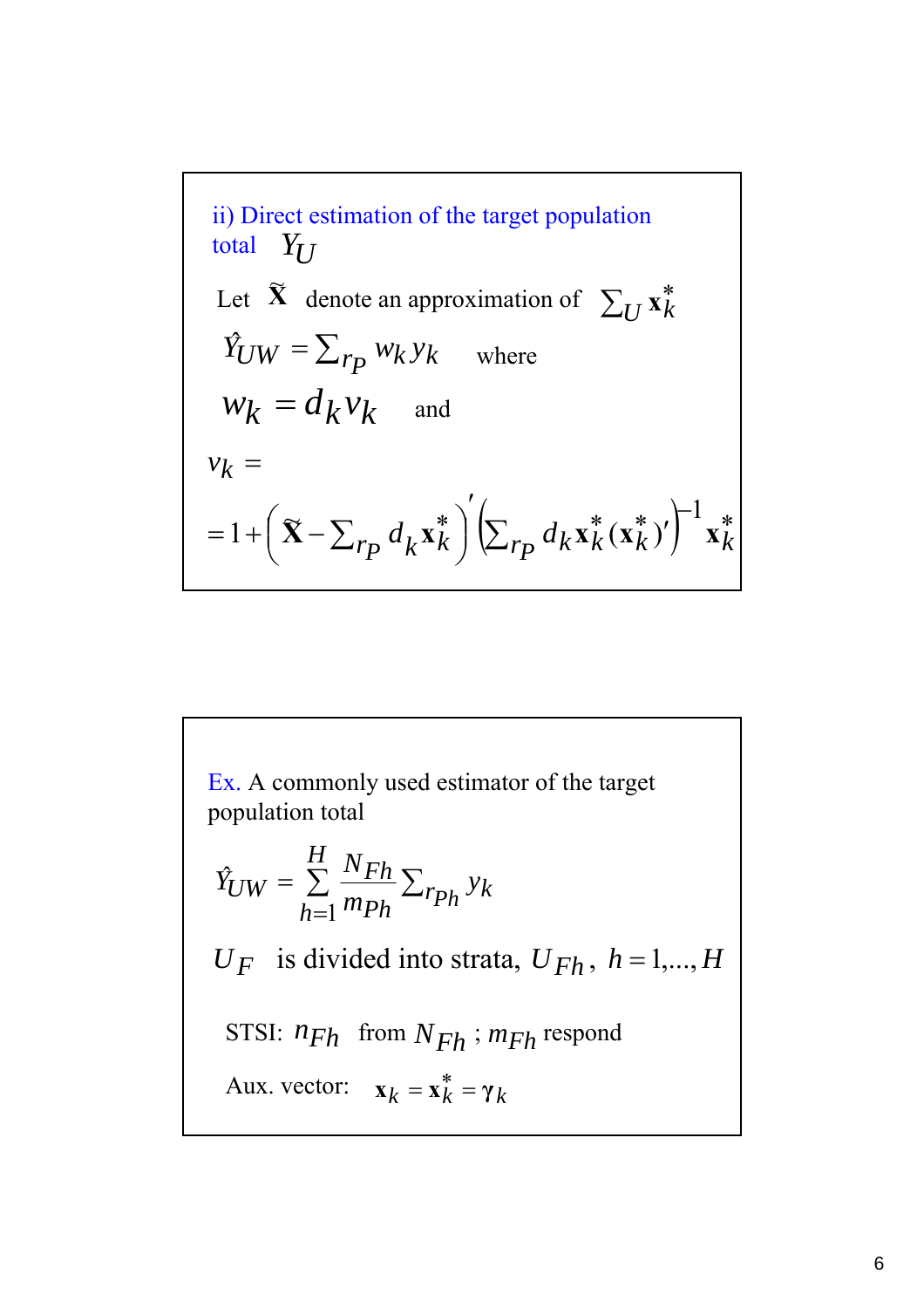ii) Direct estimation of the target population total $Y_U$

Let $\tilde{\mathbf{X}}$ denote an approximation of $\sum_U \mathbf{x}_k^*$

$$\hat{Y}_{UW} = \sum_{rP} w_k y_k \quad \text{where}$$

$$w_k = d_k v_k \quad \text{and}$$

$$v_k =$$

$$= 1 + \left( \tilde{\mathbf{X}} - \sum_{rP} d_k \mathbf{x}_k^* \right)' \left( \sum_{rP} d_k \mathbf{x}_k^* (\mathbf{x}_k^*)' \right)^{-1} \mathbf{x}_k^*$$

Ex. A commonly used estimator of the target population total

$$\hat{Y}_{UW} = \sum_{h=1}^{H} \frac{N_{Fh}}{m_{Ph}} \sum_{rPh} y_k$$

$U_F$ is divided into strata, $U_{Fh}$, $h = 1, \ldots, H$

STSI: $n_{Fh}$ from $N_{Fh}$ ; $m_{Fh}$ respond

Aux. vector: $\mathbf{x}_k = \mathbf{x}_k^* = \gamma_k$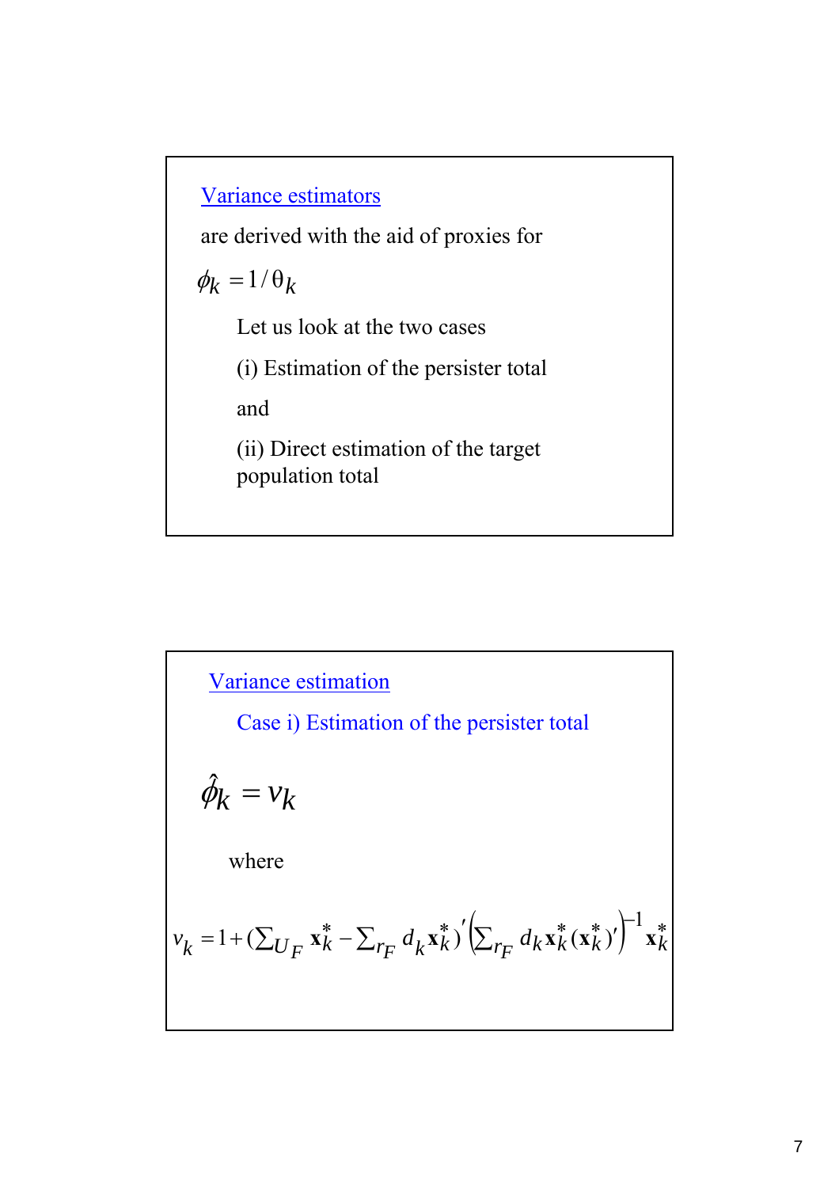## Variance estimators

are derived with the aid of proxies for

$$\phi_k = 1/\theta_k$$

Let us look at the two cases

(i) Estimation of the persister total

and

(ii) Direct estimation of the target population total

## Variance estimation

### Case i) Estimation of the persister total

$$\hat{\phi}_k = v_k$$

where

$$v_k = 1 + \left(\sum_{U_F} \mathbf{x}_k^* - \sum_{r_F} d_k \mathbf{x}_k^*\right)' \left(\sum_{r_F} d_k \mathbf{x}_k^* (\mathbf{x}_k^*)'\right)^{-1} \mathbf{x}_k^*$$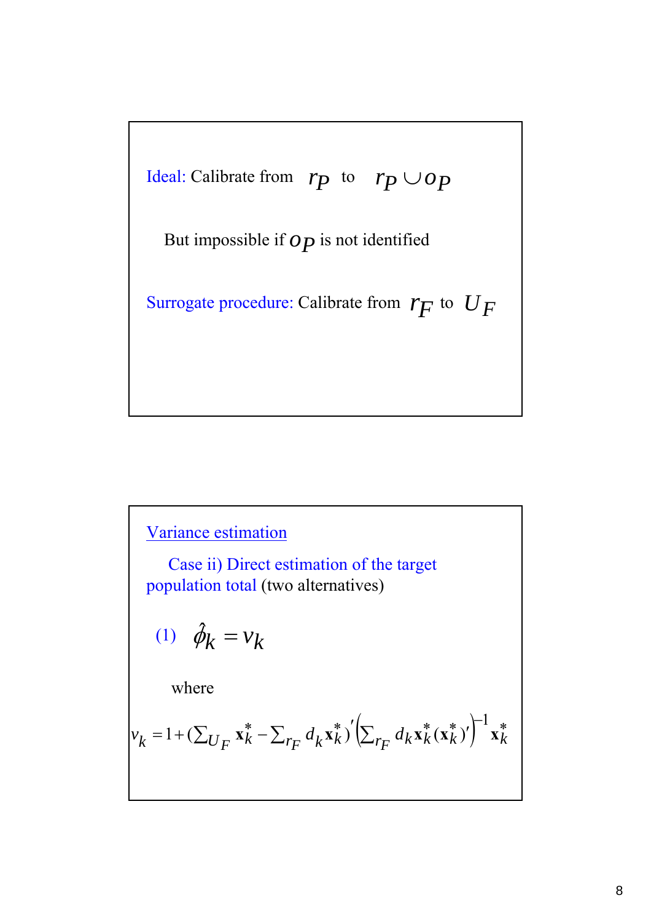Ideal: Calibrate from $r_P$ to $r_P \cup o_P$

But impossible if $o_P$ is not identified

Surrogate procedure: Calibrate from $r_F$ to $U_F$

Variance estimation

Case ii) Direct estimation of the target population total (two alternatives)

(1) $\hat{\phi}_k = v_k$

where

$$v_k = 1 + \left(\sum_{U_F} \mathbf{x}_k^* - \sum_{r_F} d_k \mathbf{x}_k^*\right)' \left(\sum_{r_F} d_k \mathbf{x}_k^* (\mathbf{x}_k^*)'\right)^{-1} \mathbf{x}_k^*$$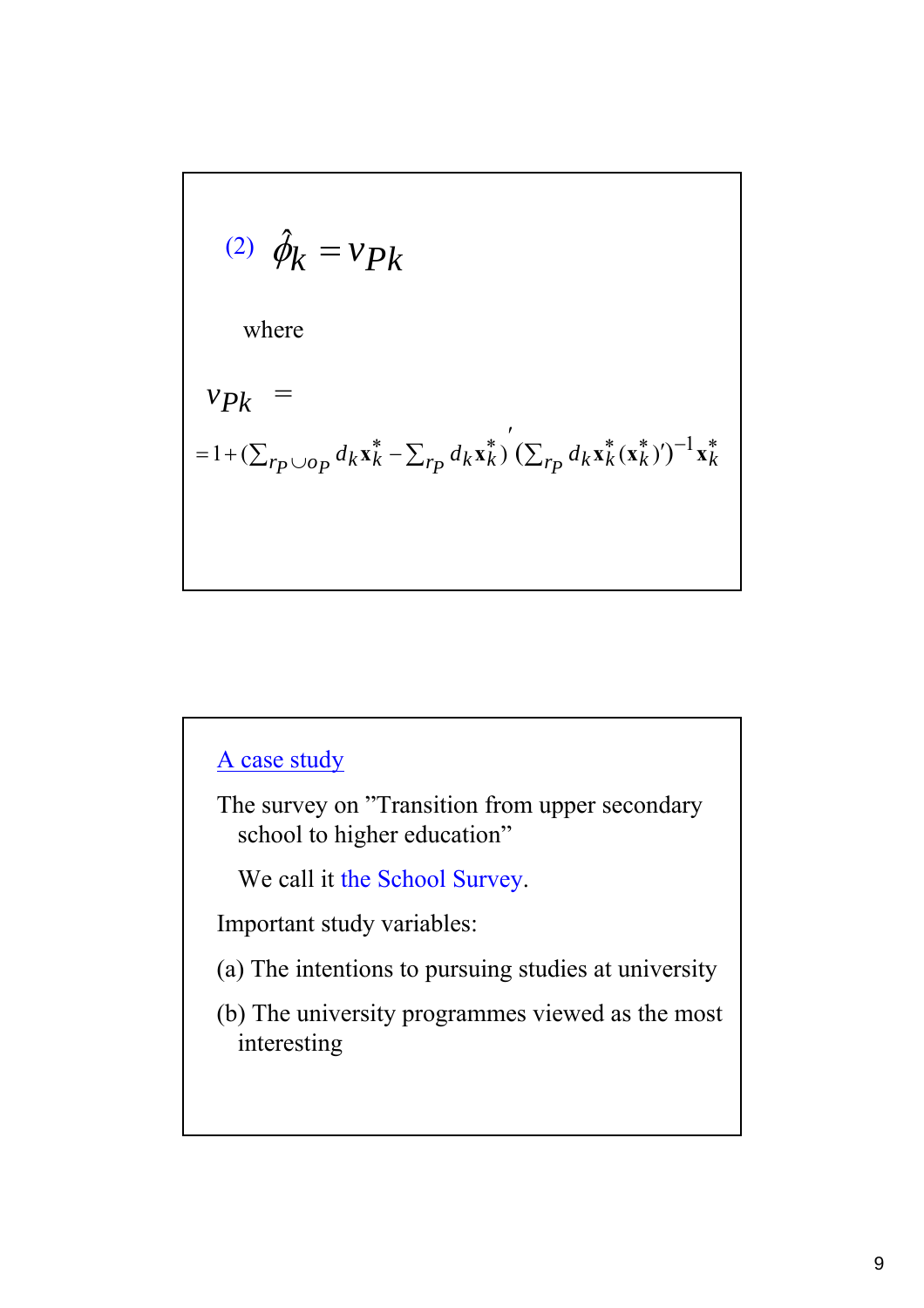(2) $\hat{\phi}_k = v_{Pk}$

where

$$v_{Pk} =$$

$$= 1 + \left(\sum_{r_P \cup o_P} d_k \mathbf{x}_k^* - \sum_{r_P} d_k \mathbf{x}_k^*\right)' \left(\sum_{r_P} d_k \mathbf{x}_k^* (\mathbf{x}_k^*)'\right)^{-1} \mathbf{x}_k^*$$

## A case study

The survey on "Transition from upper secondary school to higher education"

We call it the School Survey.

Important study variables:

(a) The intentions to pursuing studies at university

(b) The university programmes viewed as the most interesting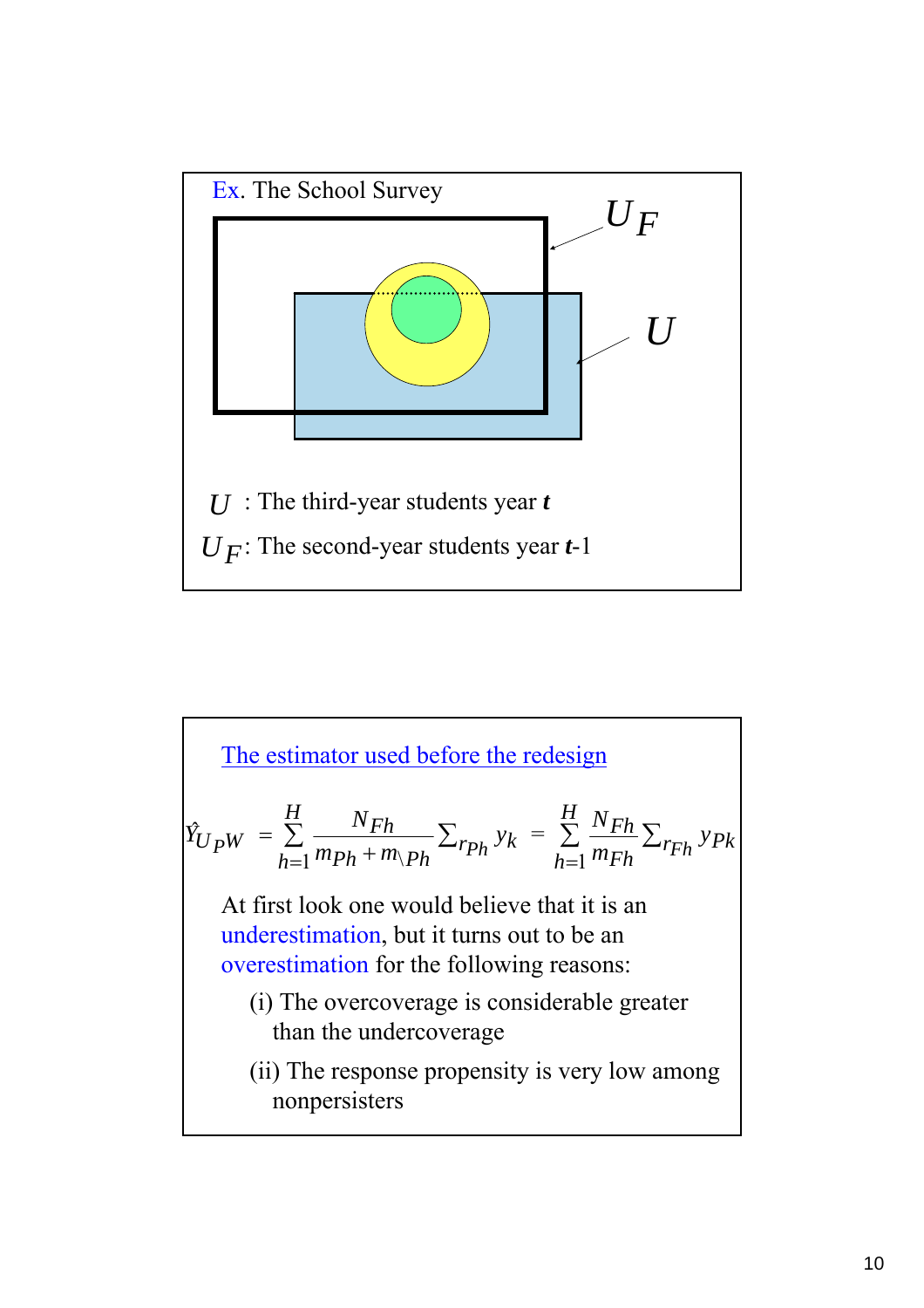Ex. The School Survey

$U_F$

$U$

$U$ : The third-year students year ***t***

$U_F$: The second-year students year ***t***-1

The estimator used before the redesign

$$\hat{Y}_{UPW} = \sum_{h=1}^{H} \frac{N_{Fh}}{m_{Ph} + m_{\backslash Ph}} \sum_{r_{Ph}} y_k = \sum_{h=1}^{H} \frac{N_{Fh}}{m_{Fh}} \sum_{r_{Fh}} y_{Pk}$$

At first look one would believe that it is an underestimation, but it turns out to be an overestimation for the following reasons:

(i) The overcoverage is considerable greater than the undercoverage

(ii) The response propensity is very low among nonpersisters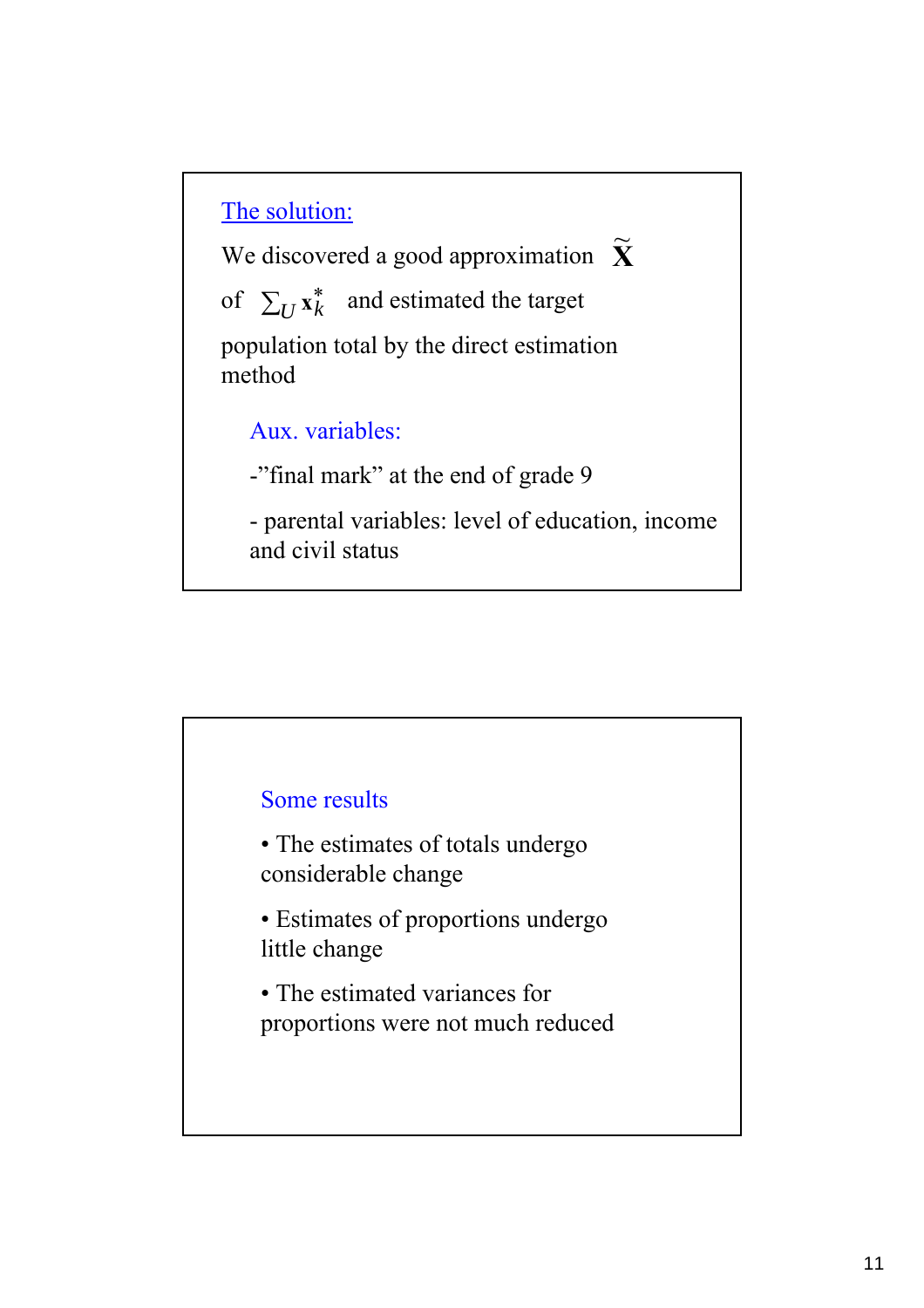## The solution:

We discovered a good approximation $\tilde{\mathbf{X}}$ of $\sum_U \mathbf{x}_k^*$ and estimated the target population total by the direct estimation method

### Aux. variables:

-"final mark" at the end of grade 9

- parental variables: level of education, income and civil status

### Some results

- The estimates of totals undergo considerable change
- Estimates of proportions undergo little change
- The estimated variances for proportions were not much reduced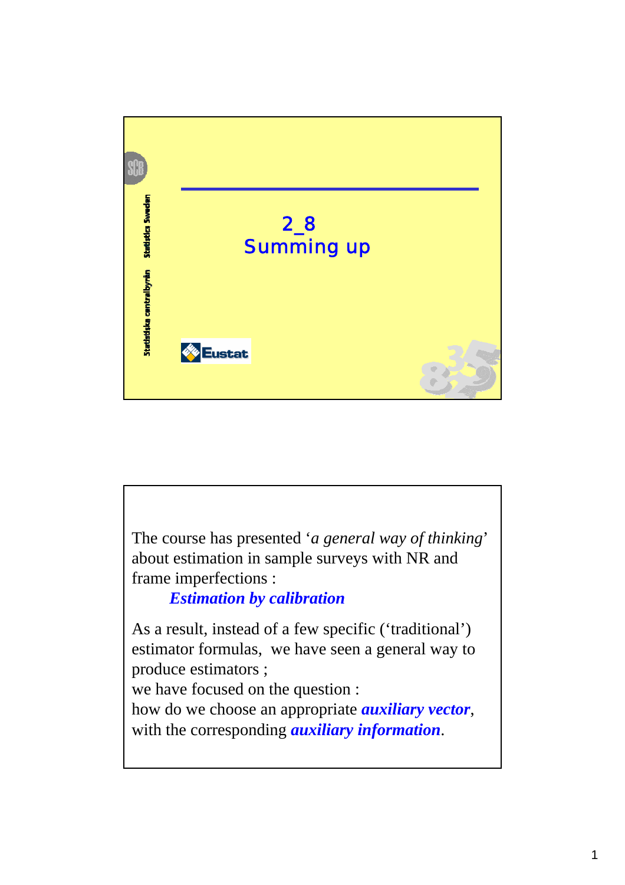# 2_8
# Summing up

The course has presented '*a general way of thinking*' about estimation in sample surveys with NR and frame imperfections :

***Estimation by calibration***

As a result, instead of a few specific ('traditional') estimator formulas, we have seen a general way to produce estimators ;
we have focused on the question :
how do we choose an appropriate ***auxiliary vector***, with the corresponding ***auxiliary information***.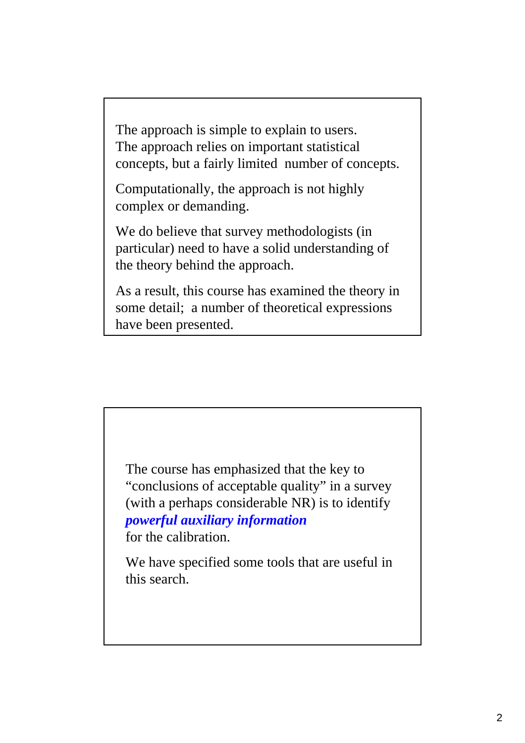The approach is simple to explain to users. The approach relies on important statistical concepts, but a fairly limited number of concepts.

Computationally, the approach is not highly complex or demanding.

We do believe that survey methodologists (in particular) need to have a solid understanding of the theory behind the approach.

As a result, this course has examined the theory in some detail; a number of theoretical expressions have been presented.

---

The course has emphasized that the key to "conclusions of acceptable quality" in a survey (with a perhaps considerable NR) is to identify ***powerful auxiliary information*** for the calibration.

We have specified some tools that are useful in this search.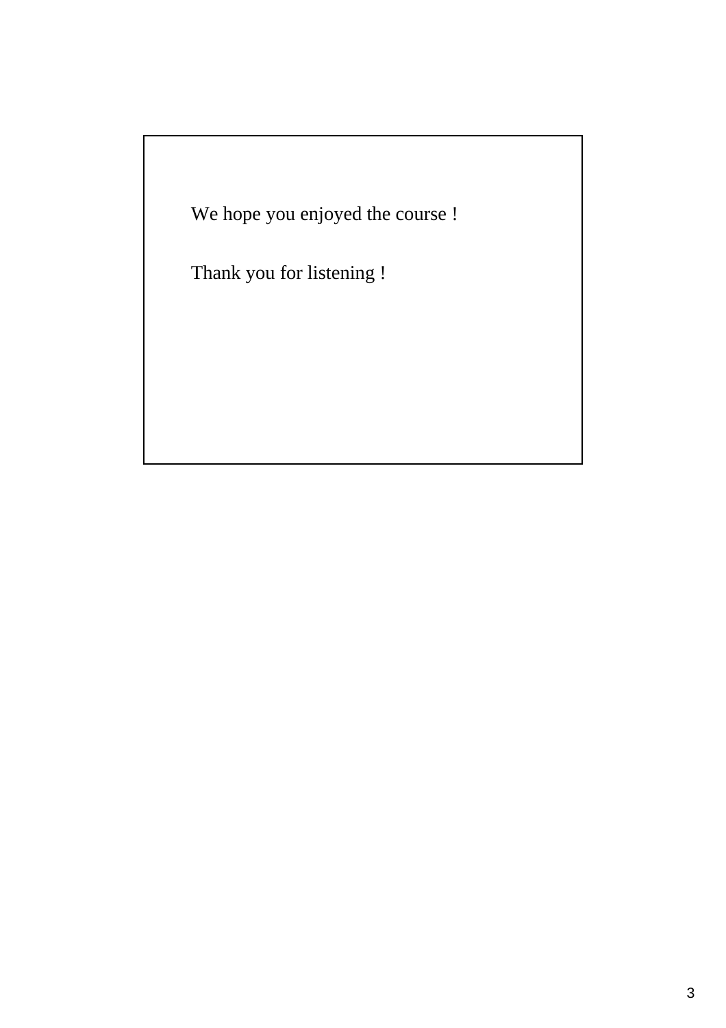We hope you enjoyed the course !

Thank you for listening !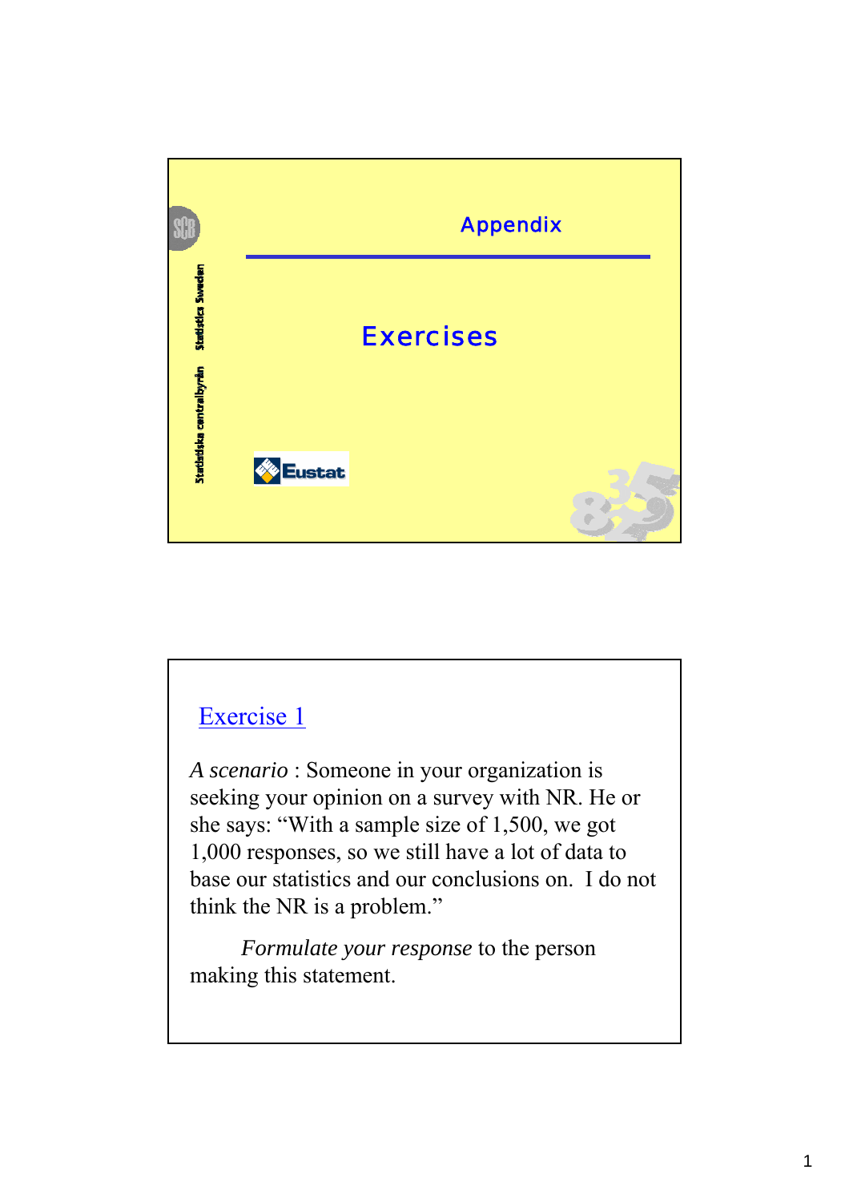## Appendix

# Exercises

## Exercise 1

*A scenario* : Someone in your organization is seeking your opinion on a survey with NR. He or she says: “With a sample size of 1,500, we got 1,000 responses, so we still have a lot of data to base our statistics and our conclusions on. I do not think the NR is a problem.”

*Formulate your response* to the person making this statement.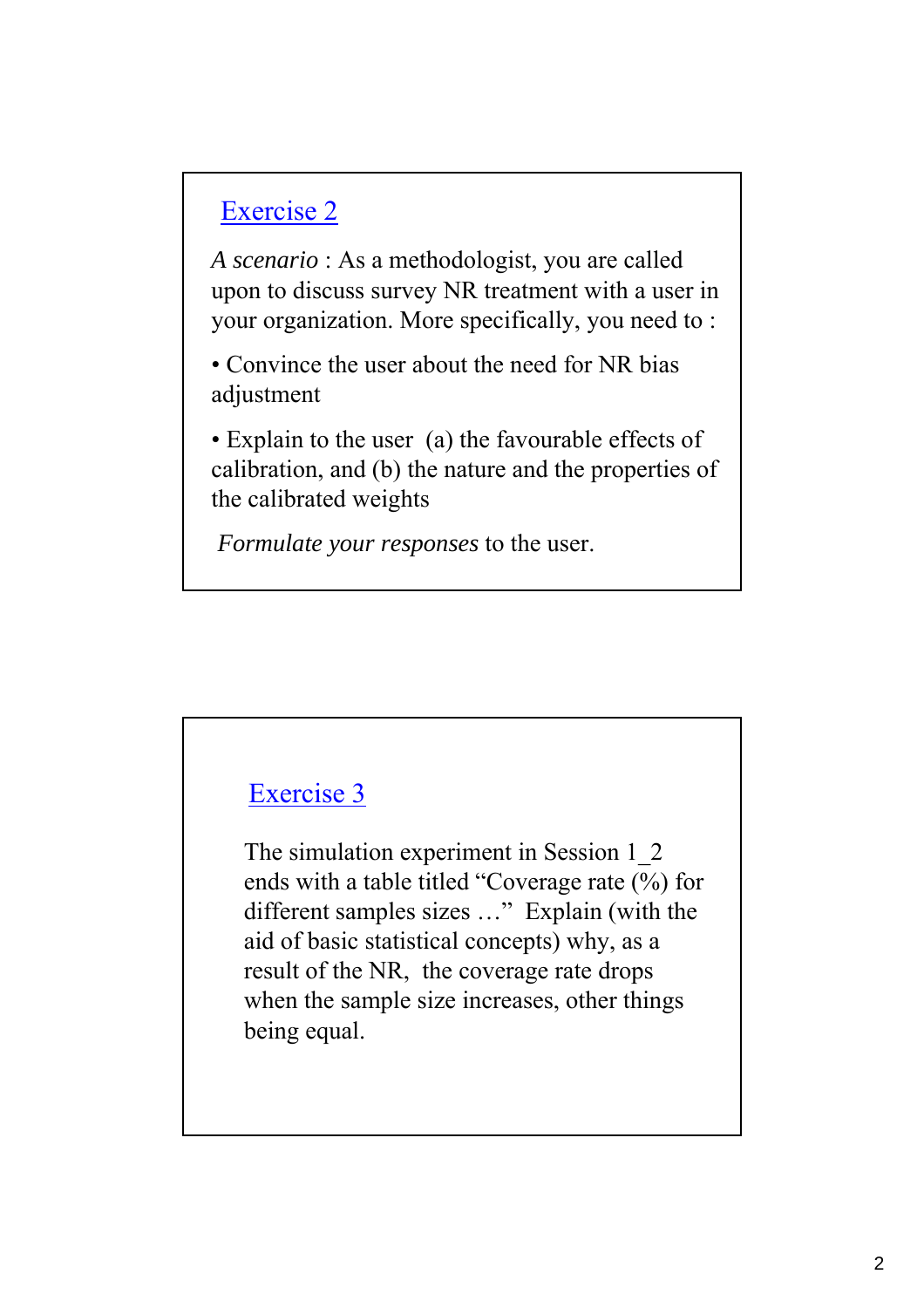## Exercise 2

*A scenario* : As a methodologist, you are called upon to discuss survey NR treatment with a user in your organization. More specifically, you need to :

- Convince the user about the need for NR bias adjustment
- Explain to the user (a) the favourable effects of calibration, and (b) the nature and the properties of the calibrated weights

*Formulate your responses* to the user.

## Exercise 3

The simulation experiment in Session 1_2 ends with a table titled "Coverage rate (%) for different samples sizes …" Explain (with the aid of basic statistical concepts) why, as a result of the NR, the coverage rate drops when the sample size increases, other things being equal.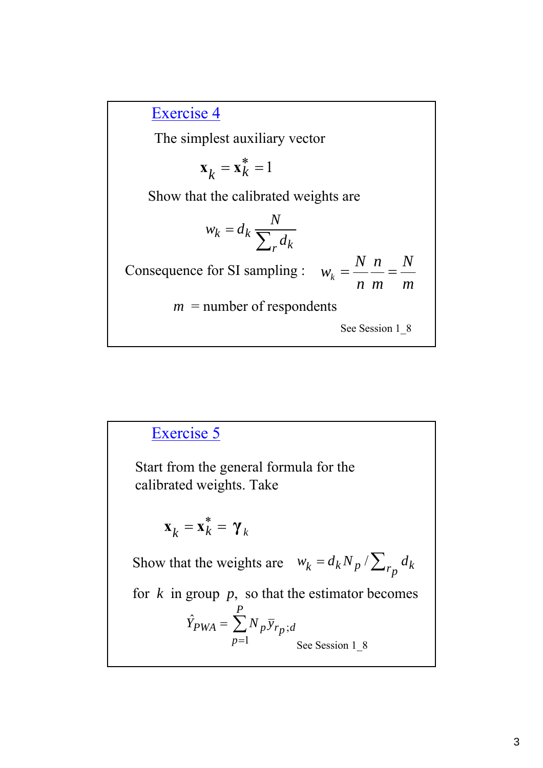## Exercise 4

The simplest auxiliary vector

$$\mathbf{x}_k = \mathbf{x}_k^* = 1$$

Show that the calibrated weights are

$$w_k = d_k \frac{N}{\sum_r d_k}$$

Consequence for SI sampling : $w_k = \frac{N}{n} \frac{n}{m} = \frac{N}{m}$

$m$ = number of respondents

See Session 1_8

## Exercise 5

Start from the general formula for the calibrated weights. Take

$$\mathbf{x}_k = \mathbf{x}_k^* = \boldsymbol{\gamma}_k$$

Show that the weights are $w_k = d_k N_p / \sum_{r_p} d_k$

for $k$ in group $p$, so that the estimator becomes

$$\hat{Y}_{PWA} = \sum_{p=1}^{P} N_p \bar{y}_{r_p;d}$$

See Session 1_8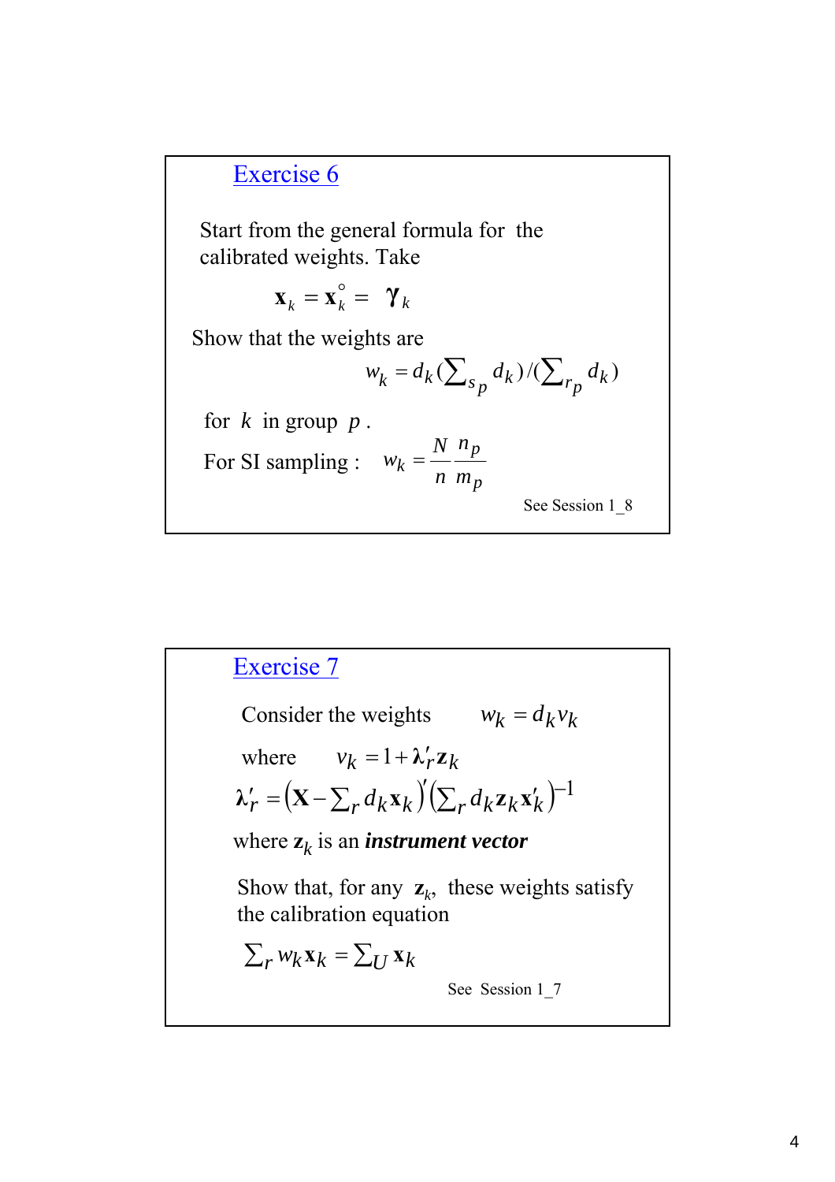## Exercise 6

Start from the general formula for the calibrated weights. Take

$$\mathbf{x}_k = \mathbf{x}_k^{\circ} = \boldsymbol{\gamma}_k$$

Show that the weights are

$$w_k = d_k \left(\sum\nolimits_{s_p} d_k\right) / \left(\sum\nolimits_{r_p} d_k\right)$$

for $k$ in group $p$.

For SI sampling : $w_k = \dfrac{N}{n} \dfrac{n_p}{m_p}$

See Session 1_8

## Exercise 7

Consider the weights $w_k = d_k v_k$

where $v_k = 1 + \boldsymbol{\lambda}_r' \mathbf{z}_k$

$$\boldsymbol{\lambda}_r' = \left(\mathbf{X} - \sum\nolimits_r d_k \mathbf{x}_k\right)' \left(\sum\nolimits_r d_k \mathbf{z}_k \mathbf{x}_k'\right)^{-1}$$

where $\mathbf{z}_k$ is an ***instrument vector***

Show that, for any $\mathbf{z}_k$, these weights satisfy the calibration equation

$$\sum\nolimits_r w_k \mathbf{x}_k = \sum\nolimits_U \mathbf{x}_k$$

See Session 1_7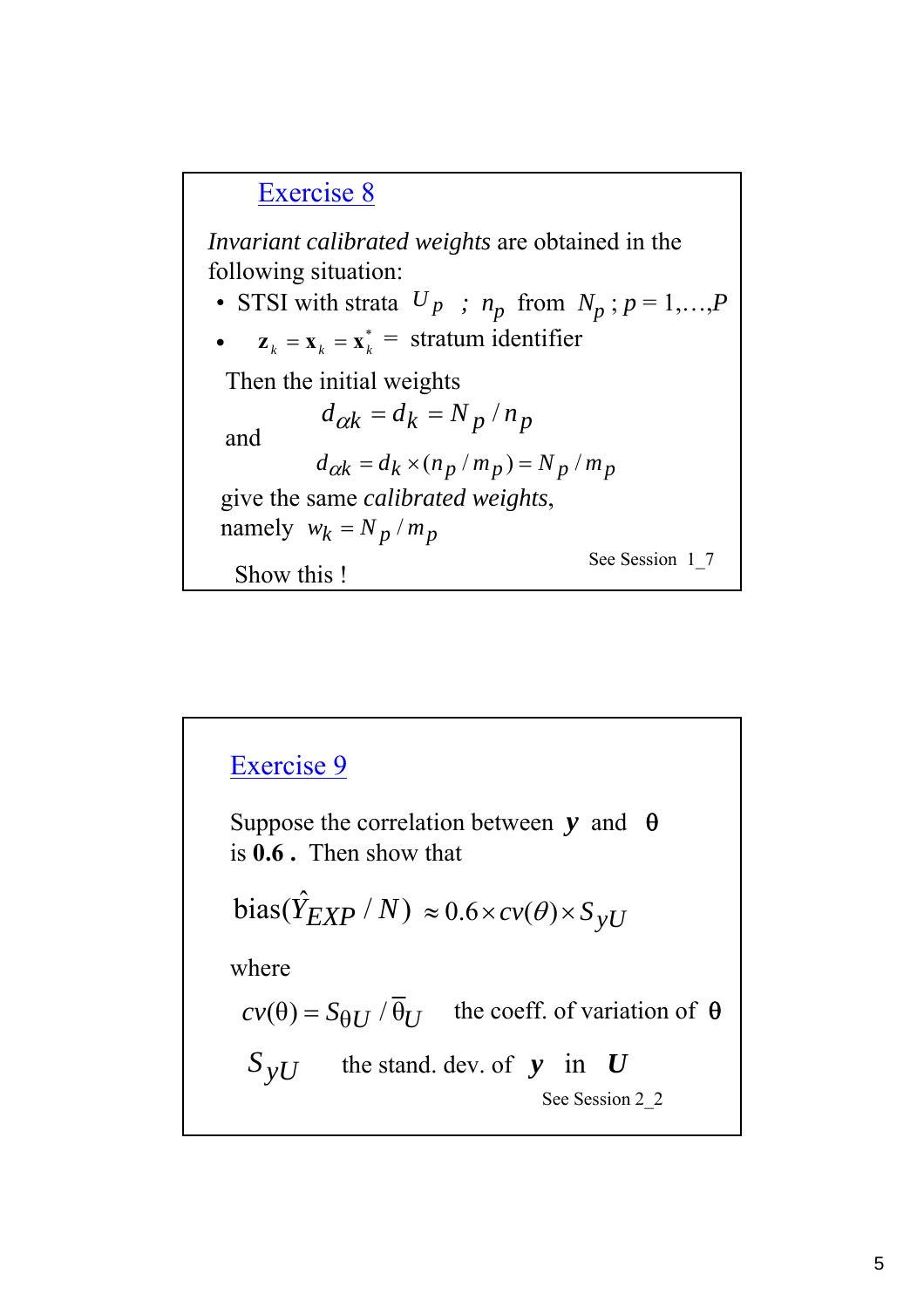## Exercise 8

*Invariant calibrated weights* are obtained in the following situation:

- STSI with strata $U_p$ ; $n_p$ from $N_p$ ; $p = 1,\ldots,P$
- $\mathbf{z}_k = \mathbf{x}_k = \mathbf{x}_k^* =$ stratum identifier

Then the initial weights

$$d_{\alpha k} = d_k = N_p / n_p$$

and

$$d_{\alpha k} = d_k \times (n_p / m_p) = N_p / m_p$$

give the same *calibrated weights*, namely $w_k = N_p / m_p$

See Session 1_7

Show this !

## Exercise 9

Suppose the correlation between $y$ and $\theta$ is **0.6 .** Then show that

$$\text{bias}(\hat{Y}_{EXP} / N) \approx 0.6 \times cv(\theta) \times S_{yU}$$

where

$cv(\theta) = S_{\theta U} / \bar{\theta}_U$ the coeff. of variation of $\theta$

$S_{yU}$ the stand. dev. of $y$ in $U$

See Session 2_2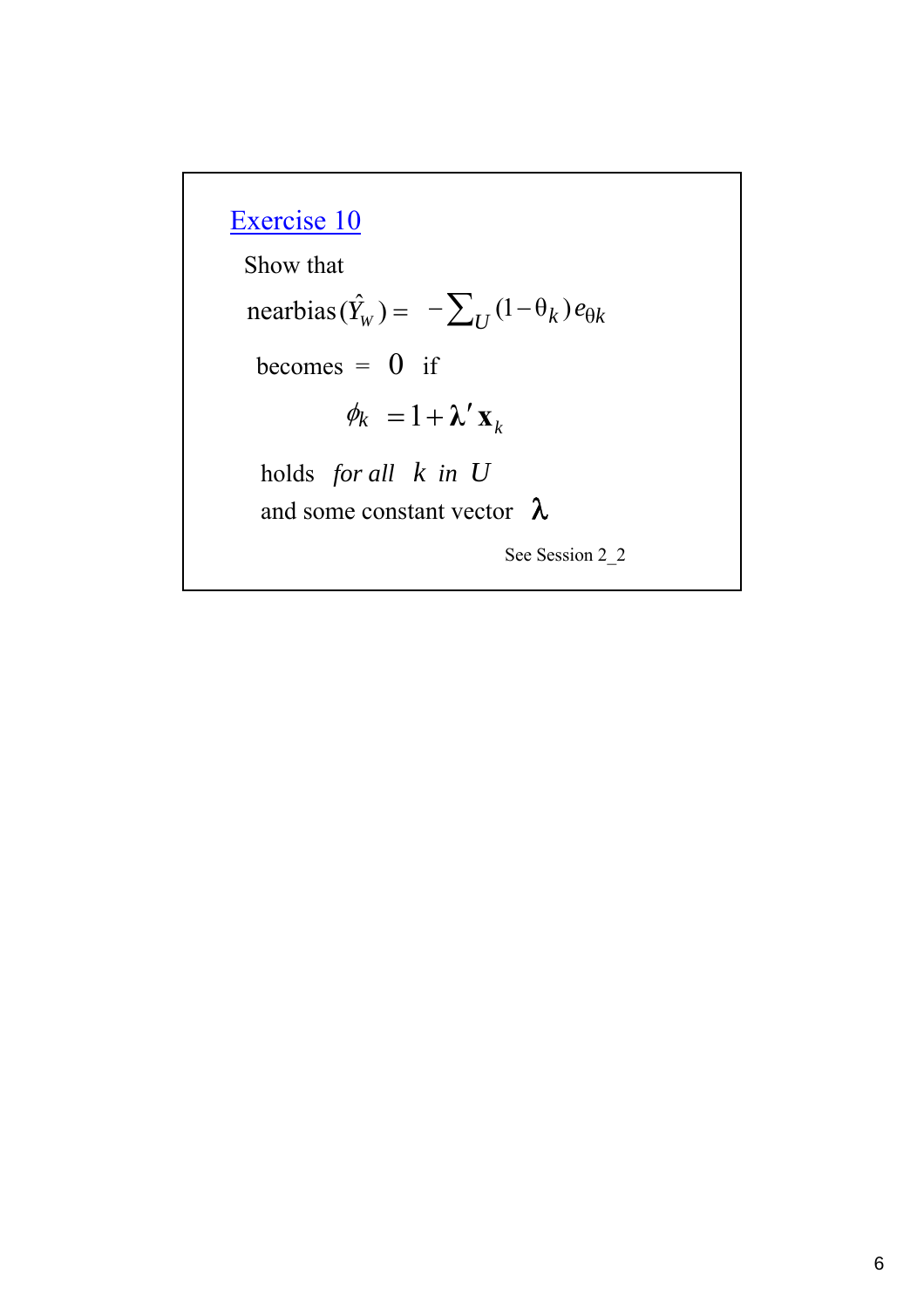## Exercise 10

Show that

$$\text{nearbias}(\hat{Y}_w) = -\sum_U (1-\theta_k)\, e_{\theta k}$$

becomes $= 0$ if

$$\phi_k = 1 + \boldsymbol{\lambda}' \mathbf{x}_k$$

holds *for all* $k$ *in* $U$

and some constant vector $\boldsymbol{\lambda}$

See Session 2_2